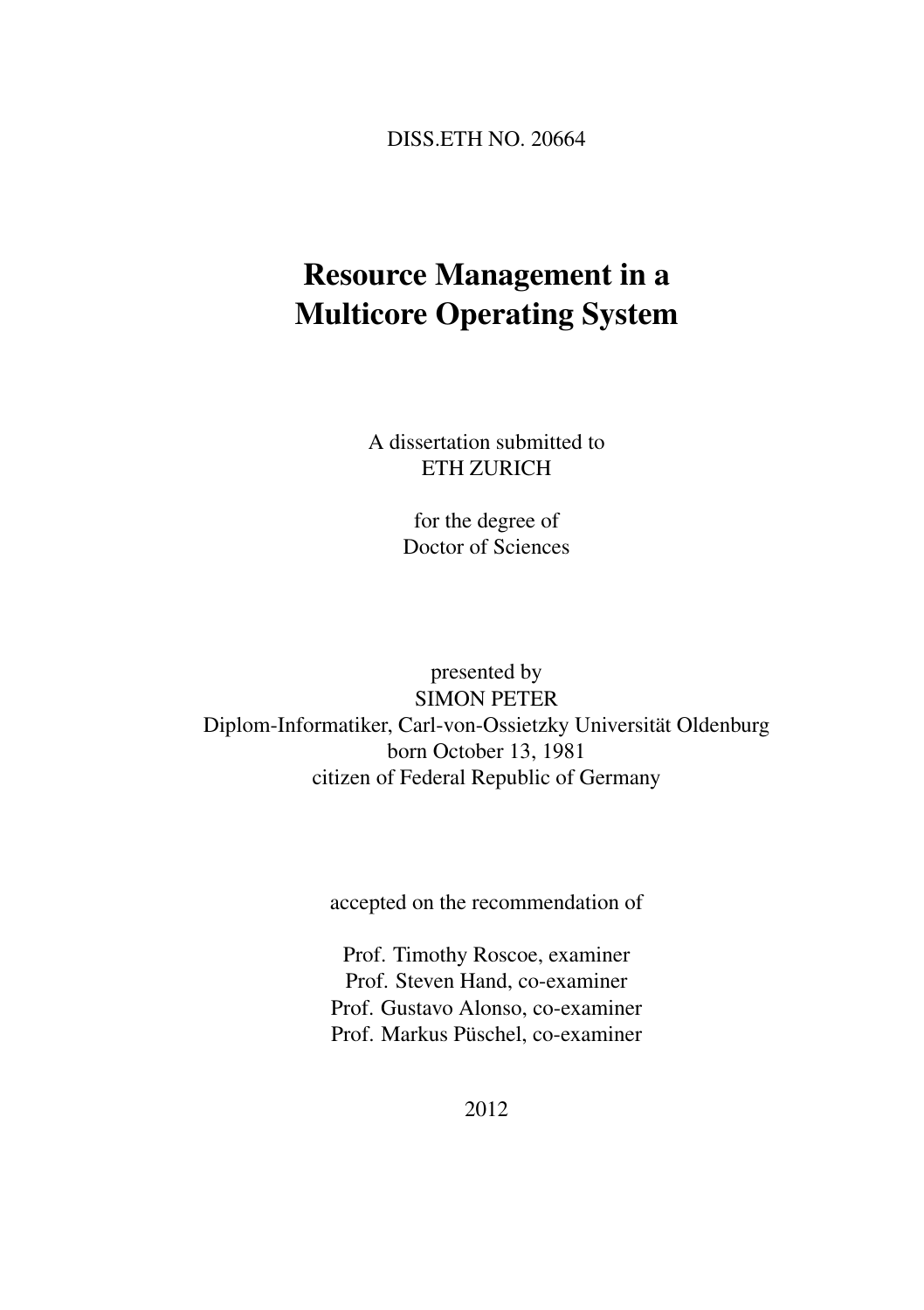DISS.ETH NO. 20664

# Resource Management in a Multicore Operating System

A dissertation submitted to
ETH ZURICH

for the degree of
Doctor of Sciences

presented by
SIMON PETER
Diplom-Informatiker, Carl-von-Ossietzky Universität Oldenburg
born October 13, 1981
citizen of Federal Republic of Germany

accepted on the recommendation of

Prof. Timothy Roscoe, examiner
Prof. Steven Hand, co-examiner
Prof. Gustavo Alonso, co-examiner
Prof. Markus Püschel, co-examiner

2012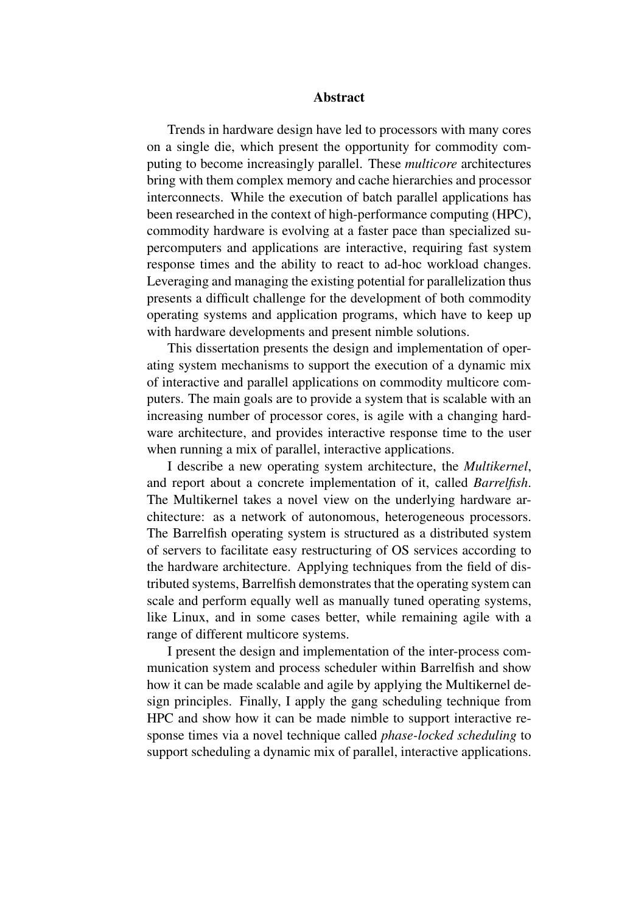# Abstract

Trends in hardware design have led to processors with many cores on a single die, which present the opportunity for commodity computing to become increasingly parallel. These *multicore* architectures bring with them complex memory and cache hierarchies and processor interconnects. While the execution of batch parallel applications has been researched in the context of high-performance computing (HPC), commodity hardware is evolving at a faster pace than specialized supercomputers and applications are interactive, requiring fast system response times and the ability to react to ad-hoc workload changes. Leveraging and managing the existing potential for parallelization thus presents a difficult challenge for the development of both commodity operating systems and application programs, which have to keep up with hardware developments and present nimble solutions.

This dissertation presents the design and implementation of operating system mechanisms to support the execution of a dynamic mix of interactive and parallel applications on commodity multicore computers. The main goals are to provide a system that is scalable with an increasing number of processor cores, is agile with a changing hardware architecture, and provides interactive response time to the user when running a mix of parallel, interactive applications.

I describe a new operating system architecture, the *Multikernel*, and report about a concrete implementation of it, called *Barrelfish*. The Multikernel takes a novel view on the underlying hardware architecture: as a network of autonomous, heterogeneous processors. The Barrelfish operating system is structured as a distributed system of servers to facilitate easy restructuring of OS services according to the hardware architecture. Applying techniques from the field of distributed systems, Barrelfish demonstrates that the operating system can scale and perform equally well as manually tuned operating systems, like Linux, and in some cases better, while remaining agile with a range of different multicore systems.

I present the design and implementation of the inter-process communication system and process scheduler within Barrelfish and show how it can be made scalable and agile by applying the Multikernel design principles. Finally, I apply the gang scheduling technique from HPC and show how it can be made nimble to support interactive response times via a novel technique called *phase-locked scheduling* to support scheduling a dynamic mix of parallel, interactive applications.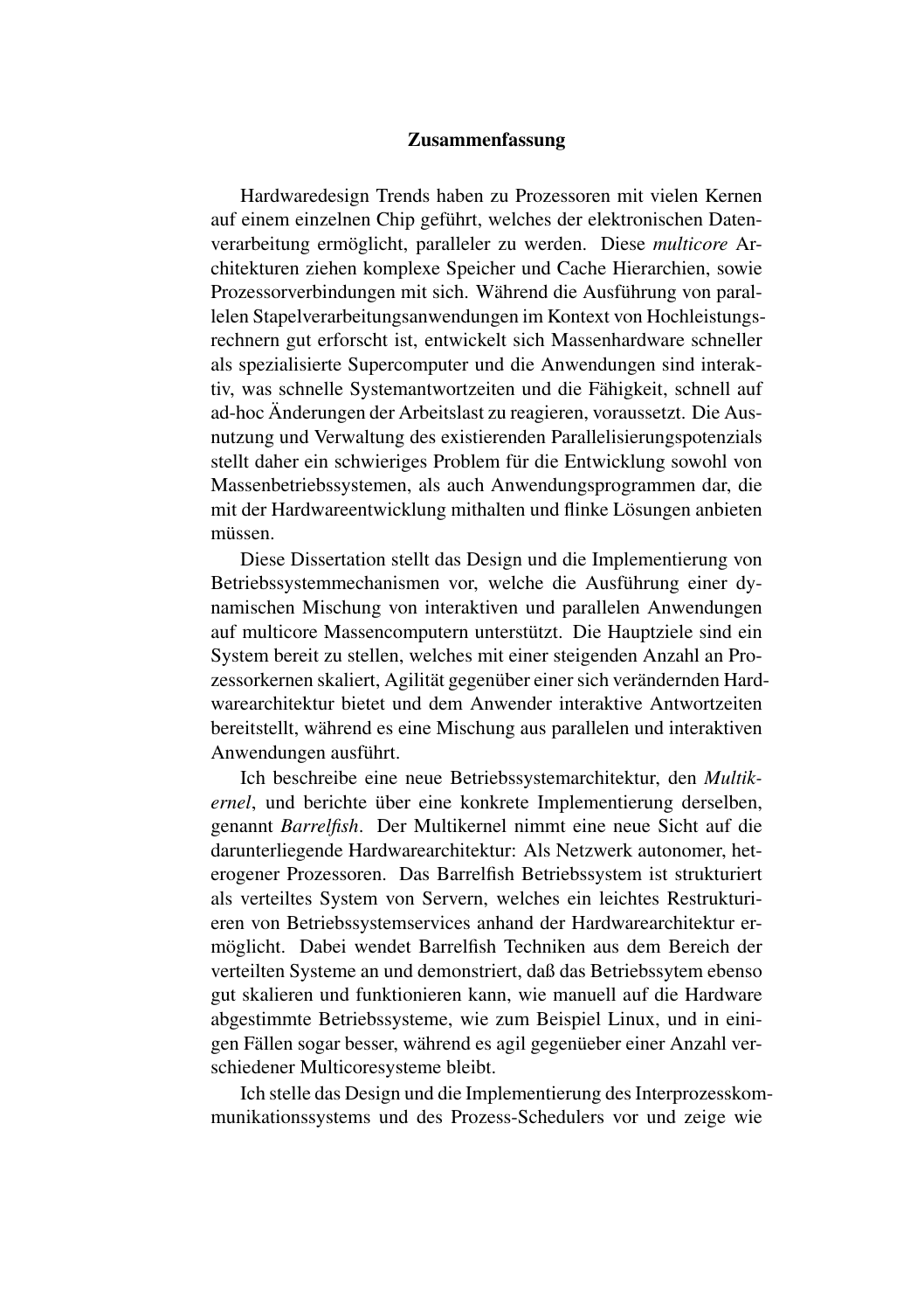## Zusammenfassung

Hardwaredesign Trends haben zu Prozessoren mit vielen Kernen auf einem einzelnen Chip geführt, welches der elektronischen Datenverarbeitung ermöglicht, paralleler zu werden. Diese *multicore* Architekturen ziehen komplexe Speicher und Cache Hierarchien, sowie Prozessorverbindungen mit sich. Während die Ausführung von parallelen Stapelverarbeitungsanwendungen im Kontext von Hochleistungsrechnern gut erforscht ist, entwickelt sich Massenhardware schneller als spezialisierte Supercomputer und die Anwendungen sind interaktiv, was schnelle Systemantwortzeiten und die Fähigkeit, schnell auf ad-hoc Änderungen der Arbeitslast zu reagieren, voraussetzt. Die Ausnutzung und Verwaltung des existierenden Parallelisierungspotenzials stellt daher ein schwieriges Problem für die Entwicklung sowohl von Massenbetriebssystemen, als auch Anwendungsprogrammen dar, die mit der Hardwareentwicklung mithalten und flinke Lösungen anbieten müssen.

Diese Dissertation stellt das Design und die Implementierung von Betriebssystemmechanismen vor, welche die Ausführung einer dynamischen Mischung von interaktiven und parallelen Anwendungen auf multicore Massencomputern unterstützt. Die Hauptziele sind ein System bereit zu stellen, welches mit einer steigenden Anzahl an Prozessorkernen skaliert, Agilität gegenüber einer sich verändernden Hardwarearchitektur bietet und dem Anwender interaktive Antwortzeiten bereitstellt, während es eine Mischung aus parallelen und interaktiven Anwendungen ausführt.

Ich beschreibe eine neue Betriebssystemarchitektur, den *Multikernel*, und berichte über eine konkrete Implementierung derselben, genannt *Barrelfish*. Der Multikernel nimmt eine neue Sicht auf die darunterliegende Hardwarearchitektur: Als Netzwerk autonomer, heterogener Prozessoren. Das Barrelfish Betriebssystem ist strukturiert als verteiltes System von Servern, welches ein leichtes Restrukturieren von Betriebssystemservices anhand der Hardwarearchitektur ermöglicht. Dabei wendet Barrelfish Techniken aus dem Bereich der verteilten Systeme an und demonstriert, daß das Betriebssytem ebenso gut skalieren und funktionieren kann, wie manuell auf die Hardware abgestimmte Betriebssysteme, wie zum Beispiel Linux, und in einigen Fällen sogar besser, während es agil gegenüeber einer Anzahl verschiedener Multicoresysteme bleibt.

Ich stelle das Design und die Implementierung des Interprozesskommunikationssystems und des Prozess-Schedulers vor und zeige wie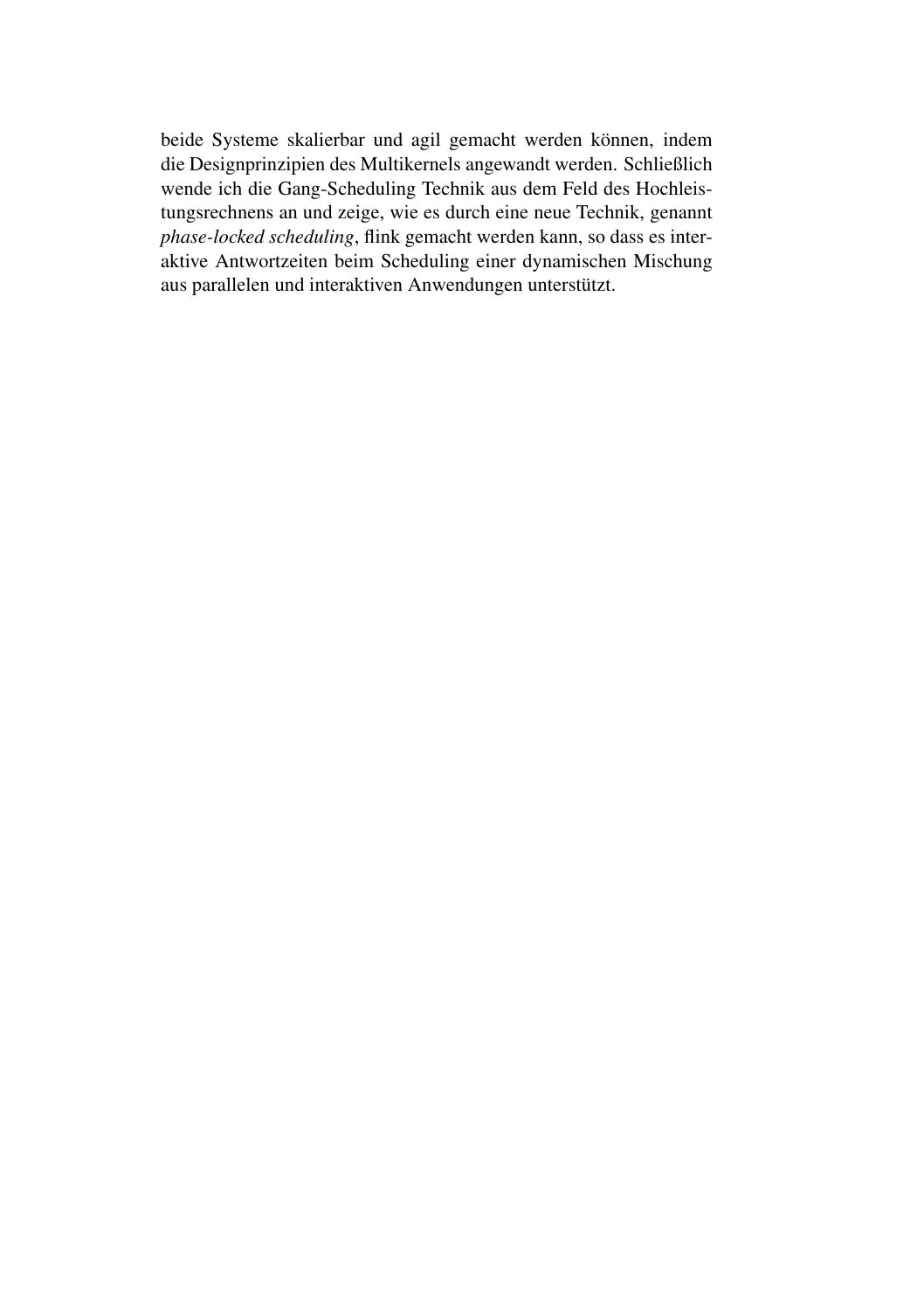beide Systeme skalierbar und agil gemacht werden können, indem die Designprinzipien des Multikernels angewandt werden. Schließlich wende ich die Gang-Scheduling Technik aus dem Feld des Hochleistungsrechnens an und zeige, wie es durch eine neue Technik, genannt *phase-locked scheduling*, flink gemacht werden kann, so dass es interaktive Antwortzeiten beim Scheduling einer dynamischen Mischung aus parallelen und interaktiven Anwendungen unterstützt.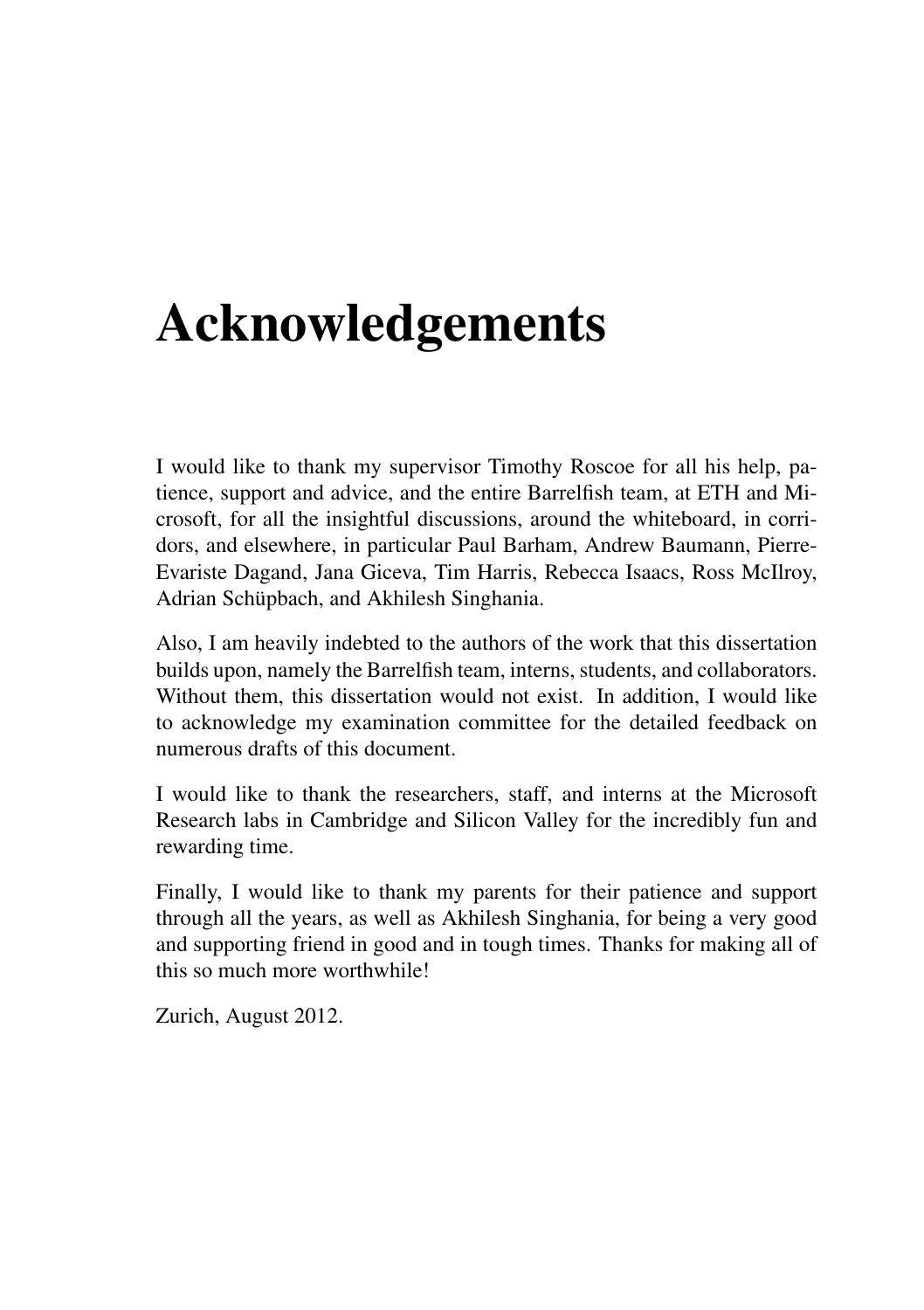# Acknowledgements

I would like to thank my supervisor Timothy Roscoe for all his help, patience, support and advice, and the entire Barrelfish team, at ETH and Microsoft, for all the insightful discussions, around the whiteboard, in corridors, and elsewhere, in particular Paul Barham, Andrew Baumann, Pierre-Evariste Dagand, Jana Giceva, Tim Harris, Rebecca Isaacs, Ross McIlroy, Adrian Schüpbach, and Akhilesh Singhania.

Also, I am heavily indebted to the authors of the work that this dissertation builds upon, namely the Barrelfish team, interns, students, and collaborators. Without them, this dissertation would not exist. In addition, I would like to acknowledge my examination committee for the detailed feedback on numerous drafts of this document.

I would like to thank the researchers, staff, and interns at the Microsoft Research labs in Cambridge and Silicon Valley for the incredibly fun and rewarding time.

Finally, I would like to thank my parents for their patience and support through all the years, as well as Akhilesh Singhania, for being a very good and supporting friend in good and in tough times. Thanks for making all of this so much more worthwhile!

Zurich, August 2012.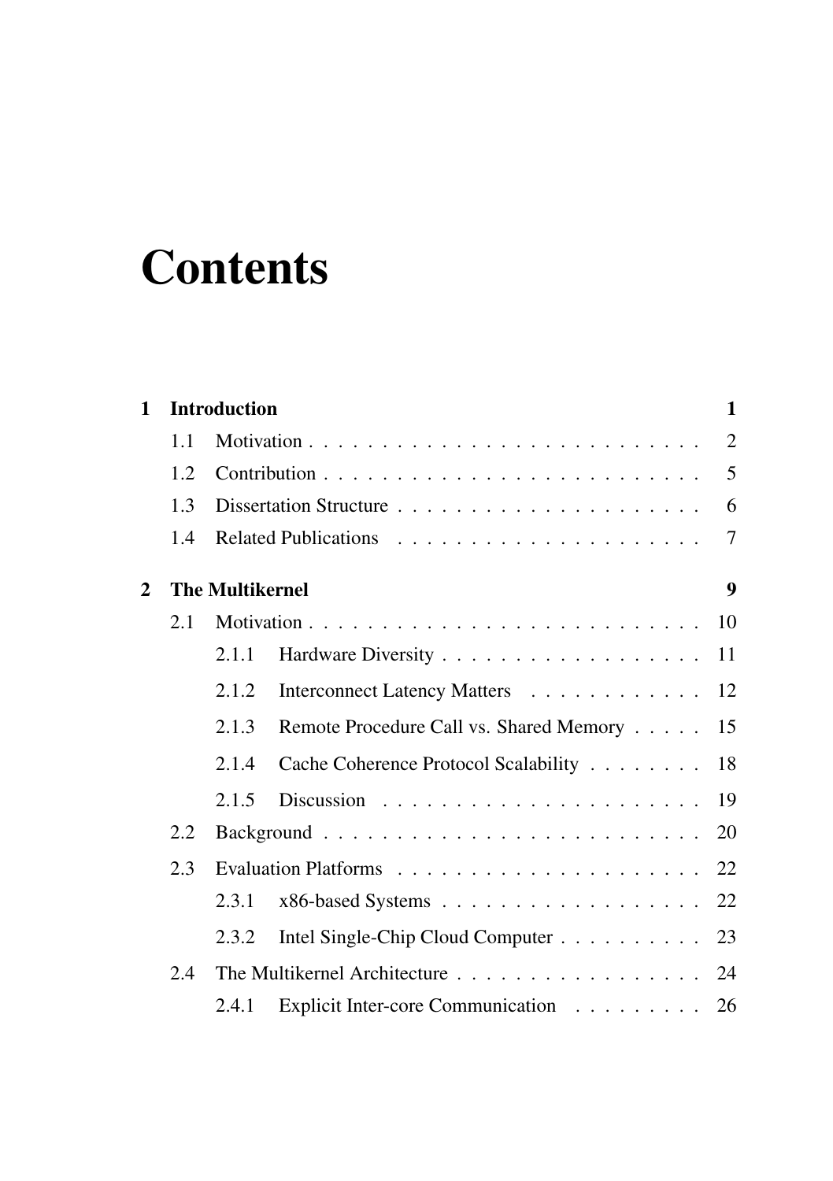# Contents

**1 Introduction** **1**

- 1.1 Motivation . . . . . . . . . . . . . . . . . . . . . . . . . . 2
- 1.2 Contribution . . . . . . . . . . . . . . . . . . . . . . . . . 5
- 1.3 Dissertation Structure . . . . . . . . . . . . . . . . . . . . 6
- 1.4 Related Publications . . . . . . . . . . . . . . . . . . . . . 7

**2 The Multikernel** **9**

- 2.1 Motivation . . . . . . . . . . . . . . . . . . . . . . . . . . 10
  - 2.1.1 Hardware Diversity . . . . . . . . . . . . . . . . . . 11
  - 2.1.2 Interconnect Latency Matters . . . . . . . . . . . . 12
  - 2.1.3 Remote Procedure Call vs. Shared Memory . . . . . 15
  - 2.1.4 Cache Coherence Protocol Scalability . . . . . . . . 18
  - 2.1.5 Discussion . . . . . . . . . . . . . . . . . . . . . . 19
- 2.2 Background . . . . . . . . . . . . . . . . . . . . . . . . . . 20
- 2.3 Evaluation Platforms . . . . . . . . . . . . . . . . . . . . . 22
  - 2.3.1 x86-based Systems . . . . . . . . . . . . . . . . . . 22
  - 2.3.2 Intel Single-Chip Cloud Computer . . . . . . . . . . 23
- 2.4 The Multikernel Architecture . . . . . . . . . . . . . . . . . 24
  - 2.4.1 Explicit Inter-core Communication . . . . . . . . . 26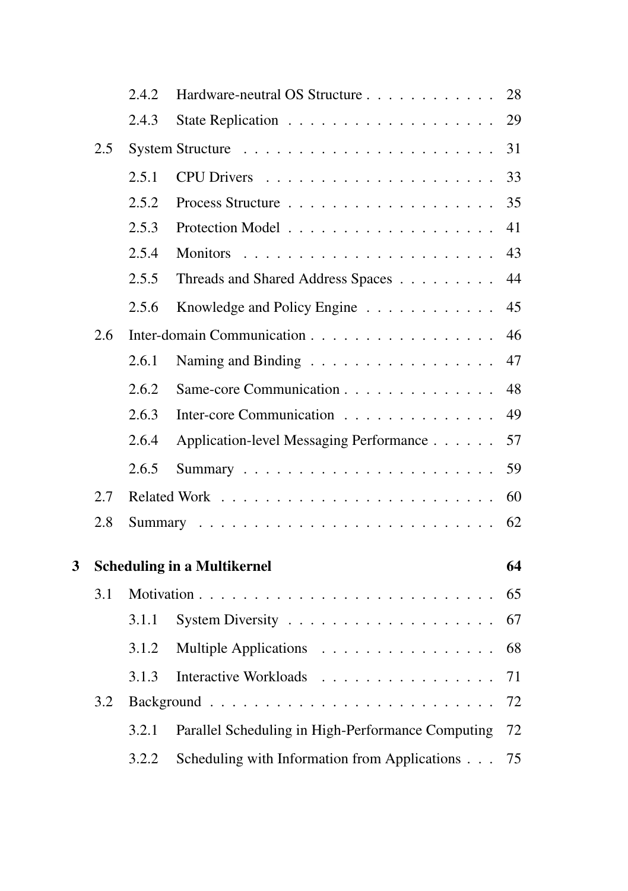- 2.4.2 Hardware-neutral OS Structure . . . . . . . . . . . . 28
- 2.4.3 State Replication . . . . . . . . . . . . . . . . . . . 29
- 2.5 System Structure . . . . . . . . . . . . . . . . . . . . . . 31
  - 2.5.1 CPU Drivers . . . . . . . . . . . . . . . . . . . . . 33
  - 2.5.2 Process Structure . . . . . . . . . . . . . . . . . . 35
  - 2.5.3 Protection Model . . . . . . . . . . . . . . . . . . 41
  - 2.5.4 Monitors . . . . . . . . . . . . . . . . . . . . . . 43
  - 2.5.5 Threads and Shared Address Spaces . . . . . . . . . 44
  - 2.5.6 Knowledge and Policy Engine . . . . . . . . . . . . 45
- 2.6 Inter-domain Communication . . . . . . . . . . . . . . . . 46
  - 2.6.1 Naming and Binding . . . . . . . . . . . . . . . . . 47
  - 2.6.2 Same-core Communication . . . . . . . . . . . . . . 48
  - 2.6.3 Inter-core Communication . . . . . . . . . . . . . . 49
  - 2.6.4 Application-level Messaging Performance . . . . . . 57
  - 2.6.5 Summary . . . . . . . . . . . . . . . . . . . . . . 59
- 2.7 Related Work . . . . . . . . . . . . . . . . . . . . . . . . 60
- 2.8 Summary . . . . . . . . . . . . . . . . . . . . . . . . . . 62

**3 Scheduling in a Multikernel** **64**

- 3.1 Motivation . . . . . . . . . . . . . . . . . . . . . . . . . . 65
  - 3.1.1 System Diversity . . . . . . . . . . . . . . . . . . . 67
  - 3.1.2 Multiple Applications . . . . . . . . . . . . . . . . 68
  - 3.1.3 Interactive Workloads . . . . . . . . . . . . . . . . 71
- 3.2 Background . . . . . . . . . . . . . . . . . . . . . . . . . 72
  - 3.2.1 Parallel Scheduling in High-Performance Computing 72
  - 3.2.2 Scheduling with Information from Applications . . . 75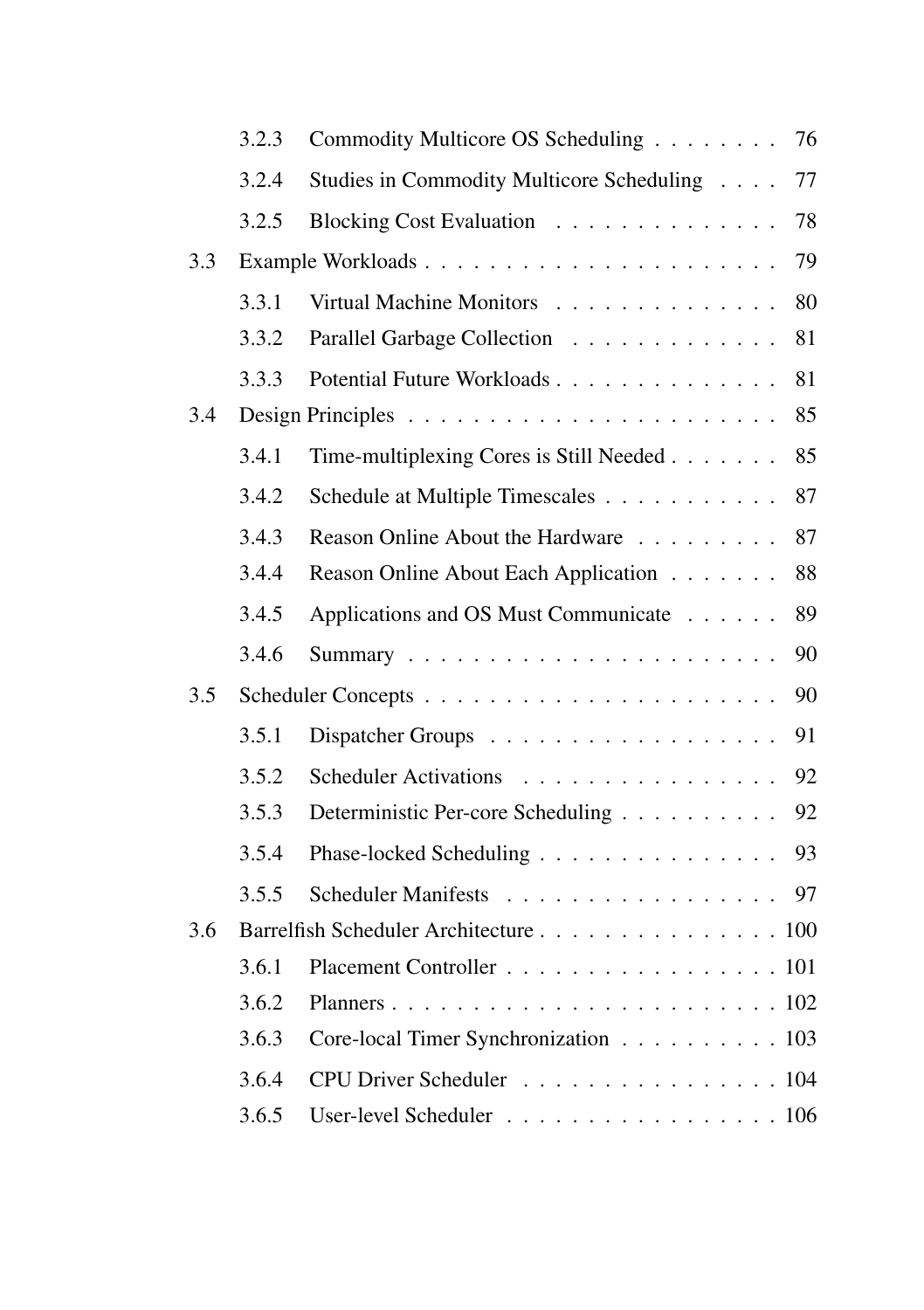- 3.2.3 Commodity Multicore OS Scheduling . . . . . . . . 76
- 3.2.4 Studies in Commodity Multicore Scheduling . . . . 77
- 3.2.5 Blocking Cost Evaluation . . . . . . . . . . . . . 78

3.3 Example Workloads . . . . . . . . . . . . . . . . . . . . . 79

- 3.3.1 Virtual Machine Monitors . . . . . . . . . . . . . 80
- 3.3.2 Parallel Garbage Collection . . . . . . . . . . . . 81
- 3.3.3 Potential Future Workloads . . . . . . . . . . . . . 81

3.4 Design Principles . . . . . . . . . . . . . . . . . . . . . . 85

- 3.4.1 Time-multiplexing Cores is Still Needed . . . . . . 85
- 3.4.2 Schedule at Multiple Timescales . . . . . . . . . . 87
- 3.4.3 Reason Online About the Hardware . . . . . . . . 87
- 3.4.4 Reason Online About Each Application . . . . . . 88
- 3.4.5 Applications and OS Must Communicate . . . . . 89
- 3.4.6 Summary . . . . . . . . . . . . . . . . . . . . . . 90

3.5 Scheduler Concepts . . . . . . . . . . . . . . . . . . . . . 90

- 3.5.1 Dispatcher Groups . . . . . . . . . . . . . . . . . 91
- 3.5.2 Scheduler Activations . . . . . . . . . . . . . . . 92
- 3.5.3 Deterministic Per-core Scheduling . . . . . . . . . 92
- 3.5.4 Phase-locked Scheduling . . . . . . . . . . . . . . 93
- 3.5.5 Scheduler Manifests . . . . . . . . . . . . . . . . 97

3.6 Barrelfish Scheduler Architecture . . . . . . . . . . . . . . 100

- 3.6.1 Placement Controller . . . . . . . . . . . . . . . . 101
- 3.6.2 Planners . . . . . . . . . . . . . . . . . . . . . . . 102
- 3.6.3 Core-local Timer Synchronization . . . . . . . . . 103
- 3.6.4 CPU Driver Scheduler . . . . . . . . . . . . . . . 104
- 3.6.5 User-level Scheduler . . . . . . . . . . . . . . . . 106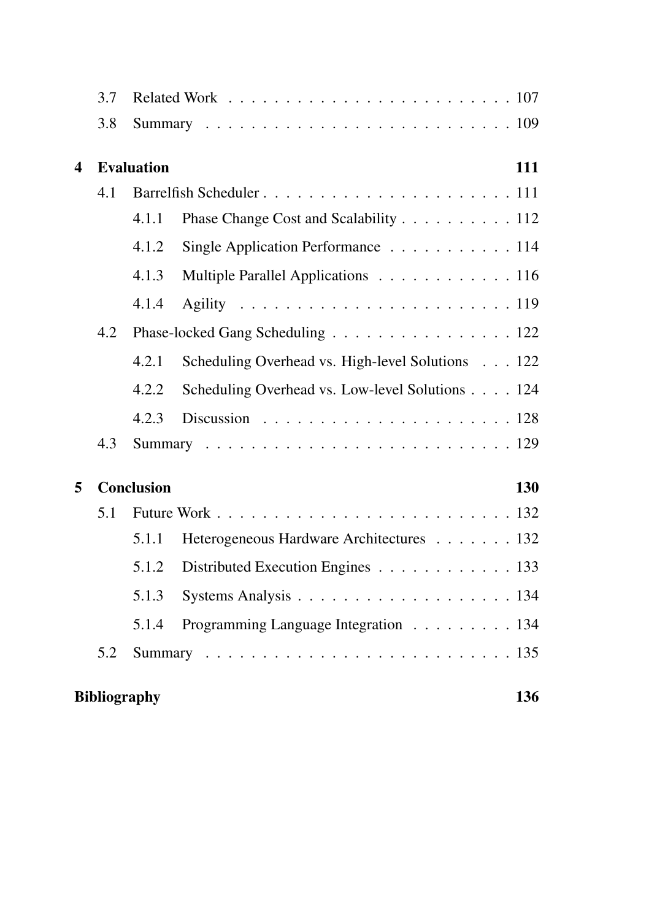- 3.7 Related Work . . . . . . . . . . . . . . . . . . . . . . . . . 107
- 3.8 Summary . . . . . . . . . . . . . . . . . . . . . . . . . . . 109

**4 Evaluation** **111**

- 4.1 Barrelfish Scheduler . . . . . . . . . . . . . . . . . . . . . . . 111
  - 4.1.1 Phase Change Cost and Scalability . . . . . . . . . . 112
  - 4.1.2 Single Application Performance . . . . . . . . . . . 114
  - 4.1.3 Multiple Parallel Applications . . . . . . . . . . . . 116
  - 4.1.4 Agility . . . . . . . . . . . . . . . . . . . . . . . . 119
- 4.2 Phase-locked Gang Scheduling . . . . . . . . . . . . . . . . 122
  - 4.2.1 Scheduling Overhead vs. High-level Solutions . . . 122
  - 4.2.2 Scheduling Overhead vs. Low-level Solutions . . . . 124
  - 4.2.3 Discussion . . . . . . . . . . . . . . . . . . . . . . 128
- 4.3 Summary . . . . . . . . . . . . . . . . . . . . . . . . . . . 129

**5 Conclusion** **130**

- 5.1 Future Work . . . . . . . . . . . . . . . . . . . . . . . . . . 132
  - 5.1.1 Heterogeneous Hardware Architectures . . . . . . . 132
  - 5.1.2 Distributed Execution Engines . . . . . . . . . . . . 133
  - 5.1.3 Systems Analysis . . . . . . . . . . . . . . . . . . . 134
  - 5.1.4 Programming Language Integration . . . . . . . . . 134
- 5.2 Summary . . . . . . . . . . . . . . . . . . . . . . . . . . . 135

**Bibliography** **136**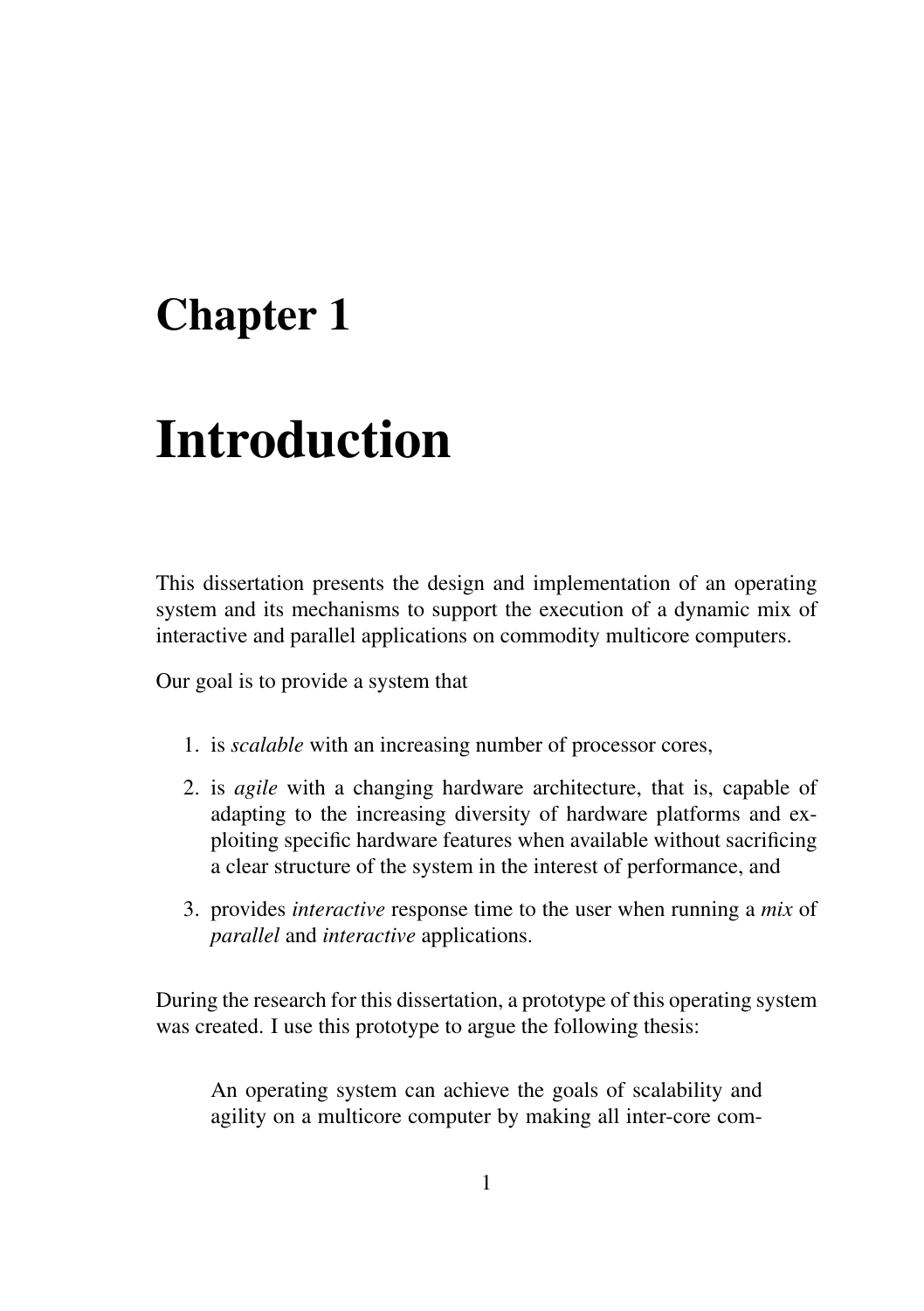# Chapter 1

# Introduction

This dissertation presents the design and implementation of an operating system and its mechanisms to support the execution of a dynamic mix of interactive and parallel applications on commodity multicore computers.

Our goal is to provide a system that

1. is *scalable* with an increasing number of processor cores,
2. is *agile* with a changing hardware architecture, that is, capable of adapting to the increasing diversity of hardware platforms and exploiting specific hardware features when available without sacrificing a clear structure of the system in the interest of performance, and
3. provides *interactive* response time to the user when running a *mix* of *parallel* and *interactive* applications.

During the research for this dissertation, a prototype of this operating system was created. I use this prototype to argue the following thesis:

> An operating system can achieve the goals of scalability and agility on a multicore computer by making all inter-core com-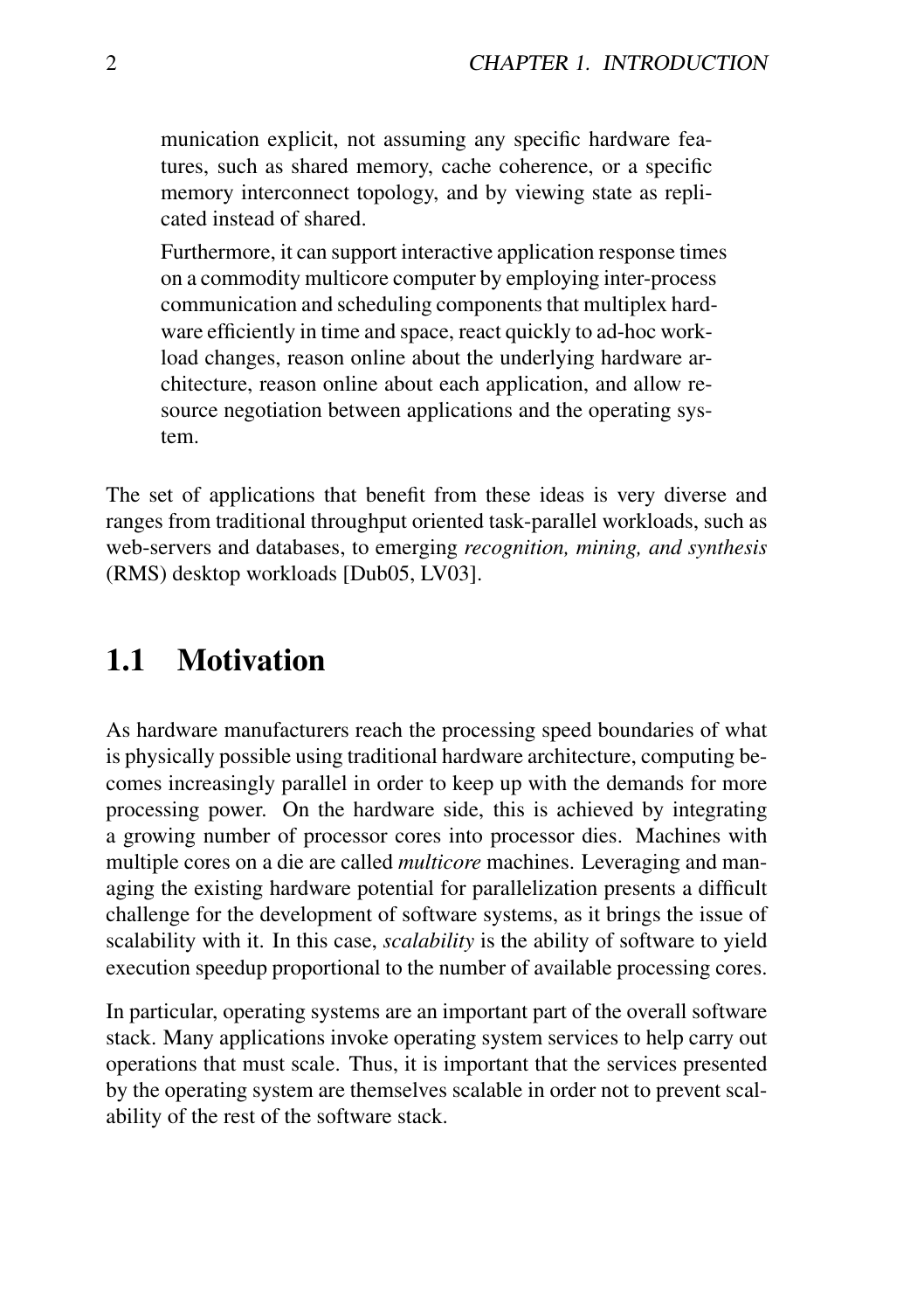munication explicit, not assuming any specific hardware features, such as shared memory, cache coherence, or a specific memory interconnect topology, and by viewing state as replicated instead of shared.

Furthermore, it can support interactive application response times on a commodity multicore computer by employing inter-process communication and scheduling components that multiplex hardware efficiently in time and space, react quickly to ad-hoc workload changes, reason online about the underlying hardware architecture, reason online about each application, and allow resource negotiation between applications and the operating system.

The set of applications that benefit from these ideas is very diverse and ranges from traditional throughput oriented task-parallel workloads, such as web-servers and databases, to emerging *recognition, mining, and synthesis* (RMS) desktop workloads [Dub05, LV03].

## 1.1 Motivation

As hardware manufacturers reach the processing speed boundaries of what is physically possible using traditional hardware architecture, computing becomes increasingly parallel in order to keep up with the demands for more processing power. On the hardware side, this is achieved by integrating a growing number of processor cores into processor dies. Machines with multiple cores on a die are called *multicore* machines. Leveraging and managing the existing hardware potential for parallelization presents a difficult challenge for the development of software systems, as it brings the issue of scalability with it. In this case, *scalability* is the ability of software to yield execution speedup proportional to the number of available processing cores.

In particular, operating systems are an important part of the overall software stack. Many applications invoke operating system services to help carry out operations that must scale. Thus, it is important that the services presented by the operating system are themselves scalable in order not to prevent scalability of the rest of the software stack.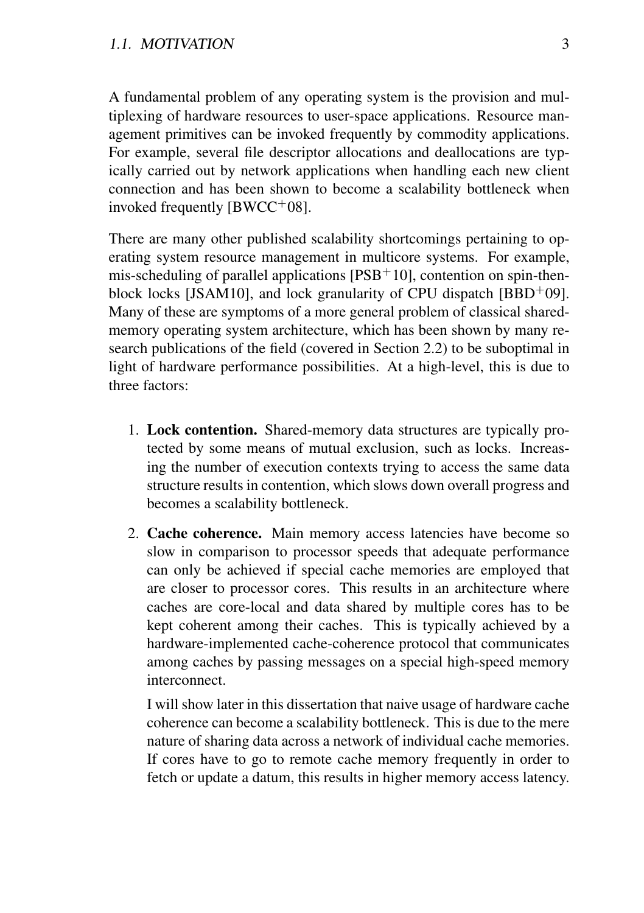A fundamental problem of any operating system is the provision and multiplexing of hardware resources to user-space applications. Resource management primitives can be invoked frequently by commodity applications. For example, several file descriptor allocations and deallocations are typically carried out by network applications when handling each new client connection and has been shown to become a scalability bottleneck when invoked frequently [BWCC+08].

There are many other published scalability shortcomings pertaining to operating system resource management in multicore systems. For example, mis-scheduling of parallel applications [PSB+10], contention on spin-then-block locks [JSAM10], and lock granularity of CPU dispatch [BBD+09]. Many of these are symptoms of a more general problem of classical shared-memory operating system architecture, which has been shown by many research publications of the field (covered in Section 2.2) to be suboptimal in light of hardware performance possibilities. At a high-level, this is due to three factors:

1. **Lock contention.** Shared-memory data structures are typically protected by some means of mutual exclusion, such as locks. Increasing the number of execution contexts trying to access the same data structure results in contention, which slows down overall progress and becomes a scalability bottleneck.

2. **Cache coherence.** Main memory access latencies have become so slow in comparison to processor speeds that adequate performance can only be achieved if special cache memories are employed that are closer to processor cores. This results in an architecture where caches are core-local and data shared by multiple cores has to be kept coherent among their caches. This is typically achieved by a hardware-implemented cache-coherence protocol that communicates among caches by passing messages on a special high-speed memory interconnect.

   I will show later in this dissertation that naive usage of hardware cache coherence can become a scalability bottleneck. This is due to the mere nature of sharing data across a network of individual cache memories. If cores have to go to remote cache memory frequently in order to fetch or update a datum, this results in higher memory access latency.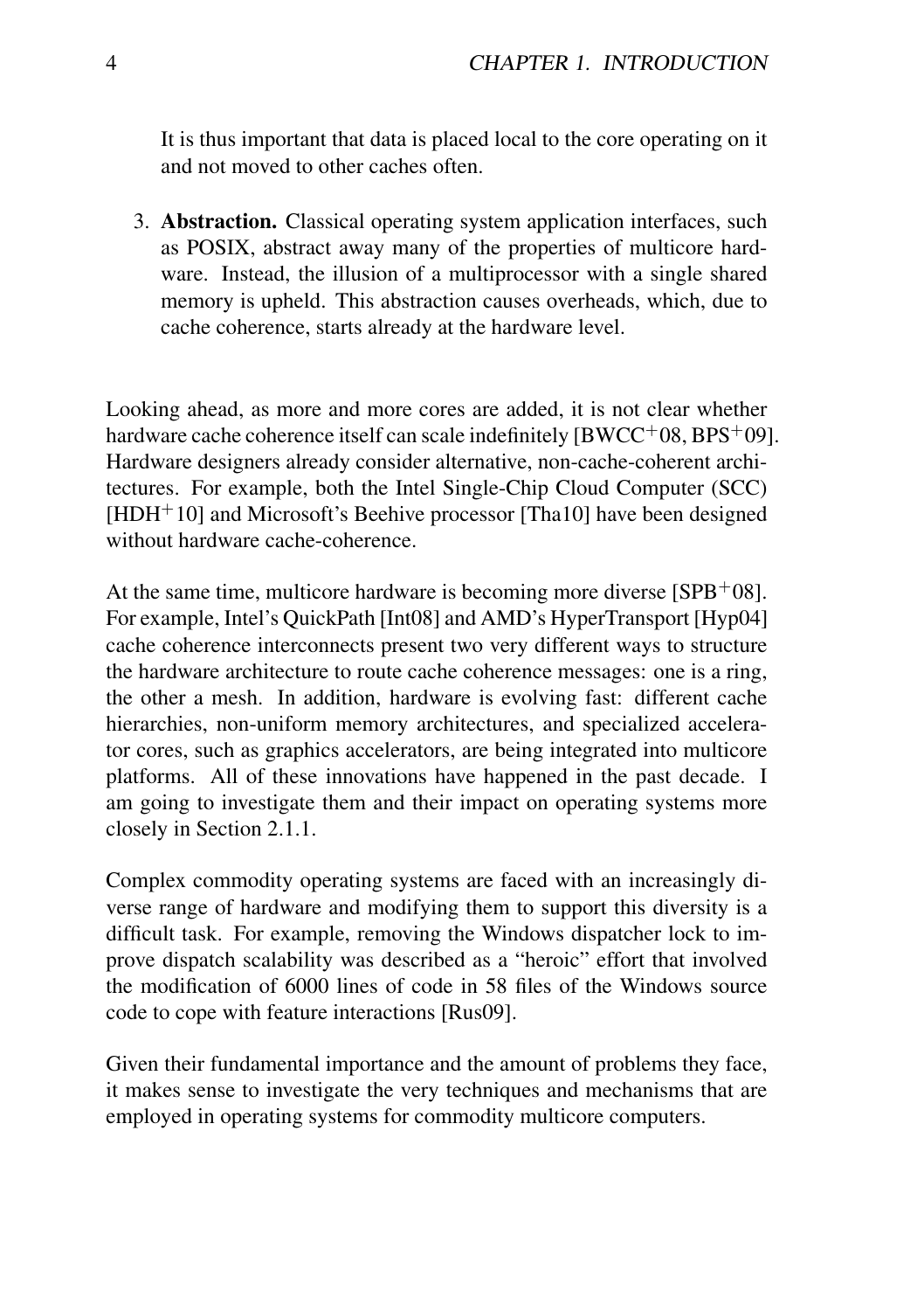It is thus important that data is placed local to the core operating on it and not moved to other caches often.

3. **Abstraction.** Classical operating system application interfaces, such as POSIX, abstract away many of the properties of multicore hardware. Instead, the illusion of a multiprocessor with a single shared memory is upheld. This abstraction causes overheads, which, due to cache coherence, starts already at the hardware level.

Looking ahead, as more and more cores are added, it is not clear whether hardware cache coherence itself can scale indefinitely [BWCC+08, BPS+09]. Hardware designers already consider alternative, non-cache-coherent architectures. For example, both the Intel Single-Chip Cloud Computer (SCC) [HDH+10] and Microsoft's Beehive processor [Tha10] have been designed without hardware cache-coherence.

At the same time, multicore hardware is becoming more diverse [SPB+08]. For example, Intel's QuickPath [Int08] and AMD's HyperTransport [Hyp04] cache coherence interconnects present two very different ways to structure the hardware architecture to route cache coherence messages: one is a ring, the other a mesh. In addition, hardware is evolving fast: different cache hierarchies, non-uniform memory architectures, and specialized accelerator cores, such as graphics accelerators, are being integrated into multicore platforms. All of these innovations have happened in the past decade. I am going to investigate them and their impact on operating systems more closely in Section 2.1.1.

Complex commodity operating systems are faced with an increasingly diverse range of hardware and modifying them to support this diversity is a difficult task. For example, removing the Windows dispatcher lock to improve dispatch scalability was described as a "heroic" effort that involved the modification of 6000 lines of code in 58 files of the Windows source code to cope with feature interactions [Rus09].

Given their fundamental importance and the amount of problems they face, it makes sense to investigate the very techniques and mechanisms that are employed in operating systems for commodity multicore computers.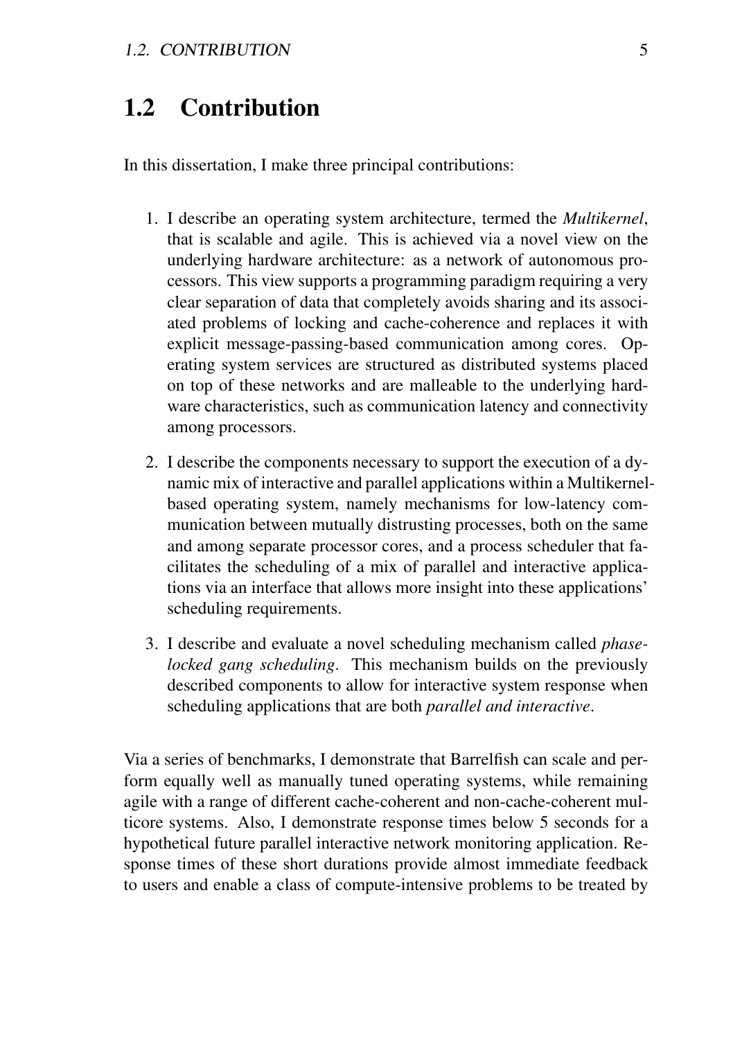## 1.2 Contribution

In this dissertation, I make three principal contributions:

1. I describe an operating system architecture, termed the *Multikernel*, that is scalable and agile. This is achieved via a novel view on the underlying hardware architecture: as a network of autonomous processors. This view supports a programming paradigm requiring a very clear separation of data that completely avoids sharing and its associated problems of locking and cache-coherence and replaces it with explicit message-passing-based communication among cores. Operating system services are structured as distributed systems placed on top of these networks and are malleable to the underlying hardware characteristics, such as communication latency and connectivity among processors.

2. I describe the components necessary to support the execution of a dynamic mix of interactive and parallel applications within a Multikernel-based operating system, namely mechanisms for low-latency communication between mutually distrusting processes, both on the same and among separate processor cores, and a process scheduler that facilitates the scheduling of a mix of parallel and interactive applications via an interface that allows more insight into these applications' scheduling requirements.

3. I describe and evaluate a novel scheduling mechanism called *phase-locked gang scheduling*. This mechanism builds on the previously described components to allow for interactive system response when scheduling applications that are both *parallel and interactive*.

Via a series of benchmarks, I demonstrate that Barrelfish can scale and perform equally well as manually tuned operating systems, while remaining agile with a range of different cache-coherent and non-cache-coherent multicore systems. Also, I demonstrate response times below 5 seconds for a hypothetical future parallel interactive network monitoring application. Response times of these short durations provide almost immediate feedback to users and enable a class of compute-intensive problems to be treated by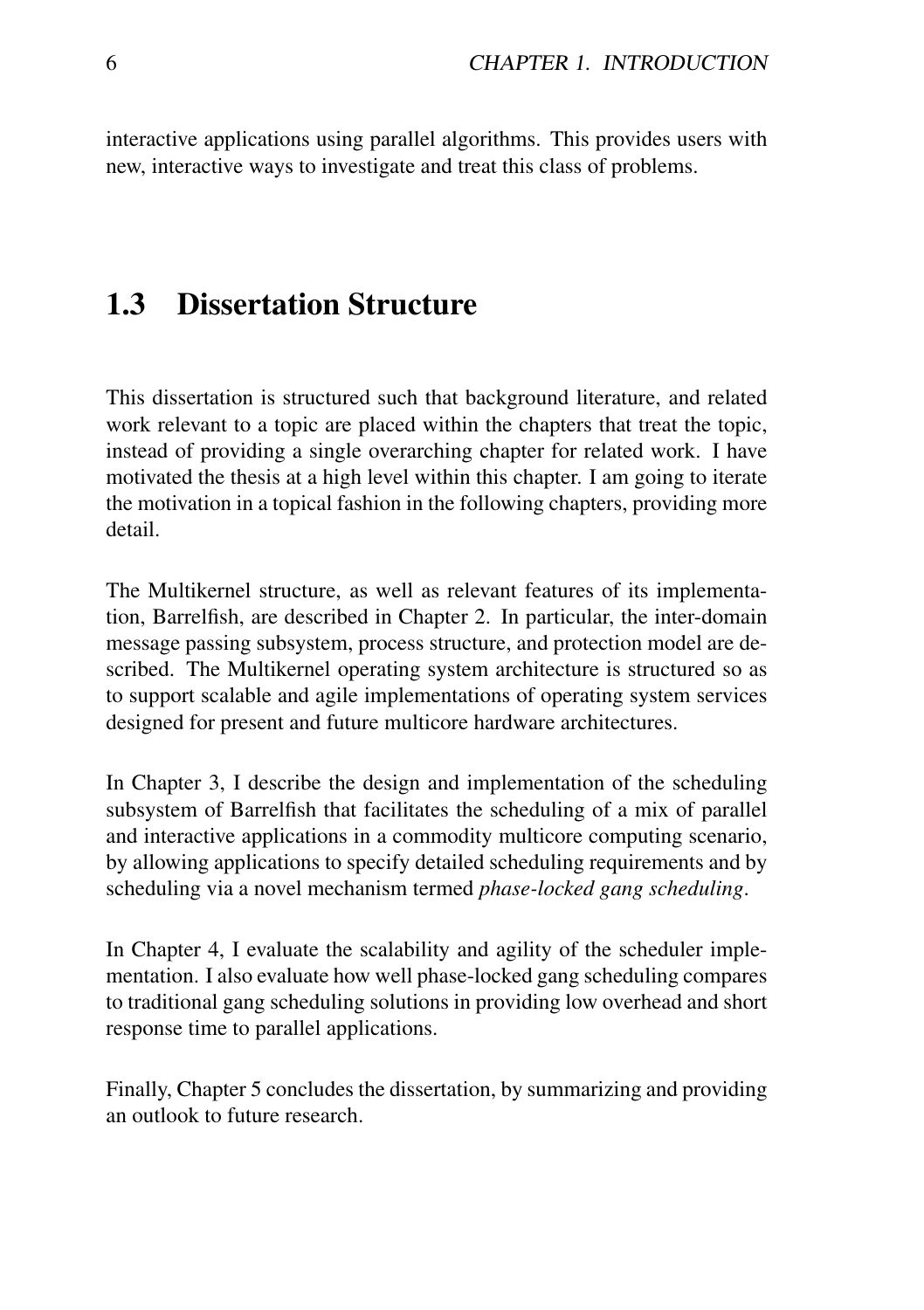interactive applications using parallel algorithms. This provides users with new, interactive ways to investigate and treat this class of problems.

## 1.3 Dissertation Structure

This dissertation is structured such that background literature, and related work relevant to a topic are placed within the chapters that treat the topic, instead of providing a single overarching chapter for related work. I have motivated the thesis at a high level within this chapter. I am going to iterate the motivation in a topical fashion in the following chapters, providing more detail.

The Multikernel structure, as well as relevant features of its implementation, Barrelfish, are described in Chapter 2. In particular, the inter-domain message passing subsystem, process structure, and protection model are described. The Multikernel operating system architecture is structured so as to support scalable and agile implementations of operating system services designed for present and future multicore hardware architectures.

In Chapter 3, I describe the design and implementation of the scheduling subsystem of Barrelfish that facilitates the scheduling of a mix of parallel and interactive applications in a commodity multicore computing scenario, by allowing applications to specify detailed scheduling requirements and by scheduling via a novel mechanism termed *phase-locked gang scheduling*.

In Chapter 4, I evaluate the scalability and agility of the scheduler implementation. I also evaluate how well phase-locked gang scheduling compares to traditional gang scheduling solutions in providing low overhead and short response time to parallel applications.

Finally, Chapter 5 concludes the dissertation, by summarizing and providing an outlook to future research.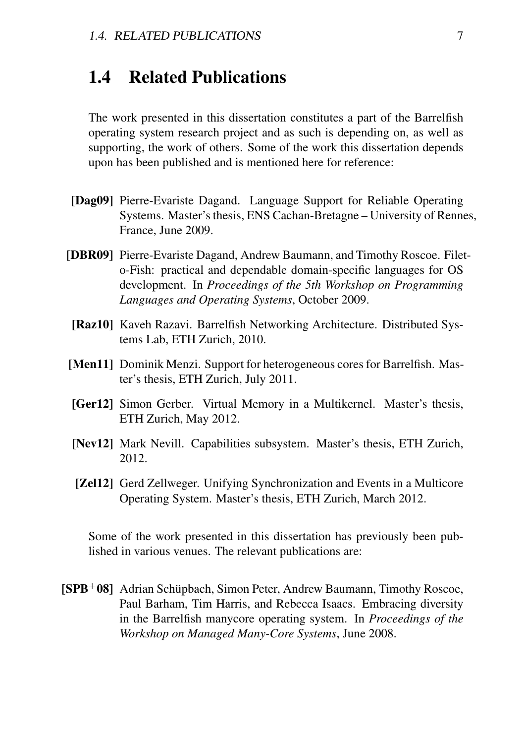## 1.4 Related Publications

The work presented in this dissertation constitutes a part of the Barrelfish operating system research project and as such is depending on, as well as supporting, the work of others. Some of the work this dissertation depends upon has been published and is mentioned here for reference:

**[Dag09]** Pierre-Evariste Dagand. Language Support for Reliable Operating Systems. Master's thesis, ENS Cachan-Bretagne – University of Rennes, France, June 2009.

**[DBR09]** Pierre-Evariste Dagand, Andrew Baumann, and Timothy Roscoe. Filet-o-Fish: practical and dependable domain-specific languages for OS development. In *Proceedings of the 5th Workshop on Programming Languages and Operating Systems*, October 2009.

**[Raz10]** Kaveh Razavi. Barrelfish Networking Architecture. Distributed Systems Lab, ETH Zurich, 2010.

**[Men11]** Dominik Menzi. Support for heterogeneous cores for Barrelfish. Master's thesis, ETH Zurich, July 2011.

**[Ger12]** Simon Gerber. Virtual Memory in a Multikernel. Master's thesis, ETH Zurich, May 2012.

**[Nev12]** Mark Nevill. Capabilities subsystem. Master's thesis, ETH Zurich, 2012.

**[Zel12]** Gerd Zellweger. Unifying Synchronization and Events in a Multicore Operating System. Master's thesis, ETH Zurich, March 2012.

Some of the work presented in this dissertation has previously been published in various venues. The relevant publications are:

**[SPB$^+$08]** Adrian Schüpbach, Simon Peter, Andrew Baumann, Timothy Roscoe, Paul Barham, Tim Harris, and Rebecca Isaacs. Embracing diversity in the Barrelfish manycore operating system. In *Proceedings of the Workshop on Managed Many-Core Systems*, June 2008.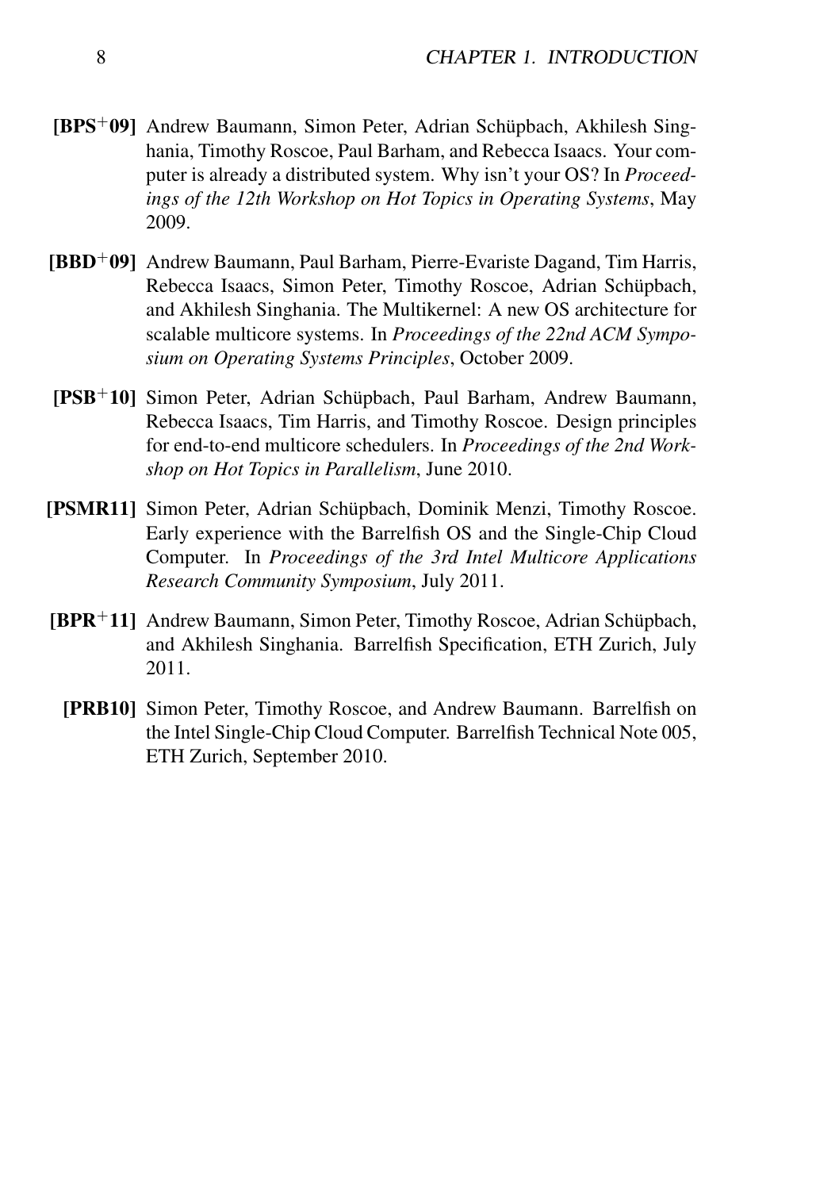**[BPS$^+$09]** Andrew Baumann, Simon Peter, Adrian Schüpbach, Akhilesh Singhania, Timothy Roscoe, Paul Barham, and Rebecca Isaacs. Your computer is already a distributed system. Why isn't your OS? In *Proceedings of the 12th Workshop on Hot Topics in Operating Systems*, May 2009.

**[BBD$^+$09]** Andrew Baumann, Paul Barham, Pierre-Evariste Dagand, Tim Harris, Rebecca Isaacs, Simon Peter, Timothy Roscoe, Adrian Schüpbach, and Akhilesh Singhania. The Multikernel: A new OS architecture for scalable multicore systems. In *Proceedings of the 22nd ACM Symposium on Operating Systems Principles*, October 2009.

**[PSB$^+$10]** Simon Peter, Adrian Schüpbach, Paul Barham, Andrew Baumann, Rebecca Isaacs, Tim Harris, and Timothy Roscoe. Design principles for end-to-end multicore schedulers. In *Proceedings of the 2nd Workshop on Hot Topics in Parallelism*, June 2010.

**[PSMR11]** Simon Peter, Adrian Schüpbach, Dominik Menzi, Timothy Roscoe. Early experience with the Barrelfish OS and the Single-Chip Cloud Computer. In *Proceedings of the 3rd Intel Multicore Applications Research Community Symposium*, July 2011.

**[BPR$^+$11]** Andrew Baumann, Simon Peter, Timothy Roscoe, Adrian Schüpbach, and Akhilesh Singhania. Barrelfish Specification, ETH Zurich, July 2011.

**[PRB10]** Simon Peter, Timothy Roscoe, and Andrew Baumann. Barrelfish on the Intel Single-Chip Cloud Computer. Barrelfish Technical Note 005, ETH Zurich, September 2010.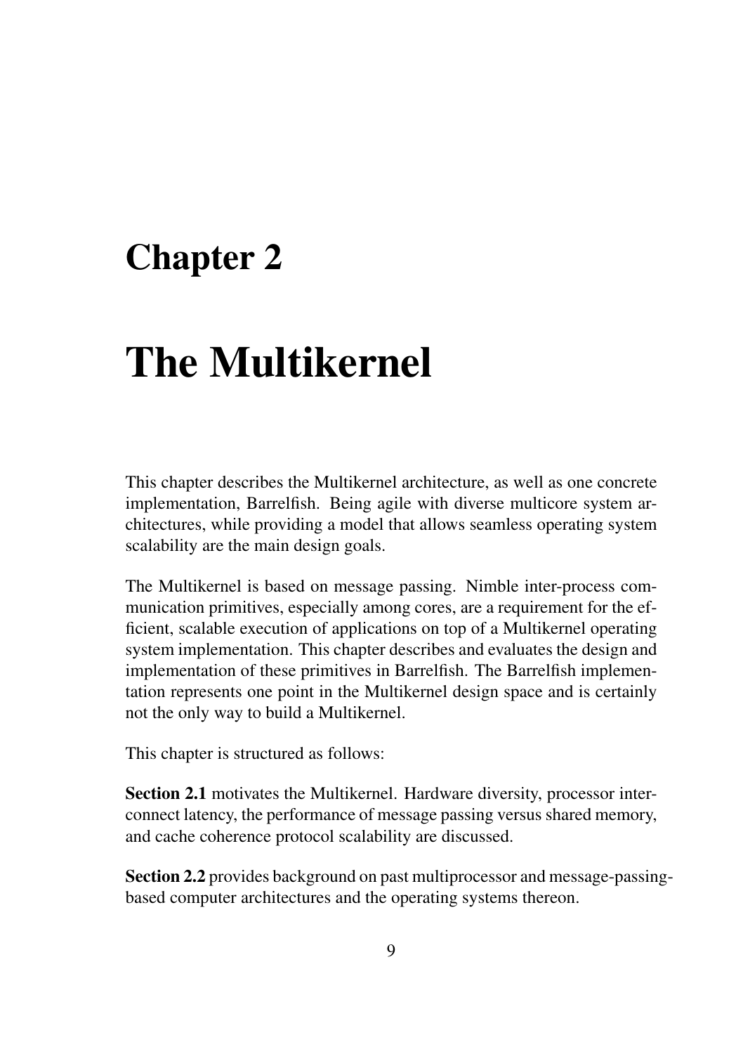# Chapter 2

# The Multikernel

This chapter describes the Multikernel architecture, as well as one concrete implementation, Barrelfish. Being agile with diverse multicore system architectures, while providing a model that allows seamless operating system scalability are the main design goals.

The Multikernel is based on message passing. Nimble inter-process communication primitives, especially among cores, are a requirement for the efficient, scalable execution of applications on top of a Multikernel operating system implementation. This chapter describes and evaluates the design and implementation of these primitives in Barrelfish. The Barrelfish implementation represents one point in the Multikernel design space and is certainly not the only way to build a Multikernel.

This chapter is structured as follows:

**Section 2.1** motivates the Multikernel. Hardware diversity, processor interconnect latency, the performance of message passing versus shared memory, and cache coherence protocol scalability are discussed.

**Section 2.2** provides background on past multiprocessor and message-passing-based computer architectures and the operating systems thereon.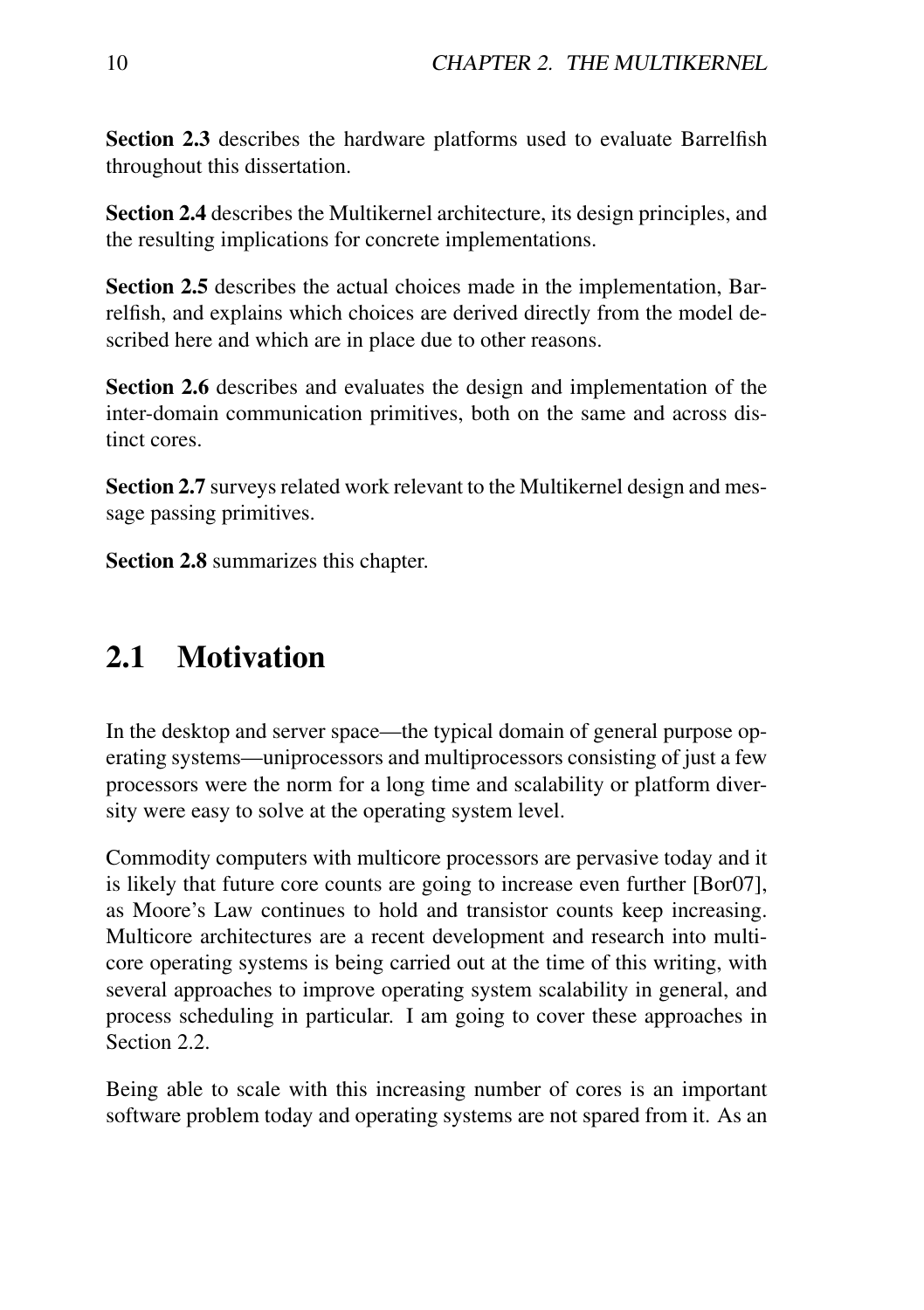**Section 2.3** describes the hardware platforms used to evaluate Barrelfish throughout this dissertation.

**Section 2.4** describes the Multikernel architecture, its design principles, and the resulting implications for concrete implementations.

**Section 2.5** describes the actual choices made in the implementation, Barrelfish, and explains which choices are derived directly from the model described here and which are in place due to other reasons.

**Section 2.6** describes and evaluates the design and implementation of the inter-domain communication primitives, both on the same and across distinct cores.

**Section 2.7** surveys related work relevant to the Multikernel design and message passing primitives.

**Section 2.8** summarizes this chapter.

## 2.1 Motivation

In the desktop and server space—the typical domain of general purpose operating systems—uniprocessors and multiprocessors consisting of just a few processors were the norm for a long time and scalability or platform diversity were easy to solve at the operating system level.

Commodity computers with multicore processors are pervasive today and it is likely that future core counts are going to increase even further [Bor07], as Moore's Law continues to hold and transistor counts keep increasing. Multicore architectures are a recent development and research into multicore operating systems is being carried out at the time of this writing, with several approaches to improve operating system scalability in general, and process scheduling in particular. I am going to cover these approaches in Section 2.2.

Being able to scale with this increasing number of cores is an important software problem today and operating systems are not spared from it. As an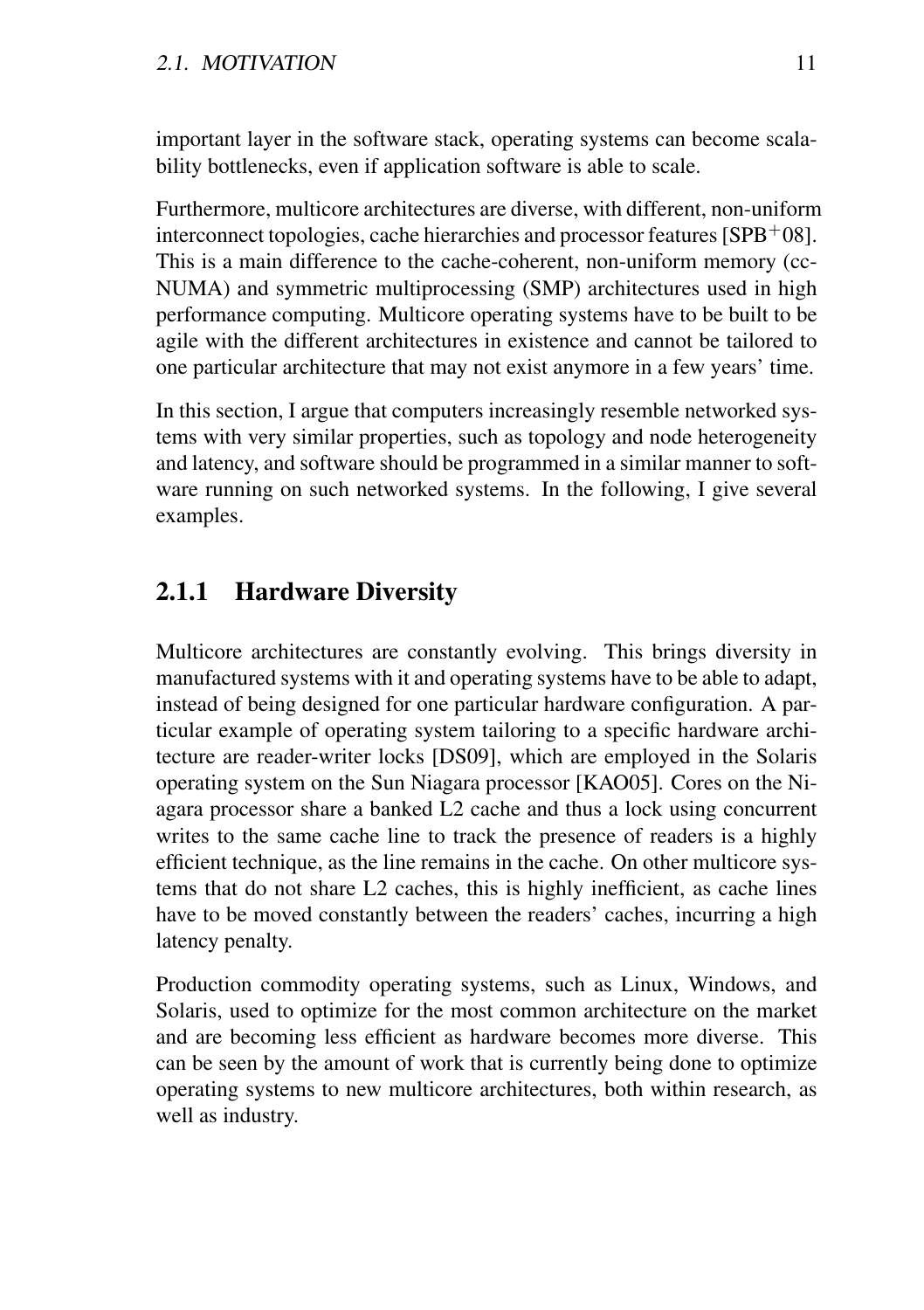important layer in the software stack, operating systems can become scalability bottlenecks, even if application software is able to scale.

Furthermore, multicore architectures are diverse, with different, non-uniform interconnect topologies, cache hierarchies and processor features [SPB+08]. This is a main difference to the cache-coherent, non-uniform memory (cc-NUMA) and symmetric multiprocessing (SMP) architectures used in high performance computing. Multicore operating systems have to be built to be agile with the different architectures in existence and cannot be tailored to one particular architecture that may not exist anymore in a few years' time.

In this section, I argue that computers increasingly resemble networked systems with very similar properties, such as topology and node heterogeneity and latency, and software should be programmed in a similar manner to software running on such networked systems. In the following, I give several examples.

### 2.1.1 Hardware Diversity

Multicore architectures are constantly evolving. This brings diversity in manufactured systems with it and operating systems have to be able to adapt, instead of being designed for one particular hardware configuration. A particular example of operating system tailoring to a specific hardware architecture are reader-writer locks [DS09], which are employed in the Solaris operating system on the Sun Niagara processor [KAO05]. Cores on the Niagara processor share a banked L2 cache and thus a lock using concurrent writes to the same cache line to track the presence of readers is a highly efficient technique, as the line remains in the cache. On other multicore systems that do not share L2 caches, this is highly inefficient, as cache lines have to be moved constantly between the readers' caches, incurring a high latency penalty.

Production commodity operating systems, such as Linux, Windows, and Solaris, used to optimize for the most common architecture on the market and are becoming less efficient as hardware becomes more diverse. This can be seen by the amount of work that is currently being done to optimize operating systems to new multicore architectures, both within research, as well as industry.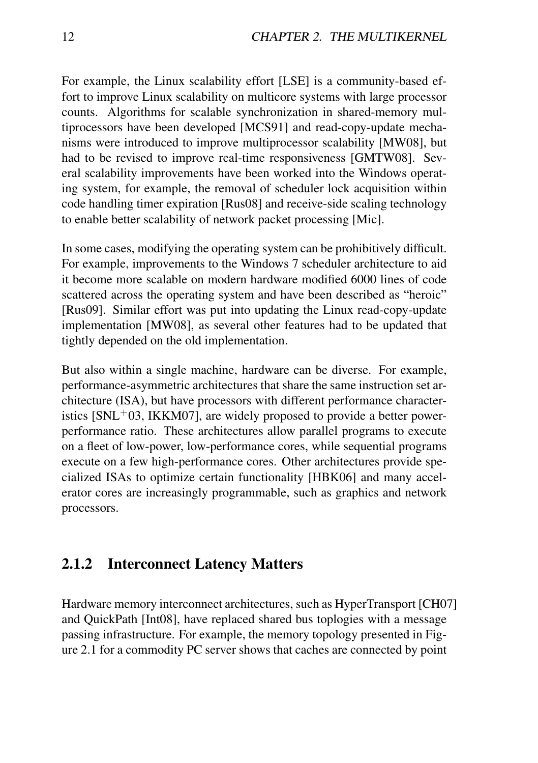For example, the Linux scalability effort [LSE] is a community-based effort to improve Linux scalability on multicore systems with large processor counts. Algorithms for scalable synchronization in shared-memory multiprocessors have been developed [MCS91] and read-copy-update mechanisms were introduced to improve multiprocessor scalability [MW08], but had to be revised to improve real-time responsiveness [GMTW08]. Several scalability improvements have been worked into the Windows operating system, for example, the removal of scheduler lock acquisition within code handling timer expiration [Rus08] and receive-side scaling technology to enable better scalability of network packet processing [Mic].

In some cases, modifying the operating system can be prohibitively difficult. For example, improvements to the Windows 7 scheduler architecture to aid it become more scalable on modern hardware modified 6000 lines of code scattered across the operating system and have been described as "heroic" [Rus09]. Similar effort was put into updating the Linux read-copy-update implementation [MW08], as several other features had to be updated that tightly depended on the old implementation.

But also within a single machine, hardware can be diverse. For example, performance-asymmetric architectures that share the same instruction set architecture (ISA), but have processors with different performance characteristics [SNL+03, IKKM07], are widely proposed to provide a better power-performance ratio. These architectures allow parallel programs to execute on a fleet of low-power, low-performance cores, while sequential programs execute on a few high-performance cores. Other architectures provide specialized ISAs to optimize certain functionality [HBK06] and many accelerator cores are increasingly programmable, such as graphics and network processors.

### 2.1.2 Interconnect Latency Matters

Hardware memory interconnect architectures, such as HyperTransport [CH07] and QuickPath [Int08], have replaced shared bus toplogies with a message passing infrastructure. For example, the memory topology presented in Figure 2.1 for a commodity PC server shows that caches are connected by point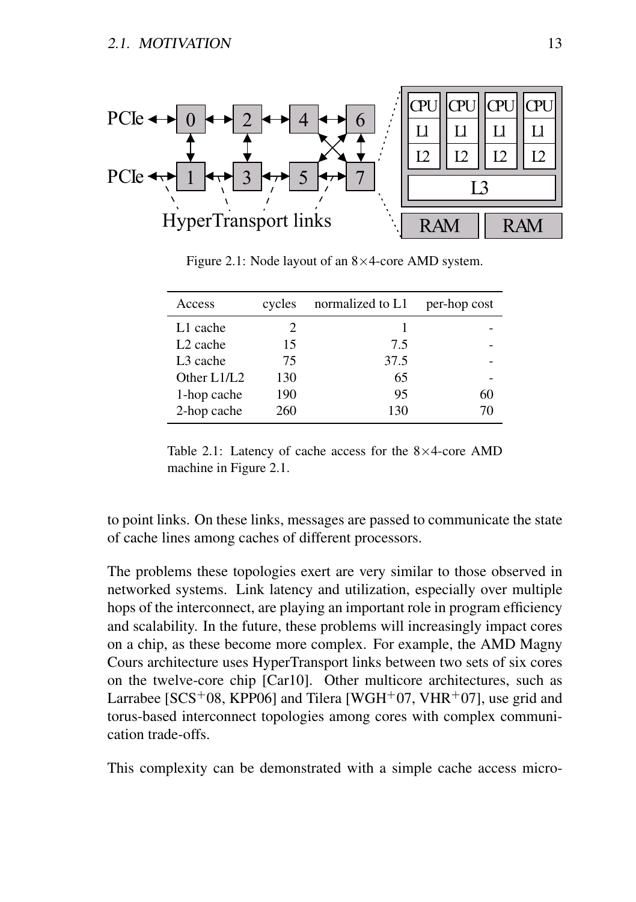Figure 2.1: Node layout of an 8×4-core AMD system.

| Access | cycles | normalized to L1 | per-hop cost |
|---|---|---|---|
| L1 cache | 2 | 1 | - |
| L2 cache | 15 | 7.5 | - |
| L3 cache | 75 | 37.5 | - |
| Other L1/L2 | 130 | 65 | - |
| 1-hop cache | 190 | 95 | 60 |
| 2-hop cache | 260 | 130 | 70 |

Table 2.1: Latency of cache access for the 8×4-core AMD machine in Figure 2.1.

to point links. On these links, messages are passed to communicate the state of cache lines among caches of different processors.

The problems these topologies exert are very similar to those observed in networked systems. Link latency and utilization, especially over multiple hops of the interconnect, are playing an important role in program efficiency and scalability. In the future, these problems will increasingly impact cores on a chip, as these become more complex. For example, the AMD Magny Cours architecture uses HyperTransport links between two sets of six cores on the twelve-core chip [Car10]. Other multicore architectures, such as Larrabee [SCS+08, KPP06] and Tilera [WGH+07, VHR+07], use grid and torus-based interconnect topologies among cores with complex communication trade-offs.

This complexity can be demonstrated with a simple cache access micro-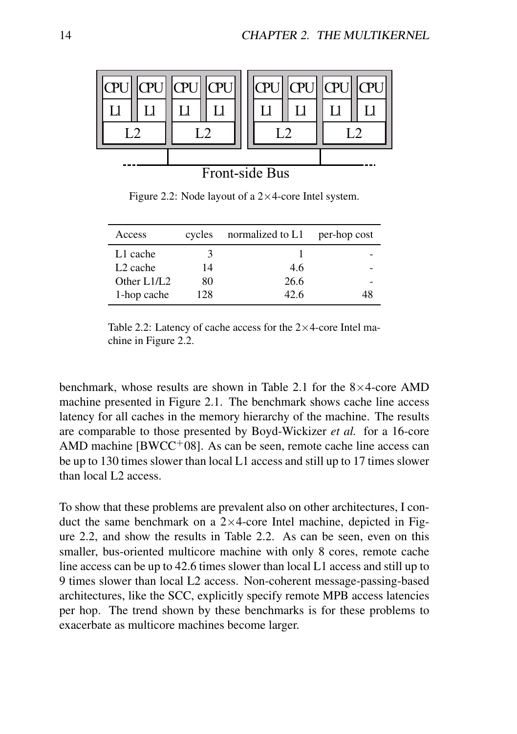Figure 2.2: Node layout of a 2×4-core Intel system.

| Access | cycles | normalized to L1 | per-hop cost |
|---|---|---|---|
| L1 cache | 3 | 1 | - |
| L2 cache | 14 | 4.6 | - |
| Other L1/L2 | 80 | 26.6 | - |
| 1-hop cache | 128 | 42.6 | 48 |

Table 2.2: Latency of cache access for the 2×4-core Intel machine in Figure 2.2.

benchmark, whose results are shown in Table 2.1 for the 8×4-core AMD machine presented in Figure 2.1. The benchmark shows cache line access latency for all caches in the memory hierarchy of the machine. The results are comparable to those presented by Boyd-Wickizer *et al.* for a 16-core AMD machine [BWCC+08]. As can be seen, remote cache line access can be up to 130 times slower than local L1 access and still up to 17 times slower than local L2 access.

To show that these problems are prevalent also on other architectures, I conduct the same benchmark on a 2×4-core Intel machine, depicted in Figure 2.2, and show the results in Table 2.2. As can be seen, even on this smaller, bus-oriented multicore machine with only 8 cores, remote cache line access can be up to 42.6 times slower than local L1 access and still up to 9 times slower than local L2 access. Non-coherent message-passing-based architectures, like the SCC, explicitly specify remote MPB access latencies per hop. The trend shown by these benchmarks is for these problems to exacerbate as multicore machines become larger.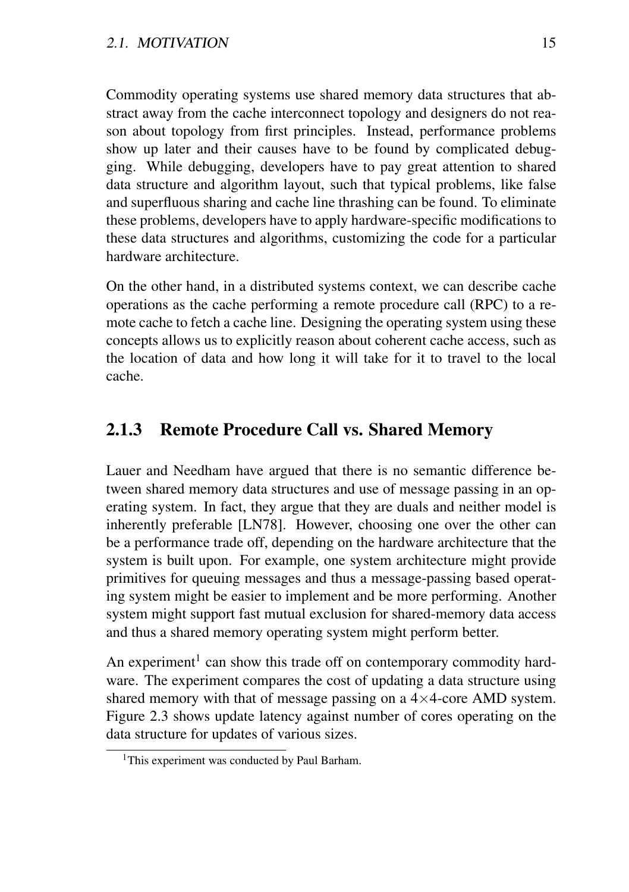Commodity operating systems use shared memory data structures that abstract away from the cache interconnect topology and designers do not reason about topology from first principles. Instead, performance problems show up later and their causes have to be found by complicated debugging. While debugging, developers have to pay great attention to shared data structure and algorithm layout, such that typical problems, like false and superfluous sharing and cache line thrashing can be found. To eliminate these problems, developers have to apply hardware-specific modifications to these data structures and algorithms, customizing the code for a particular hardware architecture.

On the other hand, in a distributed systems context, we can describe cache operations as the cache performing a remote procedure call (RPC) to a remote cache to fetch a cache line. Designing the operating system using these concepts allows us to explicitly reason about coherent cache access, such as the location of data and how long it will take for it to travel to the local cache.

### 2.1.3 Remote Procedure Call vs. Shared Memory

Lauer and Needham have argued that there is no semantic difference between shared memory data structures and use of message passing in an operating system. In fact, they argue that they are duals and neither model is inherently preferable [LN78]. However, choosing one over the other can be a performance trade off, depending on the hardware architecture that the system is built upon. For example, one system architecture might provide primitives for queuing messages and thus a message-passing based operating system might be easier to implement and be more performing. Another system might support fast mutual exclusion for shared-memory data access and thus a shared memory operating system might perform better.

An experiment[1] can show this trade off on contemporary commodity hardware. The experiment compares the cost of updating a data structure using shared memory with that of message passing on a $4\times4$-core AMD system. Figure 2.3 shows update latency against number of cores operating on the data structure for updates of various sizes.

[1] This experiment was conducted by Paul Barham.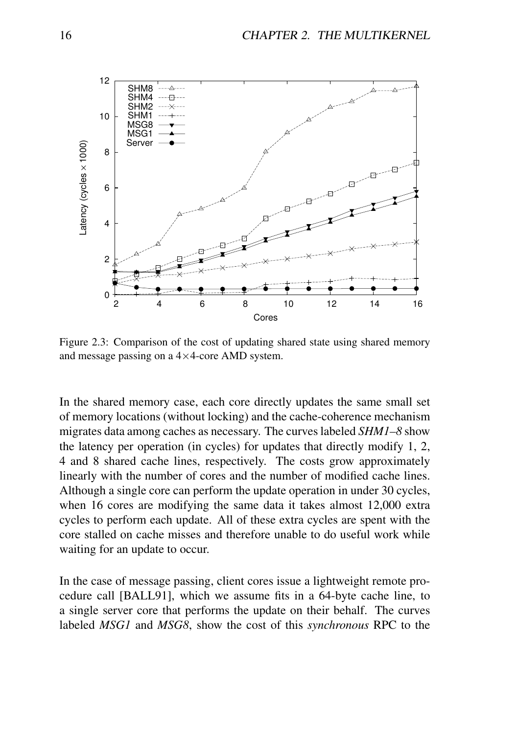Figure 2.3: Comparison of the cost of updating shared state using shared memory and message passing on a 4×4-core AMD system.

In the shared memory case, each core directly updates the same small set of memory locations (without locking) and the cache-coherence mechanism migrates data among caches as necessary. The curves labeled *SHM1–8* show the latency per operation (in cycles) for updates that directly modify 1, 2, 4 and 8 shared cache lines, respectively. The costs grow approximately linearly with the number of cores and the number of modified cache lines. Although a single core can perform the update operation in under 30 cycles, when 16 cores are modifying the same data it takes almost 12,000 extra cycles to perform each update. All of these extra cycles are spent with the core stalled on cache misses and therefore unable to do useful work while waiting for an update to occur.

In the case of message passing, client cores issue a lightweight remote procedure call [BALL91], which we assume fits in a 64-byte cache line, to a single server core that performs the update on their behalf. The curves labeled *MSG1* and *MSG8*, show the cost of this *synchronous* RPC to the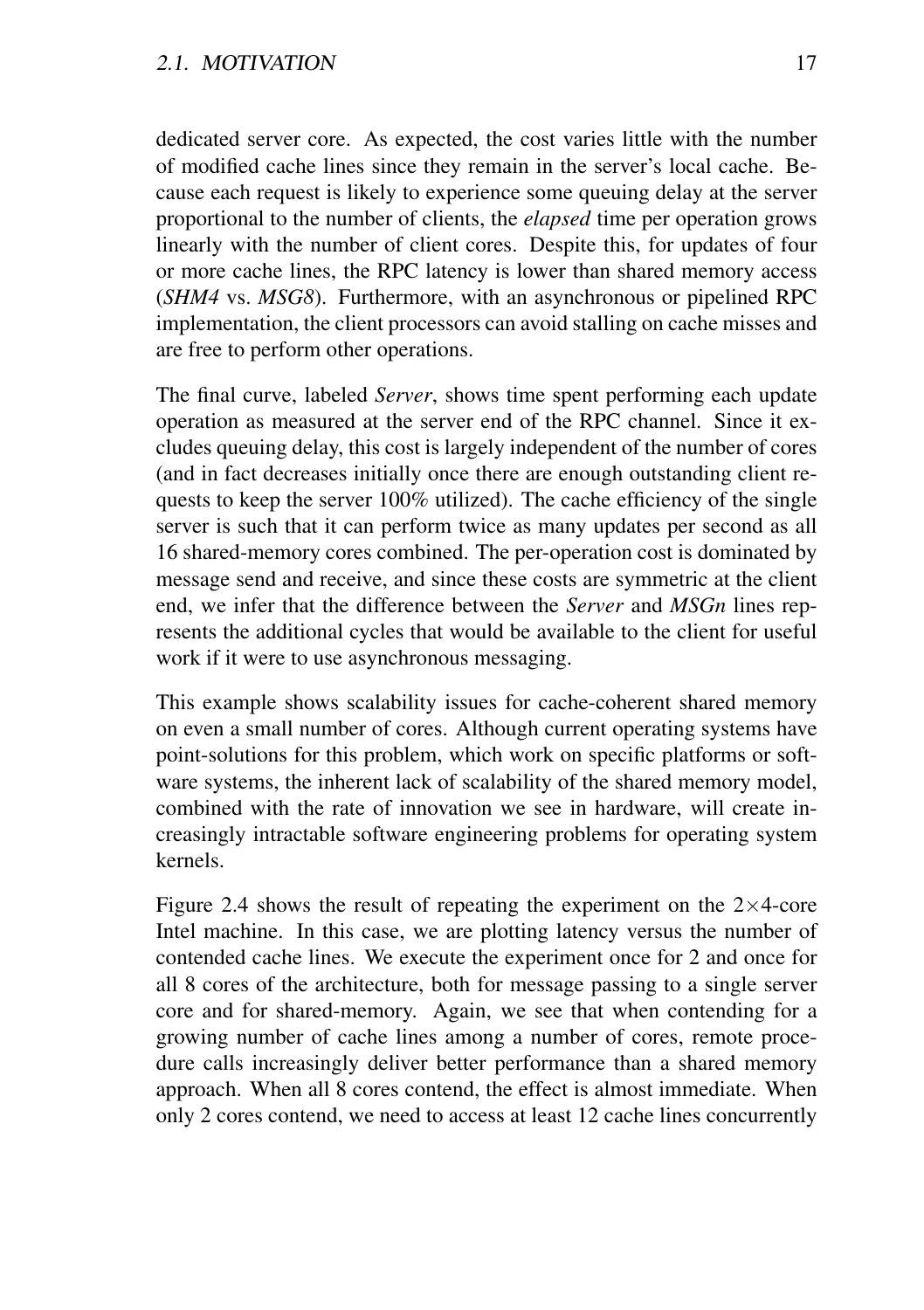dedicated server core. As expected, the cost varies little with the number of modified cache lines since they remain in the server's local cache. Because each request is likely to experience some queuing delay at the server proportional to the number of clients, the *elapsed* time per operation grows linearly with the number of client cores. Despite this, for updates of four or more cache lines, the RPC latency is lower than shared memory access (*SHM4* vs. *MSG8*). Furthermore, with an asynchronous or pipelined RPC implementation, the client processors can avoid stalling on cache misses and are free to perform other operations.

The final curve, labeled *Server*, shows time spent performing each update operation as measured at the server end of the RPC channel. Since it excludes queuing delay, this cost is largely independent of the number of cores (and in fact decreases initially once there are enough outstanding client requests to keep the server 100% utilized). The cache efficiency of the single server is such that it can perform twice as many updates per second as all 16 shared-memory cores combined. The per-operation cost is dominated by message send and receive, and since these costs are symmetric at the client end, we infer that the difference between the *Server* and *MSGn* lines represents the additional cycles that would be available to the client for useful work if it were to use asynchronous messaging.

This example shows scalability issues for cache-coherent shared memory on even a small number of cores. Although current operating systems have point-solutions for this problem, which work on specific platforms or software systems, the inherent lack of scalability of the shared memory model, combined with the rate of innovation we see in hardware, will create increasingly intractable software engineering problems for operating system kernels.

Figure 2.4 shows the result of repeating the experiment on the $2\times4$-core Intel machine. In this case, we are plotting latency versus the number of contended cache lines. We execute the experiment once for 2 and once for all 8 cores of the architecture, both for message passing to a single server core and for shared-memory. Again, we see that when contending for a growing number of cache lines among a number of cores, remote procedure calls increasingly deliver better performance than a shared memory approach. When all 8 cores contend, the effect is almost immediate. When only 2 cores contend, we need to access at least 12 cache lines concurrently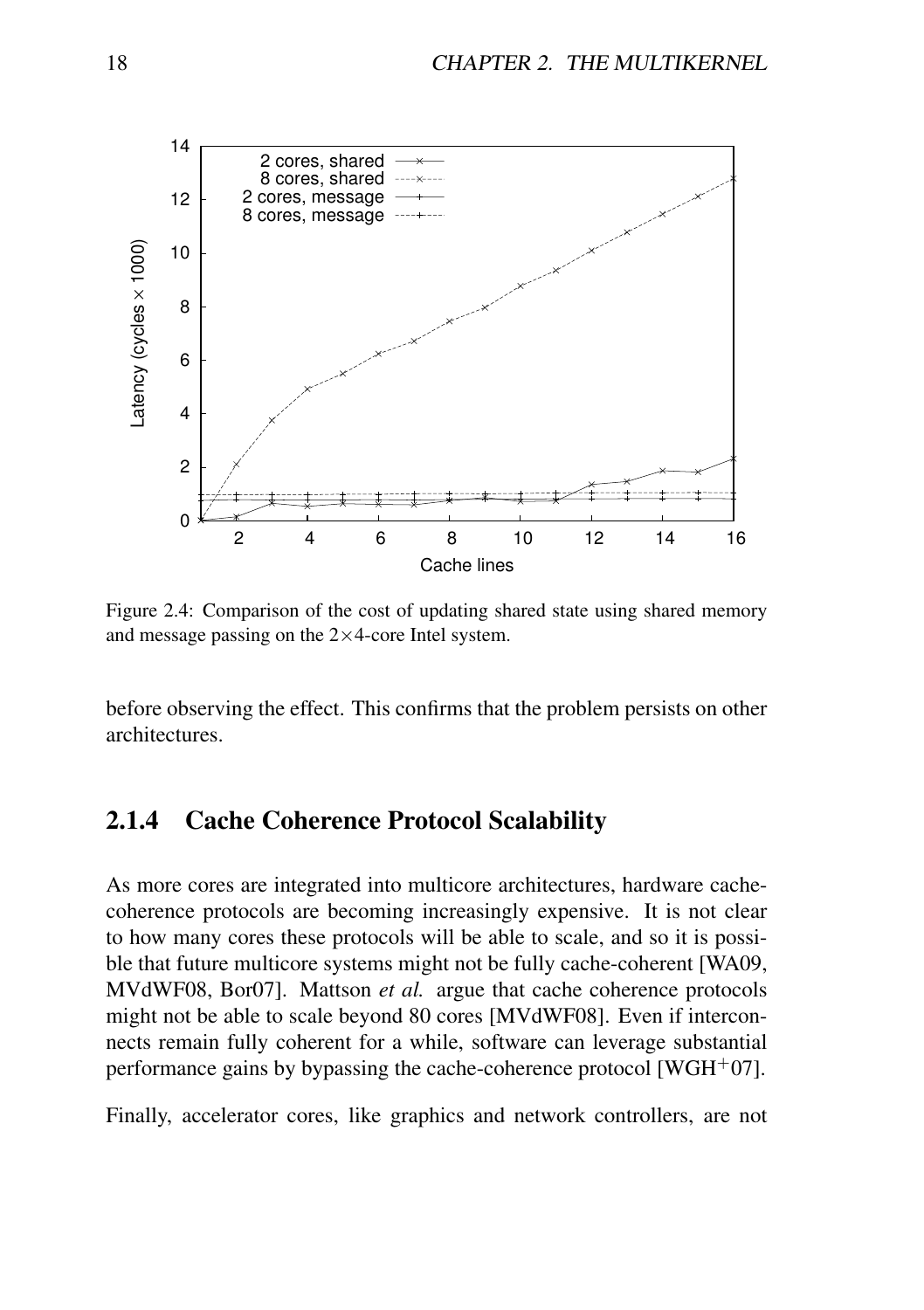Figure 2.4: Comparison of the cost of updating shared state using shared memory and message passing on the 2×4-core Intel system.

before observing the effect. This confirms that the problem persists on other architectures.

### 2.1.4 Cache Coherence Protocol Scalability

As more cores are integrated into multicore architectures, hardware cache-coherence protocols are becoming increasingly expensive. It is not clear to how many cores these protocols will be able to scale, and so it is possible that future multicore systems might not be fully cache-coherent [WA09, MVdWF08, Bor07]. Mattson *et al.* argue that cache coherence protocols might not be able to scale beyond 80 cores [MVdWF08]. Even if interconnects remain fully coherent for a while, software can leverage substantial performance gains by bypassing the cache-coherence protocol [WGH$^+$07].

Finally, accelerator cores, like graphics and network controllers, are not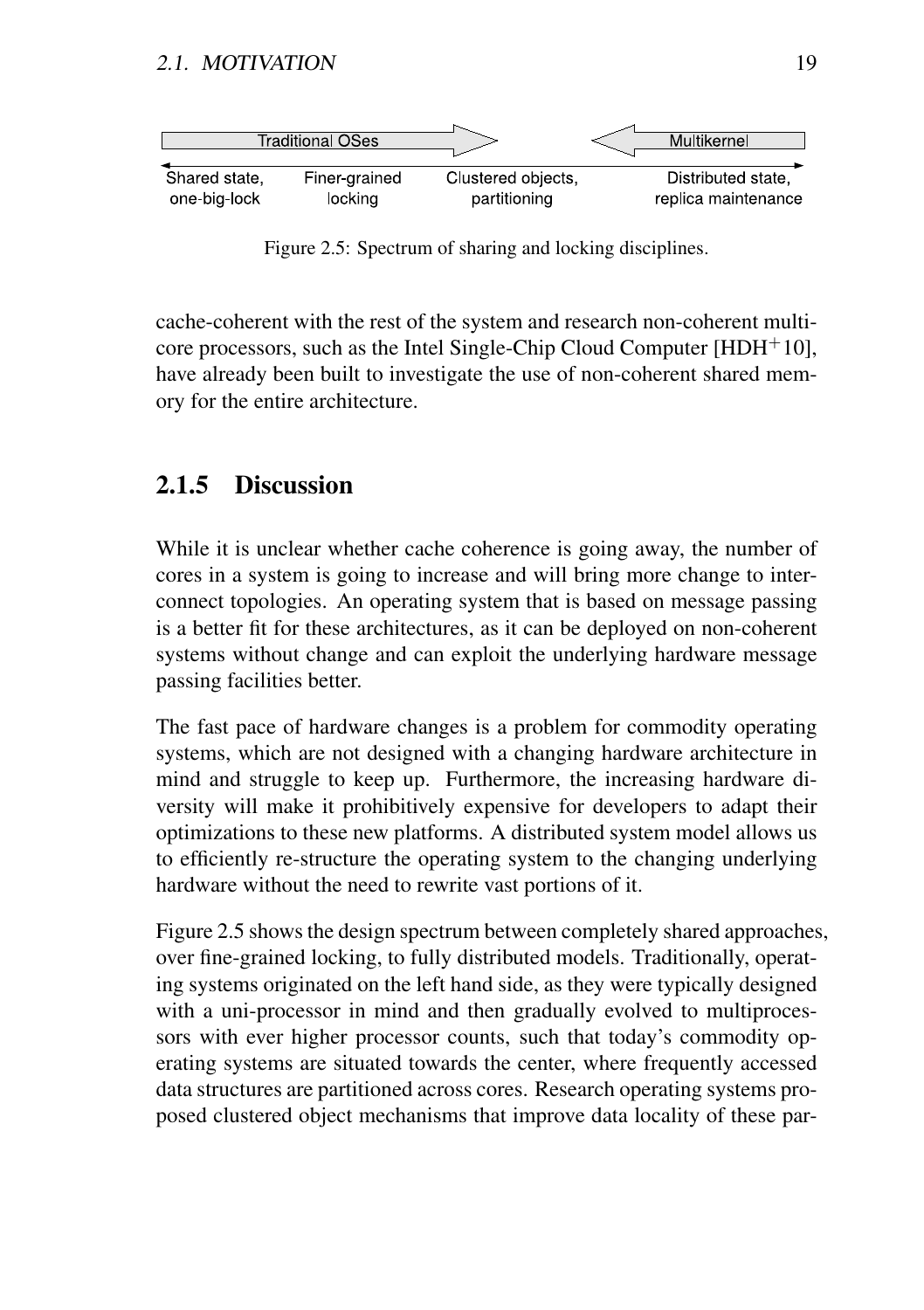Figure 2.5: Spectrum of sharing and locking disciplines.

cache-coherent with the rest of the system and research non-coherent multi-core processors, such as the Intel Single-Chip Cloud Computer [HDH+10], have already been built to investigate the use of non-coherent shared memory for the entire architecture.

### 2.1.5 Discussion

While it is unclear whether cache coherence is going away, the number of cores in a system is going to increase and will bring more change to interconnect topologies. An operating system that is based on message passing is a better fit for these architectures, as it can be deployed on non-coherent systems without change and can exploit the underlying hardware message passing facilities better.

The fast pace of hardware changes is a problem for commodity operating systems, which are not designed with a changing hardware architecture in mind and struggle to keep up. Furthermore, the increasing hardware diversity will make it prohibitively expensive for developers to adapt their optimizations to these new platforms. A distributed system model allows us to efficiently re-structure the operating system to the changing underlying hardware without the need to rewrite vast portions of it.

Figure 2.5 shows the design spectrum between completely shared approaches, over fine-grained locking, to fully distributed models. Traditionally, operating systems originated on the left hand side, as they were typically designed with a uni-processor in mind and then gradually evolved to multiprocessors with ever higher processor counts, such that today's commodity operating systems are situated towards the center, where frequently accessed data structures are partitioned across cores. Research operating systems proposed clustered object mechanisms that improve data locality of these par-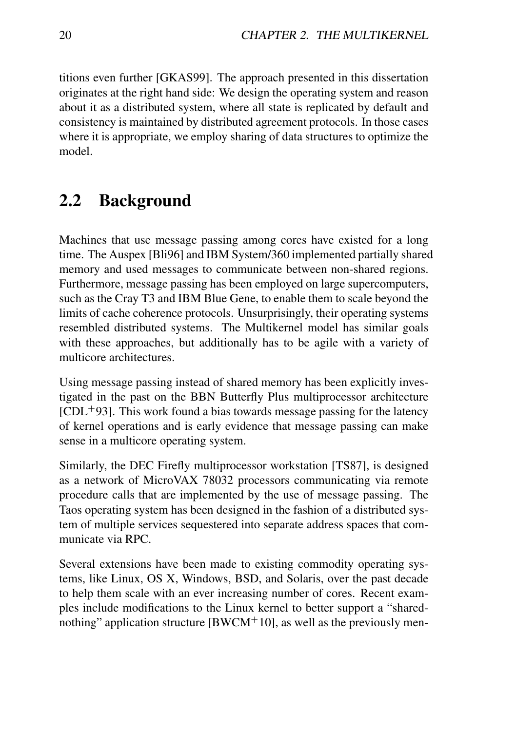titions even further [GKAS99]. The approach presented in this dissertation originates at the right hand side: We design the operating system and reason about it as a distributed system, where all state is replicated by default and consistency is maintained by distributed agreement protocols. In those cases where it is appropriate, we employ sharing of data structures to optimize the model.

## 2.2 Background

Machines that use message passing among cores have existed for a long time. The Auspex [Bli96] and IBM System/360 implemented partially shared memory and used messages to communicate between non-shared regions. Furthermore, message passing has been employed on large supercomputers, such as the Cray T3 and IBM Blue Gene, to enable them to scale beyond the limits of cache coherence protocols. Unsurprisingly, their operating systems resembled distributed systems. The Multikernel model has similar goals with these approaches, but additionally has to be agile with a variety of multicore architectures.

Using message passing instead of shared memory has been explicitly investigated in the past on the BBN Butterfly Plus multiprocessor architecture [CDL+93]. This work found a bias towards message passing for the latency of kernel operations and is early evidence that message passing can make sense in a multicore operating system.

Similarly, the DEC Firefly multiprocessor workstation [TS87], is designed as a network of MicroVAX 78032 processors communicating via remote procedure calls that are implemented by the use of message passing. The Taos operating system has been designed in the fashion of a distributed system of multiple services sequestered into separate address spaces that communicate via RPC.

Several extensions have been made to existing commodity operating systems, like Linux, OS X, Windows, BSD, and Solaris, over the past decade to help them scale with an ever increasing number of cores. Recent examples include modifications to the Linux kernel to better support a "shared-nothing" application structure [BWCM+10], as well as the previously men-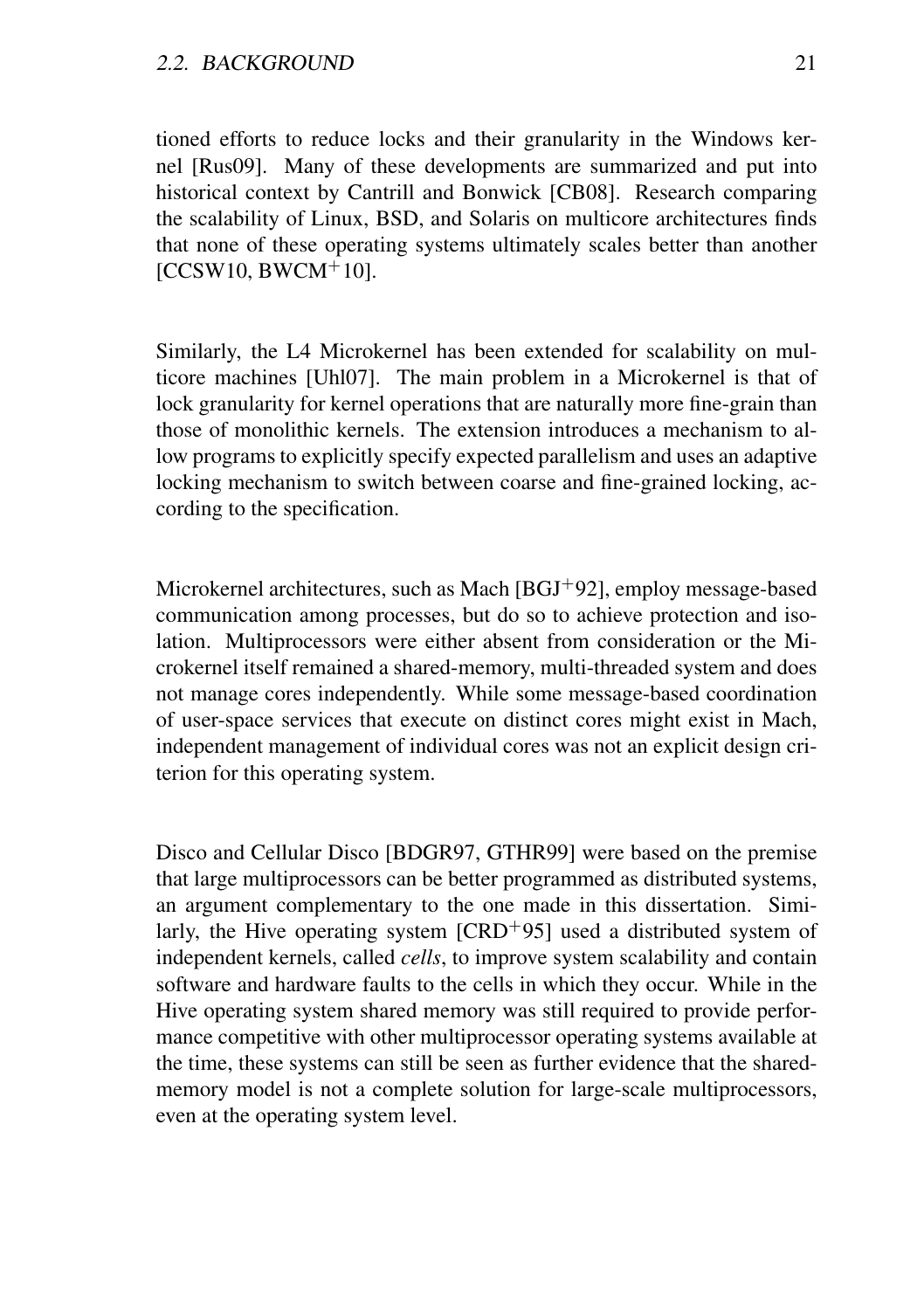tioned efforts to reduce locks and their granularity in the Windows kernel [Rus09]. Many of these developments are summarized and put into historical context by Cantrill and Bonwick [CB08]. Research comparing the scalability of Linux, BSD, and Solaris on multicore architectures finds that none of these operating systems ultimately scales better than another [CCSW10, BWCM+10].

Similarly, the L4 Microkernel has been extended for scalability on multicore machines [Uhl07]. The main problem in a Microkernel is that of lock granularity for kernel operations that are naturally more fine-grain than those of monolithic kernels. The extension introduces a mechanism to allow programs to explicitly specify expected parallelism and uses an adaptive locking mechanism to switch between coarse and fine-grained locking, according to the specification.

Microkernel architectures, such as Mach [BGJ+92], employ message-based communication among processes, but do so to achieve protection and isolation. Multiprocessors were either absent from consideration or the Microkernel itself remained a shared-memory, multi-threaded system and does not manage cores independently. While some message-based coordination of user-space services that execute on distinct cores might exist in Mach, independent management of individual cores was not an explicit design criterion for this operating system.

Disco and Cellular Disco [BDGR97, GTHR99] were based on the premise that large multiprocessors can be better programmed as distributed systems, an argument complementary to the one made in this dissertation. Similarly, the Hive operating system [CRD+95] used a distributed system of independent kernels, called *cells*, to improve system scalability and contain software and hardware faults to the cells in which they occur. While in the Hive operating system shared memory was still required to provide performance competitive with other multiprocessor operating systems available at the time, these systems can still be seen as further evidence that the shared-memory model is not a complete solution for large-scale multiprocessors, even at the operating system level.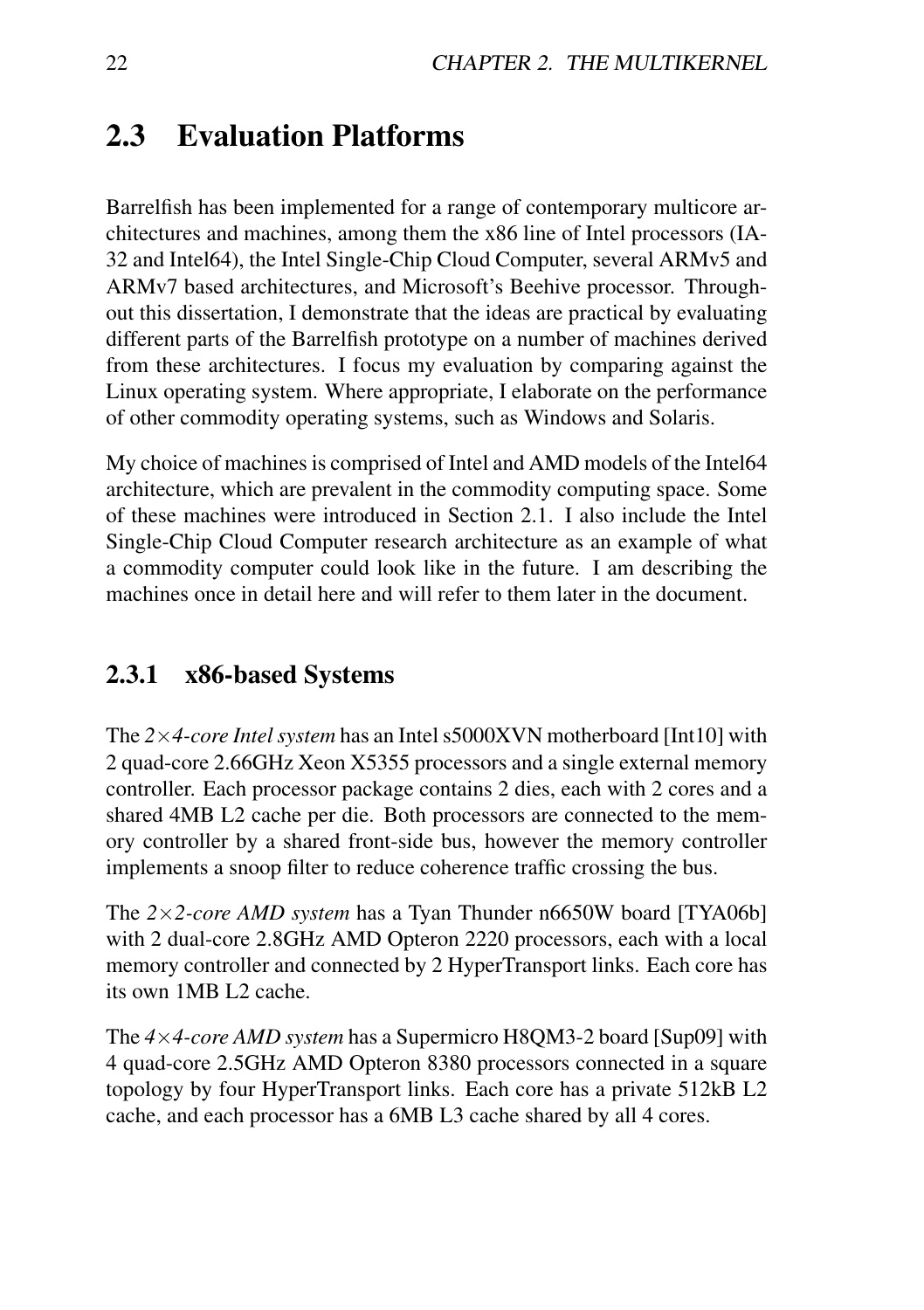## 2.3 Evaluation Platforms

Barrelfish has been implemented for a range of contemporary multicore architectures and machines, among them the x86 line of Intel processors (IA-32 and Intel64), the Intel Single-Chip Cloud Computer, several ARMv5 and ARMv7 based architectures, and Microsoft's Beehive processor. Throughout this dissertation, I demonstrate that the ideas are practical by evaluating different parts of the Barrelfish prototype on a number of machines derived from these architectures. I focus my evaluation by comparing against the Linux operating system. Where appropriate, I elaborate on the performance of other commodity operating systems, such as Windows and Solaris.

My choice of machines is comprised of Intel and AMD models of the Intel64 architecture, which are prevalent in the commodity computing space. Some of these machines were introduced in Section 2.1. I also include the Intel Single-Chip Cloud Computer research architecture as an example of what a commodity computer could look like in the future. I am describing the machines once in detail here and will refer to them later in the document.

### 2.3.1 x86-based Systems

The *2×4-core Intel system* has an Intel s5000XVN motherboard [Int10] with 2 quad-core 2.66GHz Xeon X5355 processors and a single external memory controller. Each processor package contains 2 dies, each with 2 cores and a shared 4MB L2 cache per die. Both processors are connected to the memory controller by a shared front-side bus, however the memory controller implements a snoop filter to reduce coherence traffic crossing the bus.

The *2×2-core AMD system* has a Tyan Thunder n6650W board [TYA06b] with 2 dual-core 2.8GHz AMD Opteron 2220 processors, each with a local memory controller and connected by 2 HyperTransport links. Each core has its own 1MB L2 cache.

The *4×4-core AMD system* has a Supermicro H8QM3-2 board [Sup09] with 4 quad-core 2.5GHz AMD Opteron 8380 processors connected in a square topology by four HyperTransport links. Each core has a private 512kB L2 cache, and each processor has a 6MB L3 cache shared by all 4 cores.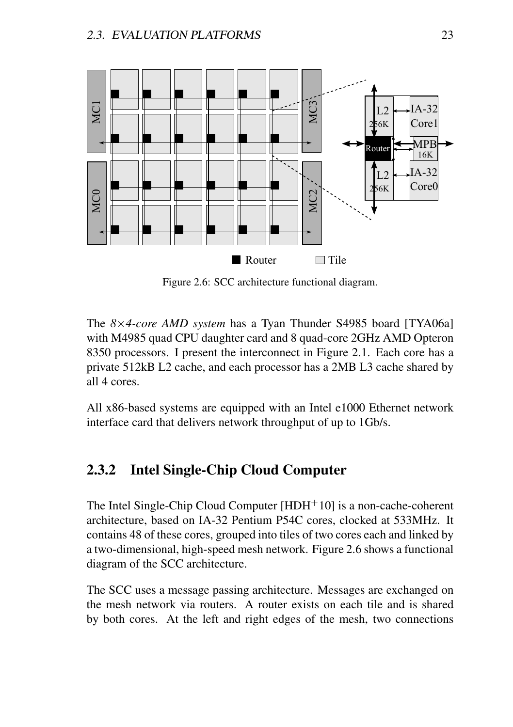Figure 2.6: SCC architecture functional diagram.

The *8×4-core AMD system* has a Tyan Thunder S4985 board [TYA06a] with M4985 quad CPU daughter card and 8 quad-core 2GHz AMD Opteron 8350 processors. I present the interconnect in Figure 2.1. Each core has a private 512kB L2 cache, and each processor has a 2MB L3 cache shared by all 4 cores.

All x86-based systems are equipped with an Intel e1000 Ethernet network interface card that delivers network throughput of up to 1Gb/s.

### 2.3.2 Intel Single-Chip Cloud Computer

The Intel Single-Chip Cloud Computer [HDH+10] is a non-cache-coherent architecture, based on IA-32 Pentium P54C cores, clocked at 533MHz. It contains 48 of these cores, grouped into tiles of two cores each and linked by a two-dimensional, high-speed mesh network. Figure 2.6 shows a functional diagram of the SCC architecture.

The SCC uses a message passing architecture. Messages are exchanged on the mesh network via routers. A router exists on each tile and is shared by both cores. At the left and right edges of the mesh, two connections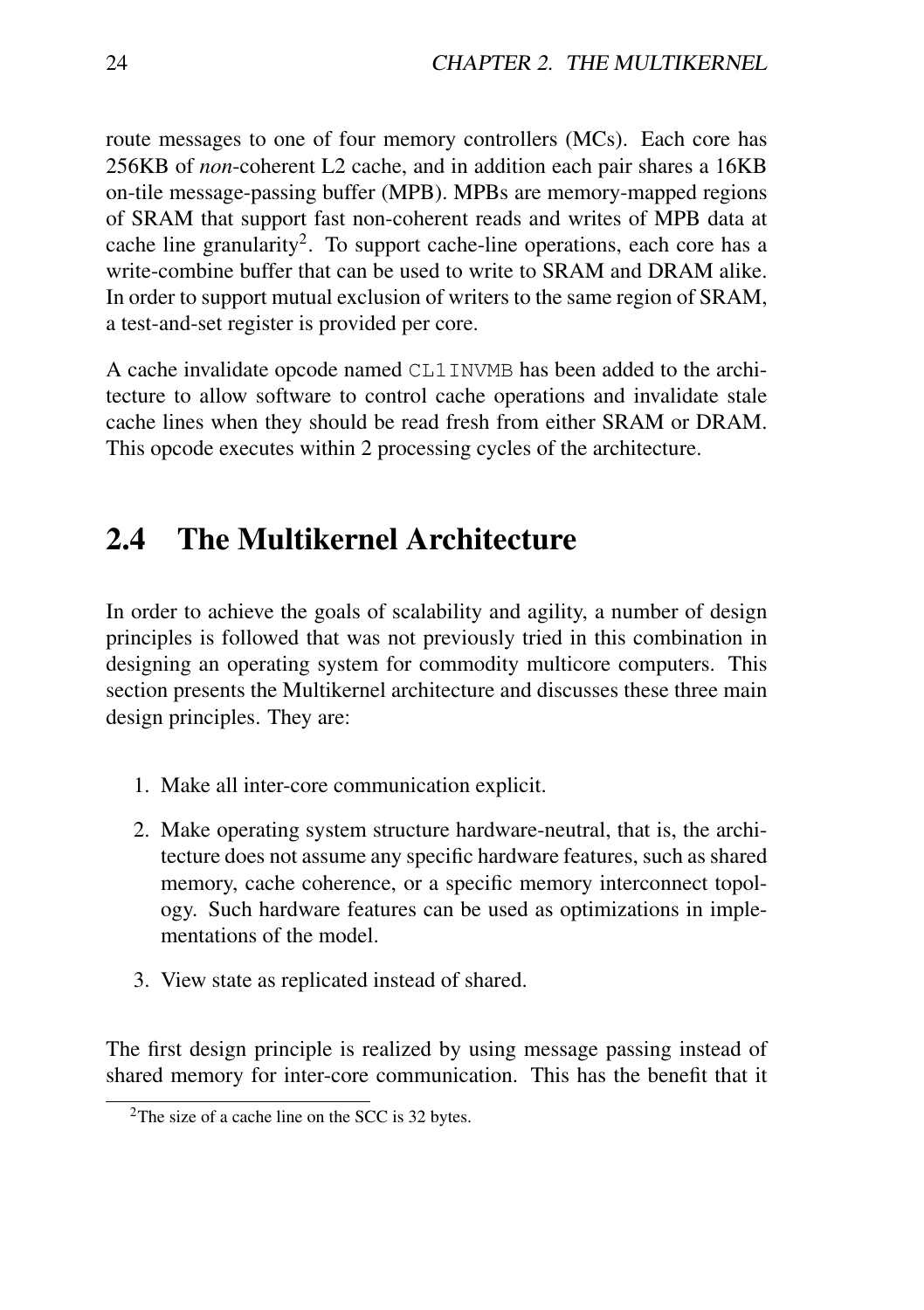route messages to one of four memory controllers (MCs). Each core has 256KB of *non*-coherent L2 cache, and in addition each pair shares a 16KB on-tile message-passing buffer (MPB). MPBs are memory-mapped regions of SRAM that support fast non-coherent reads and writes of MPB data at cache line granularity[2]. To support cache-line operations, each core has a write-combine buffer that can be used to write to SRAM and DRAM alike. In order to support mutual exclusion of writers to the same region of SRAM, a test-and-set register is provided per core.

A cache invalidate opcode named `CL1INVMB` has been added to the architecture to allow software to control cache operations and invalidate stale cache lines when they should be read fresh from either SRAM or DRAM. This opcode executes within 2 processing cycles of the architecture.

## 2.4 The Multikernel Architecture

In order to achieve the goals of scalability and agility, a number of design principles is followed that was not previously tried in this combination in designing an operating system for commodity multicore computers. This section presents the Multikernel architecture and discusses these three main design principles. They are:

1. Make all inter-core communication explicit.
2. Make operating system structure hardware-neutral, that is, the architecture does not assume any specific hardware features, such as shared memory, cache coherence, or a specific memory interconnect topology. Such hardware features can be used as optimizations in implementations of the model.
3. View state as replicated instead of shared.

The first design principle is realized by using message passing instead of shared memory for inter-core communication. This has the benefit that it

[2] The size of a cache line on the SCC is 32 bytes.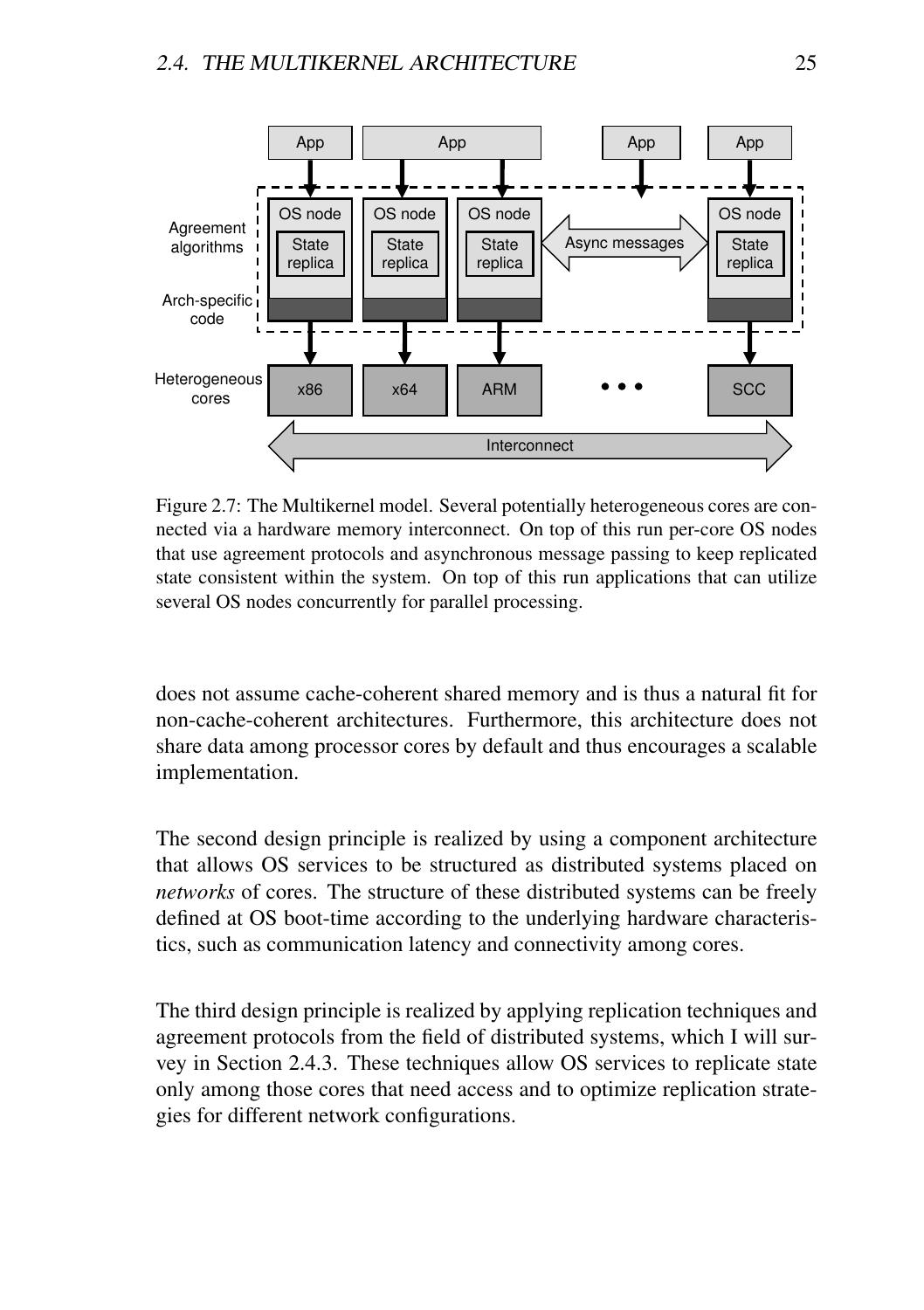Figure 2.7: The Multikernel model. Several potentially heterogeneous cores are connected via a hardware memory interconnect. On top of this run per-core OS nodes that use agreement protocols and asynchronous message passing to keep replicated state consistent within the system. On top of this run applications that can utilize several OS nodes concurrently for parallel processing.

does not assume cache-coherent shared memory and is thus a natural fit for non-cache-coherent architectures. Furthermore, this architecture does not share data among processor cores by default and thus encourages a scalable implementation.

The second design principle is realized by using a component architecture that allows OS services to be structured as distributed systems placed on *networks* of cores. The structure of these distributed systems can be freely defined at OS boot-time according to the underlying hardware characteristics, such as communication latency and connectivity among cores.

The third design principle is realized by applying replication techniques and agreement protocols from the field of distributed systems, which I will survey in Section 2.4.3. These techniques allow OS services to replicate state only among those cores that need access and to optimize replication strategies for different network configurations.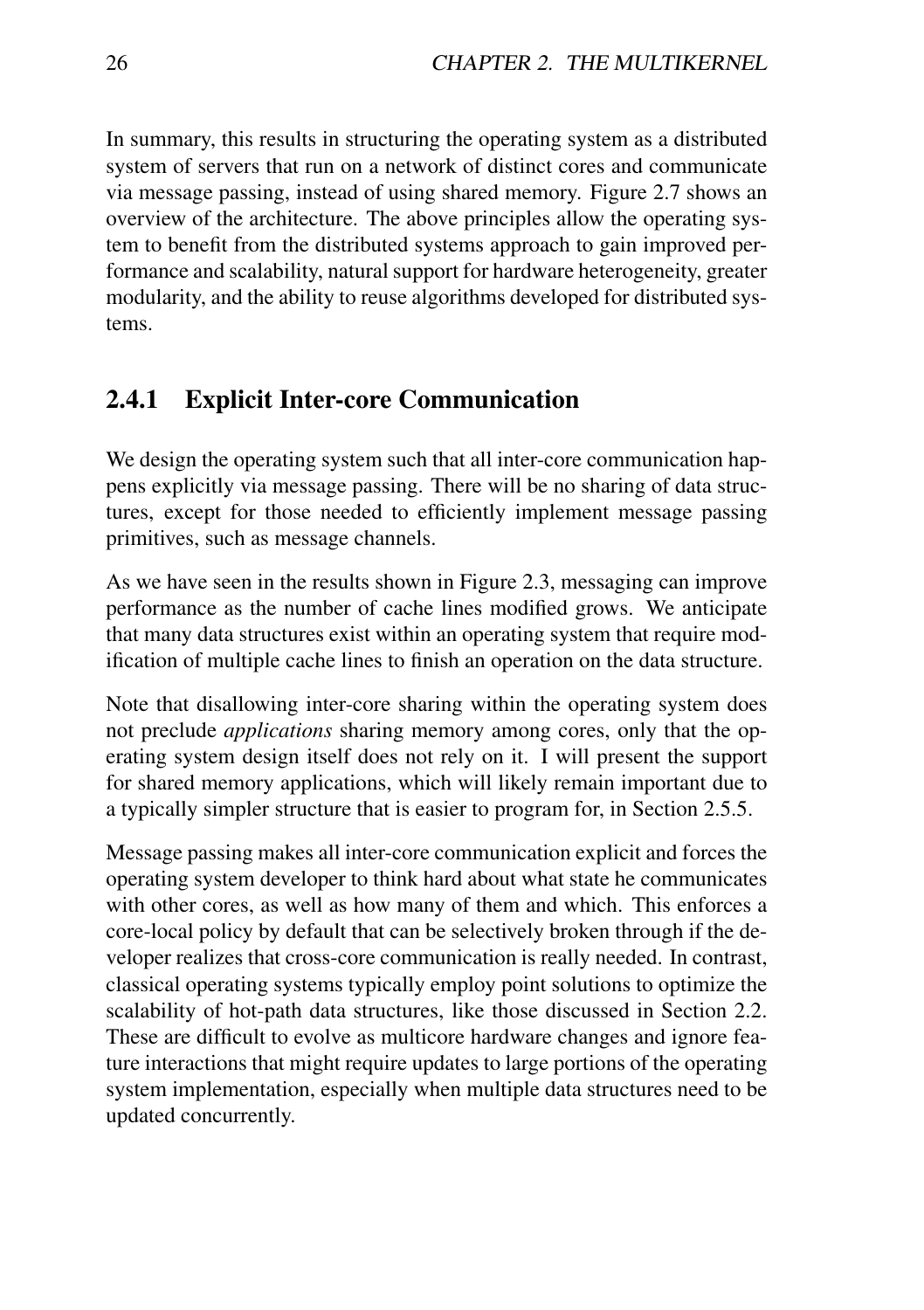In summary, this results in structuring the operating system as a distributed system of servers that run on a network of distinct cores and communicate via message passing, instead of using shared memory. Figure 2.7 shows an overview of the architecture. The above principles allow the operating system to benefit from the distributed systems approach to gain improved performance and scalability, natural support for hardware heterogeneity, greater modularity, and the ability to reuse algorithms developed for distributed systems.

### 2.4.1 Explicit Inter-core Communication

We design the operating system such that all inter-core communication happens explicitly via message passing. There will be no sharing of data structures, except for those needed to efficiently implement message passing primitives, such as message channels.

As we have seen in the results shown in Figure 2.3, messaging can improve performance as the number of cache lines modified grows. We anticipate that many data structures exist within an operating system that require modification of multiple cache lines to finish an operation on the data structure.

Note that disallowing inter-core sharing within the operating system does not preclude *applications* sharing memory among cores, only that the operating system design itself does not rely on it. I will present the support for shared memory applications, which will likely remain important due to a typically simpler structure that is easier to program for, in Section 2.5.5.

Message passing makes all inter-core communication explicit and forces the operating system developer to think hard about what state he communicates with other cores, as well as how many of them and which. This enforces a core-local policy by default that can be selectively broken through if the developer realizes that cross-core communication is really needed. In contrast, classical operating systems typically employ point solutions to optimize the scalability of hot-path data structures, like those discussed in Section 2.2. These are difficult to evolve as multicore hardware changes and ignore feature interactions that might require updates to large portions of the operating system implementation, especially when multiple data structures need to be updated concurrently.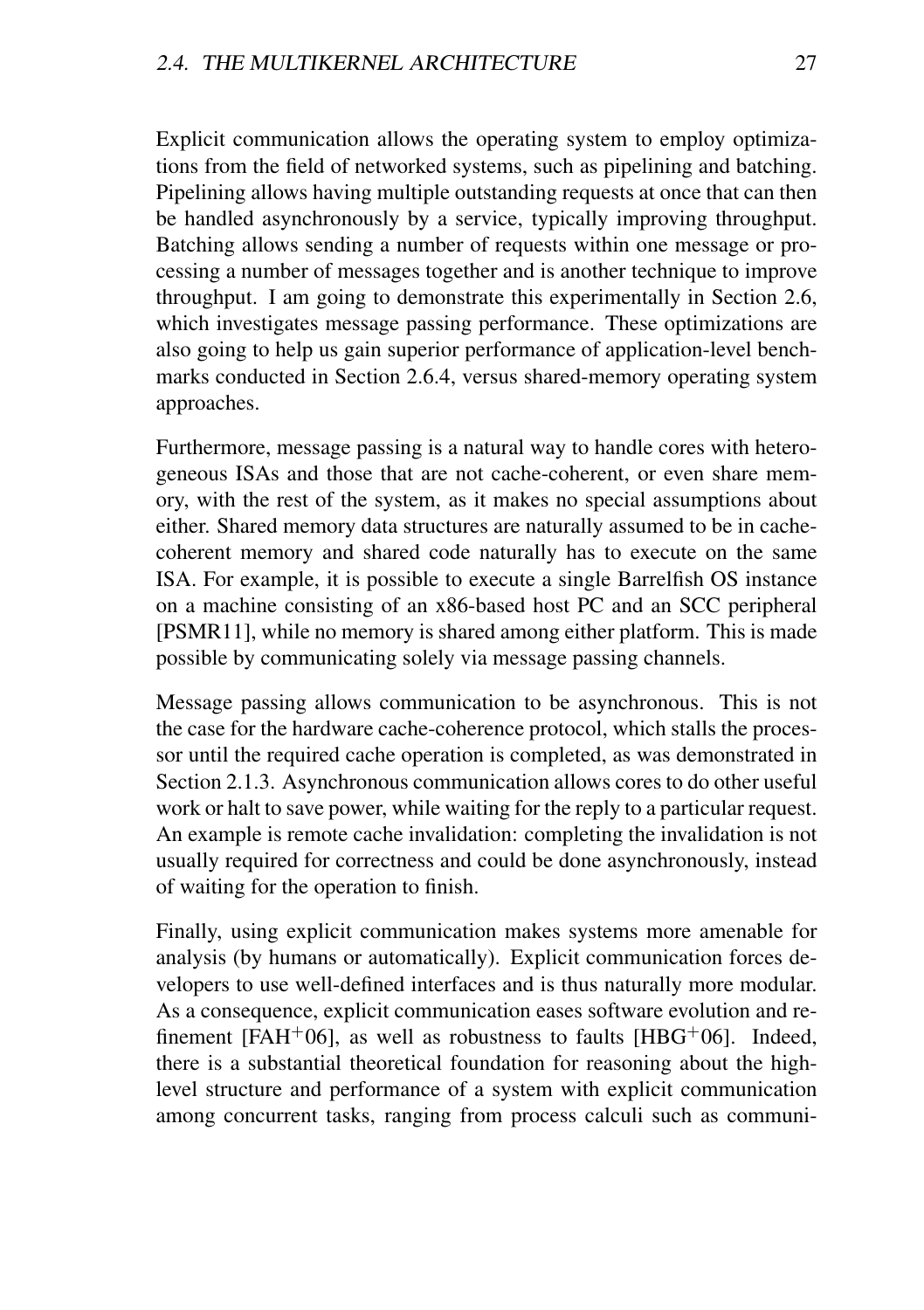Explicit communication allows the operating system to employ optimizations from the field of networked systems, such as pipelining and batching. Pipelining allows having multiple outstanding requests at once that can then be handled asynchronously by a service, typically improving throughput. Batching allows sending a number of requests within one message or processing a number of messages together and is another technique to improve throughput. I am going to demonstrate this experimentally in Section 2.6, which investigates message passing performance. These optimizations are also going to help us gain superior performance of application-level benchmarks conducted in Section 2.6.4, versus shared-memory operating system approaches.

Furthermore, message passing is a natural way to handle cores with heterogeneous ISAs and those that are not cache-coherent, or even share memory, with the rest of the system, as it makes no special assumptions about either. Shared memory data structures are naturally assumed to be in cache-coherent memory and shared code naturally has to execute on the same ISA. For example, it is possible to execute a single Barrelfish OS instance on a machine consisting of an x86-based host PC and an SCC peripheral [PSMR11], while no memory is shared among either platform. This is made possible by communicating solely via message passing channels.

Message passing allows communication to be asynchronous. This is not the case for the hardware cache-coherence protocol, which stalls the processor until the required cache operation is completed, as was demonstrated in Section 2.1.3. Asynchronous communication allows cores to do other useful work or halt to save power, while waiting for the reply to a particular request. An example is remote cache invalidation: completing the invalidation is not usually required for correctness and could be done asynchronously, instead of waiting for the operation to finish.

Finally, using explicit communication makes systems more amenable for analysis (by humans or automatically). Explicit communication forces developers to use well-defined interfaces and is thus naturally more modular. As a consequence, explicit communication eases software evolution and refinement [FAH+06], as well as robustness to faults [HBG+06]. Indeed, there is a substantial theoretical foundation for reasoning about the high-level structure and performance of a system with explicit communication among concurrent tasks, ranging from process calculi such as communi-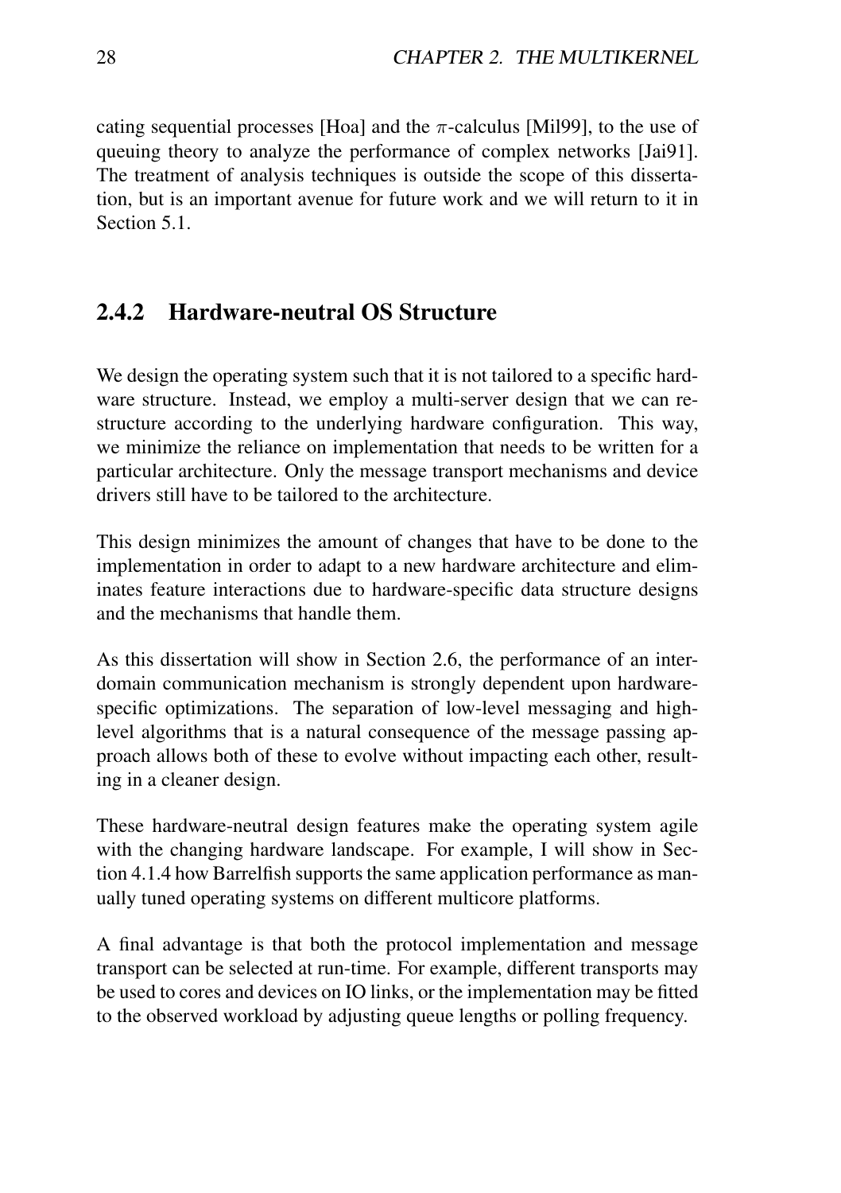cating sequential processes [Hoa] and the $\pi$-calculus [Mil99], to the use of queuing theory to analyze the performance of complex networks [Jai91]. The treatment of analysis techniques is outside the scope of this dissertation, but is an important avenue for future work and we will return to it in Section 5.1.

### 2.4.2 Hardware-neutral OS Structure

We design the operating system such that it is not tailored to a specific hardware structure. Instead, we employ a multi-server design that we can restructure according to the underlying hardware configuration. This way, we minimize the reliance on implementation that needs to be written for a particular architecture. Only the message transport mechanisms and device drivers still have to be tailored to the architecture.

This design minimizes the amount of changes that have to be done to the implementation in order to adapt to a new hardware architecture and eliminates feature interactions due to hardware-specific data structure designs and the mechanisms that handle them.

As this dissertation will show in Section 2.6, the performance of an inter-domain communication mechanism is strongly dependent upon hardware-specific optimizations. The separation of low-level messaging and high-level algorithms that is a natural consequence of the message passing approach allows both of these to evolve without impacting each other, resulting in a cleaner design.

These hardware-neutral design features make the operating system agile with the changing hardware landscape. For example, I will show in Section 4.1.4 how Barrelfish supports the same application performance as manually tuned operating systems on different multicore platforms.

A final advantage is that both the protocol implementation and message transport can be selected at run-time. For example, different transports may be used to cores and devices on IO links, or the implementation may be fitted to the observed workload by adjusting queue lengths or polling frequency.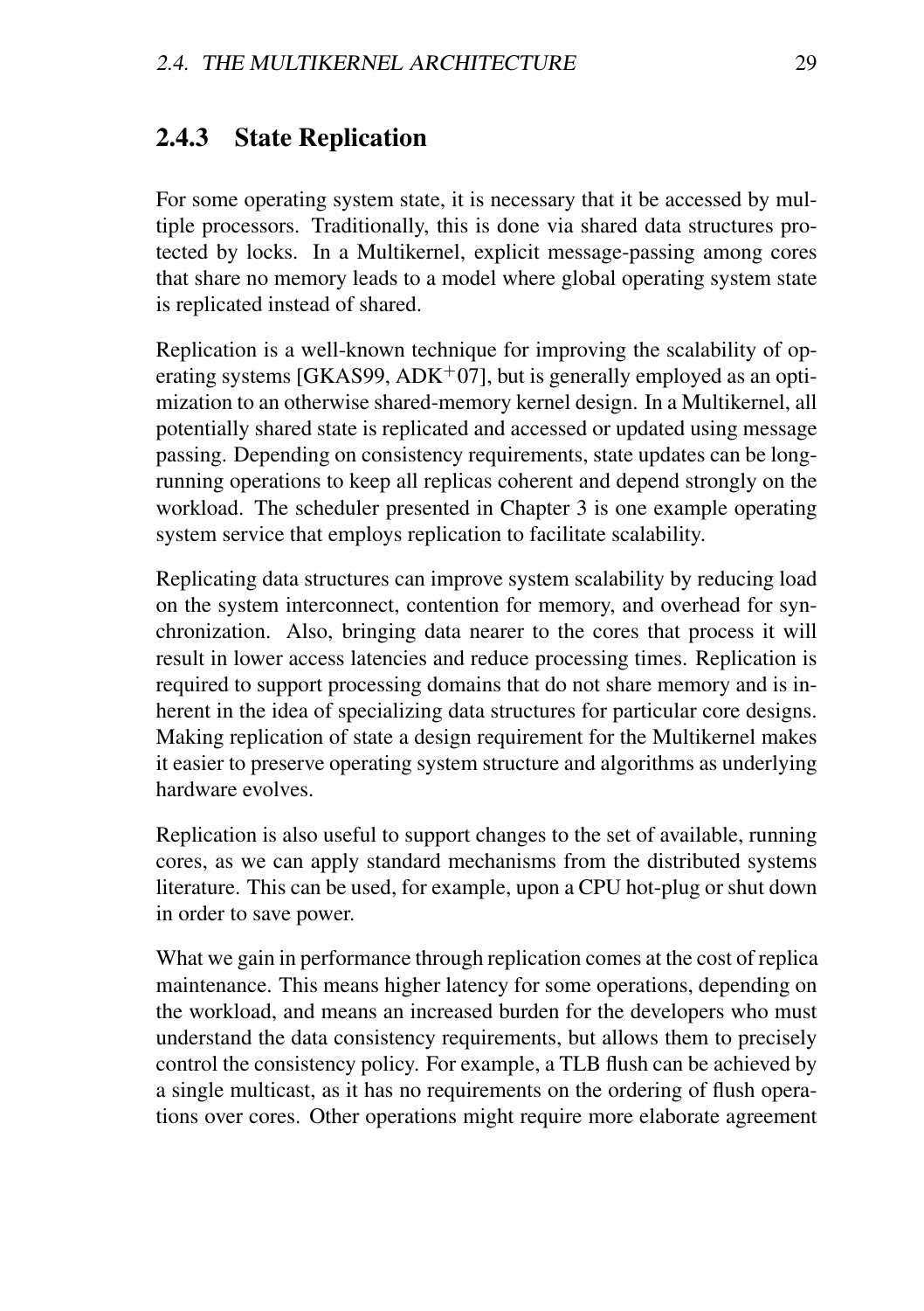### 2.4.3 State Replication

For some operating system state, it is necessary that it be accessed by multiple processors. Traditionally, this is done via shared data structures protected by locks. In a Multikernel, explicit message-passing among cores that share no memory leads to a model where global operating system state is replicated instead of shared.

Replication is a well-known technique for improving the scalability of operating systems [GKAS99, ADK+07], but is generally employed as an optimization to an otherwise shared-memory kernel design. In a Multikernel, all potentially shared state is replicated and accessed or updated using message passing. Depending on consistency requirements, state updates can be long-running operations to keep all replicas coherent and depend strongly on the workload. The scheduler presented in Chapter 3 is one example operating system service that employs replication to facilitate scalability.

Replicating data structures can improve system scalability by reducing load on the system interconnect, contention for memory, and overhead for synchronization. Also, bringing data nearer to the cores that process it will result in lower access latencies and reduce processing times. Replication is required to support processing domains that do not share memory and is inherent in the idea of specializing data structures for particular core designs. Making replication of state a design requirement for the Multikernel makes it easier to preserve operating system structure and algorithms as underlying hardware evolves.

Replication is also useful to support changes to the set of available, running cores, as we can apply standard mechanisms from the distributed systems literature. This can be used, for example, upon a CPU hot-plug or shut down in order to save power.

What we gain in performance through replication comes at the cost of replica maintenance. This means higher latency for some operations, depending on the workload, and means an increased burden for the developers who must understand the data consistency requirements, but allows them to precisely control the consistency policy. For example, a TLB flush can be achieved by a single multicast, as it has no requirements on the ordering of flush operations over cores. Other operations might require more elaborate agreement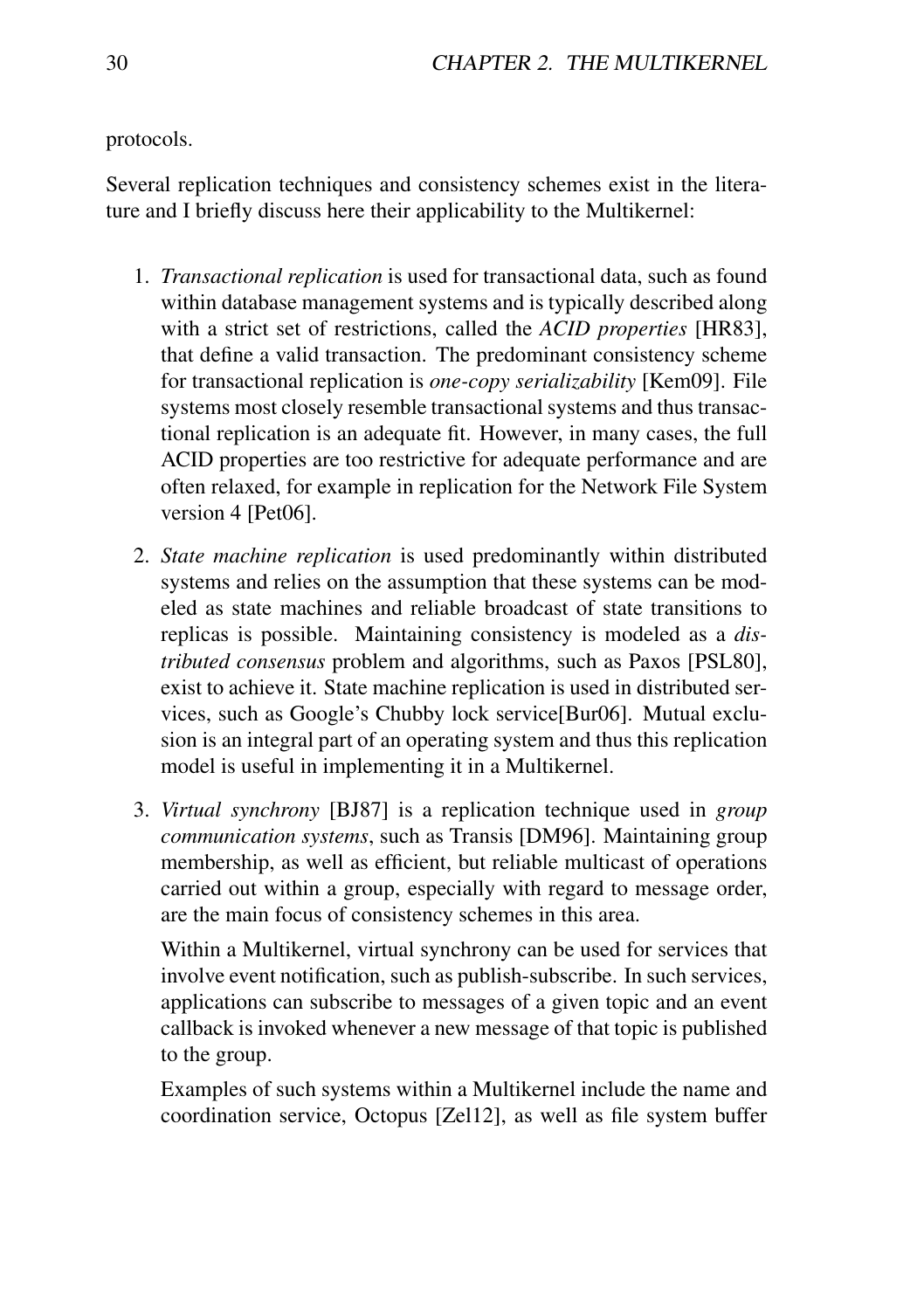protocols.

Several replication techniques and consistency schemes exist in the literature and I briefly discuss here their applicability to the Multikernel:

1. *Transactional replication* is used for transactional data, such as found within database management systems and is typically described along with a strict set of restrictions, called the *ACID properties* [HR83], that define a valid transaction. The predominant consistency scheme for transactional replication is *one-copy serializability* [Kem09]. File systems most closely resemble transactional systems and thus transactional replication is an adequate fit. However, in many cases, the full ACID properties are too restrictive for adequate performance and are often relaxed, for example in replication for the Network File System version 4 [Pet06].

2. *State machine replication* is used predominantly within distributed systems and relies on the assumption that these systems can be modeled as state machines and reliable broadcast of state transitions to replicas is possible. Maintaining consistency is modeled as a *distributed consensus* problem and algorithms, such as Paxos [PSL80], exist to achieve it. State machine replication is used in distributed services, such as Google's Chubby lock service[Bur06]. Mutual exclusion is an integral part of an operating system and thus this replication model is useful in implementing it in a Multikernel.

3. *Virtual synchrony* [BJ87] is a replication technique used in *group communication systems*, such as Transis [DM96]. Maintaining group membership, as well as efficient, but reliable multicast of operations carried out within a group, especially with regard to message order, are the main focus of consistency schemes in this area.

   Within a Multikernel, virtual synchrony can be used for services that involve event notification, such as publish-subscribe. In such services, applications can subscribe to messages of a given topic and an event callback is invoked whenever a new message of that topic is published to the group.

   Examples of such systems within a Multikernel include the name and coordination service, Octopus [Zel12], as well as file system buffer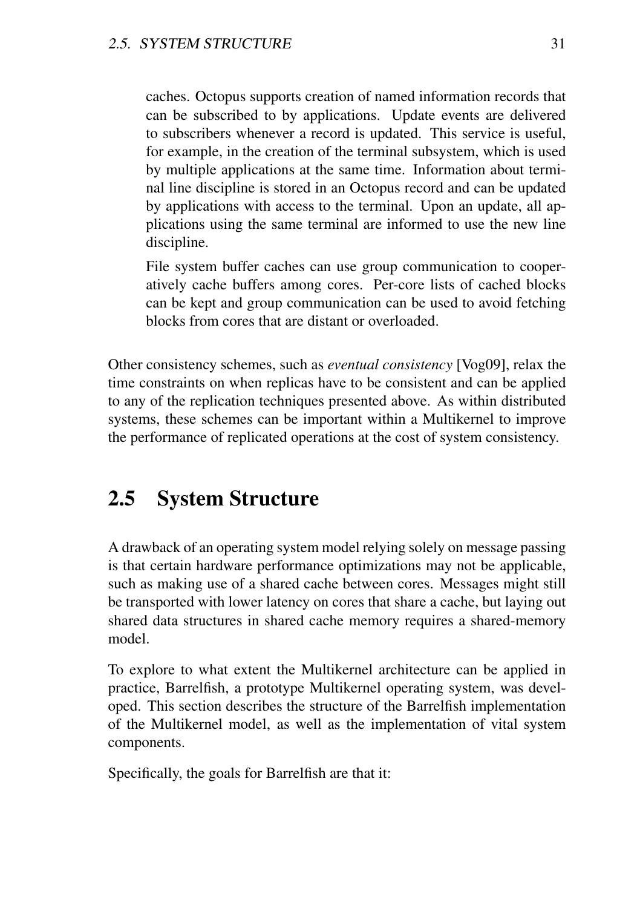caches. Octopus supports creation of named information records that can be subscribed to by applications. Update events are delivered to subscribers whenever a record is updated. This service is useful, for example, in the creation of the terminal subsystem, which is used by multiple applications at the same time. Information about terminal line discipline is stored in an Octopus record and can be updated by applications with access to the terminal. Upon an update, all applications using the same terminal are informed to use the new line discipline.

File system buffer caches can use group communication to cooperatively cache buffers among cores. Per-core lists of cached blocks can be kept and group communication can be used to avoid fetching blocks from cores that are distant or overloaded.

Other consistency schemes, such as *eventual consistency* [Vog09], relax the time constraints on when replicas have to be consistent and can be applied to any of the replication techniques presented above. As within distributed systems, these schemes can be important within a Multikernel to improve the performance of replicated operations at the cost of system consistency.

## 2.5 System Structure

A drawback of an operating system model relying solely on message passing is that certain hardware performance optimizations may not be applicable, such as making use of a shared cache between cores. Messages might still be transported with lower latency on cores that share a cache, but laying out shared data structures in shared cache memory requires a shared-memory model.

To explore to what extent the Multikernel architecture can be applied in practice, Barrelfish, a prototype Multikernel operating system, was developed. This section describes the structure of the Barrelfish implementation of the Multikernel model, as well as the implementation of vital system components.

Specifically, the goals for Barrelfish are that it: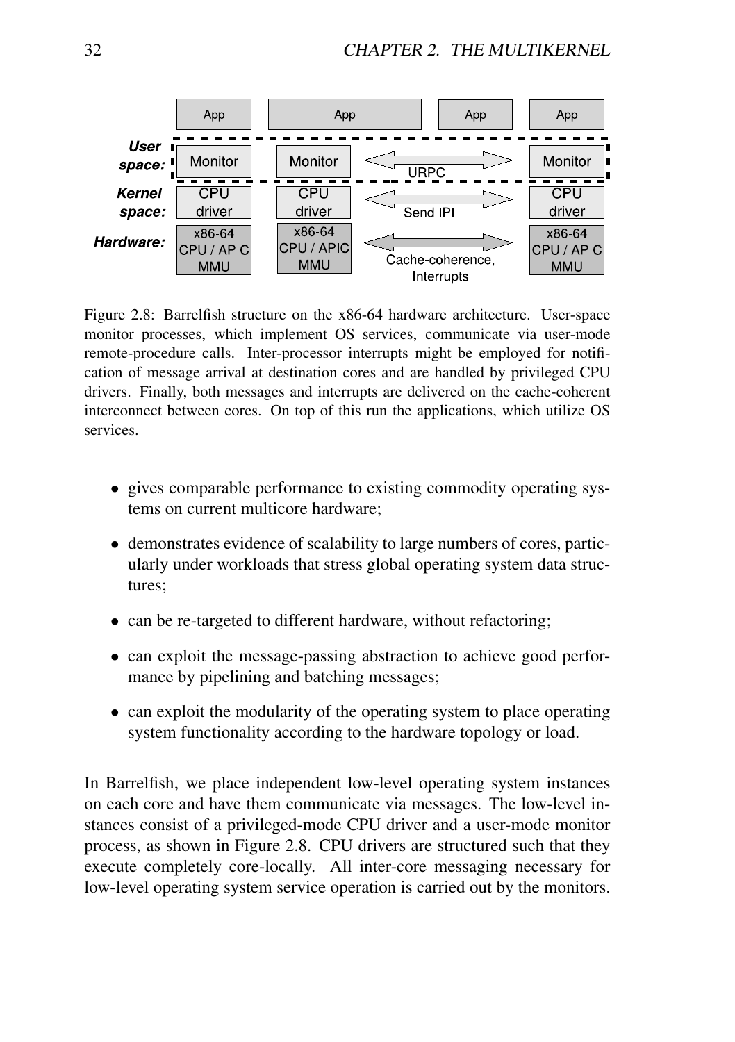Figure 2.8: Barrelfish structure on the x86-64 hardware architecture. User-space monitor processes, which implement OS services, communicate via user-mode remote-procedure calls. Inter-processor interrupts might be employed for notification of message arrival at destination cores and are handled by privileged CPU drivers. Finally, both messages and interrupts are delivered on the cache-coherent interconnect between cores. On top of this run the applications, which utilize OS services.

- gives comparable performance to existing commodity operating systems on current multicore hardware;
- demonstrates evidence of scalability to large numbers of cores, particularly under workloads that stress global operating system data structures;
- can be re-targeted to different hardware, without refactoring;
- can exploit the message-passing abstraction to achieve good performance by pipelining and batching messages;
- can exploit the modularity of the operating system to place operating system functionality according to the hardware topology or load.

In Barrelfish, we place independent low-level operating system instances on each core and have them communicate via messages. The low-level instances consist of a privileged-mode CPU driver and a user-mode monitor process, as shown in Figure 2.8. CPU drivers are structured such that they execute completely core-locally. All inter-core messaging necessary for low-level operating system service operation is carried out by the monitors.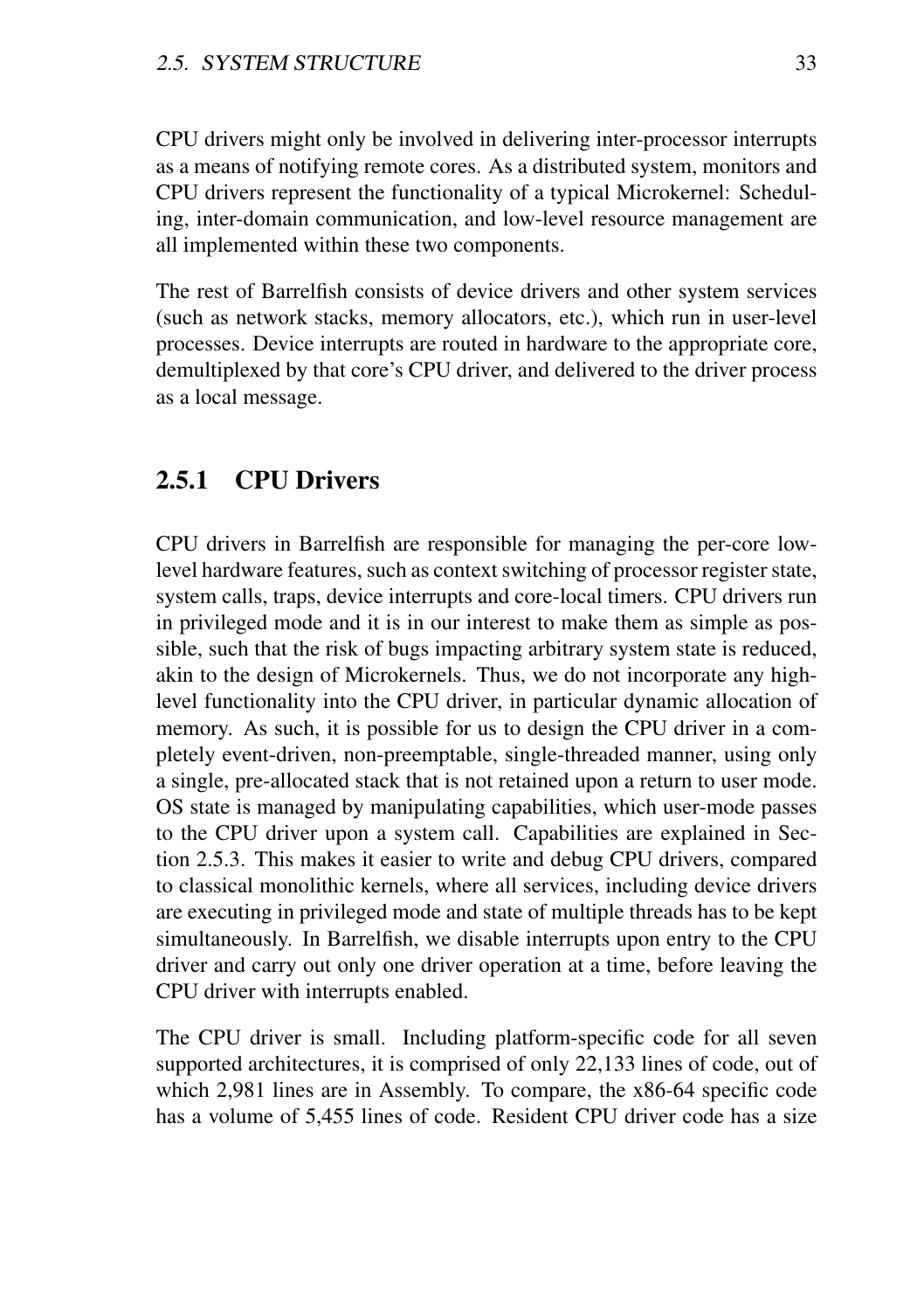CPU drivers might only be involved in delivering inter-processor interrupts as a means of notifying remote cores. As a distributed system, monitors and CPU drivers represent the functionality of a typical Microkernel: Scheduling, inter-domain communication, and low-level resource management are all implemented within these two components.

The rest of Barrelfish consists of device drivers and other system services (such as network stacks, memory allocators, etc.), which run in user-level processes. Device interrupts are routed in hardware to the appropriate core, demultiplexed by that core's CPU driver, and delivered to the driver process as a local message.

### 2.5.1 CPU Drivers

CPU drivers in Barrelfish are responsible for managing the per-core low-level hardware features, such as context switching of processor register state, system calls, traps, device interrupts and core-local timers. CPU drivers run in privileged mode and it is in our interest to make them as simple as possible, such that the risk of bugs impacting arbitrary system state is reduced, akin to the design of Microkernels. Thus, we do not incorporate any high-level functionality into the CPU driver, in particular dynamic allocation of memory. As such, it is possible for us to design the CPU driver in a completely event-driven, non-preemptable, single-threaded manner, using only a single, pre-allocated stack that is not retained upon a return to user mode. OS state is managed by manipulating capabilities, which user-mode passes to the CPU driver upon a system call. Capabilities are explained in Section 2.5.3. This makes it easier to write and debug CPU drivers, compared to classical monolithic kernels, where all services, including device drivers are executing in privileged mode and state of multiple threads has to be kept simultaneously. In Barrelfish, we disable interrupts upon entry to the CPU driver and carry out only one driver operation at a time, before leaving the CPU driver with interrupts enabled.

The CPU driver is small. Including platform-specific code for all seven supported architectures, it is comprised of only 22,133 lines of code, out of which 2,981 lines are in Assembly. To compare, the x86-64 specific code has a volume of 5,455 lines of code. Resident CPU driver code has a size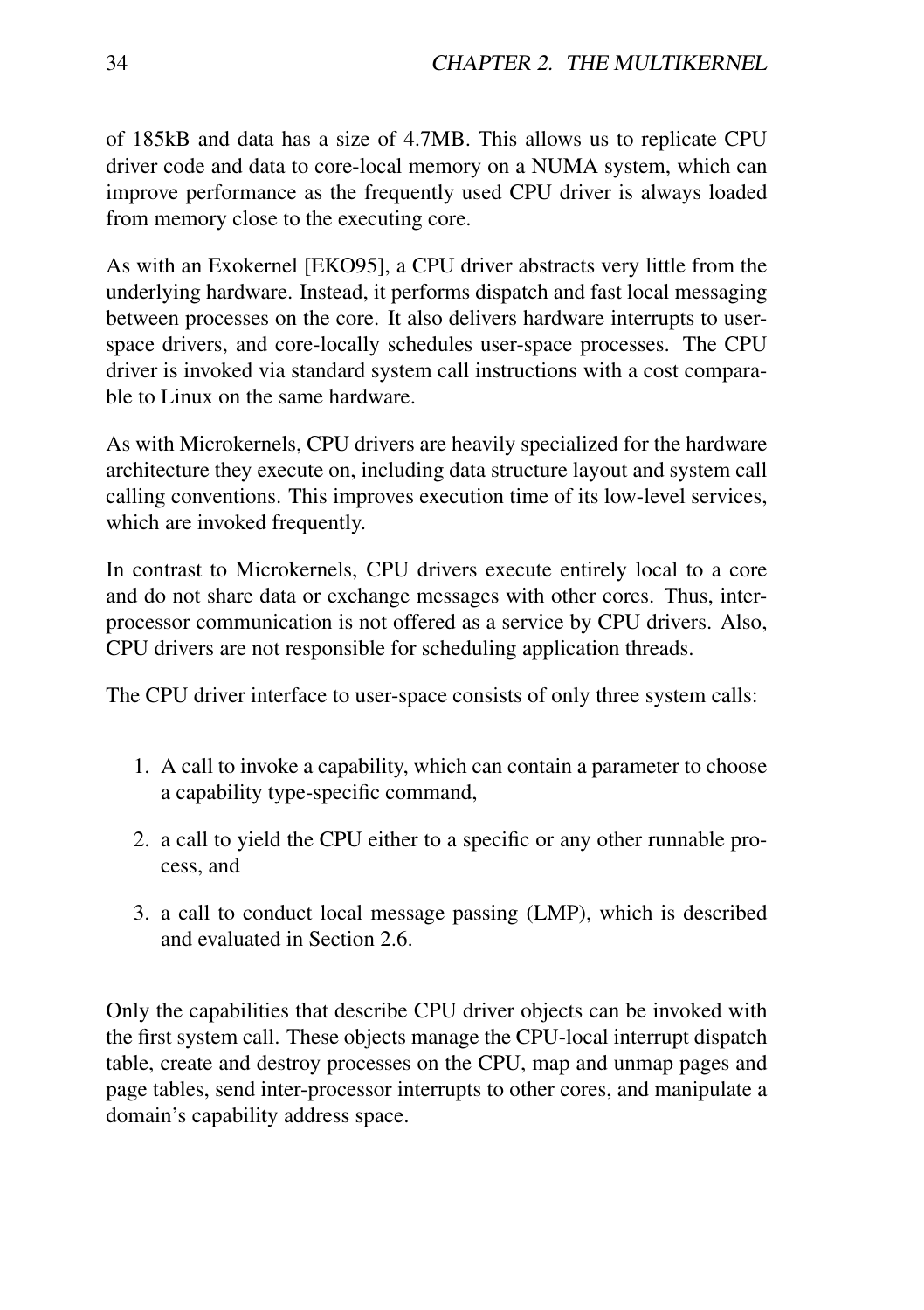of 185kB and data has a size of 4.7MB. This allows us to replicate CPU driver code and data to core-local memory on a NUMA system, which can improve performance as the frequently used CPU driver is always loaded from memory close to the executing core.

As with an Exokernel [EKO95], a CPU driver abstracts very little from the underlying hardware. Instead, it performs dispatch and fast local messaging between processes on the core. It also delivers hardware interrupts to user-space drivers, and core-locally schedules user-space processes. The CPU driver is invoked via standard system call instructions with a cost comparable to Linux on the same hardware.

As with Microkernels, CPU drivers are heavily specialized for the hardware architecture they execute on, including data structure layout and system call calling conventions. This improves execution time of its low-level services, which are invoked frequently.

In contrast to Microkernels, CPU drivers execute entirely local to a core and do not share data or exchange messages with other cores. Thus, inter-processor communication is not offered as a service by CPU drivers. Also, CPU drivers are not responsible for scheduling application threads.

The CPU driver interface to user-space consists of only three system calls:

1. A call to invoke a capability, which can contain a parameter to choose a capability type-specific command,
2. a call to yield the CPU either to a specific or any other runnable process, and
3. a call to conduct local message passing (LMP), which is described and evaluated in Section 2.6.

Only the capabilities that describe CPU driver objects can be invoked with the first system call. These objects manage the CPU-local interrupt dispatch table, create and destroy processes on the CPU, map and unmap pages and page tables, send inter-processor interrupts to other cores, and manipulate a domain's capability address space.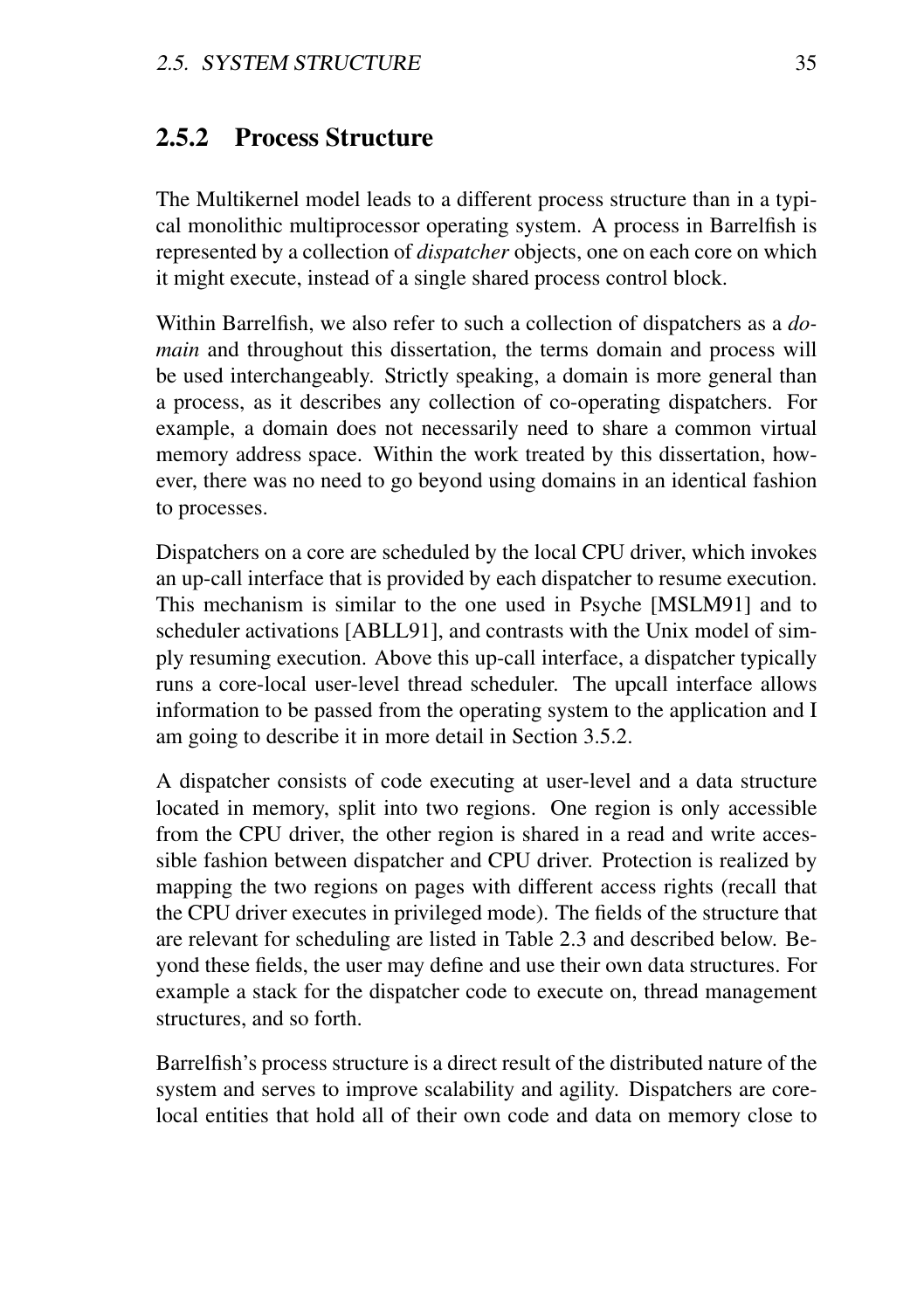### 2.5.2 Process Structure

The Multikernel model leads to a different process structure than in a typical monolithic multiprocessor operating system. A process in Barrelfish is represented by a collection of *dispatcher* objects, one on each core on which it might execute, instead of a single shared process control block.

Within Barrelfish, we also refer to such a collection of dispatchers as a *domain* and throughout this dissertation, the terms domain and process will be used interchangeably. Strictly speaking, a domain is more general than a process, as it describes any collection of co-operating dispatchers. For example, a domain does not necessarily need to share a common virtual memory address space. Within the work treated by this dissertation, however, there was no need to go beyond using domains in an identical fashion to processes.

Dispatchers on a core are scheduled by the local CPU driver, which invokes an up-call interface that is provided by each dispatcher to resume execution. This mechanism is similar to the one used in Psyche [MSLM91] and to scheduler activations [ABLL91], and contrasts with the Unix model of simply resuming execution. Above this up-call interface, a dispatcher typically runs a core-local user-level thread scheduler. The upcall interface allows information to be passed from the operating system to the application and I am going to describe it in more detail in Section 3.5.2.

A dispatcher consists of code executing at user-level and a data structure located in memory, split into two regions. One region is only accessible from the CPU driver, the other region is shared in a read and write accessible fashion between dispatcher and CPU driver. Protection is realized by mapping the two regions on pages with different access rights (recall that the CPU driver executes in privileged mode). The fields of the structure that are relevant for scheduling are listed in Table 2.3 and described below. Beyond these fields, the user may define and use their own data structures. For example a stack for the dispatcher code to execute on, thread management structures, and so forth.

Barrelfish's process structure is a direct result of the distributed nature of the system and serves to improve scalability and agility. Dispatchers are core-local entities that hold all of their own code and data on memory close to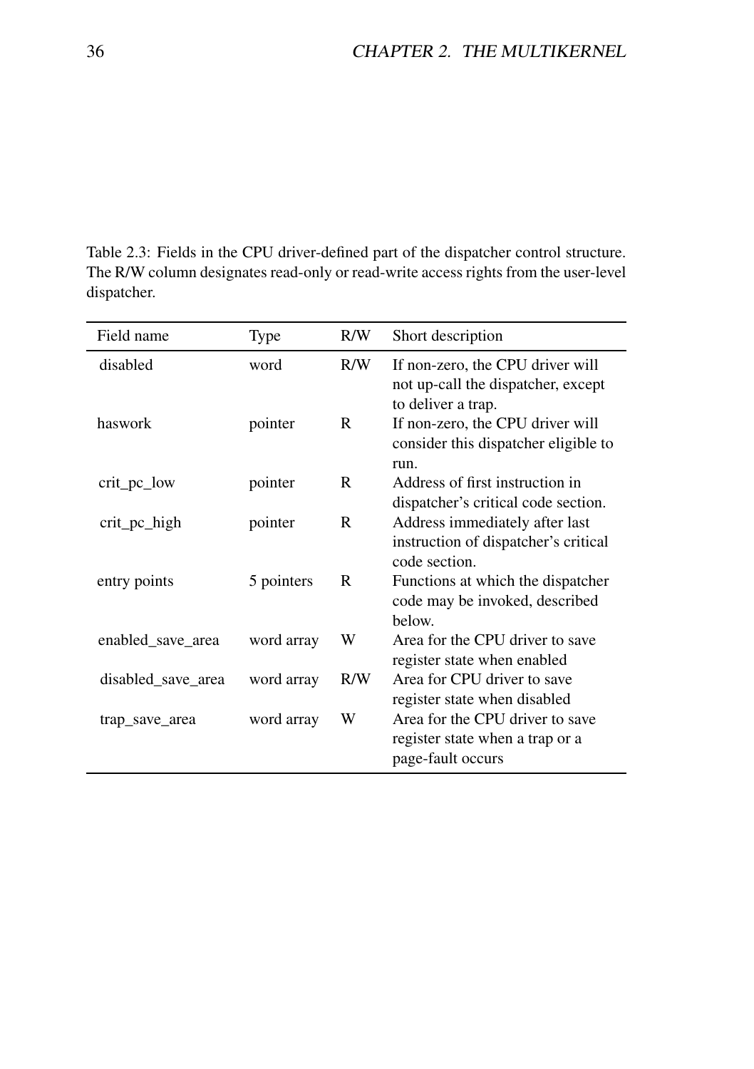Table 2.3: Fields in the CPU driver-defined part of the dispatcher control structure. The R/W column designates read-only or read-write access rights from the user-level dispatcher.

| Field name | Type | R/W | Short description |
|---|---|---|---|
| disabled | word | R/W | If non-zero, the CPU driver will not up-call the dispatcher, except to deliver a trap. |
| haswork | pointer | R | If non-zero, the CPU driver will consider this dispatcher eligible to run. |
| crit_pc_low | pointer | R | Address of first instruction in dispatcher's critical code section. |
| crit_pc_high | pointer | R | Address immediately after last instruction of dispatcher's critical code section. |
| entry points | 5 pointers | R | Functions at which the dispatcher code may be invoked, described below. |
| enabled_save_area | word array | W | Area for the CPU driver to save register state when enabled |
| disabled_save_area | word array | R/W | Area for CPU driver to save register state when disabled |
| trap_save_area | word array | W | Area for the CPU driver to save register state when a trap or a page-fault occurs |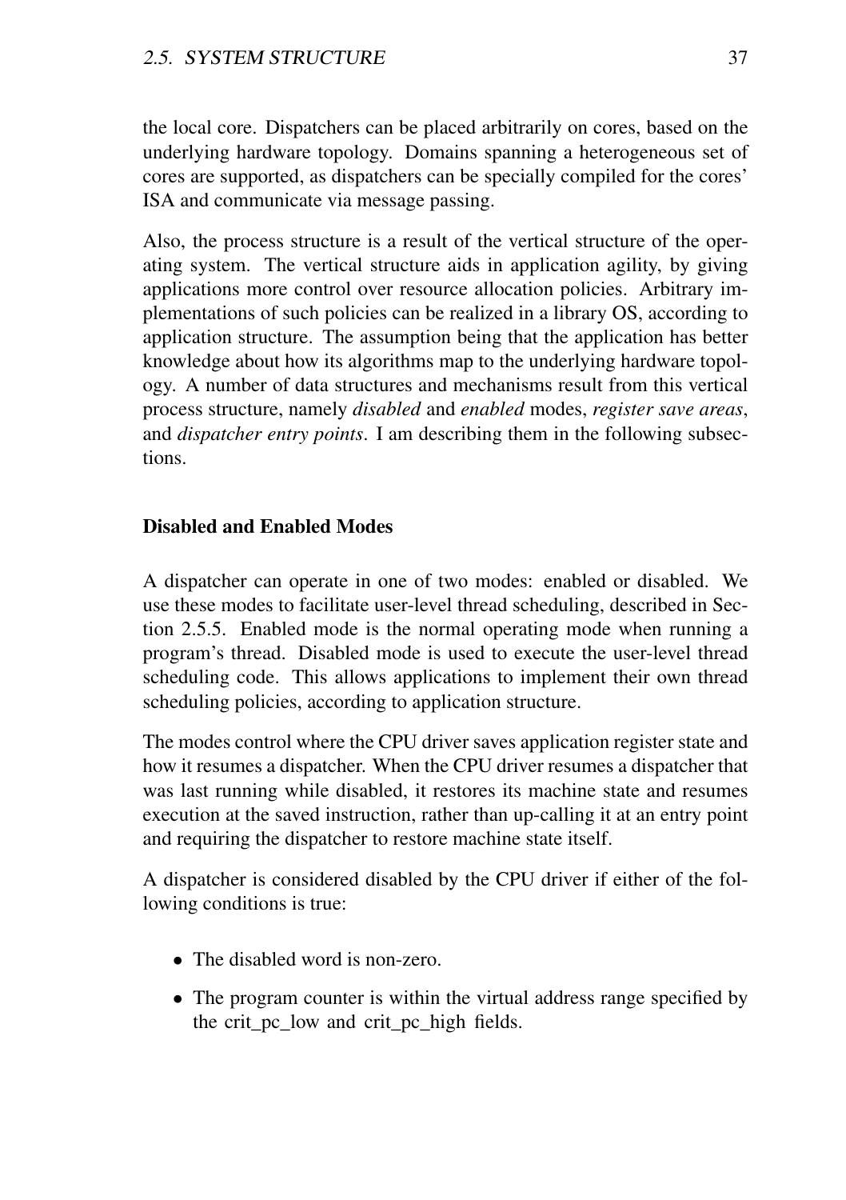the local core. Dispatchers can be placed arbitrarily on cores, based on the underlying hardware topology. Domains spanning a heterogeneous set of cores are supported, as dispatchers can be specially compiled for the cores' ISA and communicate via message passing.

Also, the process structure is a result of the vertical structure of the operating system. The vertical structure aids in application agility, by giving applications more control over resource allocation policies. Arbitrary implementations of such policies can be realized in a library OS, according to application structure. The assumption being that the application has better knowledge about how its algorithms map to the underlying hardware topology. A number of data structures and mechanisms result from this vertical process structure, namely *disabled* and *enabled* modes, *register save areas*, and *dispatcher entry points*. I am describing them in the following subsections.

### Disabled and Enabled Modes

A dispatcher can operate in one of two modes: enabled or disabled. We use these modes to facilitate user-level thread scheduling, described in Section 2.5.5. Enabled mode is the normal operating mode when running a program's thread. Disabled mode is used to execute the user-level thread scheduling code. This allows applications to implement their own thread scheduling policies, according to application structure.

The modes control where the CPU driver saves application register state and how it resumes a dispatcher. When the CPU driver resumes a dispatcher that was last running while disabled, it restores its machine state and resumes execution at the saved instruction, rather than up-calling it at an entry point and requiring the dispatcher to restore machine state itself.

A dispatcher is considered disabled by the CPU driver if either of the following conditions is true:

- The disabled word is non-zero.
- The program counter is within the virtual address range specified by the crit_pc_low and crit_pc_high fields.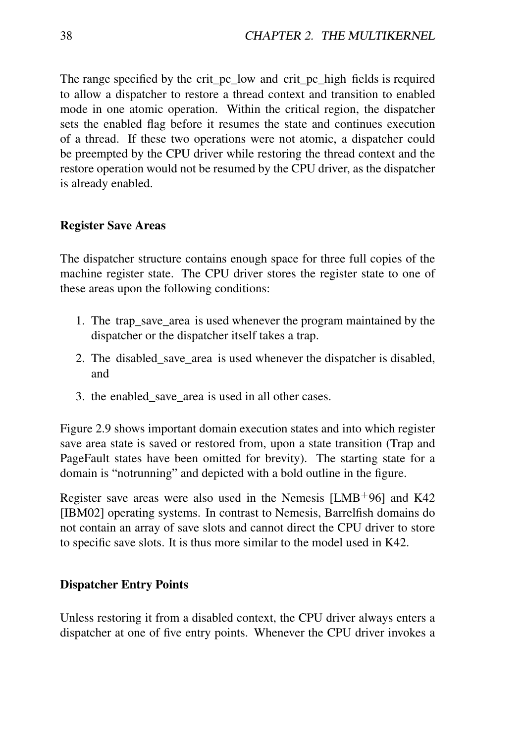The range specified by the crit_pc_low and crit_pc_high fields is required to allow a dispatcher to restore a thread context and transition to enabled mode in one atomic operation. Within the critical region, the dispatcher sets the enabled flag before it resumes the state and continues execution of a thread. If these two operations were not atomic, a dispatcher could be preempted by the CPU driver while restoring the thread context and the restore operation would not be resumed by the CPU driver, as the dispatcher is already enabled.

### Register Save Areas

The dispatcher structure contains enough space for three full copies of the machine register state. The CPU driver stores the register state to one of these areas upon the following conditions:

1. The trap_save_area is used whenever the program maintained by the dispatcher or the dispatcher itself takes a trap.
2. The disabled_save_area is used whenever the dispatcher is disabled, and
3. the enabled_save_area is used in all other cases.

Figure 2.9 shows important domain execution states and into which register save area state is saved or restored from, upon a state transition (Trap and PageFault states have been omitted for brevity). The starting state for a domain is "notrunning" and depicted with a bold outline in the figure.

Register save areas were also used in the Nemesis [LMB+96] and K42 [IBM02] operating systems. In contrast to Nemesis, Barrelfish domains do not contain an array of save slots and cannot direct the CPU driver to store to specific save slots. It is thus more similar to the model used in K42.

### Dispatcher Entry Points

Unless restoring it from a disabled context, the CPU driver always enters a dispatcher at one of five entry points. Whenever the CPU driver invokes a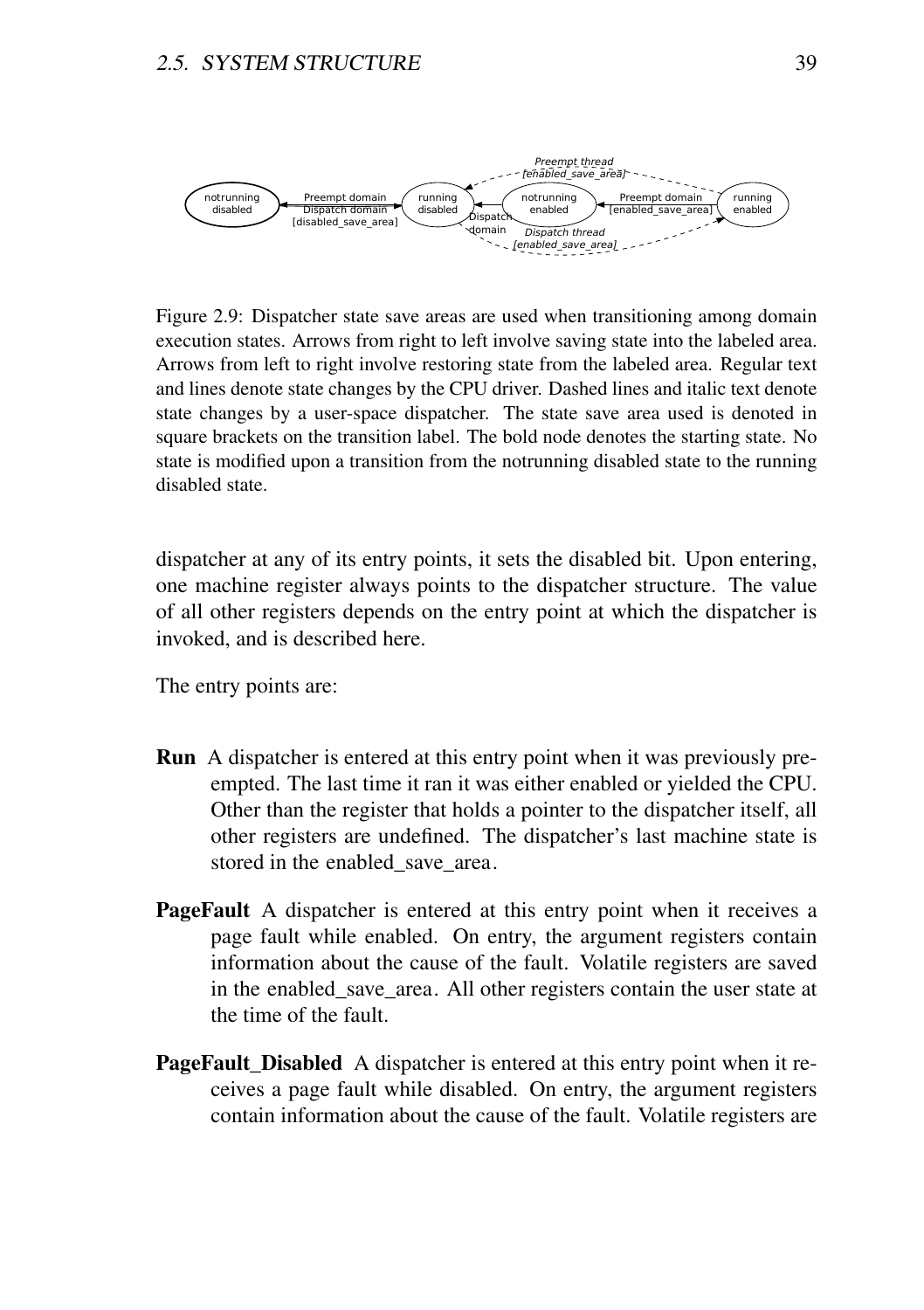Figure 2.9: Dispatcher state save areas are used when transitioning among domain execution states. Arrows from right to left involve saving state into the labeled area. Arrows from left to right involve restoring state from the labeled area. Regular text and lines denote state changes by the CPU driver. Dashed lines and italic text denote state changes by a user-space dispatcher. The state save area used is denoted in square brackets on the transition label. The bold node denotes the starting state. No state is modified upon a transition from the notrunning disabled state to the running disabled state.

dispatcher at any of its entry points, it sets the disabled bit. Upon entering, one machine register always points to the dispatcher structure. The value of all other registers depends on the entry point at which the dispatcher is invoked, and is described here.

The entry points are:

**Run** A dispatcher is entered at this entry point when it was previously preempted. The last time it ran it was either enabled or yielded the CPU. Other than the register that holds a pointer to the dispatcher itself, all other registers are undefined. The dispatcher's last machine state is stored in the enabled_save_area.

**PageFault** A dispatcher is entered at this entry point when it receives a page fault while enabled. On entry, the argument registers contain information about the cause of the fault. Volatile registers are saved in the enabled_save_area. All other registers contain the user state at the time of the fault.

**PageFault_Disabled** A dispatcher is entered at this entry point when it receives a page fault while disabled. On entry, the argument registers contain information about the cause of the fault. Volatile registers are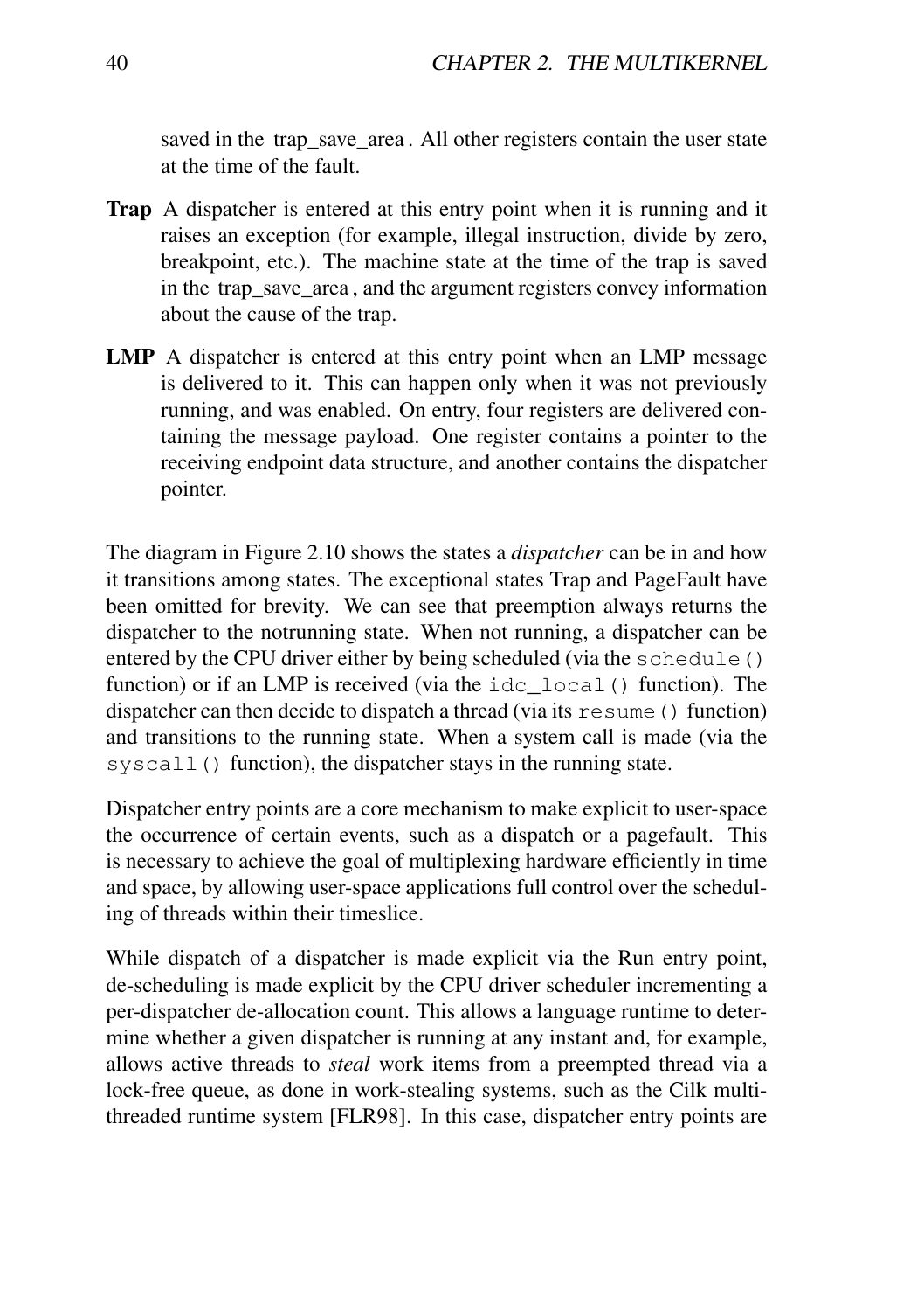saved in the trap_save_area. All other registers contain the user state at the time of the fault.

**Trap** A dispatcher is entered at this entry point when it is running and it raises an exception (for example, illegal instruction, divide by zero, breakpoint, etc.). The machine state at the time of the trap is saved in the trap_save_area, and the argument registers convey information about the cause of the trap.

**LMP** A dispatcher is entered at this entry point when an LMP message is delivered to it. This can happen only when it was not previously running, and was enabled. On entry, four registers are delivered containing the message payload. One register contains a pointer to the receiving endpoint data structure, and another contains the dispatcher pointer.

The diagram in Figure 2.10 shows the states a *dispatcher* can be in and how it transitions among states. The exceptional states Trap and PageFault have been omitted for brevity. We can see that preemption always returns the dispatcher to the notrunning state. When not running, a dispatcher can be entered by the CPU driver either by being scheduled (via the `schedule()` function) or if an LMP is received (via the `idc_local()` function). The dispatcher can then decide to dispatch a thread (via its `resume()` function) and transitions to the running state. When a system call is made (via the `syscall()` function), the dispatcher stays in the running state.

Dispatcher entry points are a core mechanism to make explicit to user-space the occurrence of certain events, such as a dispatch or a pagefault. This is necessary to achieve the goal of multiplexing hardware efficiently in time and space, by allowing user-space applications full control over the scheduling of threads within their timeslice.

While dispatch of a dispatcher is made explicit via the Run entry point, de-scheduling is made explicit by the CPU driver scheduler incrementing a per-dispatcher de-allocation count. This allows a language runtime to determine whether a given dispatcher is running at any instant and, for example, allows active threads to *steal* work items from a preempted thread via a lock-free queue, as done in work-stealing systems, such as the Cilk multithreaded runtime system [FLR98]. In this case, dispatcher entry points are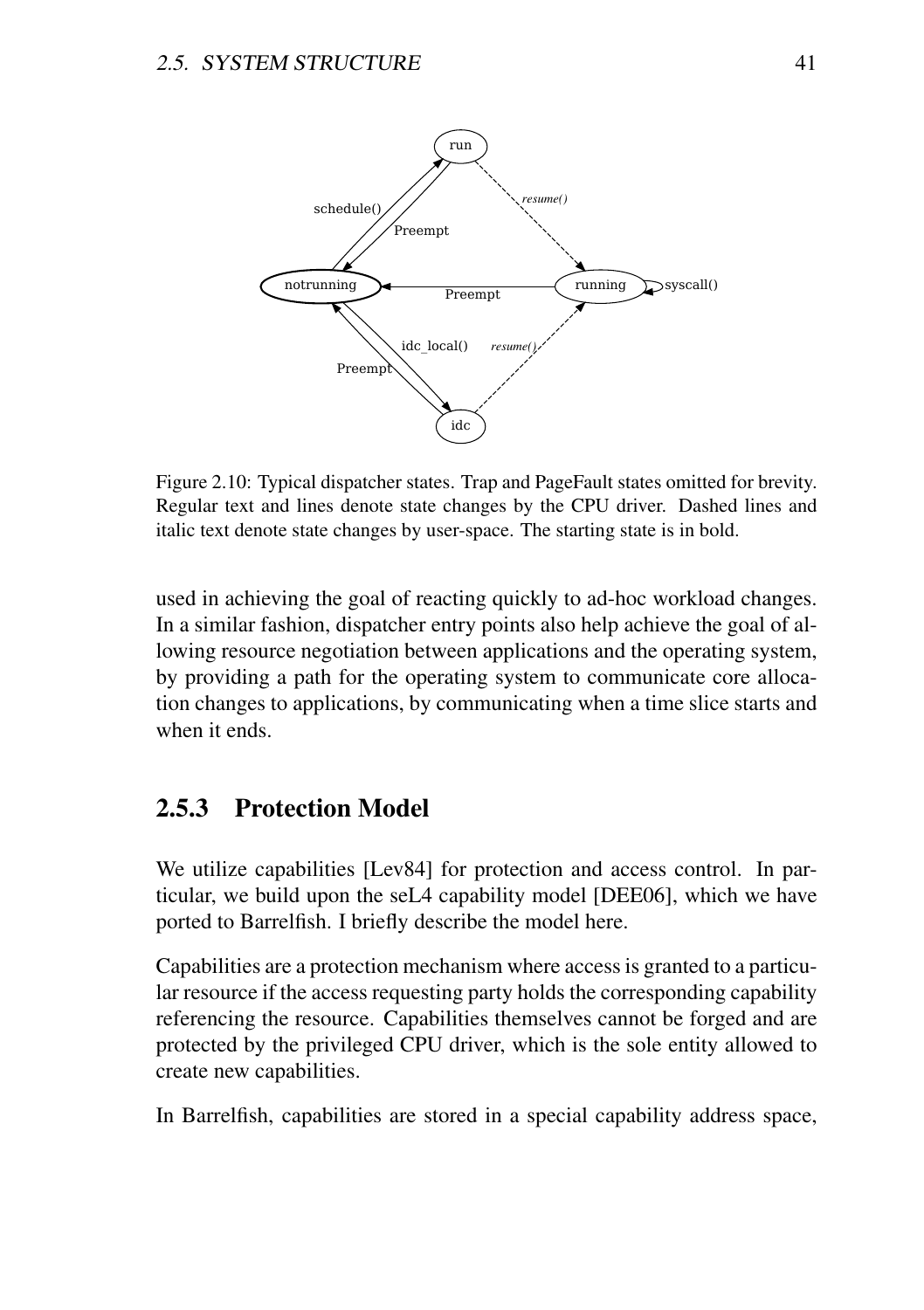Figure 2.10: Typical dispatcher states. Trap and PageFault states omitted for brevity. Regular text and lines denote state changes by the CPU driver. Dashed lines and italic text denote state changes by user-space. The starting state is in bold.

used in achieving the goal of reacting quickly to ad-hoc workload changes. In a similar fashion, dispatcher entry points also help achieve the goal of allowing resource negotiation between applications and the operating system, by providing a path for the operating system to communicate core allocation changes to applications, by communicating when a time slice starts and when it ends.

### 2.5.3 Protection Model

We utilize capabilities [Lev84] for protection and access control. In particular, we build upon the seL4 capability model [DEE06], which we have ported to Barrelfish. I briefly describe the model here.

Capabilities are a protection mechanism where access is granted to a particular resource if the access requesting party holds the corresponding capability referencing the resource. Capabilities themselves cannot be forged and are protected by the privileged CPU driver, which is the sole entity allowed to create new capabilities.

In Barrelfish, capabilities are stored in a special capability address space,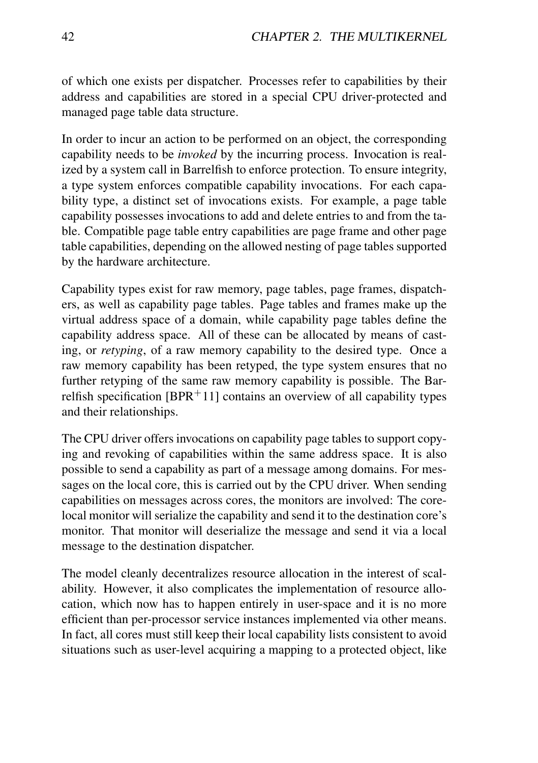of which one exists per dispatcher. Processes refer to capabilities by their address and capabilities are stored in a special CPU driver-protected and managed page table data structure.

In order to incur an action to be performed on an object, the corresponding capability needs to be *invoked* by the incurring process. Invocation is realized by a system call in Barrelfish to enforce protection. To ensure integrity, a type system enforces compatible capability invocations. For each capability type, a distinct set of invocations exists. For example, a page table capability possesses invocations to add and delete entries to and from the table. Compatible page table entry capabilities are page frame and other page table capabilities, depending on the allowed nesting of page tables supported by the hardware architecture.

Capability types exist for raw memory, page tables, page frames, dispatchers, as well as capability page tables. Page tables and frames make up the virtual address space of a domain, while capability page tables define the capability address space. All of these can be allocated by means of casting, or *retyping*, of a raw memory capability to the desired type. Once a raw memory capability has been retyped, the type system ensures that no further retyping of the same raw memory capability is possible. The Barrelfish specification [BPR$^{+}$11] contains an overview of all capability types and their relationships.

The CPU driver offers invocations on capability page tables to support copying and revoking of capabilities within the same address space. It is also possible to send a capability as part of a message among domains. For messages on the local core, this is carried out by the CPU driver. When sending capabilities on messages across cores, the monitors are involved: The core-local monitor will serialize the capability and send it to the destination core's monitor. That monitor will deserialize the message and send it via a local message to the destination dispatcher.

The model cleanly decentralizes resource allocation in the interest of scalability. However, it also complicates the implementation of resource allocation, which now has to happen entirely in user-space and it is no more efficient than per-processor service instances implemented via other means. In fact, all cores must still keep their local capability lists consistent to avoid situations such as user-level acquiring a mapping to a protected object, like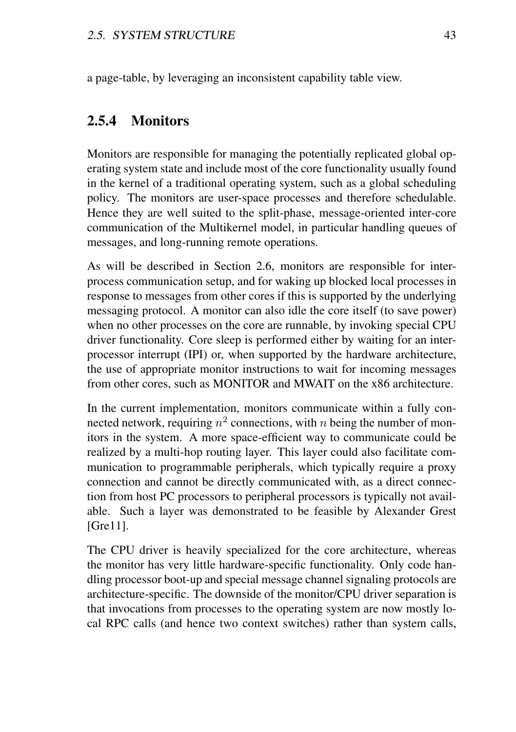a page-table, by leveraging an inconsistent capability table view.

### 2.5.4 Monitors

Monitors are responsible for managing the potentially replicated global operating system state and include most of the core functionality usually found in the kernel of a traditional operating system, such as a global scheduling policy. The monitors are user-space processes and therefore schedulable. Hence they are well suited to the split-phase, message-oriented inter-core communication of the Multikernel model, in particular handling queues of messages, and long-running remote operations.

As will be described in Section 2.6, monitors are responsible for interprocess communication setup, and for waking up blocked local processes in response to messages from other cores if this is supported by the underlying messaging protocol. A monitor can also idle the core itself (to save power) when no other processes on the core are runnable, by invoking special CPU driver functionality. Core sleep is performed either by waiting for an interprocessor interrupt (IPI) or, when supported by the hardware architecture, the use of appropriate monitor instructions to wait for incoming messages from other cores, such as MONITOR and MWAIT on the x86 architecture.

In the current implementation, monitors communicate within a fully connected network, requiring $n^2$ connections, with $n$ being the number of monitors in the system. A more space-efficient way to communicate could be realized by a multi-hop routing layer. This layer could also facilitate communication to programmable peripherals, which typically require a proxy connection and cannot be directly communicated with, as a direct connection from host PC processors to peripheral processors is typically not available. Such a layer was demonstrated to be feasible by Alexander Grest [Gre11].

The CPU driver is heavily specialized for the core architecture, whereas the monitor has very little hardware-specific functionality. Only code handling processor boot-up and special message channel signaling protocols are architecture-specific. The downside of the monitor/CPU driver separation is that invocations from processes to the operating system are now mostly local RPC calls (and hence two context switches) rather than system calls,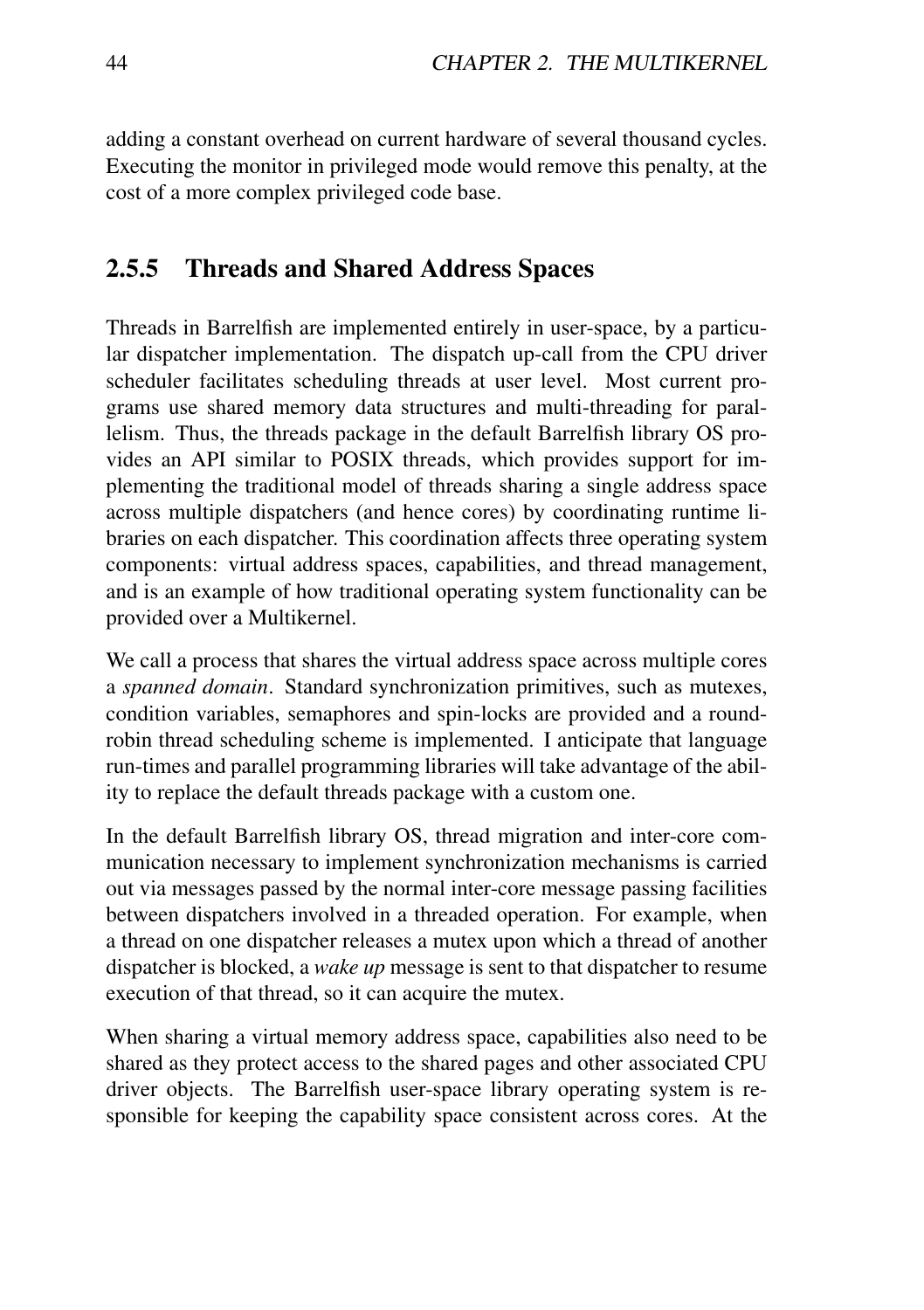adding a constant overhead on current hardware of several thousand cycles. Executing the monitor in privileged mode would remove this penalty, at the cost of a more complex privileged code base.

### 2.5.5 Threads and Shared Address Spaces

Threads in Barrelfish are implemented entirely in user-space, by a particular dispatcher implementation. The dispatch up-call from the CPU driver scheduler facilitates scheduling threads at user level. Most current programs use shared memory data structures and multi-threading for parallelism. Thus, the threads package in the default Barrelfish library OS provides an API similar to POSIX threads, which provides support for implementing the traditional model of threads sharing a single address space across multiple dispatchers (and hence cores) by coordinating runtime libraries on each dispatcher. This coordination affects three operating system components: virtual address spaces, capabilities, and thread management, and is an example of how traditional operating system functionality can be provided over a Multikernel.

We call a process that shares the virtual address space across multiple cores a *spanned domain*. Standard synchronization primitives, such as mutexes, condition variables, semaphores and spin-locks are provided and a round-robin thread scheduling scheme is implemented. I anticipate that language run-times and parallel programming libraries will take advantage of the ability to replace the default threads package with a custom one.

In the default Barrelfish library OS, thread migration and inter-core communication necessary to implement synchronization mechanisms is carried out via messages passed by the normal inter-core message passing facilities between dispatchers involved in a threaded operation. For example, when a thread on one dispatcher releases a mutex upon which a thread of another dispatcher is blocked, a *wake up* message is sent to that dispatcher to resume execution of that thread, so it can acquire the mutex.

When sharing a virtual memory address space, capabilities also need to be shared as they protect access to the shared pages and other associated CPU driver objects. The Barrelfish user-space library operating system is responsible for keeping the capability space consistent across cores. At the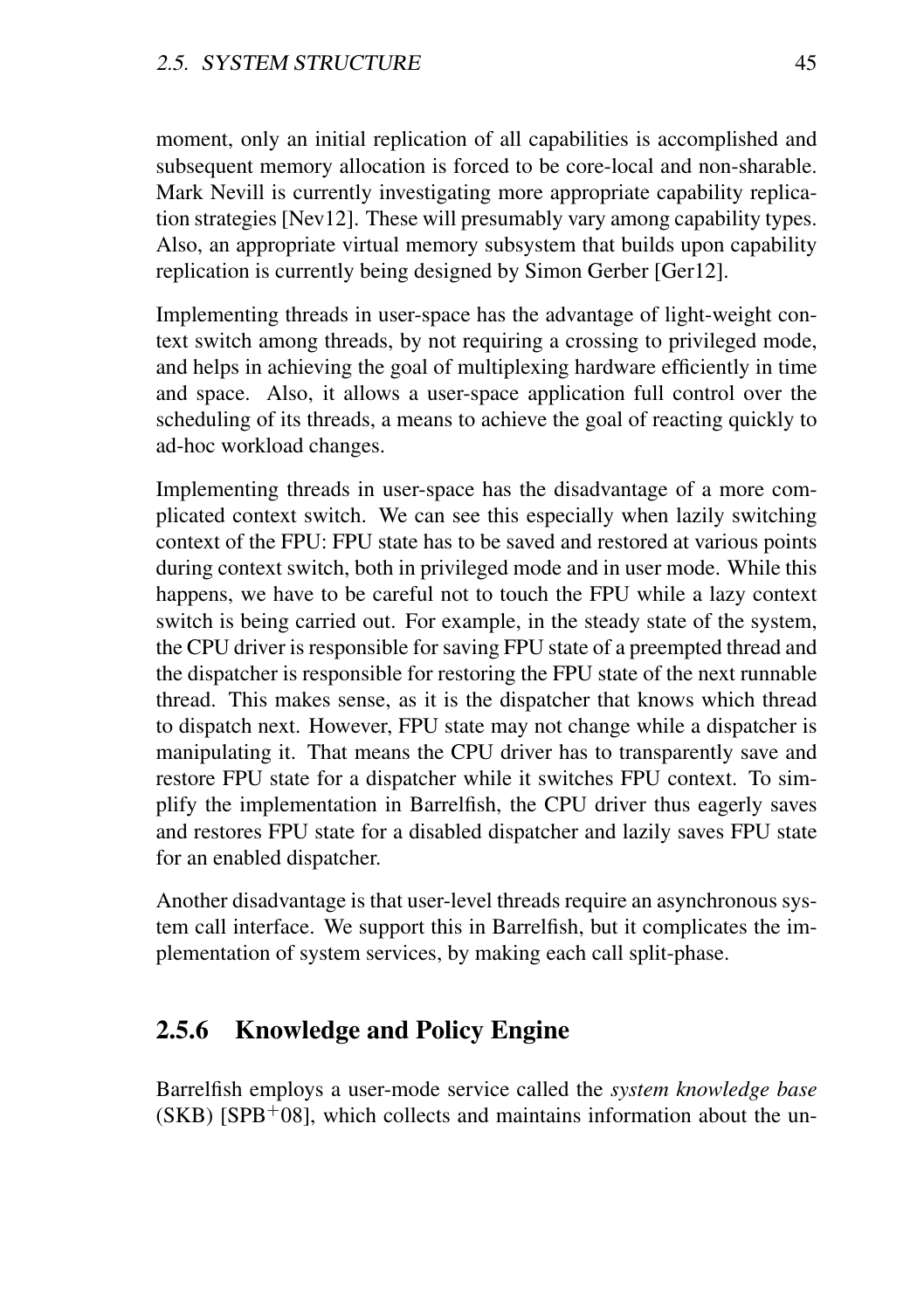moment, only an initial replication of all capabilities is accomplished and subsequent memory allocation is forced to be core-local and non-sharable. Mark Nevill is currently investigating more appropriate capability replication strategies [Nev12]. These will presumably vary among capability types. Also, an appropriate virtual memory subsystem that builds upon capability replication is currently being designed by Simon Gerber [Ger12].

Implementing threads in user-space has the advantage of light-weight context switch among threads, by not requiring a crossing to privileged mode, and helps in achieving the goal of multiplexing hardware efficiently in time and space. Also, it allows a user-space application full control over the scheduling of its threads, a means to achieve the goal of reacting quickly to ad-hoc workload changes.

Implementing threads in user-space has the disadvantage of a more complicated context switch. We can see this especially when lazily switching context of the FPU: FPU state has to be saved and restored at various points during context switch, both in privileged mode and in user mode. While this happens, we have to be careful not to touch the FPU while a lazy context switch is being carried out. For example, in the steady state of the system, the CPU driver is responsible for saving FPU state of a preempted thread and the dispatcher is responsible for restoring the FPU state of the next runnable thread. This makes sense, as it is the dispatcher that knows which thread to dispatch next. However, FPU state may not change while a dispatcher is manipulating it. That means the CPU driver has to transparently save and restore FPU state for a dispatcher while it switches FPU context. To simplify the implementation in Barrelfish, the CPU driver thus eagerly saves and restores FPU state for a disabled dispatcher and lazily saves FPU state for an enabled dispatcher.

Another disadvantage is that user-level threads require an asynchronous system call interface. We support this in Barrelfish, but it complicates the implementation of system services, by making each call split-phase.

### 2.5.6 Knowledge and Policy Engine

Barrelfish employs a user-mode service called the *system knowledge base* (SKB) [SPB+08], which collects and maintains information about the un-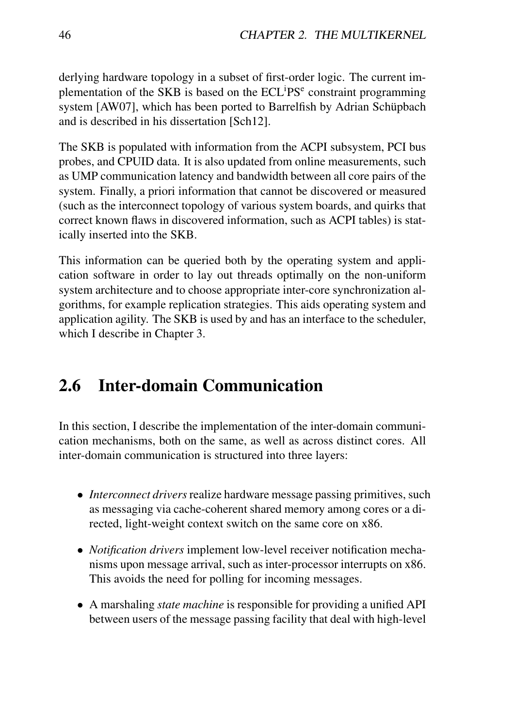derlying hardware topology in a subset of first-order logic. The current implementation of the SKB is based on the ECL$^i$PS$^e$ constraint programming system [AW07], which has been ported to Barrelfish by Adrian Schüpbach and is described in his dissertation [Sch12].

The SKB is populated with information from the ACPI subsystem, PCI bus probes, and CPUID data. It is also updated from online measurements, such as UMP communication latency and bandwidth between all core pairs of the system. Finally, a priori information that cannot be discovered or measured (such as the interconnect topology of various system boards, and quirks that correct known flaws in discovered information, such as ACPI tables) is statically inserted into the SKB.

This information can be queried both by the operating system and application software in order to lay out threads optimally on the non-uniform system architecture and to choose appropriate inter-core synchronization algorithms, for example replication strategies. This aids operating system and application agility. The SKB is used by and has an interface to the scheduler, which I describe in Chapter 3.

## 2.6 Inter-domain Communication

In this section, I describe the implementation of the inter-domain communication mechanisms, both on the same, as well as across distinct cores. All inter-domain communication is structured into three layers:

- *Interconnect drivers* realize hardware message passing primitives, such as messaging via cache-coherent shared memory among cores or a directed, light-weight context switch on the same core on x86.
- *Notification drivers* implement low-level receiver notification mechanisms upon message arrival, such as inter-processor interrupts on x86. This avoids the need for polling for incoming messages.
- A marshaling *state machine* is responsible for providing a unified API between users of the message passing facility that deal with high-level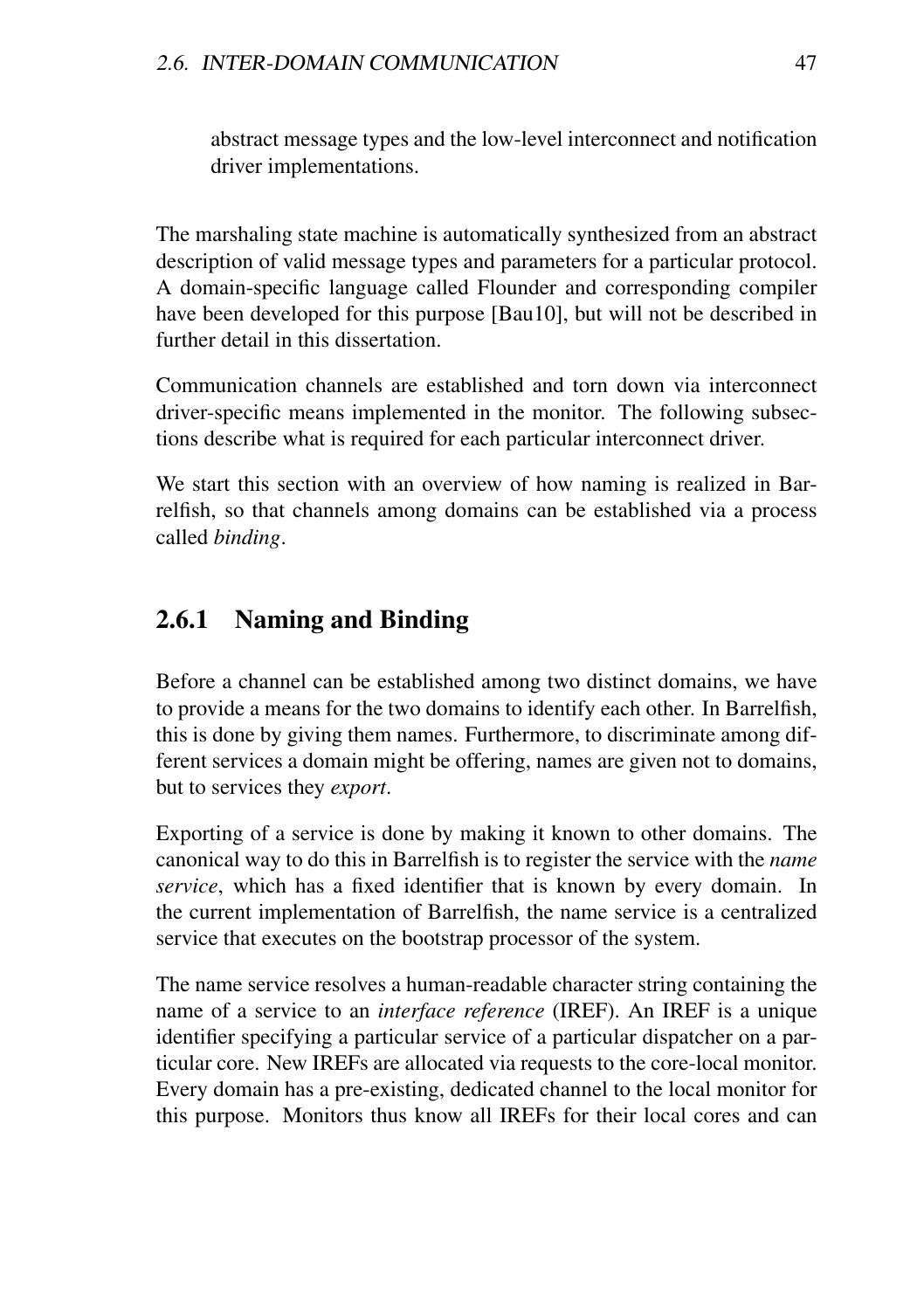abstract message types and the low-level interconnect and notification driver implementations.

The marshaling state machine is automatically synthesized from an abstract description of valid message types and parameters for a particular protocol. A domain-specific language called Flounder and corresponding compiler have been developed for this purpose [Bau10], but will not be described in further detail in this dissertation.

Communication channels are established and torn down via interconnect driver-specific means implemented in the monitor. The following subsections describe what is required for each particular interconnect driver.

We start this section with an overview of how naming is realized in Barrelfish, so that channels among domains can be established via a process called *binding*.

### 2.6.1 Naming and Binding

Before a channel can be established among two distinct domains, we have to provide a means for the two domains to identify each other. In Barrelfish, this is done by giving them names. Furthermore, to discriminate among different services a domain might be offering, names are given not to domains, but to services they *export*.

Exporting of a service is done by making it known to other domains. The canonical way to do this in Barrelfish is to register the service with the *name service*, which has a fixed identifier that is known by every domain. In the current implementation of Barrelfish, the name service is a centralized service that executes on the bootstrap processor of the system.

The name service resolves a human-readable character string containing the name of a service to an *interface reference* (IREF). An IREF is a unique identifier specifying a particular service of a particular dispatcher on a particular core. New IREFs are allocated via requests to the core-local monitor. Every domain has a pre-existing, dedicated channel to the local monitor for this purpose. Monitors thus know all IREFs for their local cores and can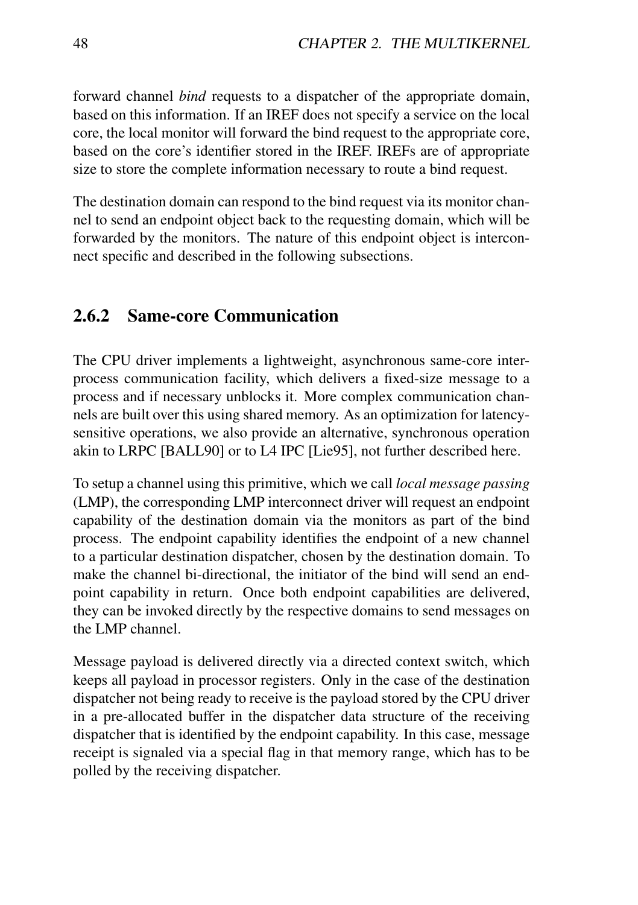forward channel *bind* requests to a dispatcher of the appropriate domain, based on this information. If an IREF does not specify a service on the local core, the local monitor will forward the bind request to the appropriate core, based on the core's identifier stored in the IREF. IREFs are of appropriate size to store the complete information necessary to route a bind request.

The destination domain can respond to the bind request via its monitor channel to send an endpoint object back to the requesting domain, which will be forwarded by the monitors. The nature of this endpoint object is interconnect specific and described in the following subsections.

### 2.6.2 Same-core Communication

The CPU driver implements a lightweight, asynchronous same-core interprocess communication facility, which delivers a fixed-size message to a process and if necessary unblocks it. More complex communication channels are built over this using shared memory. As an optimization for latency-sensitive operations, we also provide an alternative, synchronous operation akin to LRPC [BALL90] or to L4 IPC [Lie95], not further described here.

To setup a channel using this primitive, which we call *local message passing* (LMP), the corresponding LMP interconnect driver will request an endpoint capability of the destination domain via the monitors as part of the bind process. The endpoint capability identifies the endpoint of a new channel to a particular destination dispatcher, chosen by the destination domain. To make the channel bi-directional, the initiator of the bind will send an endpoint capability in return. Once both endpoint capabilities are delivered, they can be invoked directly by the respective domains to send messages on the LMP channel.

Message payload is delivered directly via a directed context switch, which keeps all payload in processor registers. Only in the case of the destination dispatcher not being ready to receive is the payload stored by the CPU driver in a pre-allocated buffer in the dispatcher data structure of the receiving dispatcher that is identified by the endpoint capability. In this case, message receipt is signaled via a special flag in that memory range, which has to be polled by the receiving dispatcher.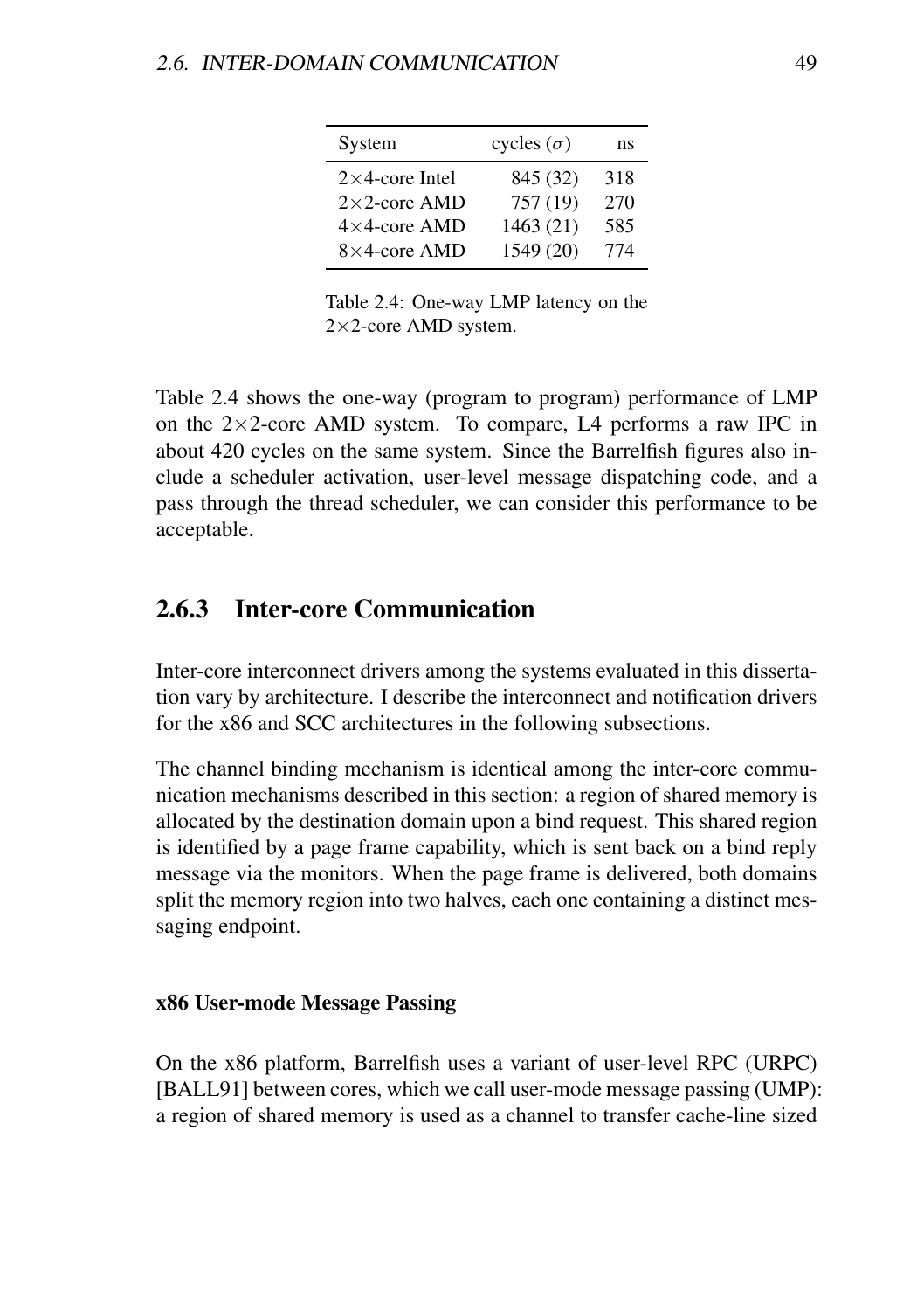| System | cycles ($\sigma$) | ns |
|---|---|---|
| $2\times4$-core Intel | 845 (32) | 318 |
| $2\times2$-core AMD | 757 (19) | 270 |
| $4\times4$-core AMD | 1463 (21) | 585 |
| $8\times4$-core AMD | 1549 (20) | 774 |

Table 2.4: One-way LMP latency on the $2\times2$-core AMD system.

Table 2.4 shows the one-way (program to program) performance of LMP on the $2\times2$-core AMD system. To compare, L4 performs a raw IPC in about 420 cycles on the same system. Since the Barrelfish figures also include a scheduler activation, user-level message dispatching code, and a pass through the thread scheduler, we can consider this performance to be acceptable.

### 2.6.3 Inter-core Communication

Inter-core interconnect drivers among the systems evaluated in this dissertation vary by architecture. I describe the interconnect and notification drivers for the x86 and SCC architectures in the following subsections.

The channel binding mechanism is identical among the inter-core communication mechanisms described in this section: a region of shared memory is allocated by the destination domain upon a bind request. This shared region is identified by a page frame capability, which is sent back on a bind reply message via the monitors. When the page frame is delivered, both domains split the memory region into two halves, each one containing a distinct messaging endpoint.

#### x86 User-mode Message Passing

On the x86 platform, Barrelfish uses a variant of user-level RPC (URPC) [BALL91] between cores, which we call user-mode message passing (UMP): a region of shared memory is used as a channel to transfer cache-line sized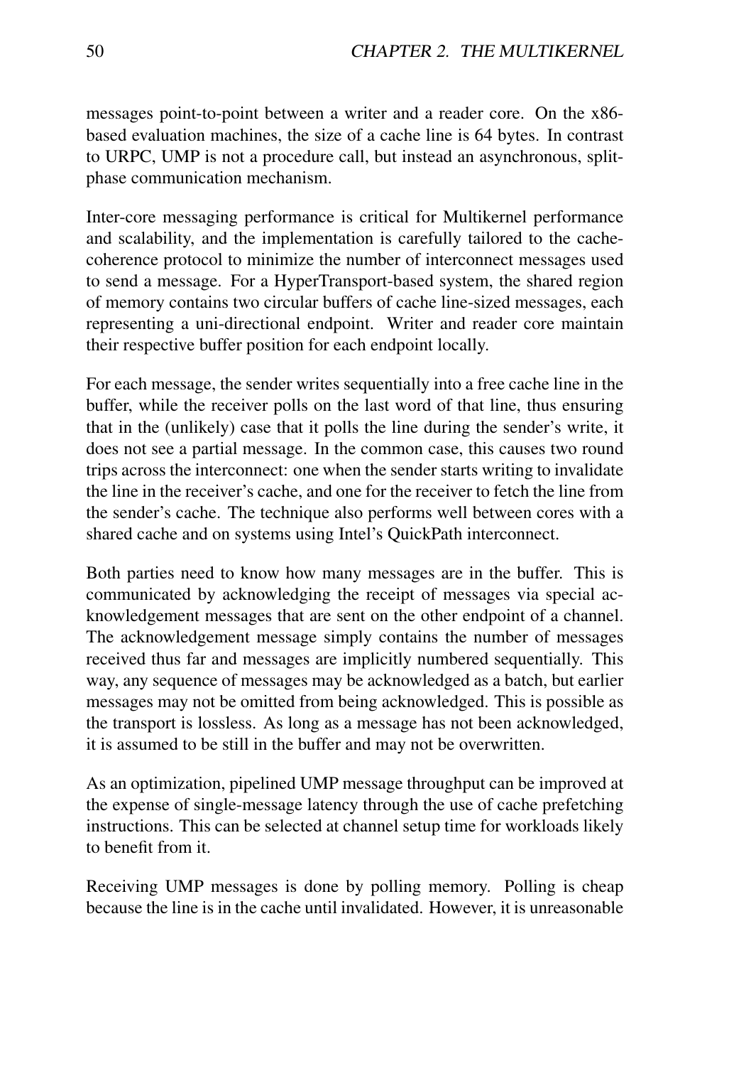messages point-to-point between a writer and a reader core. On the x86-based evaluation machines, the size of a cache line is 64 bytes. In contrast to URPC, UMP is not a procedure call, but instead an asynchronous, split-phase communication mechanism.

Inter-core messaging performance is critical for Multikernel performance and scalability, and the implementation is carefully tailored to the cache-coherence protocol to minimize the number of interconnect messages used to send a message. For a HyperTransport-based system, the shared region of memory contains two circular buffers of cache line-sized messages, each representing a uni-directional endpoint. Writer and reader core maintain their respective buffer position for each endpoint locally.

For each message, the sender writes sequentially into a free cache line in the buffer, while the receiver polls on the last word of that line, thus ensuring that in the (unlikely) case that it polls the line during the sender's write, it does not see a partial message. In the common case, this causes two round trips across the interconnect: one when the sender starts writing to invalidate the line in the receiver's cache, and one for the receiver to fetch the line from the sender's cache. The technique also performs well between cores with a shared cache and on systems using Intel's QuickPath interconnect.

Both parties need to know how many messages are in the buffer. This is communicated by acknowledging the receipt of messages via special acknowledgement messages that are sent on the other endpoint of a channel. The acknowledgement message simply contains the number of messages received thus far and messages are implicitly numbered sequentially. This way, any sequence of messages may be acknowledged as a batch, but earlier messages may not be omitted from being acknowledged. This is possible as the transport is lossless. As long as a message has not been acknowledged, it is assumed to be still in the buffer and may not be overwritten.

As an optimization, pipelined UMP message throughput can be improved at the expense of single-message latency through the use of cache prefetching instructions. This can be selected at channel setup time for workloads likely to benefit from it.

Receiving UMP messages is done by polling memory. Polling is cheap because the line is in the cache until invalidated. However, it is unreasonable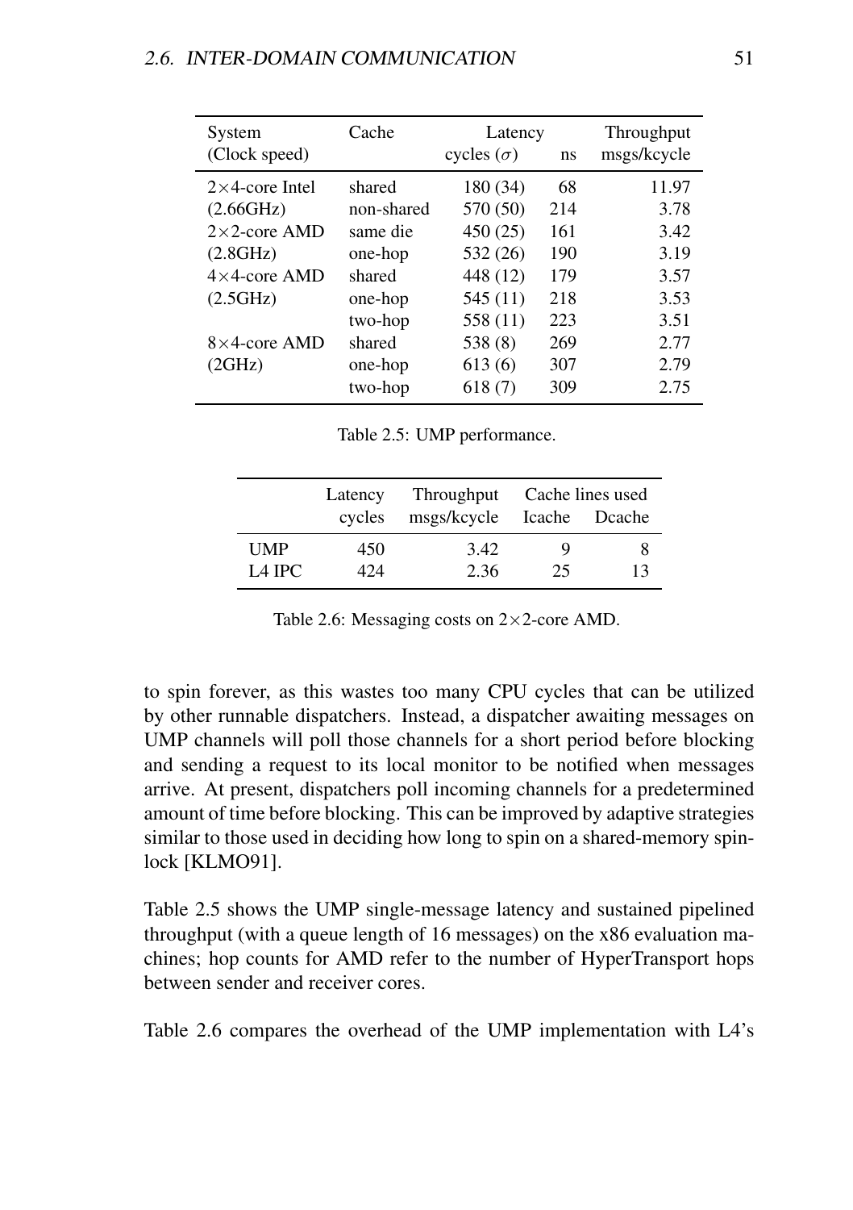| System (Clock speed) | Cache | Latency cycles ($\sigma$) | Latency ns | Throughput msgs/kcycle |
|---|---|---|---|---|
| 2×4-core Intel | shared | 180 (34) | 68 | 11.97 |
| (2.66GHz) | non-shared | 570 (50) | 214 | 3.78 |
| 2×2-core AMD | same die | 450 (25) | 161 | 3.42 |
| (2.8GHz) | one-hop | 532 (26) | 190 | 3.19 |
| 4×4-core AMD | shared | 448 (12) | 179 | 3.57 |
| (2.5GHz) | one-hop | 545 (11) | 218 | 3.53 |
| | two-hop | 558 (11) | 223 | 3.51 |
| 8×4-core AMD | shared | 538 (8) | 269 | 2.77 |
| (2GHz) | one-hop | 613 (6) | 307 | 2.79 |
| | two-hop | 618 (7) | 309 | 2.75 |

Table 2.5: UMP performance.

| | Latency | Throughput | Cache lines used | |
|---|---|---|---|---|
| | cycles | msgs/kcycle | Icache | Dcache |
| UMP | 450 | 3.42 | 9 | 8 |
| L4 IPC | 424 | 2.36 | 25 | 13 |

Table 2.6: Messaging costs on 2×2-core AMD.

to spin forever, as this wastes too many CPU cycles that can be utilized by other runnable dispatchers. Instead, a dispatcher awaiting messages on UMP channels will poll those channels for a short period before blocking and sending a request to its local monitor to be notified when messages arrive. At present, dispatchers poll incoming channels for a predetermined amount of time before blocking. This can be improved by adaptive strategies similar to those used in deciding how long to spin on a shared-memory spinlock [KLMO91].

Table 2.5 shows the UMP single-message latency and sustained pipelined throughput (with a queue length of 16 messages) on the x86 evaluation machines; hop counts for AMD refer to the number of HyperTransport hops between sender and receiver cores.

Table 2.6 compares the overhead of the UMP implementation with L4's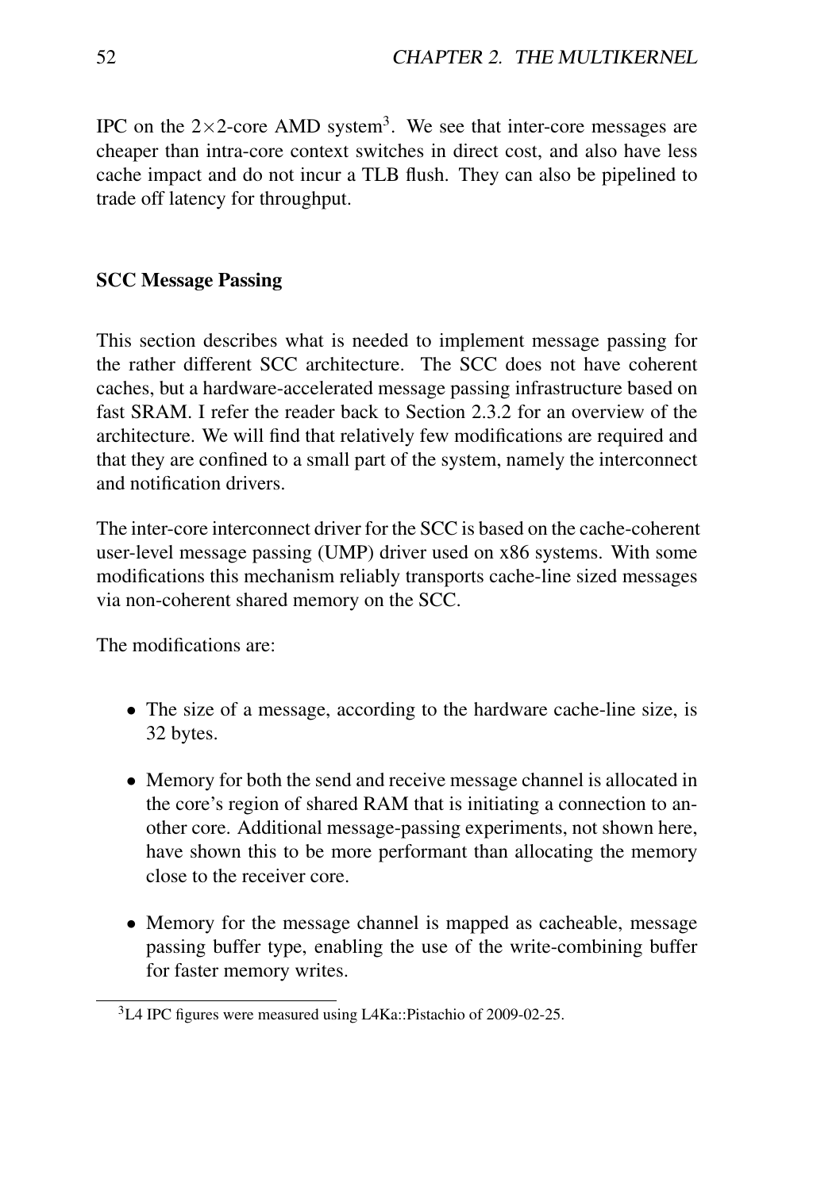IPC on the $2\times2$-core AMD system[3]. We see that inter-core messages are cheaper than intra-core context switches in direct cost, and also have less cache impact and do not incur a TLB flush. They can also be pipelined to trade off latency for throughput.

### SCC Message Passing

This section describes what is needed to implement message passing for the rather different SCC architecture. The SCC does not have coherent caches, but a hardware-accelerated message passing infrastructure based on fast SRAM. I refer the reader back to Section 2.3.2 for an overview of the architecture. We will find that relatively few modifications are required and that they are confined to a small part of the system, namely the interconnect and notification drivers.

The inter-core interconnect driver for the SCC is based on the cache-coherent user-level message passing (UMP) driver used on x86 systems. With some modifications this mechanism reliably transports cache-line sized messages via non-coherent shared memory on the SCC.

The modifications are:

- The size of a message, according to the hardware cache-line size, is 32 bytes.
- Memory for both the send and receive message channel is allocated in the core's region of shared RAM that is initiating a connection to another core. Additional message-passing experiments, not shown here, have shown this to be more performant than allocating the memory close to the receiver core.
- Memory for the message channel is mapped as cacheable, message passing buffer type, enabling the use of the write-combining buffer for faster memory writes.

[3] L4 IPC figures were measured using L4Ka::Pistachio of 2009-02-25.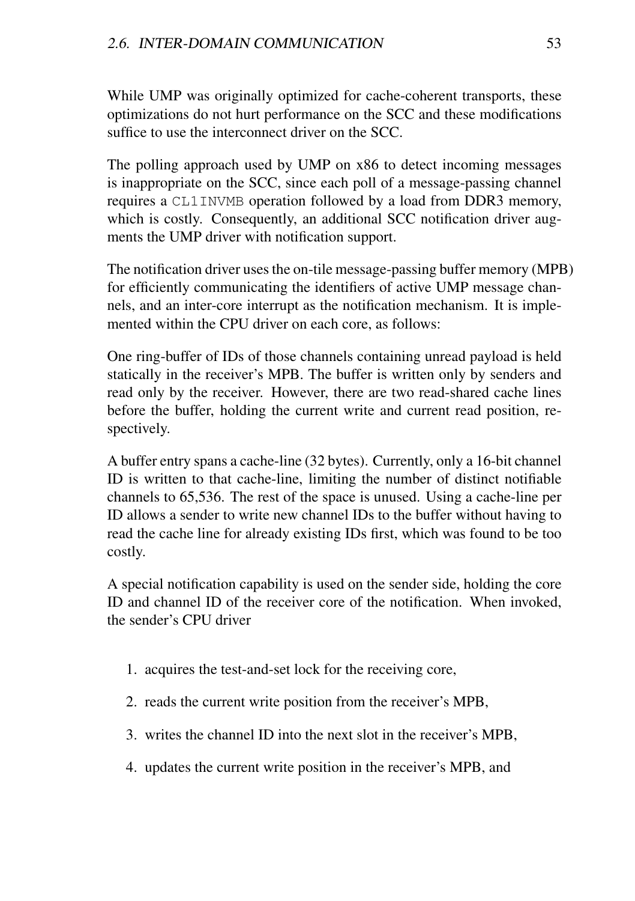While UMP was originally optimized for cache-coherent transports, these optimizations do not hurt performance on the SCC and these modifications suffice to use the interconnect driver on the SCC.

The polling approach used by UMP on x86 to detect incoming messages is inappropriate on the SCC, since each poll of a message-passing channel requires a `CL1INVMB` operation followed by a load from DDR3 memory, which is costly. Consequently, an additional SCC notification driver augments the UMP driver with notification support.

The notification driver uses the on-tile message-passing buffer memory (MPB) for efficiently communicating the identifiers of active UMP message channels, and an inter-core interrupt as the notification mechanism. It is implemented within the CPU driver on each core, as follows:

One ring-buffer of IDs of those channels containing unread payload is held statically in the receiver's MPB. The buffer is written only by senders and read only by the receiver. However, there are two read-shared cache lines before the buffer, holding the current write and current read position, respectively.

A buffer entry spans a cache-line (32 bytes). Currently, only a 16-bit channel ID is written to that cache-line, limiting the number of distinct notifiable channels to 65,536. The rest of the space is unused. Using a cache-line per ID allows a sender to write new channel IDs to the buffer without having to read the cache line for already existing IDs first, which was found to be too costly.

A special notification capability is used on the sender side, holding the core ID and channel ID of the receiver core of the notification. When invoked, the sender's CPU driver

1. acquires the test-and-set lock for the receiving core,
2. reads the current write position from the receiver's MPB,
3. writes the channel ID into the next slot in the receiver's MPB,
4. updates the current write position in the receiver's MPB, and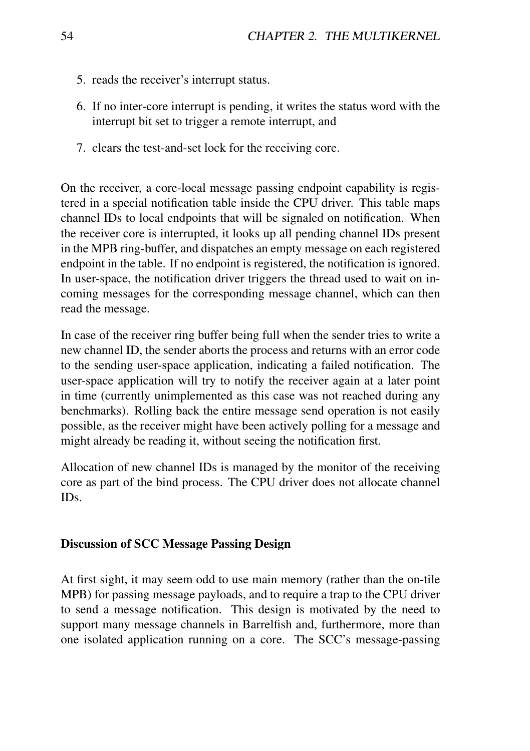5. reads the receiver's interrupt status.
6. If no inter-core interrupt is pending, it writes the status word with the interrupt bit set to trigger a remote interrupt, and
7. clears the test-and-set lock for the receiving core.

On the receiver, a core-local message passing endpoint capability is registered in a special notification table inside the CPU driver. This table maps channel IDs to local endpoints that will be signaled on notification. When the receiver core is interrupted, it looks up all pending channel IDs present in the MPB ring-buffer, and dispatches an empty message on each registered endpoint in the table. If no endpoint is registered, the notification is ignored. In user-space, the notification driver triggers the thread used to wait on incoming messages for the corresponding message channel, which can then read the message.

In case of the receiver ring buffer being full when the sender tries to write a new channel ID, the sender aborts the process and returns with an error code to the sending user-space application, indicating a failed notification. The user-space application will try to notify the receiver again at a later point in time (currently unimplemented as this case was not reached during any benchmarks). Rolling back the entire message send operation is not easily possible, as the receiver might have been actively polling for a message and might already be reading it, without seeing the notification first.

Allocation of new channel IDs is managed by the monitor of the receiving core as part of the bind process. The CPU driver does not allocate channel IDs.

#### Discussion of SCC Message Passing Design

At first sight, it may seem odd to use main memory (rather than the on-tile MPB) for passing message payloads, and to require a trap to the CPU driver to send a message notification. This design is motivated by the need to support many message channels in Barrelfish and, furthermore, more than one isolated application running on a core. The SCC's message-passing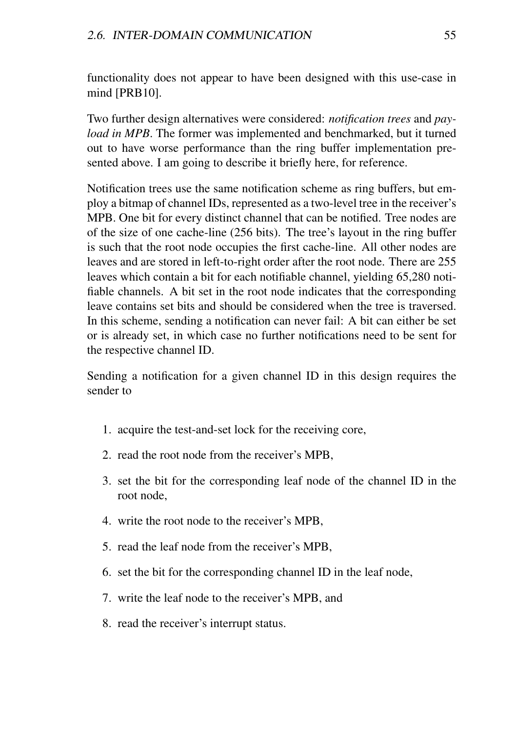functionality does not appear to have been designed with this use-case in mind [PRB10].

Two further design alternatives were considered: *notification trees* and *payload in MPB*. The former was implemented and benchmarked, but it turned out to have worse performance than the ring buffer implementation presented above. I am going to describe it briefly here, for reference.

Notification trees use the same notification scheme as ring buffers, but employ a bitmap of channel IDs, represented as a two-level tree in the receiver's MPB. One bit for every distinct channel that can be notified. Tree nodes are of the size of one cache-line (256 bits). The tree's layout in the ring buffer is such that the root node occupies the first cache-line. All other nodes are leaves and are stored in left-to-right order after the root node. There are 255 leaves which contain a bit for each notifiable channel, yielding 65,280 notifiable channels. A bit set in the root node indicates that the corresponding leave contains set bits and should be considered when the tree is traversed. In this scheme, sending a notification can never fail: A bit can either be set or is already set, in which case no further notifications need to be sent for the respective channel ID.

Sending a notification for a given channel ID in this design requires the sender to

1. acquire the test-and-set lock for the receiving core,
2. read the root node from the receiver's MPB,
3. set the bit for the corresponding leaf node of the channel ID in the root node,
4. write the root node to the receiver's MPB,
5. read the leaf node from the receiver's MPB,
6. set the bit for the corresponding channel ID in the leaf node,
7. write the leaf node to the receiver's MPB, and
8. read the receiver's interrupt status.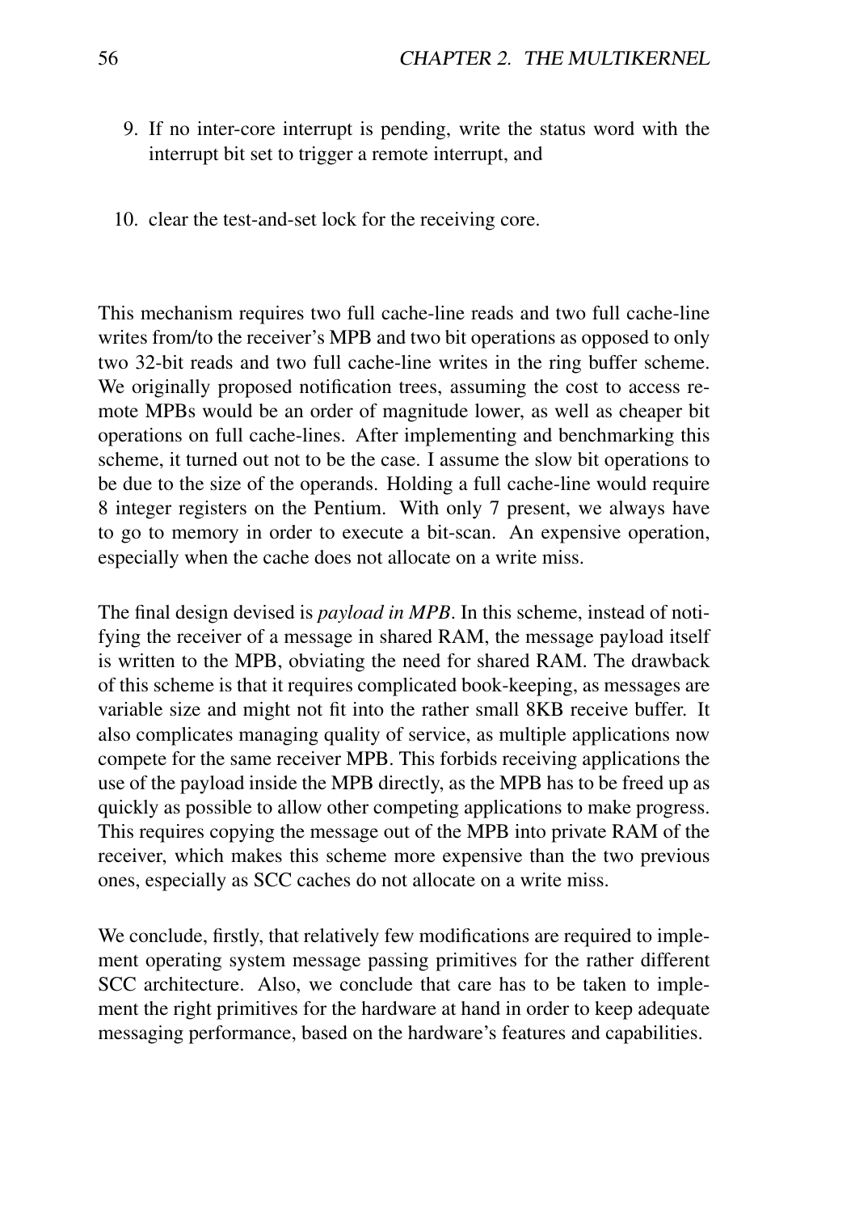9. If no inter-core interrupt is pending, write the status word with the interrupt bit set to trigger a remote interrupt, and

10. clear the test-and-set lock for the receiving core.

This mechanism requires two full cache-line reads and two full cache-line writes from/to the receiver's MPB and two bit operations as opposed to only two 32-bit reads and two full cache-line writes in the ring buffer scheme. We originally proposed notification trees, assuming the cost to access remote MPBs would be an order of magnitude lower, as well as cheaper bit operations on full cache-lines. After implementing and benchmarking this scheme, it turned out not to be the case. I assume the slow bit operations to be due to the size of the operands. Holding a full cache-line would require 8 integer registers on the Pentium. With only 7 present, we always have to go to memory in order to execute a bit-scan. An expensive operation, especially when the cache does not allocate on a write miss.

The final design devised is *payload in MPB*. In this scheme, instead of notifying the receiver of a message in shared RAM, the message payload itself is written to the MPB, obviating the need for shared RAM. The drawback of this scheme is that it requires complicated book-keeping, as messages are variable size and might not fit into the rather small 8KB receive buffer. It also complicates managing quality of service, as multiple applications now compete for the same receiver MPB. This forbids receiving applications the use of the payload inside the MPB directly, as the MPB has to be freed up as quickly as possible to allow other competing applications to make progress. This requires copying the message out of the MPB into private RAM of the receiver, which makes this scheme more expensive than the two previous ones, especially as SCC caches do not allocate on a write miss.

We conclude, firstly, that relatively few modifications are required to implement operating system message passing primitives for the rather different SCC architecture. Also, we conclude that care has to be taken to implement the right primitives for the hardware at hand in order to keep adequate messaging performance, based on the hardware's features and capabilities.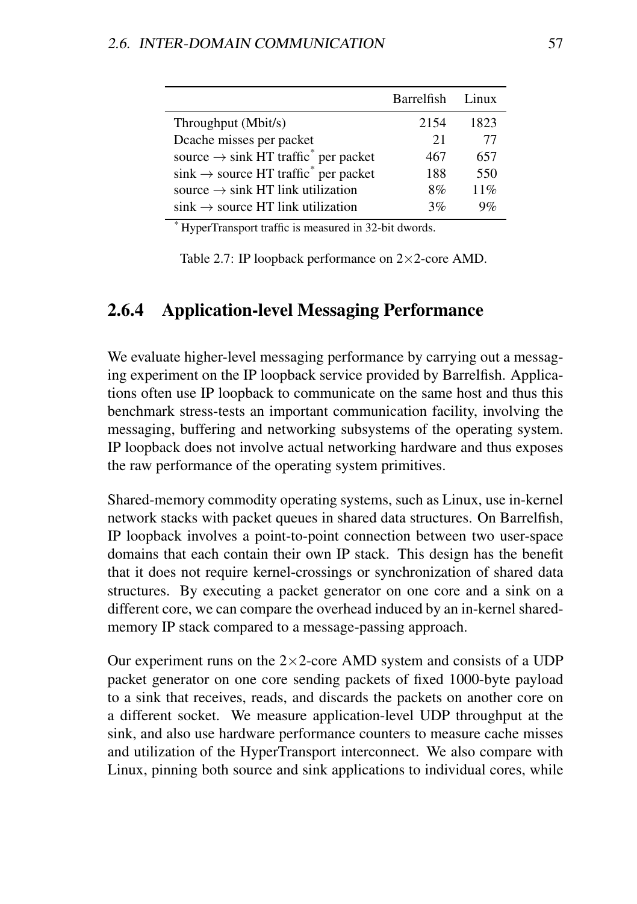| | Barrelfish | Linux |
|---|---|---|
| Throughput (Mbit/s) | 2154 | 1823 |
| Dcache misses per packet | 21 | 77 |
| source $\rightarrow$ sink HT traffic* per packet | 467 | 657 |
| sink $\rightarrow$ source HT traffic* per packet | 188 | 550 |
| source $\rightarrow$ sink HT link utilization | 8% | 11% |
| sink $\rightarrow$ source HT link utilization | 3% | 9% |

* HyperTransport traffic is measured in 32-bit dwords.

Table 2.7: IP loopback performance on 2×2-core AMD.

### 2.6.4 Application-level Messaging Performance

We evaluate higher-level messaging performance by carrying out a messaging experiment on the IP loopback service provided by Barrelfish. Applications often use IP loopback to communicate on the same host and thus this benchmark stress-tests an important communication facility, involving the messaging, buffering and networking subsystems of the operating system. IP loopback does not involve actual networking hardware and thus exposes the raw performance of the operating system primitives.

Shared-memory commodity operating systems, such as Linux, use in-kernel network stacks with packet queues in shared data structures. On Barrelfish, IP loopback involves a point-to-point connection between two user-space domains that each contain their own IP stack. This design has the benefit that it does not require kernel-crossings or synchronization of shared data structures. By executing a packet generator on one core and a sink on a different core, we can compare the overhead induced by an in-kernel shared-memory IP stack compared to a message-passing approach.

Our experiment runs on the 2×2-core AMD system and consists of a UDP packet generator on one core sending packets of fixed 1000-byte payload to a sink that receives, reads, and discards the packets on another core on a different socket. We measure application-level UDP throughput at the sink, and also use hardware performance counters to measure cache misses and utilization of the HyperTransport interconnect. We also compare with Linux, pinning both source and sink applications to individual cores, while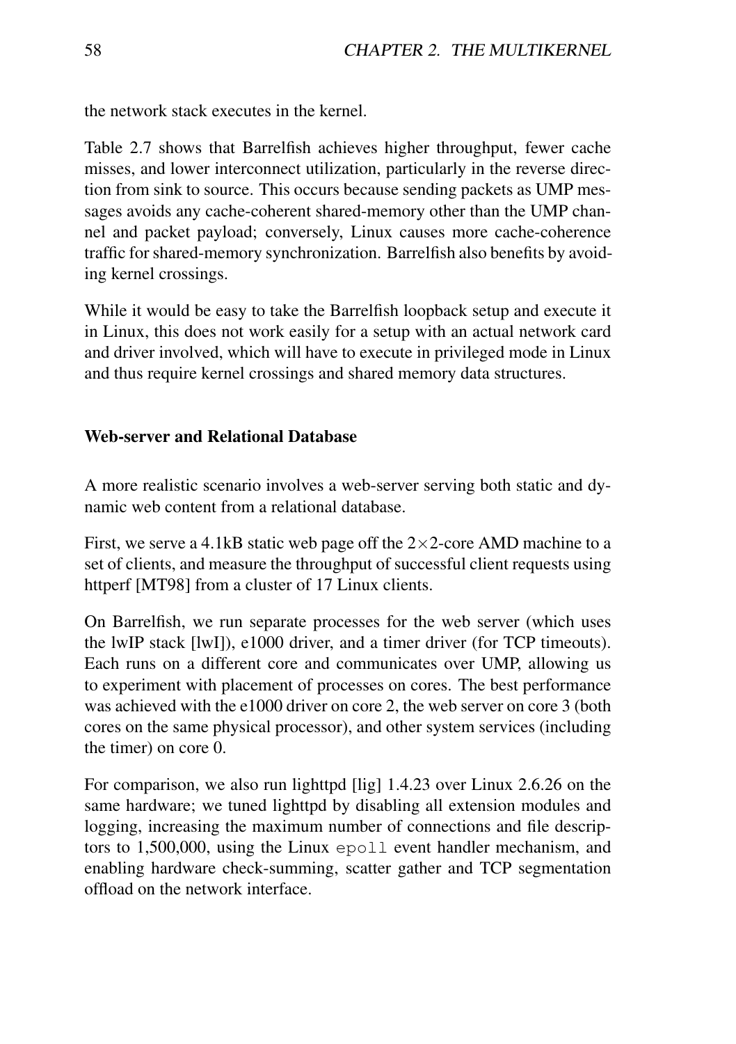the network stack executes in the kernel.

Table 2.7 shows that Barrelfish achieves higher throughput, fewer cache misses, and lower interconnect utilization, particularly in the reverse direction from sink to source. This occurs because sending packets as UMP messages avoids any cache-coherent shared-memory other than the UMP channel and packet payload; conversely, Linux causes more cache-coherence traffic for shared-memory synchronization. Barrelfish also benefits by avoiding kernel crossings.

While it would be easy to take the Barrelfish loopback setup and execute it in Linux, this does not work easily for a setup with an actual network card and driver involved, which will have to execute in privileged mode in Linux and thus require kernel crossings and shared memory data structures.

### Web-server and Relational Database

A more realistic scenario involves a web-server serving both static and dynamic web content from a relational database.

First, we serve a 4.1kB static web page off the $2\times2$-core AMD machine to a set of clients, and measure the throughput of successful client requests using httperf [MT98] from a cluster of 17 Linux clients.

On Barrelfish, we run separate processes for the web server (which uses the lwIP stack [lwI]), e1000 driver, and a timer driver (for TCP timeouts). Each runs on a different core and communicates over UMP, allowing us to experiment with placement of processes on cores. The best performance was achieved with the e1000 driver on core 2, the web server on core 3 (both cores on the same physical processor), and other system services (including the timer) on core 0.

For comparison, we also run lighttpd [lig] 1.4.23 over Linux 2.6.26 on the same hardware; we tuned lighttpd by disabling all extension modules and logging, increasing the maximum number of connections and file descriptors to 1,500,000, using the Linux `epoll` event handler mechanism, and enabling hardware check-summing, scatter gather and TCP segmentation offload on the network interface.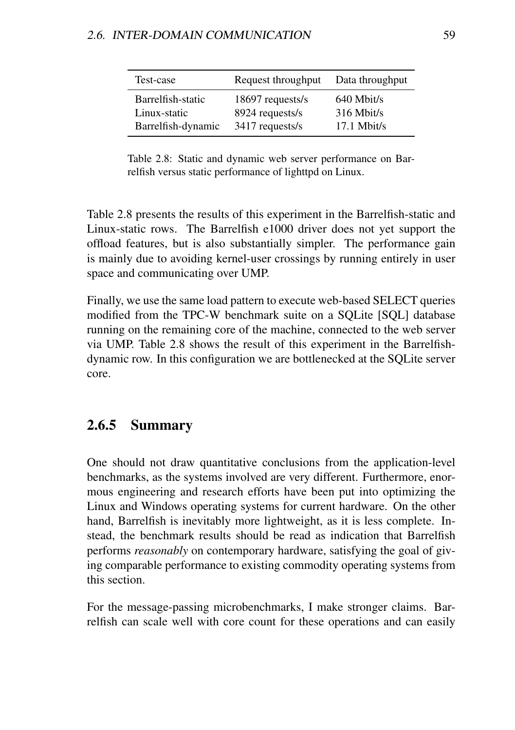| Test-case | Request throughput | Data throughput |
| --- | --- | --- |
| Barrelfish-static | 18697 requests/s | 640 Mbit/s |
| Linux-static | 8924 requests/s | 316 Mbit/s |
| Barrelfish-dynamic | 3417 requests/s | 17.1 Mbit/s |

Table 2.8: Static and dynamic web server performance on Barrelfish versus static performance of lighttpd on Linux.

Table 2.8 presents the results of this experiment in the Barrelfish-static and Linux-static rows. The Barrelfish e1000 driver does not yet support the offload features, but is also substantially simpler. The performance gain is mainly due to avoiding kernel-user crossings by running entirely in user space and communicating over UMP.

Finally, we use the same load pattern to execute web-based SELECT queries modified from the TPC-W benchmark suite on a SQLite [SQL] database running on the remaining core of the machine, connected to the web server via UMP. Table 2.8 shows the result of this experiment in the Barrelfish-dynamic row. In this configuration we are bottlenecked at the SQLite server core.

### 2.6.5 Summary

One should not draw quantitative conclusions from the application-level benchmarks, as the systems involved are very different. Furthermore, enormous engineering and research efforts have been put into optimizing the Linux and Windows operating systems for current hardware. On the other hand, Barrelfish is inevitably more lightweight, as it is less complete. Instead, the benchmark results should be read as indication that Barrelfish performs *reasonably* on contemporary hardware, satisfying the goal of giving comparable performance to existing commodity operating systems from this section.

For the message-passing microbenchmarks, I make stronger claims. Barrelfish can scale well with core count for these operations and can easily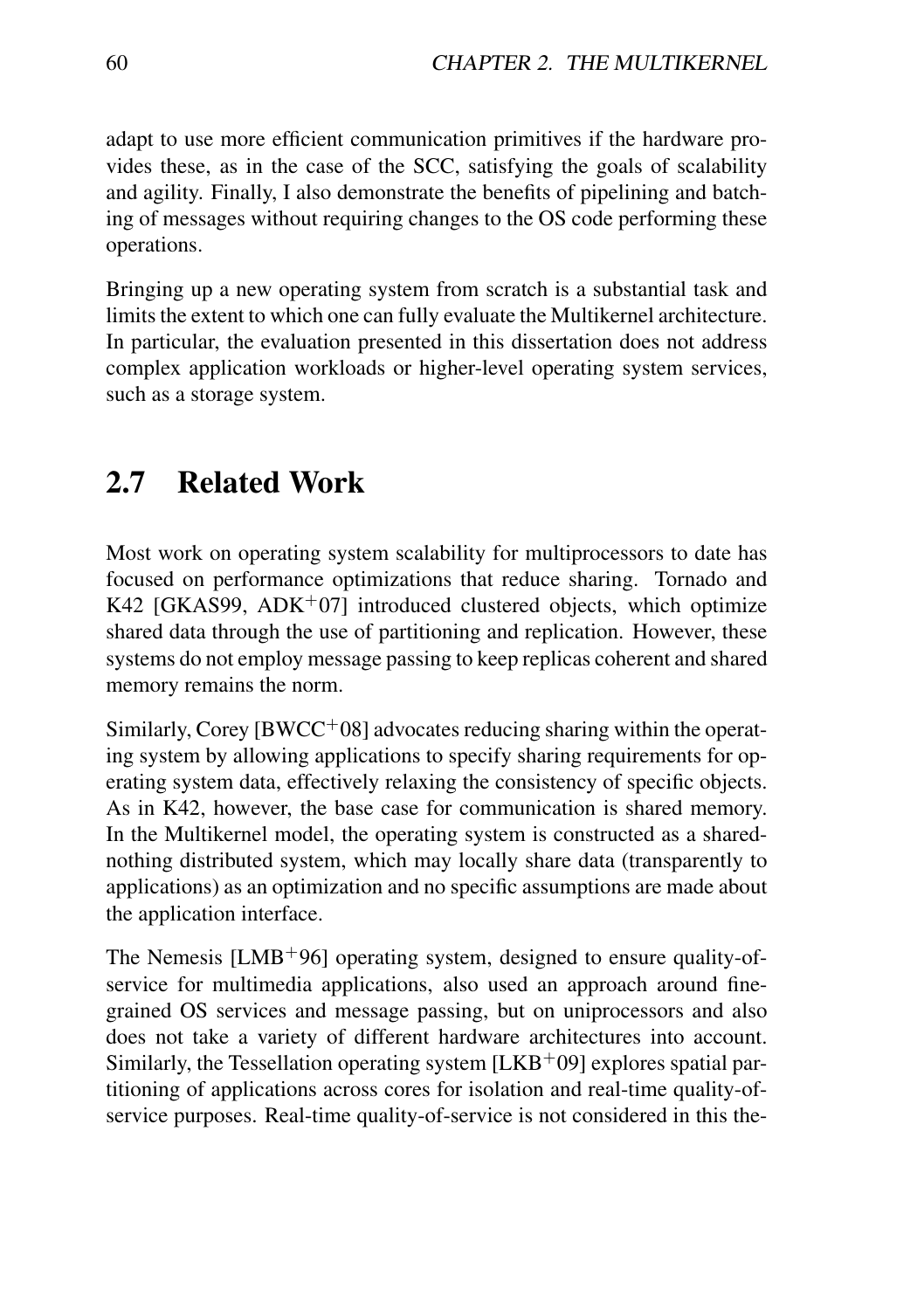adapt to use more efficient communication primitives if the hardware provides these, as in the case of the SCC, satisfying the goals of scalability and agility. Finally, I also demonstrate the benefits of pipelining and batching of messages without requiring changes to the OS code performing these operations.

Bringing up a new operating system from scratch is a substantial task and limits the extent to which one can fully evaluate the Multikernel architecture. In particular, the evaluation presented in this dissertation does not address complex application workloads or higher-level operating system services, such as a storage system.

## 2.7 Related Work

Most work on operating system scalability for multiprocessors to date has focused on performance optimizations that reduce sharing. Tornado and K42 [GKAS99, ADK+07] introduced clustered objects, which optimize shared data through the use of partitioning and replication. However, these systems do not employ message passing to keep replicas coherent and shared memory remains the norm.

Similarly, Corey [BWCC+08] advocates reducing sharing within the operating system by allowing applications to specify sharing requirements for operating system data, effectively relaxing the consistency of specific objects. As in K42, however, the base case for communication is shared memory. In the Multikernel model, the operating system is constructed as a shared-nothing distributed system, which may locally share data (transparently to applications) as an optimization and no specific assumptions are made about the application interface.

The Nemesis [LMB+96] operating system, designed to ensure quality-of-service for multimedia applications, also used an approach around fine-grained OS services and message passing, but on uniprocessors and also does not take a variety of different hardware architectures into account. Similarly, the Tessellation operating system [LKB+09] explores spatial partitioning of applications across cores for isolation and real-time quality-of-service purposes. Real-time quality-of-service is not considered in this the-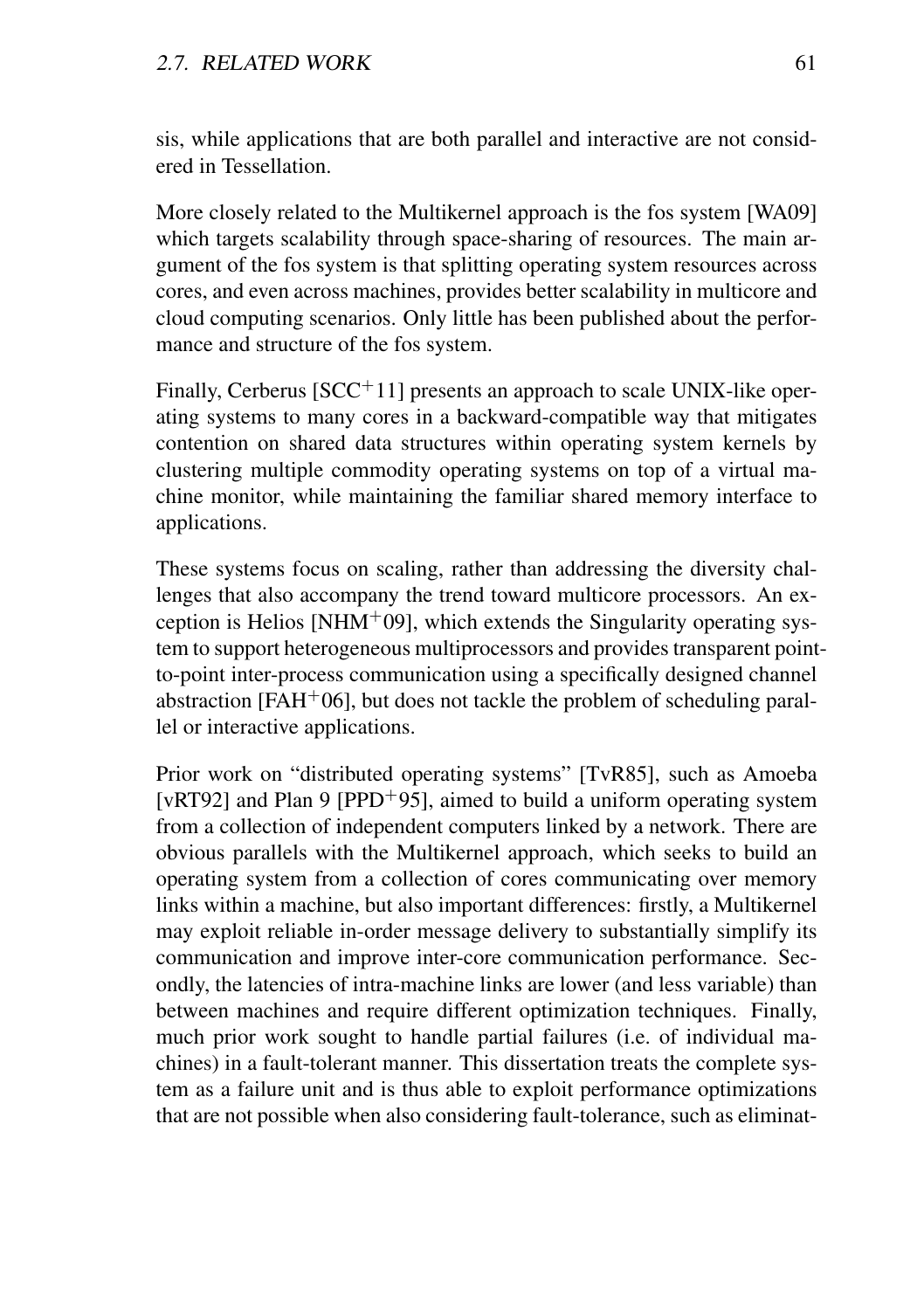sis, while applications that are both parallel and interactive are not considered in Tessellation.

More closely related to the Multikernel approach is the fos system [WA09] which targets scalability through space-sharing of resources. The main argument of the fos system is that splitting operating system resources across cores, and even across machines, provides better scalability in multicore and cloud computing scenarios. Only little has been published about the performance and structure of the fos system.

Finally, Cerberus [SCC+11] presents an approach to scale UNIX-like operating systems to many cores in a backward-compatible way that mitigates contention on shared data structures within operating system kernels by clustering multiple commodity operating systems on top of a virtual machine monitor, while maintaining the familiar shared memory interface to applications.

These systems focus on scaling, rather than addressing the diversity challenges that also accompany the trend toward multicore processors. An exception is Helios [NHM+09], which extends the Singularity operating system to support heterogeneous multiprocessors and provides transparent point-to-point inter-process communication using a specifically designed channel abstraction [FAH+06], but does not tackle the problem of scheduling parallel or interactive applications.

Prior work on "distributed operating systems" [TvR85], such as Amoeba [vRT92] and Plan 9 [PPD+95], aimed to build a uniform operating system from a collection of independent computers linked by a network. There are obvious parallels with the Multikernel approach, which seeks to build an operating system from a collection of cores communicating over memory links within a machine, but also important differences: firstly, a Multikernel may exploit reliable in-order message delivery to substantially simplify its communication and improve inter-core communication performance. Secondly, the latencies of intra-machine links are lower (and less variable) than between machines and require different optimization techniques. Finally, much prior work sought to handle partial failures (i.e. of individual machines) in a fault-tolerant manner. This dissertation treats the complete system as a failure unit and is thus able to exploit performance optimizations that are not possible when also considering fault-tolerance, such as eliminat-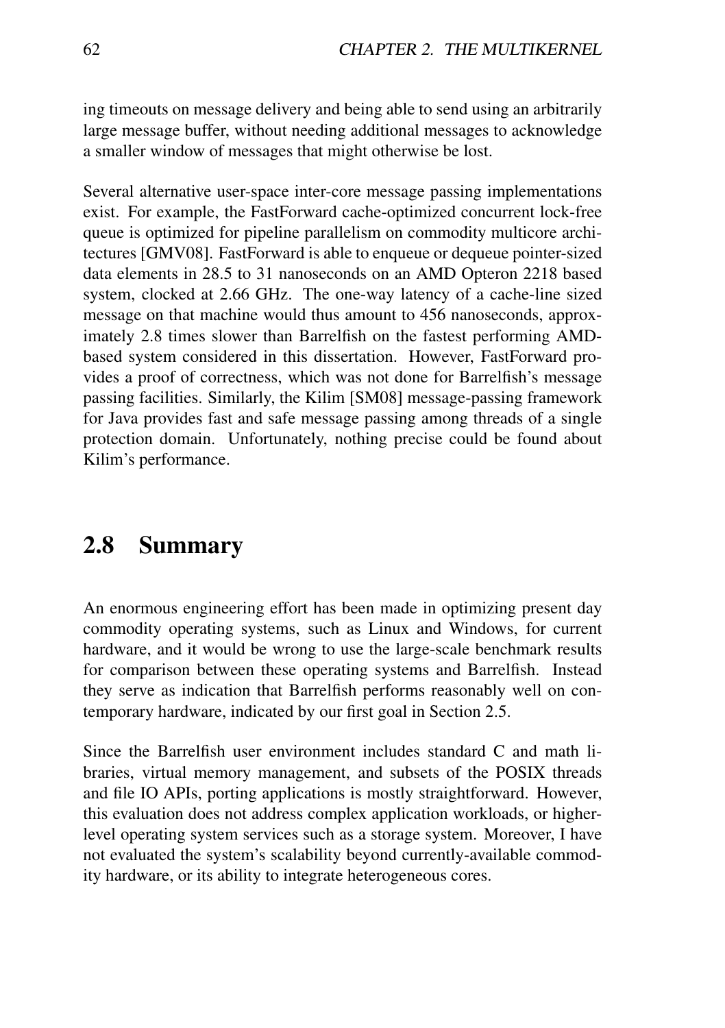ing timeouts on message delivery and being able to send using an arbitrarily large message buffer, without needing additional messages to acknowledge a smaller window of messages that might otherwise be lost.

Several alternative user-space inter-core message passing implementations exist. For example, the FastForward cache-optimized concurrent lock-free queue is optimized for pipeline parallelism on commodity multicore architectures [GMV08]. FastForward is able to enqueue or dequeue pointer-sized data elements in 28.5 to 31 nanoseconds on an AMD Opteron 2218 based system, clocked at 2.66 GHz. The one-way latency of a cache-line sized message on that machine would thus amount to 456 nanoseconds, approximately 2.8 times slower than Barrelfish on the fastest performing AMD-based system considered in this dissertation. However, FastForward provides a proof of correctness, which was not done for Barrelfish's message passing facilities. Similarly, the Kilim [SM08] message-passing framework for Java provides fast and safe message passing among threads of a single protection domain. Unfortunately, nothing precise could be found about Kilim's performance.

## 2.8 Summary

An enormous engineering effort has been made in optimizing present day commodity operating systems, such as Linux and Windows, for current hardware, and it would be wrong to use the large-scale benchmark results for comparison between these operating systems and Barrelfish. Instead they serve as indication that Barrelfish performs reasonably well on contemporary hardware, indicated by our first goal in Section 2.5.

Since the Barrelfish user environment includes standard C and math libraries, virtual memory management, and subsets of the POSIX threads and file IO APIs, porting applications is mostly straightforward. However, this evaluation does not address complex application workloads, or higher-level operating system services such as a storage system. Moreover, I have not evaluated the system's scalability beyond currently-available commodity hardware, or its ability to integrate heterogeneous cores.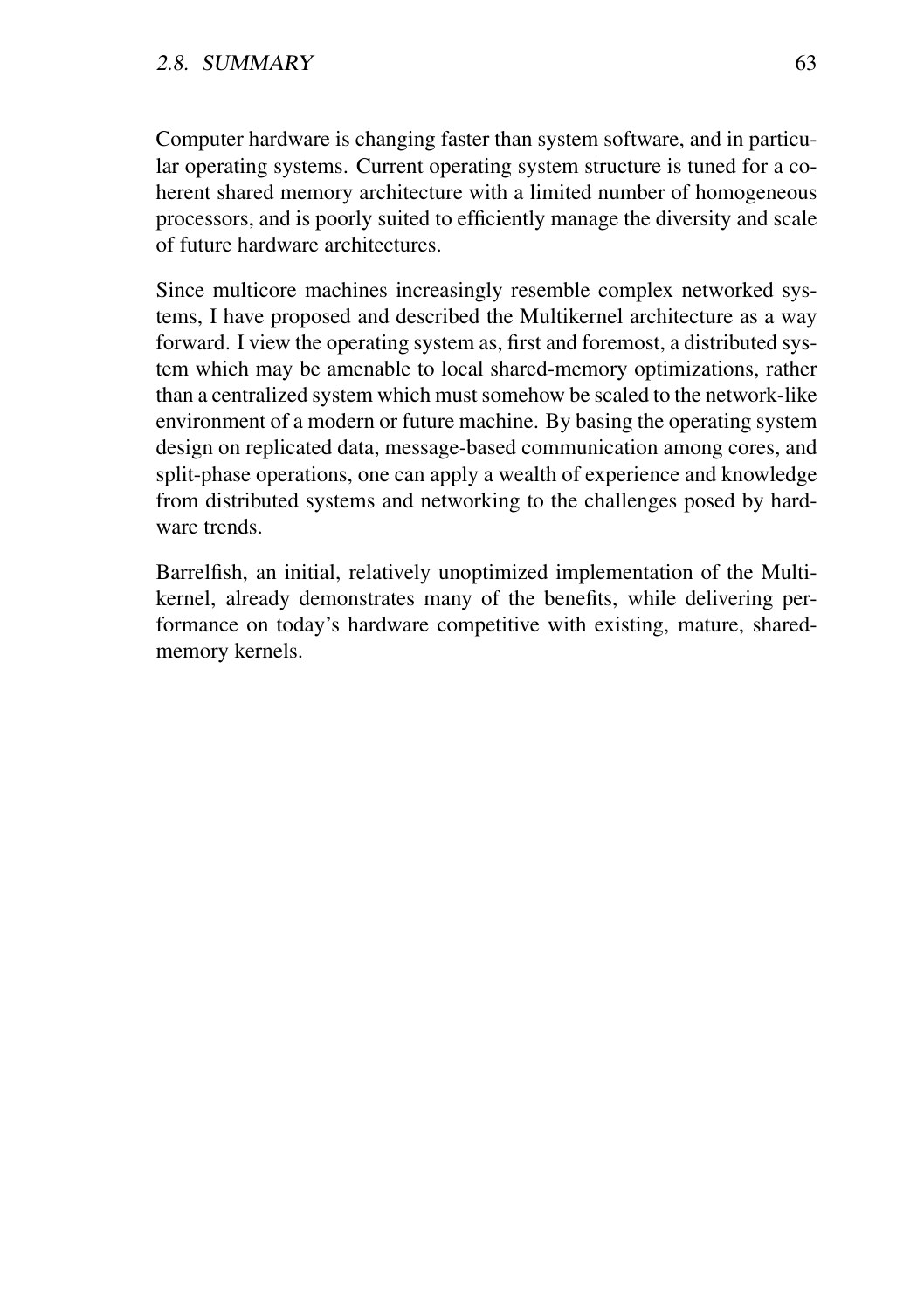Computer hardware is changing faster than system software, and in particular operating systems. Current operating system structure is tuned for a coherent shared memory architecture with a limited number of homogeneous processors, and is poorly suited to efficiently manage the diversity and scale of future hardware architectures.

Since multicore machines increasingly resemble complex networked systems, I have proposed and described the Multikernel architecture as a way forward. I view the operating system as, first and foremost, a distributed system which may be amenable to local shared-memory optimizations, rather than a centralized system which must somehow be scaled to the network-like environment of a modern or future machine. By basing the operating system design on replicated data, message-based communication among cores, and split-phase operations, one can apply a wealth of experience and knowledge from distributed systems and networking to the challenges posed by hardware trends.

Barrelfish, an initial, relatively unoptimized implementation of the Multikernel, already demonstrates many of the benefits, while delivering performance on today's hardware competitive with existing, mature, shared-memory kernels.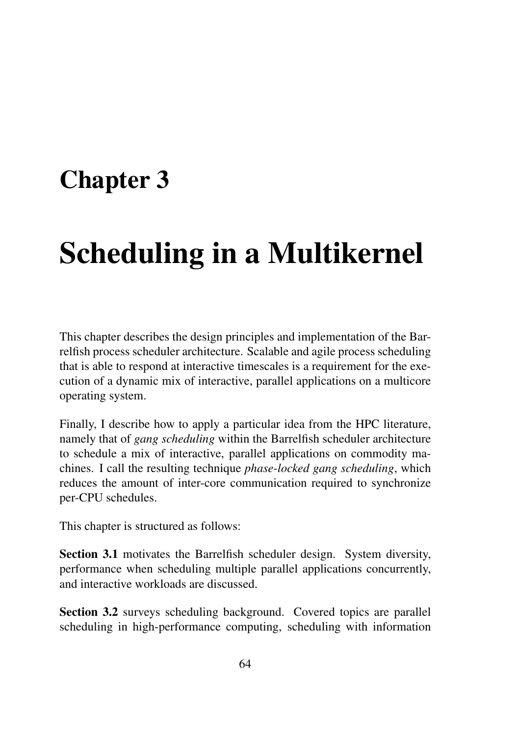# Chapter 3

# Scheduling in a Multikernel

This chapter describes the design principles and implementation of the Barrelfish process scheduler architecture. Scalable and agile process scheduling that is able to respond at interactive timescales is a requirement for the execution of a dynamic mix of interactive, parallel applications on a multicore operating system.

Finally, I describe how to apply a particular idea from the HPC literature, namely that of *gang scheduling* within the Barrelfish scheduler architecture to schedule a mix of interactive, parallel applications on commodity machines. I call the resulting technique *phase-locked gang scheduling*, which reduces the amount of inter-core communication required to synchronize per-CPU schedules.

This chapter is structured as follows:

**Section 3.1** motivates the Barrelfish scheduler design. System diversity, performance when scheduling multiple parallel applications concurrently, and interactive workloads are discussed.

**Section 3.2** surveys scheduling background. Covered topics are parallel scheduling in high-performance computing, scheduling with information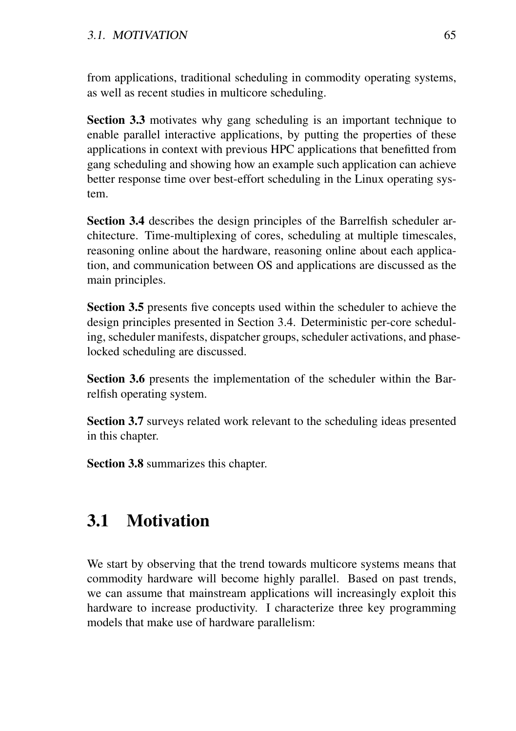from applications, traditional scheduling in commodity operating systems, as well as recent studies in multicore scheduling.

**Section 3.3** motivates why gang scheduling is an important technique to enable parallel interactive applications, by putting the properties of these applications in context with previous HPC applications that benefitted from gang scheduling and showing how an example such application can achieve better response time over best-effort scheduling in the Linux operating system.

**Section 3.4** describes the design principles of the Barrelfish scheduler architecture. Time-multiplexing of cores, scheduling at multiple timescales, reasoning online about the hardware, reasoning online about each application, and communication between OS and applications are discussed as the main principles.

**Section 3.5** presents five concepts used within the scheduler to achieve the design principles presented in Section 3.4. Deterministic per-core scheduling, scheduler manifests, dispatcher groups, scheduler activations, and phase-locked scheduling are discussed.

**Section 3.6** presents the implementation of the scheduler within the Barrelfish operating system.

**Section 3.7** surveys related work relevant to the scheduling ideas presented in this chapter.

**Section 3.8** summarizes this chapter.

## 3.1 Motivation

We start by observing that the trend towards multicore systems means that commodity hardware will become highly parallel. Based on past trends, we can assume that mainstream applications will increasingly exploit this hardware to increase productivity. I characterize three key programming models that make use of hardware parallelism: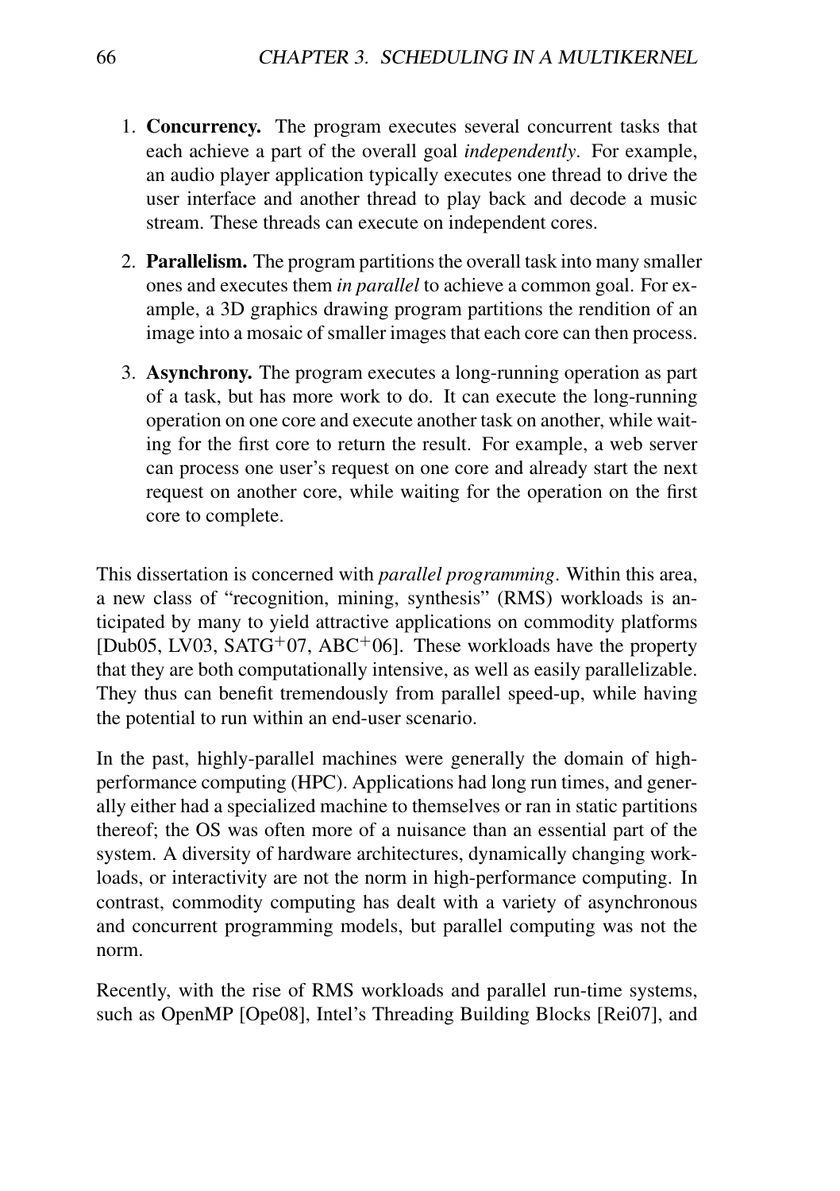1. **Concurrency.** The program executes several concurrent tasks that each achieve a part of the overall goal *independently*. For example, an audio player application typically executes one thread to drive the user interface and another thread to play back and decode a music stream. These threads can execute on independent cores.

2. **Parallelism.** The program partitions the overall task into many smaller ones and executes them *in parallel* to achieve a common goal. For example, a 3D graphics drawing program partitions the rendition of an image into a mosaic of smaller images that each core can then process.

3. **Asynchrony.** The program executes a long-running operation as part of a task, but has more work to do. It can execute the long-running operation on one core and execute another task on another, while waiting for the first core to return the result. For example, a web server can process one user's request on one core and already start the next request on another core, while waiting for the operation on the first core to complete.

This dissertation is concerned with *parallel programming*. Within this area, a new class of "recognition, mining, synthesis" (RMS) workloads is anticipated by many to yield attractive applications on commodity platforms [Dub05, LV03, SATG+07, ABC+06]. These workloads have the property that they are both computationally intensive, as well as easily parallelizable. They thus can benefit tremendously from parallel speed-up, while having the potential to run within an end-user scenario.

In the past, highly-parallel machines were generally the domain of high-performance computing (HPC). Applications had long run times, and generally either had a specialized machine to themselves or ran in static partitions thereof; the OS was often more of a nuisance than an essential part of the system. A diversity of hardware architectures, dynamically changing workloads, or interactivity are not the norm in high-performance computing. In contrast, commodity computing has dealt with a variety of asynchronous and concurrent programming models, but parallel computing was not the norm.

Recently, with the rise of RMS workloads and parallel run-time systems, such as OpenMP [Ope08], Intel's Threading Building Blocks [Rei07], and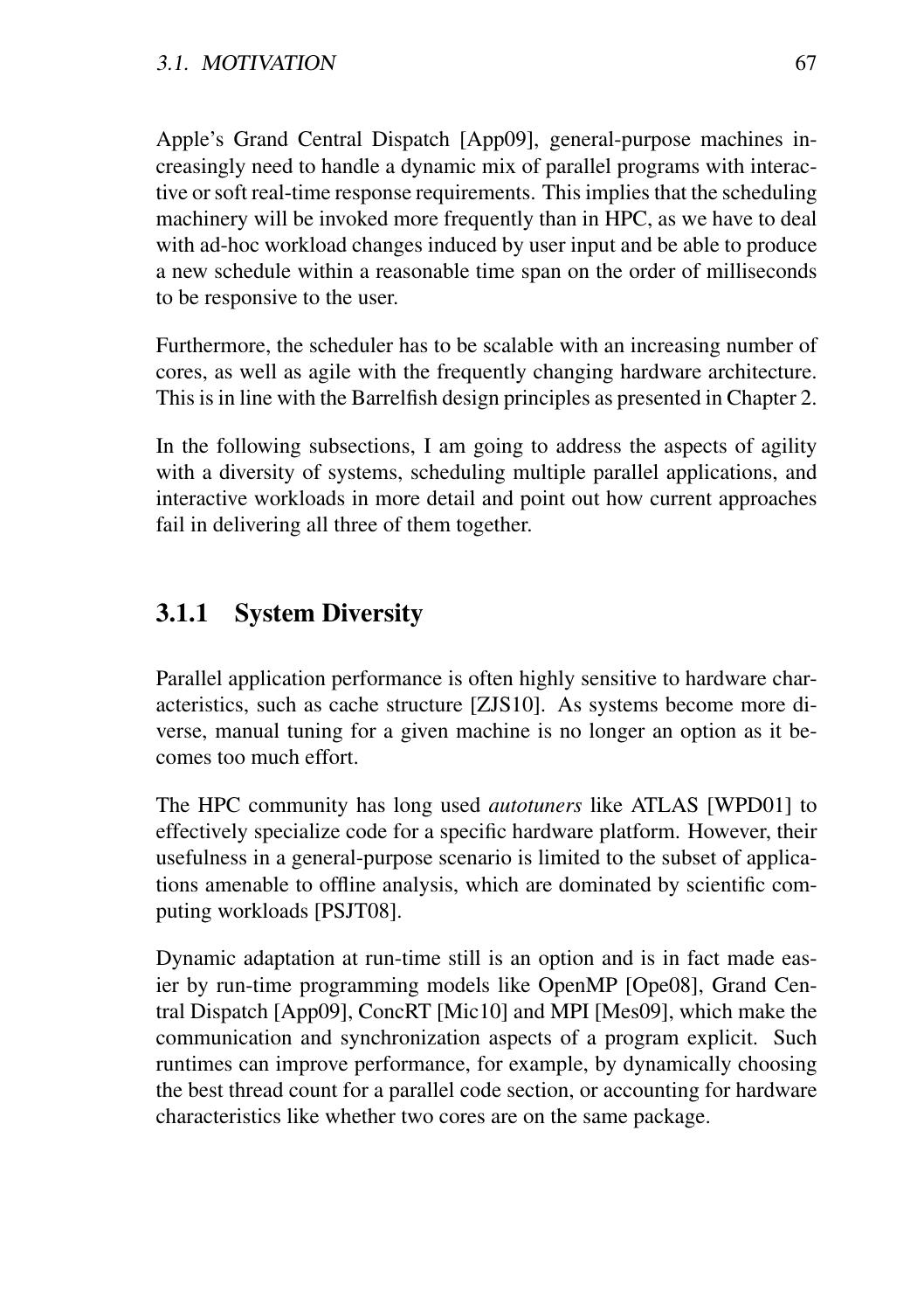Apple's Grand Central Dispatch [App09], general-purpose machines increasingly need to handle a dynamic mix of parallel programs with interactive or soft real-time response requirements. This implies that the scheduling machinery will be invoked more frequently than in HPC, as we have to deal with ad-hoc workload changes induced by user input and be able to produce a new schedule within a reasonable time span on the order of milliseconds to be responsive to the user.

Furthermore, the scheduler has to be scalable with an increasing number of cores, as well as agile with the frequently changing hardware architecture. This is in line with the Barrelfish design principles as presented in Chapter 2.

In the following subsections, I am going to address the aspects of agility with a diversity of systems, scheduling multiple parallel applications, and interactive workloads in more detail and point out how current approaches fail in delivering all three of them together.

### 3.1.1 System Diversity

Parallel application performance is often highly sensitive to hardware characteristics, such as cache structure [ZJS10]. As systems become more diverse, manual tuning for a given machine is no longer an option as it becomes too much effort.

The HPC community has long used *autotuners* like ATLAS [WPD01] to effectively specialize code for a specific hardware platform. However, their usefulness in a general-purpose scenario is limited to the subset of applications amenable to offline analysis, which are dominated by scientific computing workloads [PSJT08].

Dynamic adaptation at run-time still is an option and is in fact made easier by run-time programming models like OpenMP [Ope08], Grand Central Dispatch [App09], ConcRT [Mic10] and MPI [Mes09], which make the communication and synchronization aspects of a program explicit. Such runtimes can improve performance, for example, by dynamically choosing the best thread count for a parallel code section, or accounting for hardware characteristics like whether two cores are on the same package.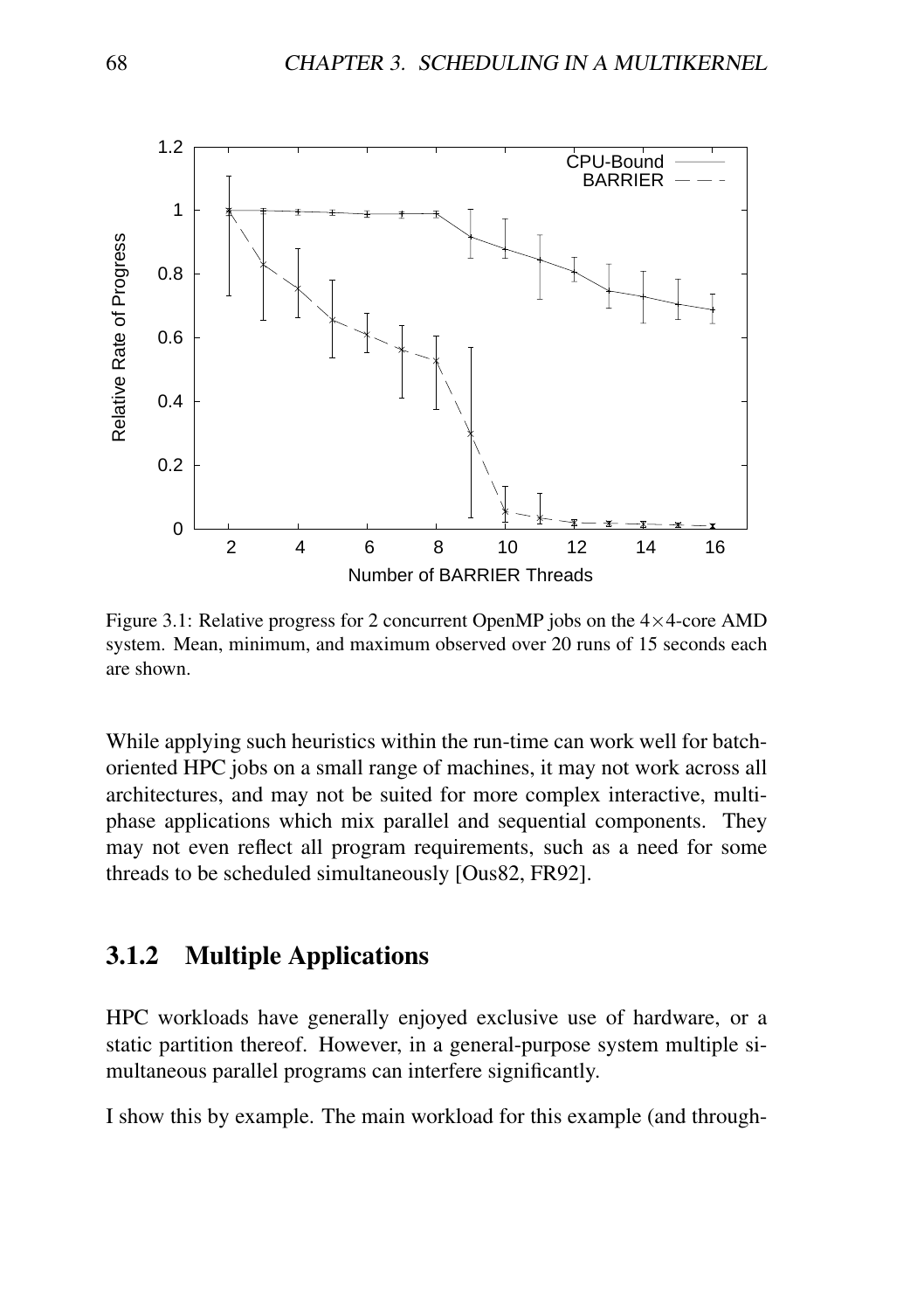Figure 3.1: Relative progress for 2 concurrent OpenMP jobs on the 4×4-core AMD system. Mean, minimum, and maximum observed over 20 runs of 15 seconds each are shown.

While applying such heuristics within the run-time can work well for batch-oriented HPC jobs on a small range of machines, it may not work across all architectures, and may not be suited for more complex interactive, multi-phase applications which mix parallel and sequential components. They may not even reflect all program requirements, such as a need for some threads to be scheduled simultaneously [Ous82, FR92].

### 3.1.2 Multiple Applications

HPC workloads have generally enjoyed exclusive use of hardware, or a static partition thereof. However, in a general-purpose system multiple simultaneous parallel programs can interfere significantly.

I show this by example. The main workload for this example (and through-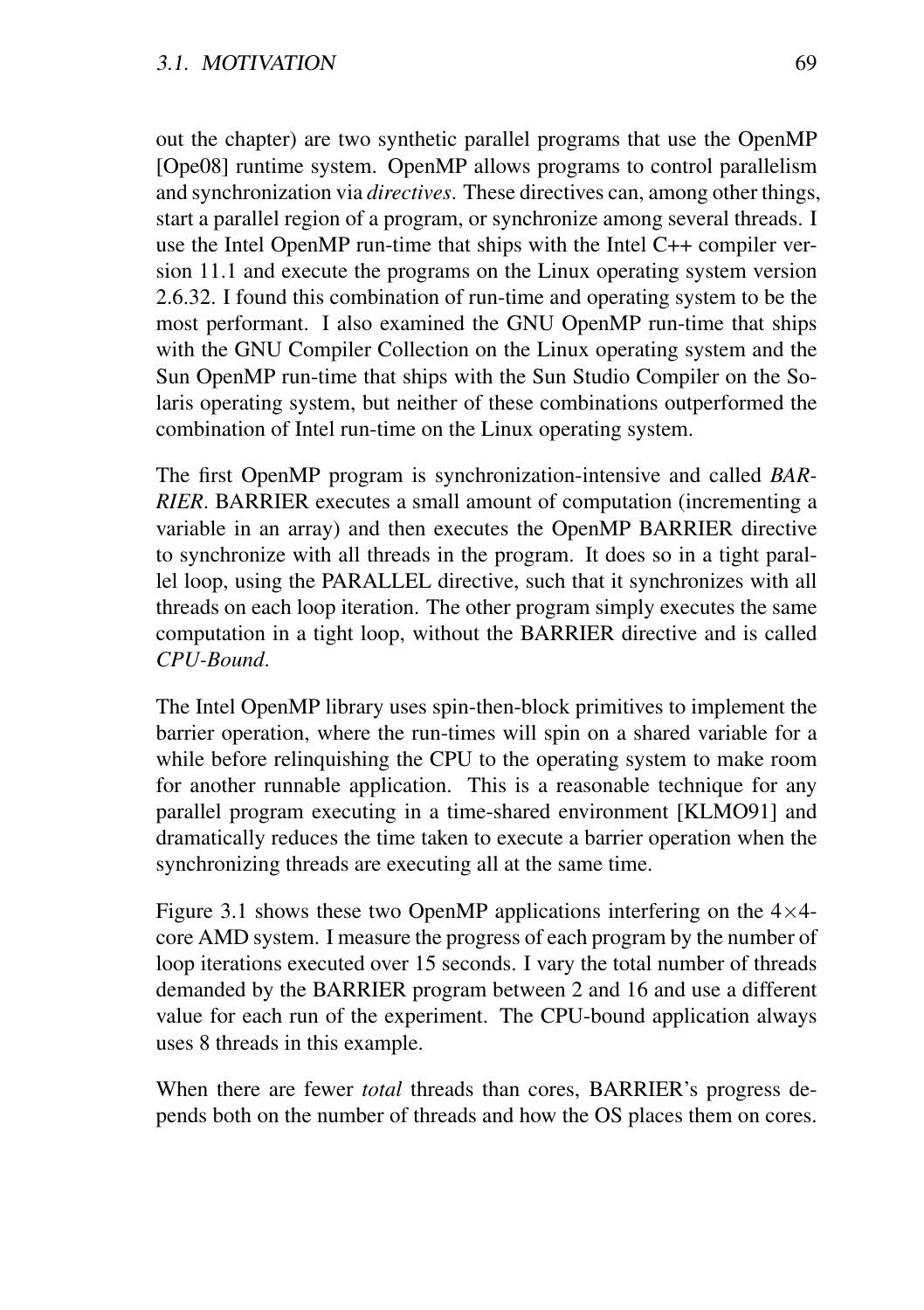out the chapter) are two synthetic parallel programs that use the OpenMP [Ope08] runtime system. OpenMP allows programs to control parallelism and synchronization via *directives*. These directives can, among other things, start a parallel region of a program, or synchronize among several threads. I use the Intel OpenMP run-time that ships with the Intel C++ compiler version 11.1 and execute the programs on the Linux operating system version 2.6.32. I found this combination of run-time and operating system to be the most performant. I also examined the GNU OpenMP run-time that ships with the GNU Compiler Collection on the Linux operating system and the Sun OpenMP run-time that ships with the Sun Studio Compiler on the Solaris operating system, but neither of these combinations outperformed the combination of Intel run-time on the Linux operating system.

The first OpenMP program is synchronization-intensive and called *BARRIER*. BARRIER executes a small amount of computation (incrementing a variable in an array) and then executes the OpenMP BARRIER directive to synchronize with all threads in the program. It does so in a tight parallel loop, using the PARALLEL directive, such that it synchronizes with all threads on each loop iteration. The other program simply executes the same computation in a tight loop, without the BARRIER directive and is called *CPU-Bound*.

The Intel OpenMP library uses spin-then-block primitives to implement the barrier operation, where the run-times will spin on a shared variable for a while before relinquishing the CPU to the operating system to make room for another runnable application. This is a reasonable technique for any parallel program executing in a time-shared environment [KLMO91] and dramatically reduces the time taken to execute a barrier operation when the synchronizing threads are executing all at the same time.

Figure 3.1 shows these two OpenMP applications interfering on the 4×4-core AMD system. I measure the progress of each program by the number of loop iterations executed over 15 seconds. I vary the total number of threads demanded by the BARRIER program between 2 and 16 and use a different value for each run of the experiment. The CPU-bound application always uses 8 threads in this example.

When there are fewer *total* threads than cores, BARRIER's progress depends both on the number of threads and how the OS places them on cores.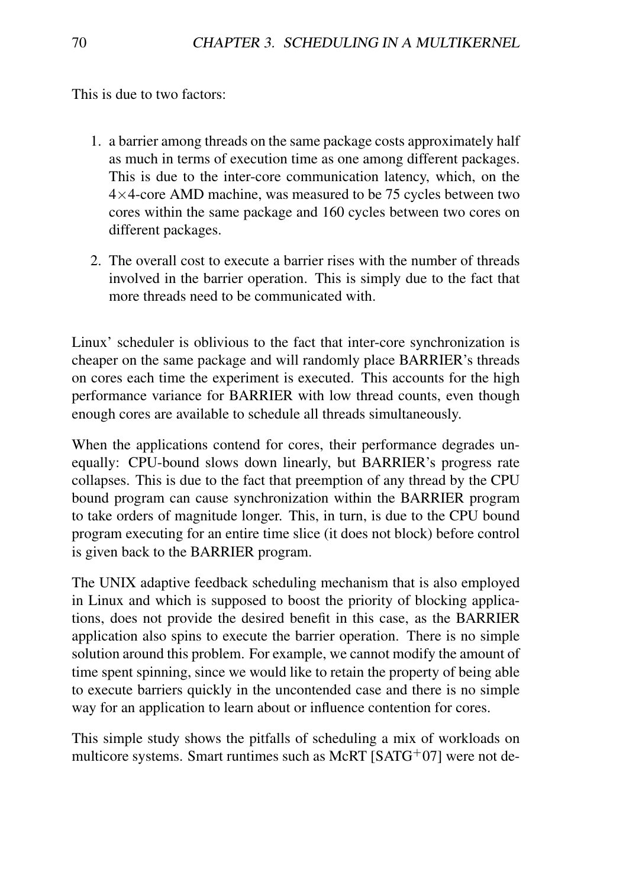This is due to two factors:

1. a barrier among threads on the same package costs approximately half as much in terms of execution time as one among different packages. This is due to the inter-core communication latency, which, on the $4 \times 4$-core AMD machine, was measured to be 75 cycles between two cores within the same package and 160 cycles between two cores on different packages.
2. The overall cost to execute a barrier rises with the number of threads involved in the barrier operation. This is simply due to the fact that more threads need to be communicated with.

Linux' scheduler is oblivious to the fact that inter-core synchronization is cheaper on the same package and will randomly place BARRIER's threads on cores each time the experiment is executed. This accounts for the high performance variance for BARRIER with low thread counts, even though enough cores are available to schedule all threads simultaneously.

When the applications contend for cores, their performance degrades unequally: CPU-bound slows down linearly, but BARRIER's progress rate collapses. This is due to the fact that preemption of any thread by the CPU bound program can cause synchronization within the BARRIER program to take orders of magnitude longer. This, in turn, is due to the CPU bound program executing for an entire time slice (it does not block) before control is given back to the BARRIER program.

The UNIX adaptive feedback scheduling mechanism that is also employed in Linux and which is supposed to boost the priority of blocking applications, does not provide the desired benefit in this case, as the BARRIER application also spins to execute the barrier operation. There is no simple solution around this problem. For example, we cannot modify the amount of time spent spinning, since we would like to retain the property of being able to execute barriers quickly in the uncontended case and there is no simple way for an application to learn about or influence contention for cores.

This simple study shows the pitfalls of scheduling a mix of workloads on multicore systems. Smart runtimes such as McRT [SATG+07] were not de-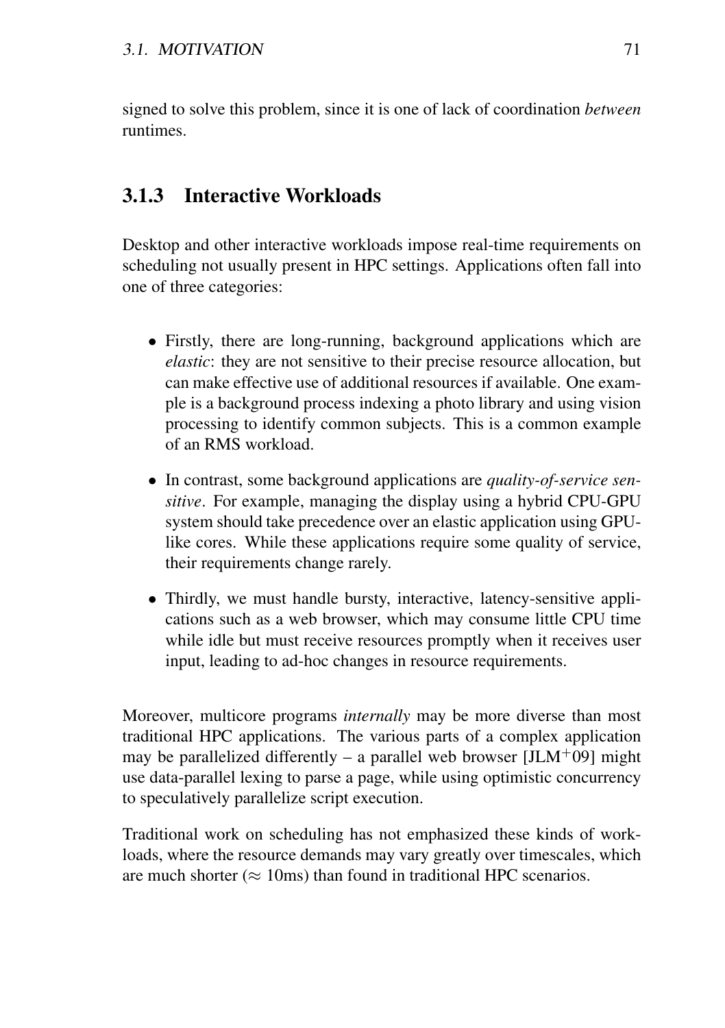signed to solve this problem, since it is one of lack of coordination *between* runtimes.

### 3.1.3 Interactive Workloads

Desktop and other interactive workloads impose real-time requirements on scheduling not usually present in HPC settings. Applications often fall into one of three categories:

- Firstly, there are long-running, background applications which are *elastic*: they are not sensitive to their precise resource allocation, but can make effective use of additional resources if available. One example is a background process indexing a photo library and using vision processing to identify common subjects. This is a common example of an RMS workload.
- In contrast, some background applications are *quality-of-service sensitive*. For example, managing the display using a hybrid CPU-GPU system should take precedence over an elastic application using GPU-like cores. While these applications require some quality of service, their requirements change rarely.
- Thirdly, we must handle bursty, interactive, latency-sensitive applications such as a web browser, which may consume little CPU time while idle but must receive resources promptly when it receives user input, leading to ad-hoc changes in resource requirements.

Moreover, multicore programs *internally* may be more diverse than most traditional HPC applications. The various parts of a complex application may be parallelized differently – a parallel web browser [JLM$^+$09] might use data-parallel lexing to parse a page, while using optimistic concurrency to speculatively parallelize script execution.

Traditional work on scheduling has not emphasized these kinds of workloads, where the resource demands may vary greatly over timescales, which are much shorter ($\approx$ 10ms) than found in traditional HPC scenarios.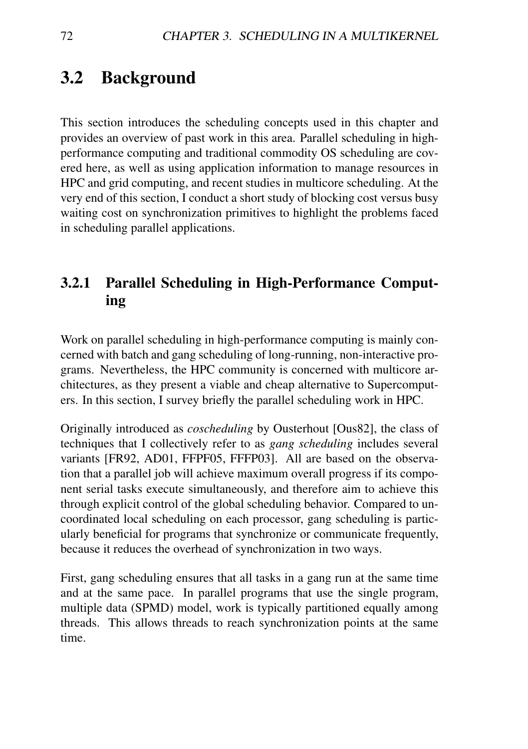## 3.2 Background

This section introduces the scheduling concepts used in this chapter and provides an overview of past work in this area. Parallel scheduling in high-performance computing and traditional commodity OS scheduling are covered here, as well as using application information to manage resources in HPC and grid computing, and recent studies in multicore scheduling. At the very end of this section, I conduct a short study of blocking cost versus busy waiting cost on synchronization primitives to highlight the problems faced in scheduling parallel applications.

### 3.2.1 Parallel Scheduling in High-Performance Computing

Work on parallel scheduling in high-performance computing is mainly concerned with batch and gang scheduling of long-running, non-interactive programs. Nevertheless, the HPC community is concerned with multicore architectures, as they present a viable and cheap alternative to Supercomputers. In this section, I survey briefly the parallel scheduling work in HPC.

Originally introduced as *coscheduling* by Ousterhout [Ous82], the class of techniques that I collectively refer to as *gang scheduling* includes several variants [FR92, AD01, FFPF05, FFFP03]. All are based on the observation that a parallel job will achieve maximum overall progress if its component serial tasks execute simultaneously, and therefore aim to achieve this through explicit control of the global scheduling behavior. Compared to uncoordinated local scheduling on each processor, gang scheduling is particularly beneficial for programs that synchronize or communicate frequently, because it reduces the overhead of synchronization in two ways.

First, gang scheduling ensures that all tasks in a gang run at the same time and at the same pace. In parallel programs that use the single program, multiple data (SPMD) model, work is typically partitioned equally among threads. This allows threads to reach synchronization points at the same time.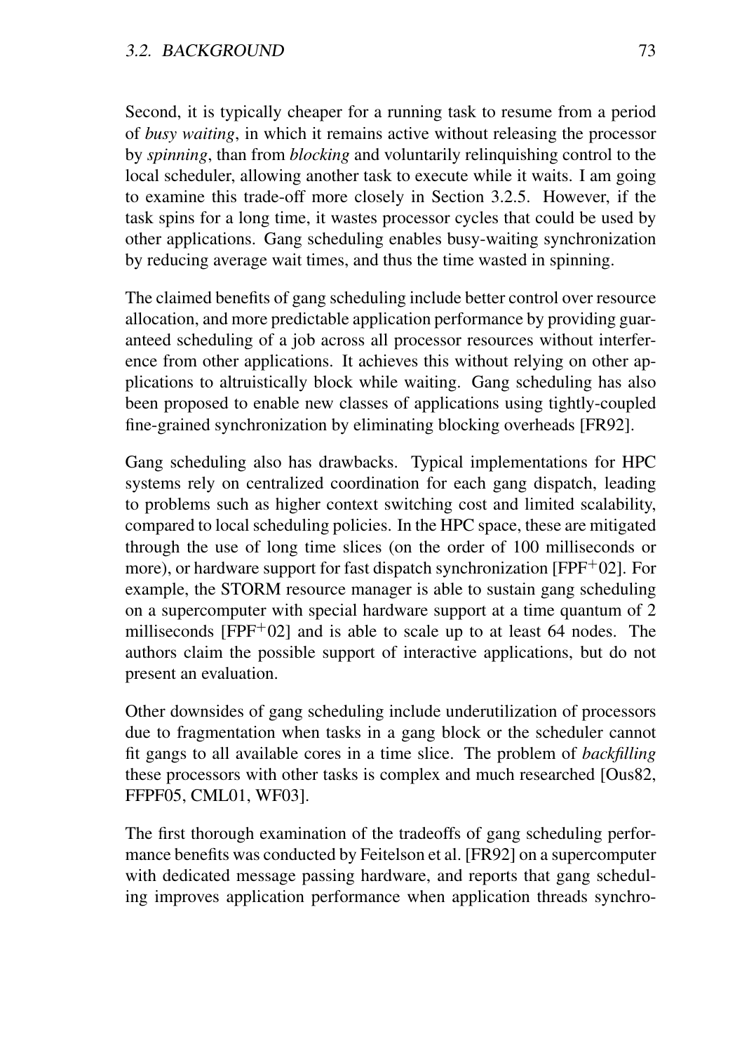Second, it is typically cheaper for a running task to resume from a period of *busy waiting*, in which it remains active without releasing the processor by *spinning*, than from *blocking* and voluntarily relinquishing control to the local scheduler, allowing another task to execute while it waits. I am going to examine this trade-off more closely in Section 3.2.5. However, if the task spins for a long time, it wastes processor cycles that could be used by other applications. Gang scheduling enables busy-waiting synchronization by reducing average wait times, and thus the time wasted in spinning.

The claimed benefits of gang scheduling include better control over resource allocation, and more predictable application performance by providing guaranteed scheduling of a job across all processor resources without interference from other applications. It achieves this without relying on other applications to altruistically block while waiting. Gang scheduling has also been proposed to enable new classes of applications using tightly-coupled fine-grained synchronization by eliminating blocking overheads [FR92].

Gang scheduling also has drawbacks. Typical implementations for HPC systems rely on centralized coordination for each gang dispatch, leading to problems such as higher context switching cost and limited scalability, compared to local scheduling policies. In the HPC space, these are mitigated through the use of long time slices (on the order of 100 milliseconds or more), or hardware support for fast dispatch synchronization [FPF+02]. For example, the STORM resource manager is able to sustain gang scheduling on a supercomputer with special hardware support at a time quantum of 2 milliseconds [FPF+02] and is able to scale up to at least 64 nodes. The authors claim the possible support of interactive applications, but do not present an evaluation.

Other downsides of gang scheduling include underutilization of processors due to fragmentation when tasks in a gang block or the scheduler cannot fit gangs to all available cores in a time slice. The problem of *backfilling* these processors with other tasks is complex and much researched [Ous82, FFPF05, CML01, WF03].

The first thorough examination of the tradeoffs of gang scheduling performance benefits was conducted by Feitelson et al. [FR92] on a supercomputer with dedicated message passing hardware, and reports that gang scheduling improves application performance when application threads synchro-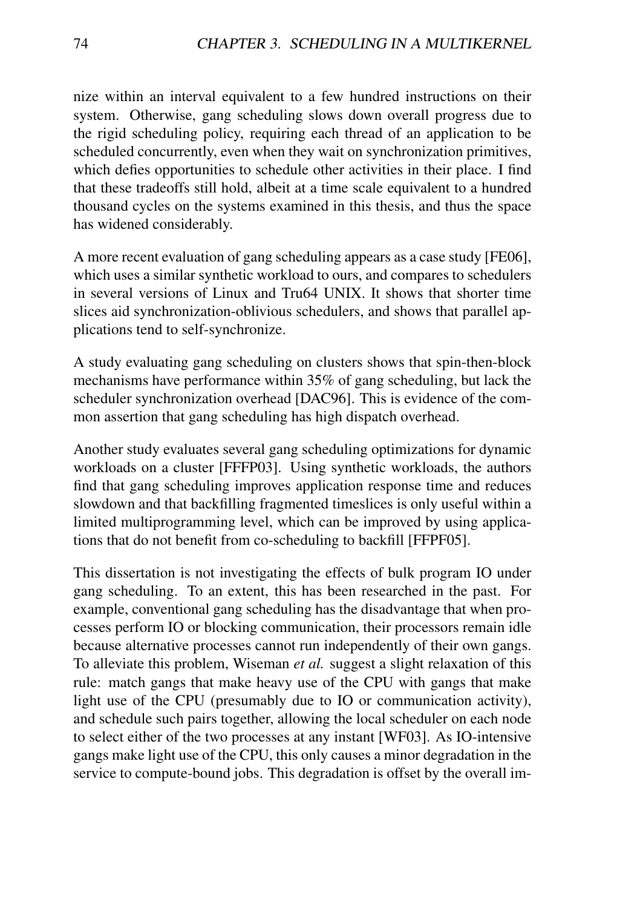nize within an interval equivalent to a few hundred instructions on their system. Otherwise, gang scheduling slows down overall progress due to the rigid scheduling policy, requiring each thread of an application to be scheduled concurrently, even when they wait on synchronization primitives, which defies opportunities to schedule other activities in their place. I find that these tradeoffs still hold, albeit at a time scale equivalent to a hundred thousand cycles on the systems examined in this thesis, and thus the space has widened considerably.

A more recent evaluation of gang scheduling appears as a case study [FE06], which uses a similar synthetic workload to ours, and compares to schedulers in several versions of Linux and Tru64 UNIX. It shows that shorter time slices aid synchronization-oblivious schedulers, and shows that parallel applications tend to self-synchronize.

A study evaluating gang scheduling on clusters shows that spin-then-block mechanisms have performance within 35% of gang scheduling, but lack the scheduler synchronization overhead [DAC96]. This is evidence of the common assertion that gang scheduling has high dispatch overhead.

Another study evaluates several gang scheduling optimizations for dynamic workloads on a cluster [FFFP03]. Using synthetic workloads, the authors find that gang scheduling improves application response time and reduces slowdown and that backfilling fragmented timeslices is only useful within a limited multiprogramming level, which can be improved by using applications that do not benefit from co-scheduling to backfill [FFPF05].

This dissertation is not investigating the effects of bulk program IO under gang scheduling. To an extent, this has been researched in the past. For example, conventional gang scheduling has the disadvantage that when processes perform IO or blocking communication, their processors remain idle because alternative processes cannot run independently of their own gangs. To alleviate this problem, Wiseman *et al.* suggest a slight relaxation of this rule: match gangs that make heavy use of the CPU with gangs that make light use of the CPU (presumably due to IO or communication activity), and schedule such pairs together, allowing the local scheduler on each node to select either of the two processes at any instant [WF03]. As IO-intensive gangs make light use of the CPU, this only causes a minor degradation in the service to compute-bound jobs. This degradation is offset by the overall im-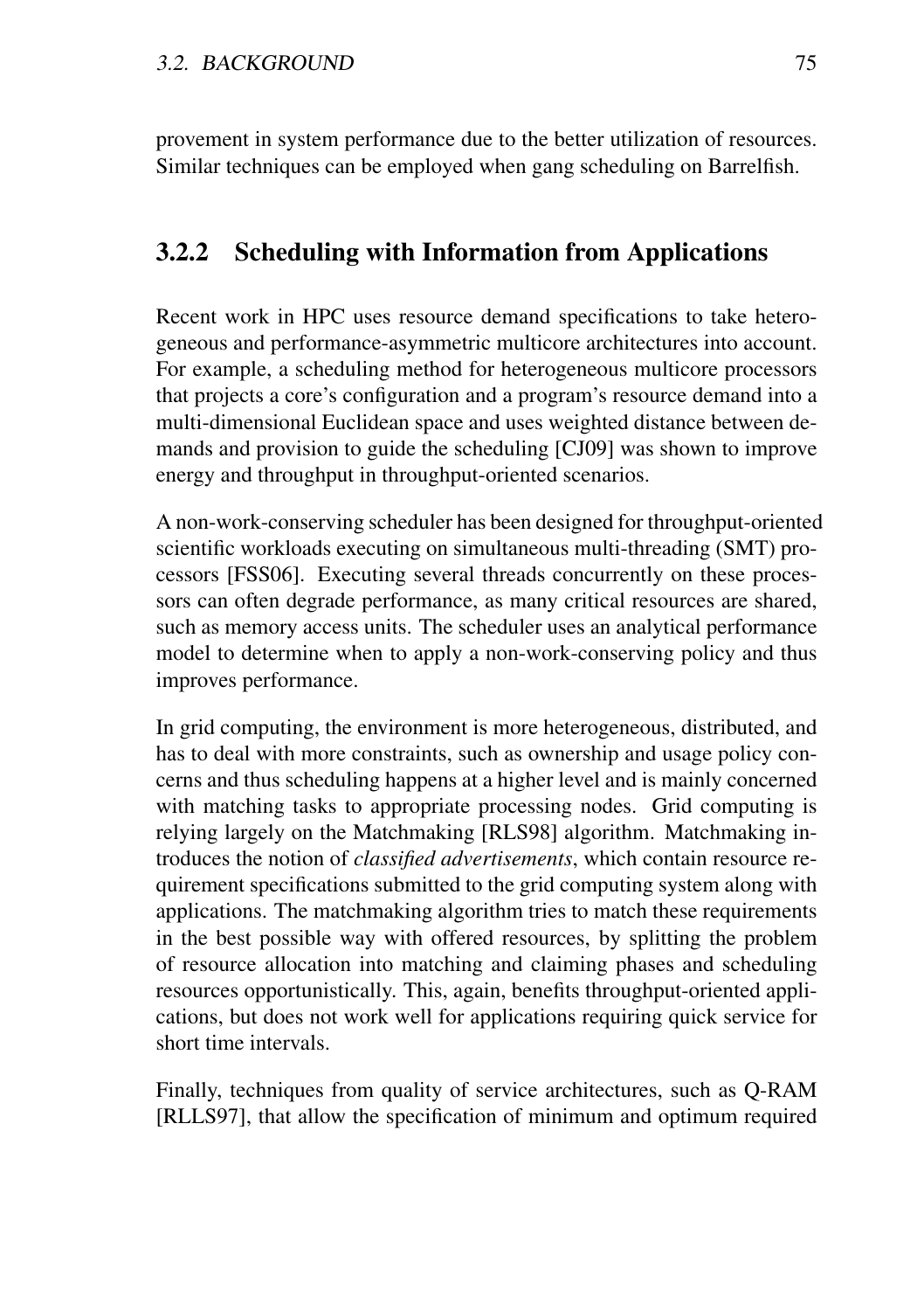provement in system performance due to the better utilization of resources. Similar techniques can be employed when gang scheduling on Barrelfish.

### 3.2.2 Scheduling with Information from Applications

Recent work in HPC uses resource demand specifications to take heterogeneous and performance-asymmetric multicore architectures into account. For example, a scheduling method for heterogeneous multicore processors that projects a core's configuration and a program's resource demand into a multi-dimensional Euclidean space and uses weighted distance between demands and provision to guide the scheduling [CJ09] was shown to improve energy and throughput in throughput-oriented scenarios.

A non-work-conserving scheduler has been designed for throughput-oriented scientific workloads executing on simultaneous multi-threading (SMT) processors [FSS06]. Executing several threads concurrently on these processors can often degrade performance, as many critical resources are shared, such as memory access units. The scheduler uses an analytical performance model to determine when to apply a non-work-conserving policy and thus improves performance.

In grid computing, the environment is more heterogeneous, distributed, and has to deal with more constraints, such as ownership and usage policy concerns and thus scheduling happens at a higher level and is mainly concerned with matching tasks to appropriate processing nodes. Grid computing is relying largely on the Matchmaking [RLS98] algorithm. Matchmaking introduces the notion of *classified advertisements*, which contain resource requirement specifications submitted to the grid computing system along with applications. The matchmaking algorithm tries to match these requirements in the best possible way with offered resources, by splitting the problem of resource allocation into matching and claiming phases and scheduling resources opportunistically. This, again, benefits throughput-oriented applications, but does not work well for applications requiring quick service for short time intervals.

Finally, techniques from quality of service architectures, such as Q-RAM [RLLS97], that allow the specification of minimum and optimum required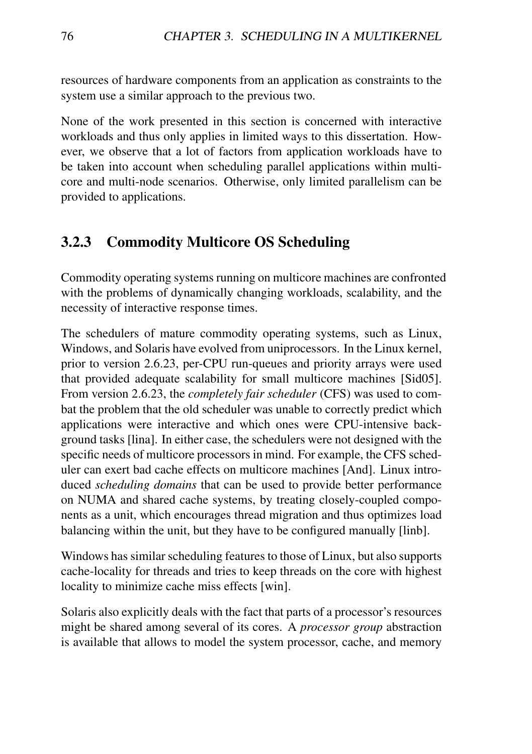resources of hardware components from an application as constraints to the system use a similar approach to the previous two.

None of the work presented in this section is concerned with interactive workloads and thus only applies in limited ways to this dissertation. However, we observe that a lot of factors from application workloads have to be taken into account when scheduling parallel applications within multi-core and multi-node scenarios. Otherwise, only limited parallelism can be provided to applications.

### 3.2.3 Commodity Multicore OS Scheduling

Commodity operating systems running on multicore machines are confronted with the problems of dynamically changing workloads, scalability, and the necessity of interactive response times.

The schedulers of mature commodity operating systems, such as Linux, Windows, and Solaris have evolved from uniprocessors. In the Linux kernel, prior to version 2.6.23, per-CPU run-queues and priority arrays were used that provided adequate scalability for small multicore machines [Sid05]. From version 2.6.23, the *completely fair scheduler* (CFS) was used to combat the problem that the old scheduler was unable to correctly predict which applications were interactive and which ones were CPU-intensive background tasks [lina]. In either case, the schedulers were not designed with the specific needs of multicore processors in mind. For example, the CFS scheduler can exert bad cache effects on multicore machines [And]. Linux introduced *scheduling domains* that can be used to provide better performance on NUMA and shared cache systems, by treating closely-coupled components as a unit, which encourages thread migration and thus optimizes load balancing within the unit, but they have to be configured manually [linb].

Windows has similar scheduling features to those of Linux, but also supports cache-locality for threads and tries to keep threads on the core with highest locality to minimize cache miss effects [win].

Solaris also explicitly deals with the fact that parts of a processor's resources might be shared among several of its cores. A *processor group* abstraction is available that allows to model the system processor, cache, and memory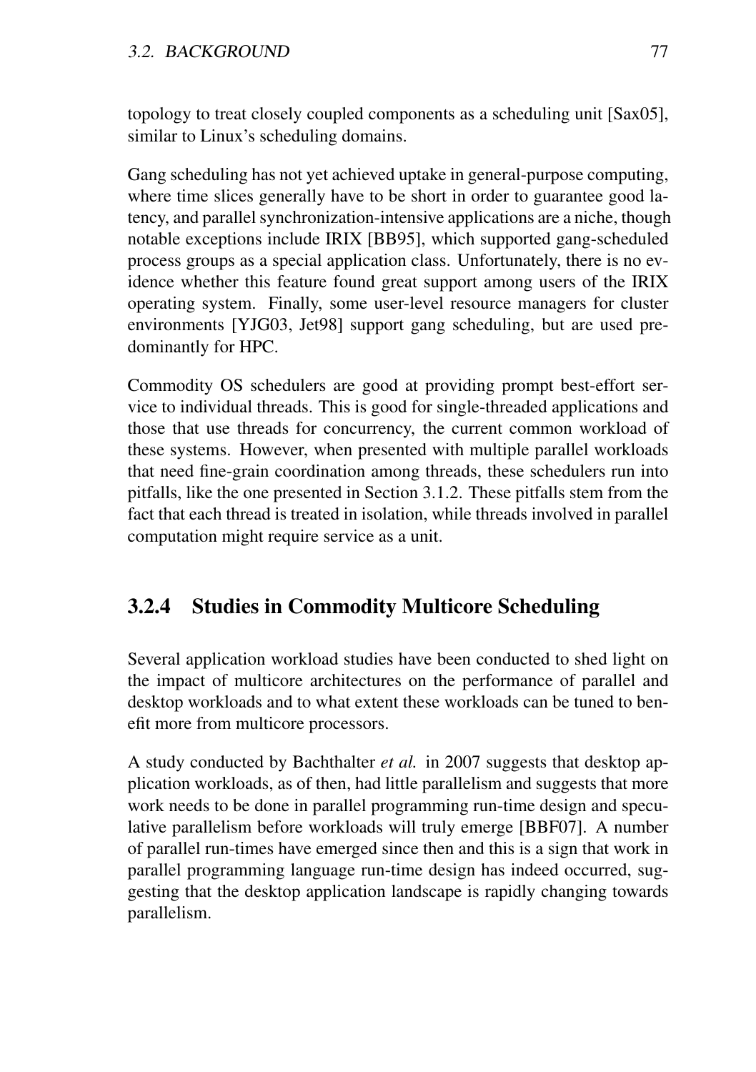topology to treat closely coupled components as a scheduling unit [Sax05], similar to Linux's scheduling domains.

Gang scheduling has not yet achieved uptake in general-purpose computing, where time slices generally have to be short in order to guarantee good latency, and parallel synchronization-intensive applications are a niche, though notable exceptions include IRIX [BB95], which supported gang-scheduled process groups as a special application class. Unfortunately, there is no evidence whether this feature found great support among users of the IRIX operating system. Finally, some user-level resource managers for cluster environments [YJG03, Jet98] support gang scheduling, but are used predominantly for HPC.

Commodity OS schedulers are good at providing prompt best-effort service to individual threads. This is good for single-threaded applications and those that use threads for concurrency, the current common workload of these systems. However, when presented with multiple parallel workloads that need fine-grain coordination among threads, these schedulers run into pitfalls, like the one presented in Section 3.1.2. These pitfalls stem from the fact that each thread is treated in isolation, while threads involved in parallel computation might require service as a unit.

### 3.2.4 Studies in Commodity Multicore Scheduling

Several application workload studies have been conducted to shed light on the impact of multicore architectures on the performance of parallel and desktop workloads and to what extent these workloads can be tuned to benefit more from multicore processors.

A study conducted by Bachthalter *et al.* in 2007 suggests that desktop application workloads, as of then, had little parallelism and suggests that more work needs to be done in parallel programming run-time design and speculative parallelism before workloads will truly emerge [BBF07]. A number of parallel run-times have emerged since then and this is a sign that work in parallel programming language run-time design has indeed occurred, suggesting that the desktop application landscape is rapidly changing towards parallelism.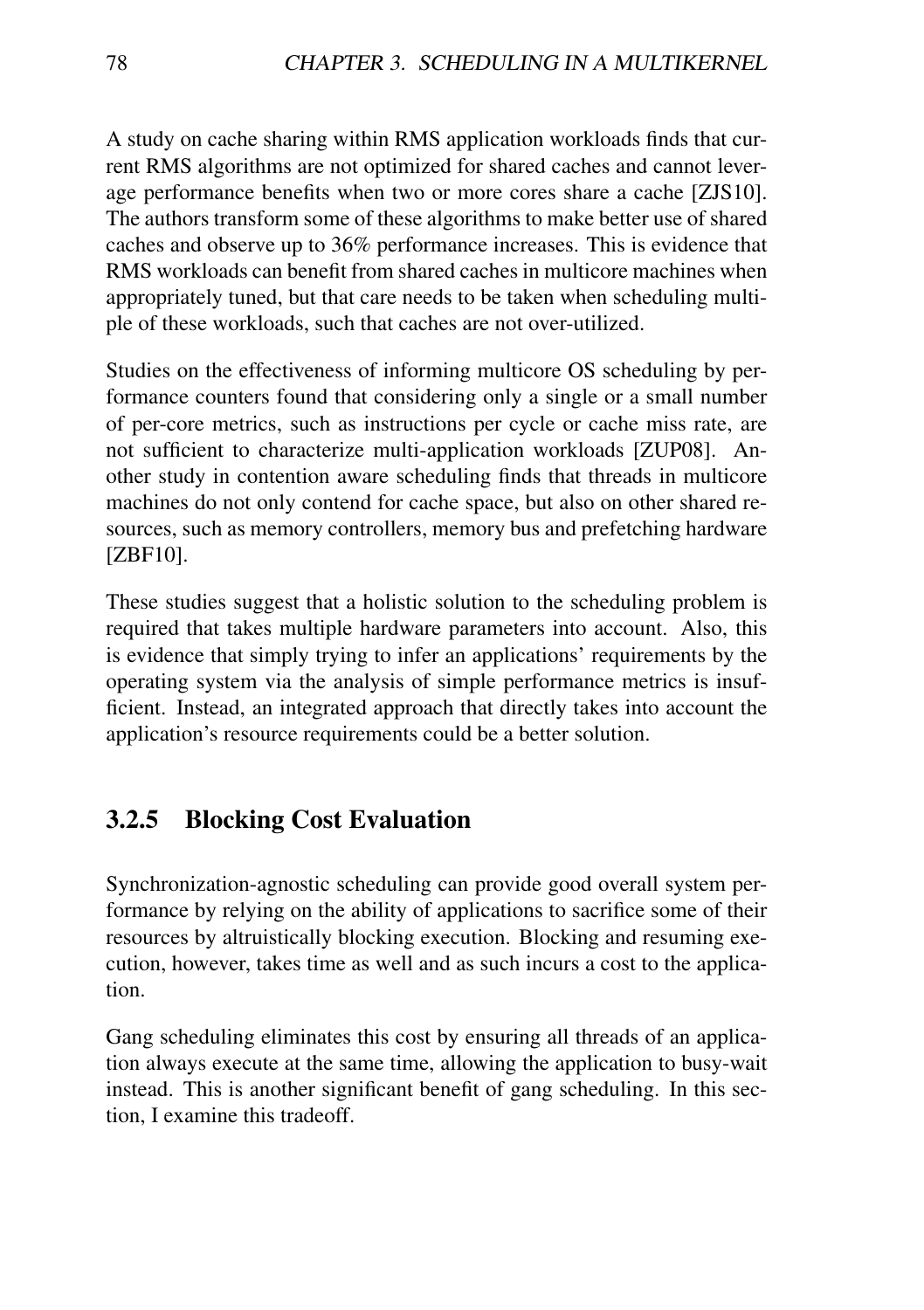A study on cache sharing within RMS application workloads finds that current RMS algorithms are not optimized for shared caches and cannot leverage performance benefits when two or more cores share a cache [ZJS10]. The authors transform some of these algorithms to make better use of shared caches and observe up to 36% performance increases. This is evidence that RMS workloads can benefit from shared caches in multicore machines when appropriately tuned, but that care needs to be taken when scheduling multiple of these workloads, such that caches are not over-utilized.

Studies on the effectiveness of informing multicore OS scheduling by performance counters found that considering only a single or a small number of per-core metrics, such as instructions per cycle or cache miss rate, are not sufficient to characterize multi-application workloads [ZUP08]. Another study in contention aware scheduling finds that threads in multicore machines do not only contend for cache space, but also on other shared resources, such as memory controllers, memory bus and prefetching hardware [ZBF10].

These studies suggest that a holistic solution to the scheduling problem is required that takes multiple hardware parameters into account. Also, this is evidence that simply trying to infer an applications' requirements by the operating system via the analysis of simple performance metrics is insufficient. Instead, an integrated approach that directly takes into account the application's resource requirements could be a better solution.

### 3.2.5 Blocking Cost Evaluation

Synchronization-agnostic scheduling can provide good overall system performance by relying on the ability of applications to sacrifice some of their resources by altruistically blocking execution. Blocking and resuming execution, however, takes time as well and as such incurs a cost to the application.

Gang scheduling eliminates this cost by ensuring all threads of an application always execute at the same time, allowing the application to busy-wait instead. This is another significant benefit of gang scheduling. In this section, I examine this tradeoff.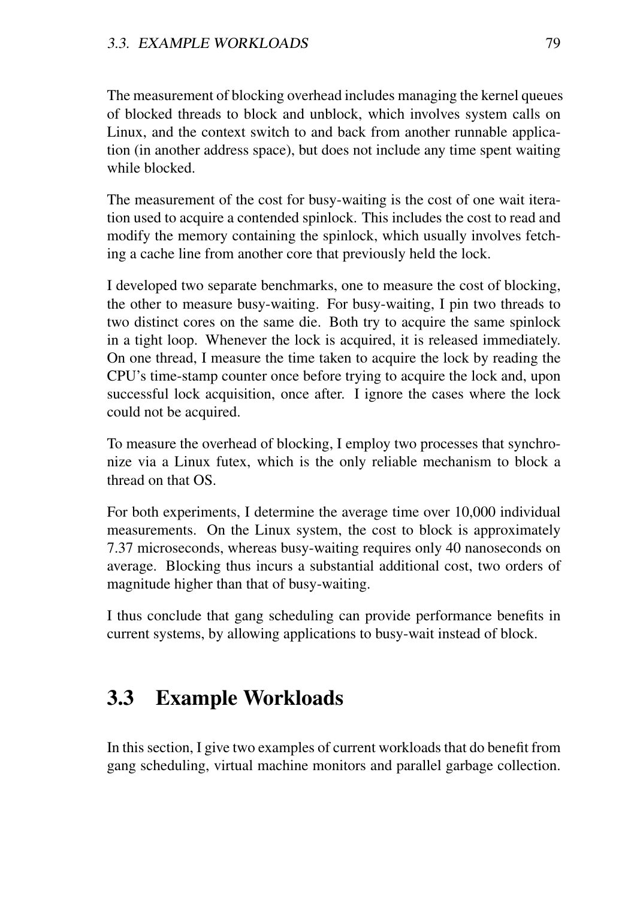The measurement of blocking overhead includes managing the kernel queues of blocked threads to block and unblock, which involves system calls on Linux, and the context switch to and back from another runnable application (in another address space), but does not include any time spent waiting while blocked.

The measurement of the cost for busy-waiting is the cost of one wait iteration used to acquire a contended spinlock. This includes the cost to read and modify the memory containing the spinlock, which usually involves fetching a cache line from another core that previously held the lock.

I developed two separate benchmarks, one to measure the cost of blocking, the other to measure busy-waiting. For busy-waiting, I pin two threads to two distinct cores on the same die. Both try to acquire the same spinlock in a tight loop. Whenever the lock is acquired, it is released immediately. On one thread, I measure the time taken to acquire the lock by reading the CPU's time-stamp counter once before trying to acquire the lock and, upon successful lock acquisition, once after. I ignore the cases where the lock could not be acquired.

To measure the overhead of blocking, I employ two processes that synchronize via a Linux futex, which is the only reliable mechanism to block a thread on that OS.

For both experiments, I determine the average time over 10,000 individual measurements. On the Linux system, the cost to block is approximately 7.37 microseconds, whereas busy-waiting requires only 40 nanoseconds on average. Blocking thus incurs a substantial additional cost, two orders of magnitude higher than that of busy-waiting.

I thus conclude that gang scheduling can provide performance benefits in current systems, by allowing applications to busy-wait instead of block.

## 3.3 Example Workloads

In this section, I give two examples of current workloads that do benefit from gang scheduling, virtual machine monitors and parallel garbage collection.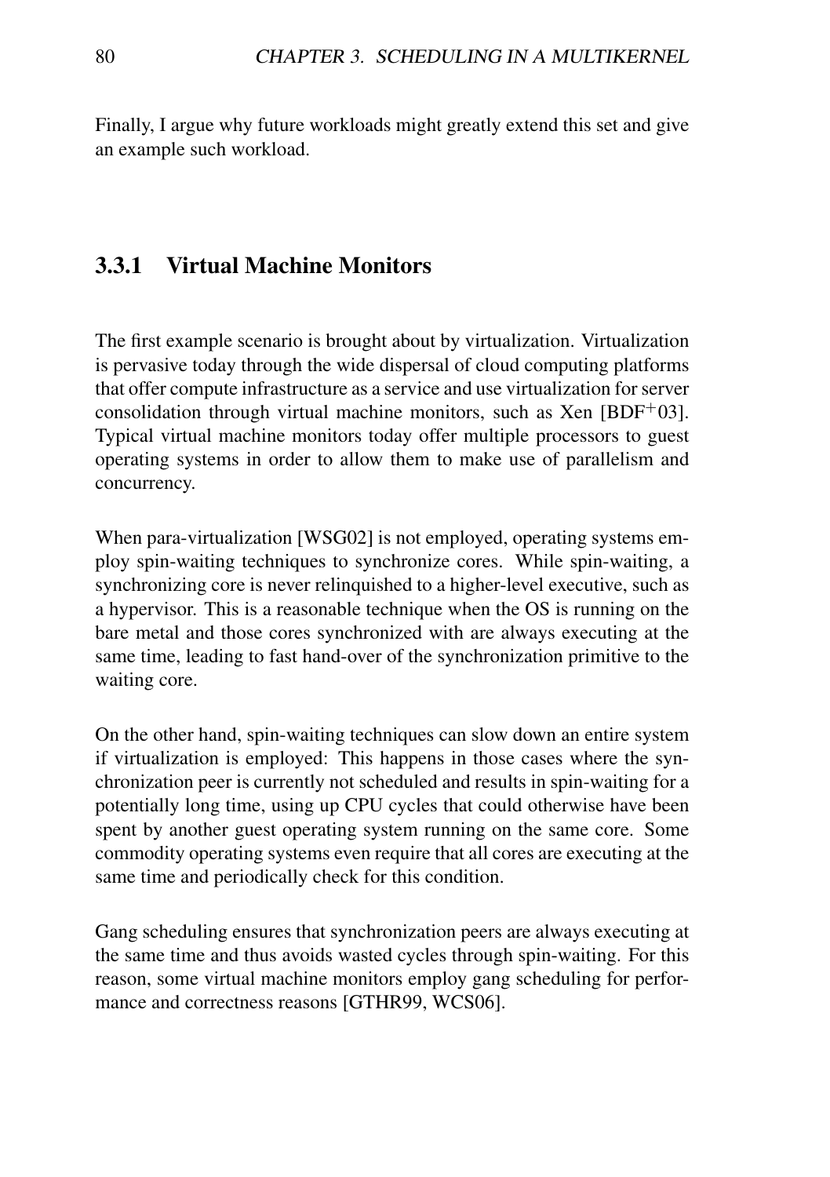Finally, I argue why future workloads might greatly extend this set and give an example such workload.

### 3.3.1 Virtual Machine Monitors

The first example scenario is brought about by virtualization. Virtualization is pervasive today through the wide dispersal of cloud computing platforms that offer compute infrastructure as a service and use virtualization for server consolidation through virtual machine monitors, such as Xen [BDF+03]. Typical virtual machine monitors today offer multiple processors to guest operating systems in order to allow them to make use of parallelism and concurrency.

When para-virtualization [WSG02] is not employed, operating systems employ spin-waiting techniques to synchronize cores. While spin-waiting, a synchronizing core is never relinquished to a higher-level executive, such as a hypervisor. This is a reasonable technique when the OS is running on the bare metal and those cores synchronized with are always executing at the same time, leading to fast hand-over of the synchronization primitive to the waiting core.

On the other hand, spin-waiting techniques can slow down an entire system if virtualization is employed: This happens in those cases where the synchronization peer is currently not scheduled and results in spin-waiting for a potentially long time, using up CPU cycles that could otherwise have been spent by another guest operating system running on the same core. Some commodity operating systems even require that all cores are executing at the same time and periodically check for this condition.

Gang scheduling ensures that synchronization peers are always executing at the same time and thus avoids wasted cycles through spin-waiting. For this reason, some virtual machine monitors employ gang scheduling for performance and correctness reasons [GTHR99, WCS06].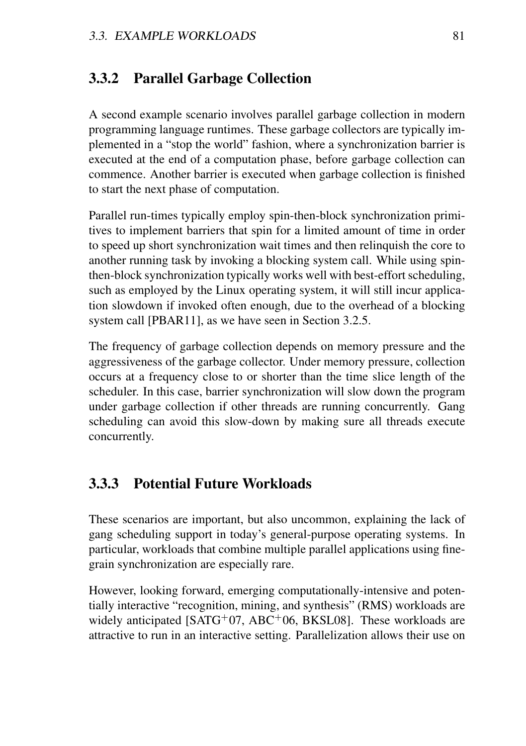### 3.3.2 Parallel Garbage Collection

A second example scenario involves parallel garbage collection in modern programming language runtimes. These garbage collectors are typically implemented in a “stop the world” fashion, where a synchronization barrier is executed at the end of a computation phase, before garbage collection can commence. Another barrier is executed when garbage collection is finished to start the next phase of computation.

Parallel run-times typically employ spin-then-block synchronization primitives to implement barriers that spin for a limited amount of time in order to speed up short synchronization wait times and then relinquish the core to another running task by invoking a blocking system call. While using spin-then-block synchronization typically works well with best-effort scheduling, such as employed by the Linux operating system, it will still incur application slowdown if invoked often enough, due to the overhead of a blocking system call [PBAR11], as we have seen in Section 3.2.5.

The frequency of garbage collection depends on memory pressure and the aggressiveness of the garbage collector. Under memory pressure, collection occurs at a frequency close to or shorter than the time slice length of the scheduler. In this case, barrier synchronization will slow down the program under garbage collection if other threads are running concurrently. Gang scheduling can avoid this slow-down by making sure all threads execute concurrently.

### 3.3.3 Potential Future Workloads

These scenarios are important, but also uncommon, explaining the lack of gang scheduling support in today’s general-purpose operating systems. In particular, workloads that combine multiple parallel applications using fine-grain synchronization are especially rare.

However, looking forward, emerging computationally-intensive and potentially interactive “recognition, mining, and synthesis” (RMS) workloads are widely anticipated [SATG+07, ABC+06, BKSL08]. These workloads are attractive to run in an interactive setting. Parallelization allows their use on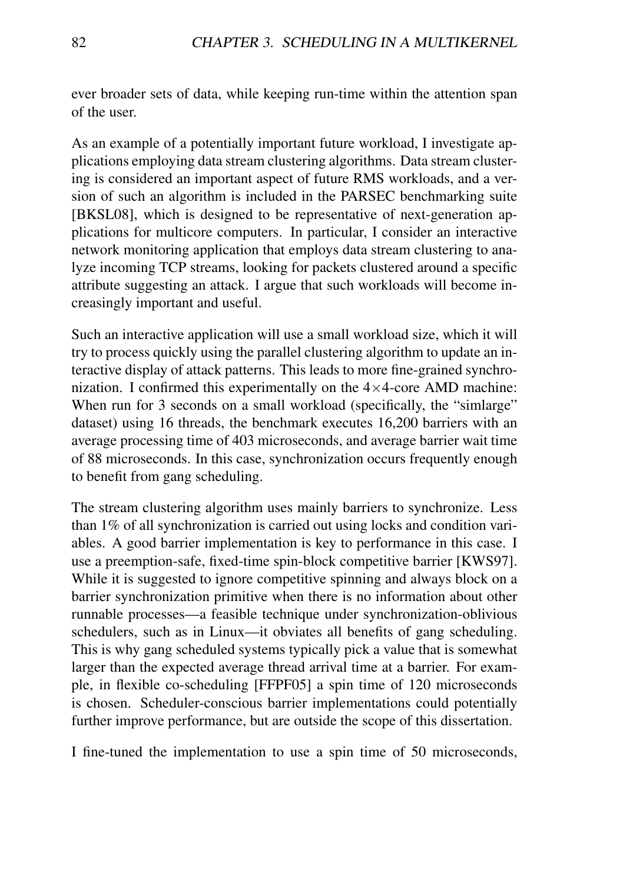ever broader sets of data, while keeping run-time within the attention span of the user.

As an example of a potentially important future workload, I investigate applications employing data stream clustering algorithms. Data stream clustering is considered an important aspect of future RMS workloads, and a version of such an algorithm is included in the PARSEC benchmarking suite [BKSL08], which is designed to be representative of next-generation applications for multicore computers. In particular, I consider an interactive network monitoring application that employs data stream clustering to analyze incoming TCP streams, looking for packets clustered around a specific attribute suggesting an attack. I argue that such workloads will become increasingly important and useful.

Such an interactive application will use a small workload size, which it will try to process quickly using the parallel clustering algorithm to update an interactive display of attack patterns. This leads to more fine-grained synchronization. I confirmed this experimentally on the $4 \times 4$-core AMD machine: When run for 3 seconds on a small workload (specifically, the "simlarge" dataset) using 16 threads, the benchmark executes 16,200 barriers with an average processing time of 403 microseconds, and average barrier wait time of 88 microseconds. In this case, synchronization occurs frequently enough to benefit from gang scheduling.

The stream clustering algorithm uses mainly barriers to synchronize. Less than 1% of all synchronization is carried out using locks and condition variables. A good barrier implementation is key to performance in this case. I use a preemption-safe, fixed-time spin-block competitive barrier [KWS97]. While it is suggested to ignore competitive spinning and always block on a barrier synchronization primitive when there is no information about other runnable processes—a feasible technique under synchronization-oblivious schedulers, such as in Linux—it obviates all benefits of gang scheduling. This is why gang scheduled systems typically pick a value that is somewhat larger than the expected average thread arrival time at a barrier. For example, in flexible co-scheduling [FFPF05] a spin time of 120 microseconds is chosen. Scheduler-conscious barrier implementations could potentially further improve performance, but are outside the scope of this dissertation.

I fine-tuned the implementation to use a spin time of 50 microseconds,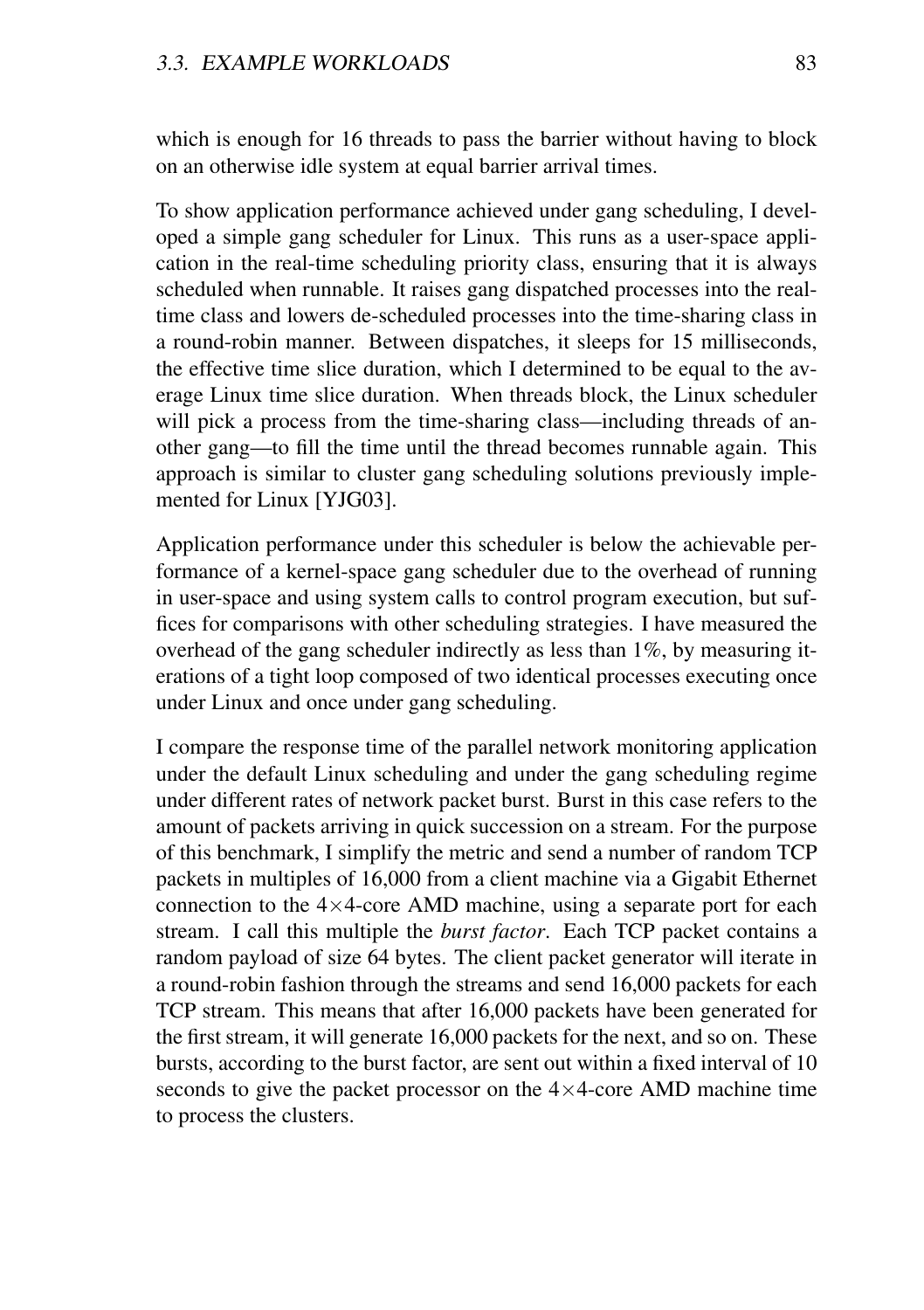which is enough for 16 threads to pass the barrier without having to block on an otherwise idle system at equal barrier arrival times.

To show application performance achieved under gang scheduling, I developed a simple gang scheduler for Linux. This runs as a user-space application in the real-time scheduling priority class, ensuring that it is always scheduled when runnable. It raises gang dispatched processes into the real-time class and lowers de-scheduled processes into the time-sharing class in a round-robin manner. Between dispatches, it sleeps for 15 milliseconds, the effective time slice duration, which I determined to be equal to the average Linux time slice duration. When threads block, the Linux scheduler will pick a process from the time-sharing class—including threads of another gang—to fill the time until the thread becomes runnable again. This approach is similar to cluster gang scheduling solutions previously implemented for Linux [YJG03].

Application performance under this scheduler is below the achievable performance of a kernel-space gang scheduler due to the overhead of running in user-space and using system calls to control program execution, but suffices for comparisons with other scheduling strategies. I have measured the overhead of the gang scheduler indirectly as less than 1%, by measuring iterations of a tight loop composed of two identical processes executing once under Linux and once under gang scheduling.

I compare the response time of the parallel network monitoring application under the default Linux scheduling and under the gang scheduling regime under different rates of network packet burst. Burst in this case refers to the amount of packets arriving in quick succession on a stream. For the purpose of this benchmark, I simplify the metric and send a number of random TCP packets in multiples of 16,000 from a client machine via a Gigabit Ethernet connection to the 4×4-core AMD machine, using a separate port for each stream. I call this multiple the *burst factor*. Each TCP packet contains a random payload of size 64 bytes. The client packet generator will iterate in a round-robin fashion through the streams and send 16,000 packets for each TCP stream. This means that after 16,000 packets have been generated for the first stream, it will generate 16,000 packets for the next, and so on. These bursts, according to the burst factor, are sent out within a fixed interval of 10 seconds to give the packet processor on the 4×4-core AMD machine time to process the clusters.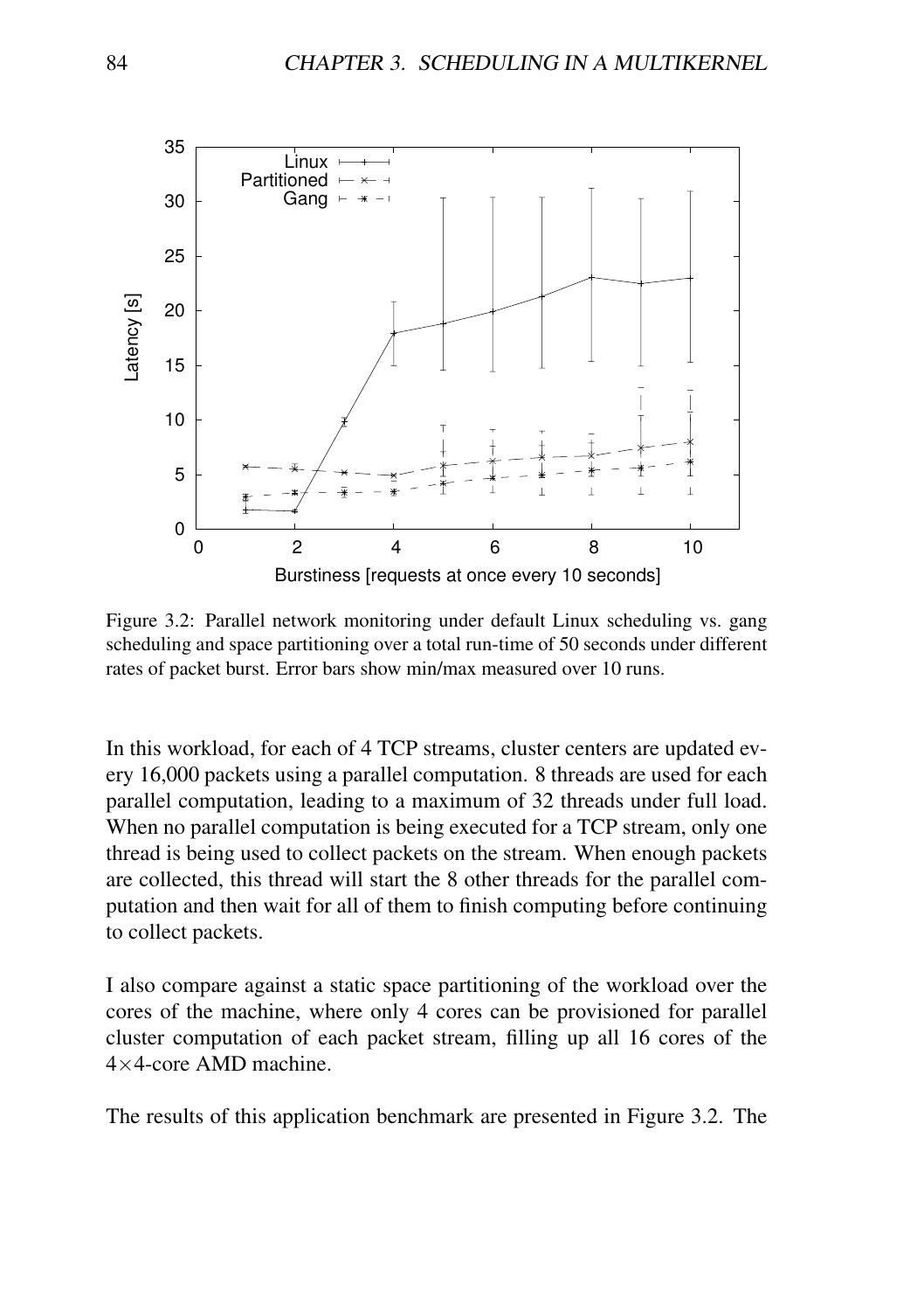Figure 3.2: Parallel network monitoring under default Linux scheduling vs. gang scheduling and space partitioning over a total run-time of 50 seconds under different rates of packet burst. Error bars show min/max measured over 10 runs.

In this workload, for each of 4 TCP streams, cluster centers are updated every 16,000 packets using a parallel computation. 8 threads are used for each parallel computation, leading to a maximum of 32 threads under full load. When no parallel computation is being executed for a TCP stream, only one thread is being used to collect packets on the stream. When enough packets are collected, this thread will start the 8 other threads for the parallel computation and then wait for all of them to finish computing before continuing to collect packets.

I also compare against a static space partitioning of the workload over the cores of the machine, where only 4 cores can be provisioned for parallel cluster computation of each packet stream, filling up all 16 cores of the $4 \times 4$-core AMD machine.

The results of this application benchmark are presented in Figure 3.2. The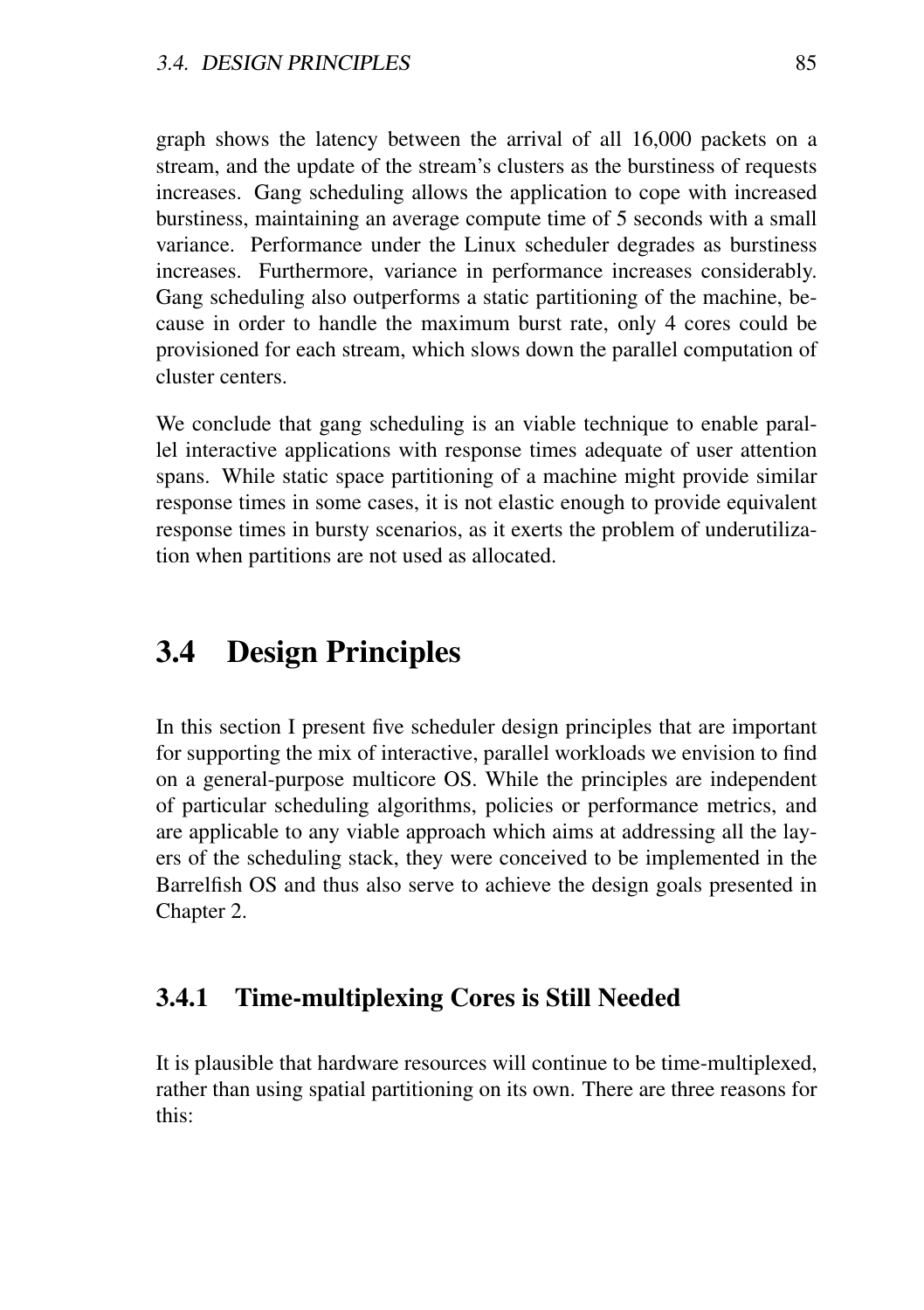graph shows the latency between the arrival of all 16,000 packets on a stream, and the update of the stream's clusters as the burstiness of requests increases. Gang scheduling allows the application to cope with increased burstiness, maintaining an average compute time of 5 seconds with a small variance. Performance under the Linux scheduler degrades as burstiness increases. Furthermore, variance in performance increases considerably. Gang scheduling also outperforms a static partitioning of the machine, because in order to handle the maximum burst rate, only 4 cores could be provisioned for each stream, which slows down the parallel computation of cluster centers.

We conclude that gang scheduling is an viable technique to enable parallel interactive applications with response times adequate of user attention spans. While static space partitioning of a machine might provide similar response times in some cases, it is not elastic enough to provide equivalent response times in bursty scenarios, as it exerts the problem of underutilization when partitions are not used as allocated.

## 3.4 Design Principles

In this section I present five scheduler design principles that are important for supporting the mix of interactive, parallel workloads we envision to find on a general-purpose multicore OS. While the principles are independent of particular scheduling algorithms, policies or performance metrics, and are applicable to any viable approach which aims at addressing all the layers of the scheduling stack, they were conceived to be implemented in the Barrelfish OS and thus also serve to achieve the design goals presented in Chapter 2.

### 3.4.1 Time-multiplexing Cores is Still Needed

It is plausible that hardware resources will continue to be time-multiplexed, rather than using spatial partitioning on its own. There are three reasons for this: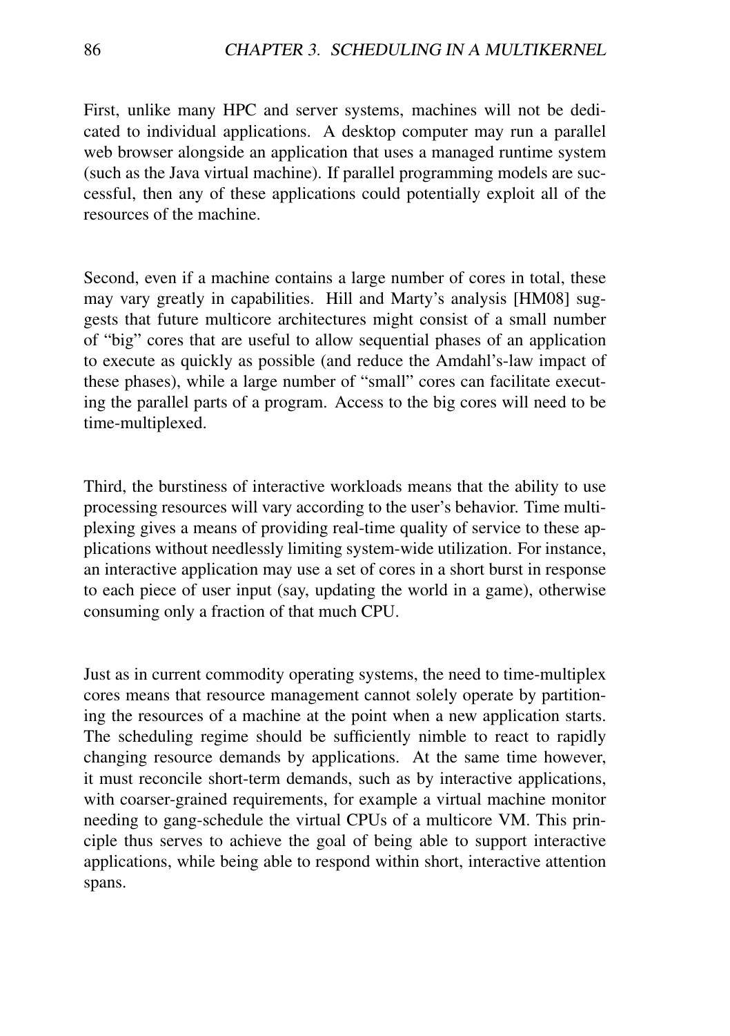First, unlike many HPC and server systems, machines will not be dedicated to individual applications. A desktop computer may run a parallel web browser alongside an application that uses a managed runtime system (such as the Java virtual machine). If parallel programming models are successful, then any of these applications could potentially exploit all of the resources of the machine.

Second, even if a machine contains a large number of cores in total, these may vary greatly in capabilities. Hill and Marty's analysis [HM08] suggests that future multicore architectures might consist of a small number of "big" cores that are useful to allow sequential phases of an application to execute as quickly as possible (and reduce the Amdahl's-law impact of these phases), while a large number of "small" cores can facilitate executing the parallel parts of a program. Access to the big cores will need to be time-multiplexed.

Third, the burstiness of interactive workloads means that the ability to use processing resources will vary according to the user's behavior. Time multiplexing gives a means of providing real-time quality of service to these applications without needlessly limiting system-wide utilization. For instance, an interactive application may use a set of cores in a short burst in response to each piece of user input (say, updating the world in a game), otherwise consuming only a fraction of that much CPU.

Just as in current commodity operating systems, the need to time-multiplex cores means that resource management cannot solely operate by partitioning the resources of a machine at the point when a new application starts. The scheduling regime should be sufficiently nimble to react to rapidly changing resource demands by applications. At the same time however, it must reconcile short-term demands, such as by interactive applications, with coarser-grained requirements, for example a virtual machine monitor needing to gang-schedule the virtual CPUs of a multicore VM. This principle thus serves to achieve the goal of being able to support interactive applications, while being able to respond within short, interactive attention spans.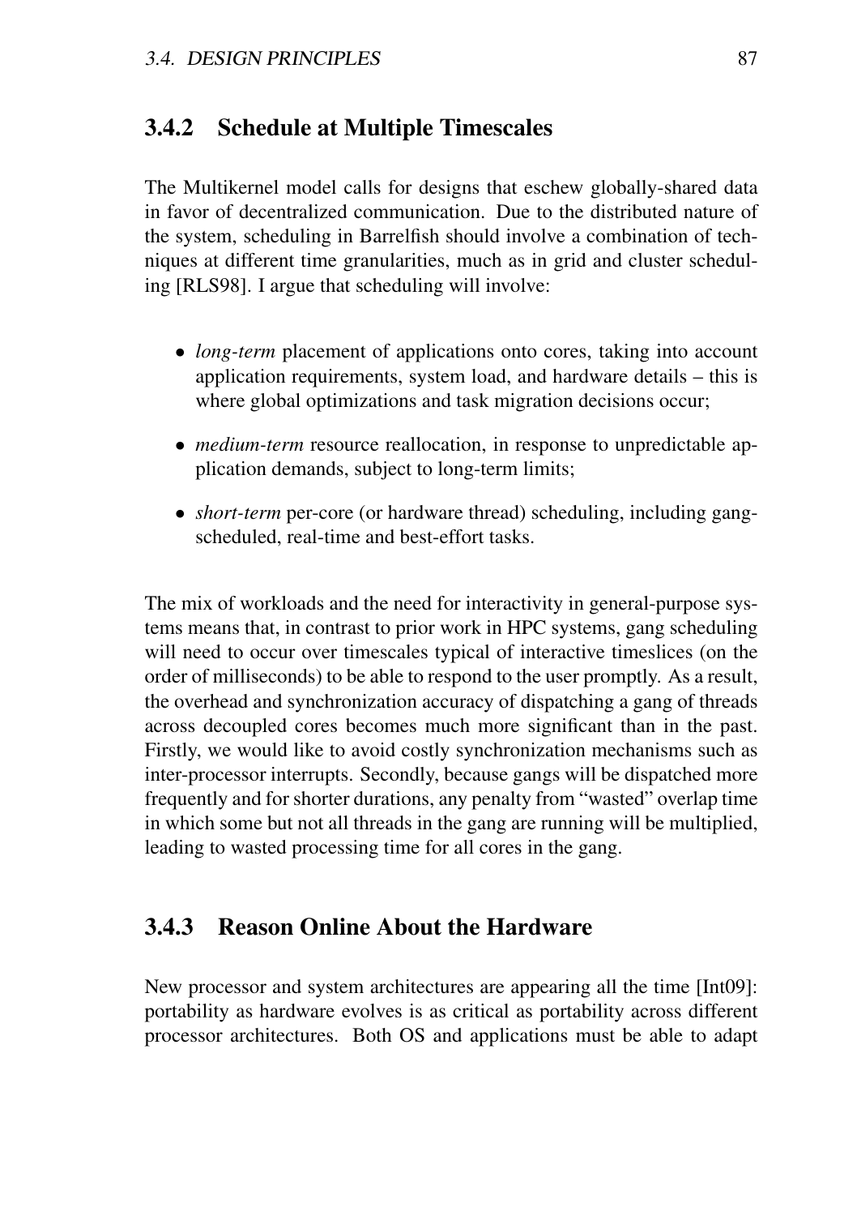### 3.4.2 Schedule at Multiple Timescales

The Multikernel model calls for designs that eschew globally-shared data in favor of decentralized communication. Due to the distributed nature of the system, scheduling in Barrelfish should involve a combination of techniques at different time granularities, much as in grid and cluster scheduling [RLS98]. I argue that scheduling will involve:

- *long-term* placement of applications onto cores, taking into account application requirements, system load, and hardware details – this is where global optimizations and task migration decisions occur;
- *medium-term* resource reallocation, in response to unpredictable application demands, subject to long-term limits;
- *short-term* per-core (or hardware thread) scheduling, including gang-scheduled, real-time and best-effort tasks.

The mix of workloads and the need for interactivity in general-purpose systems means that, in contrast to prior work in HPC systems, gang scheduling will need to occur over timescales typical of interactive timeslices (on the order of milliseconds) to be able to respond to the user promptly. As a result, the overhead and synchronization accuracy of dispatching a gang of threads across decoupled cores becomes much more significant than in the past. Firstly, we would like to avoid costly synchronization mechanisms such as inter-processor interrupts. Secondly, because gangs will be dispatched more frequently and for shorter durations, any penalty from "wasted" overlap time in which some but not all threads in the gang are running will be multiplied, leading to wasted processing time for all cores in the gang.

### 3.4.3 Reason Online About the Hardware

New processor and system architectures are appearing all the time [Int09]: portability as hardware evolves is as critical as portability across different processor architectures. Both OS and applications must be able to adapt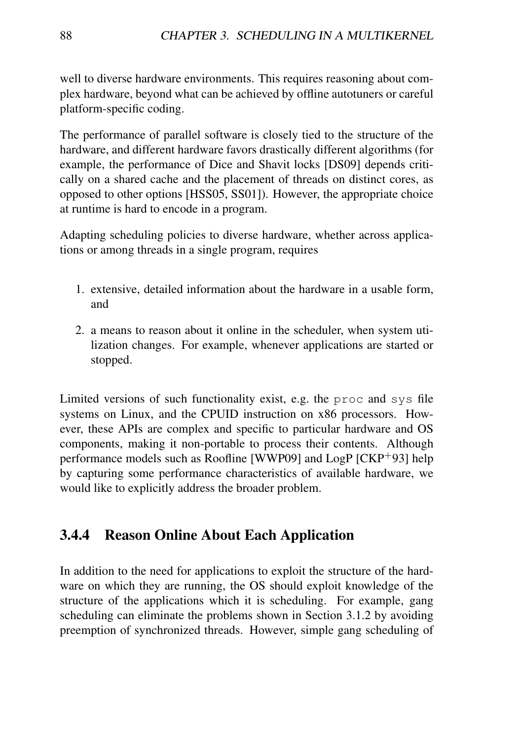well to diverse hardware environments. This requires reasoning about complex hardware, beyond what can be achieved by offline autotuners or careful platform-specific coding.

The performance of parallel software is closely tied to the structure of the hardware, and different hardware favors drastically different algorithms (for example, the performance of Dice and Shavit locks [DS09] depends critically on a shared cache and the placement of threads on distinct cores, as opposed to other options [HSS05, SS01]). However, the appropriate choice at runtime is hard to encode in a program.

Adapting scheduling policies to diverse hardware, whether across applications or among threads in a single program, requires

1. extensive, detailed information about the hardware in a usable form, and
2. a means to reason about it online in the scheduler, when system utilization changes. For example, whenever applications are started or stopped.

Limited versions of such functionality exist, e.g. the `proc` and `sys` file systems on Linux, and the CPUID instruction on x86 processors. However, these APIs are complex and specific to particular hardware and OS components, making it non-portable to process their contents. Although performance models such as Roofline [WWP09] and LogP [CKP+93] help by capturing some performance characteristics of available hardware, we would like to explicitly address the broader problem.

### 3.4.4 Reason Online About Each Application

In addition to the need for applications to exploit the structure of the hardware on which they are running, the OS should exploit knowledge of the structure of the applications which it is scheduling. For example, gang scheduling can eliminate the problems shown in Section 3.1.2 by avoiding preemption of synchronized threads. However, simple gang scheduling of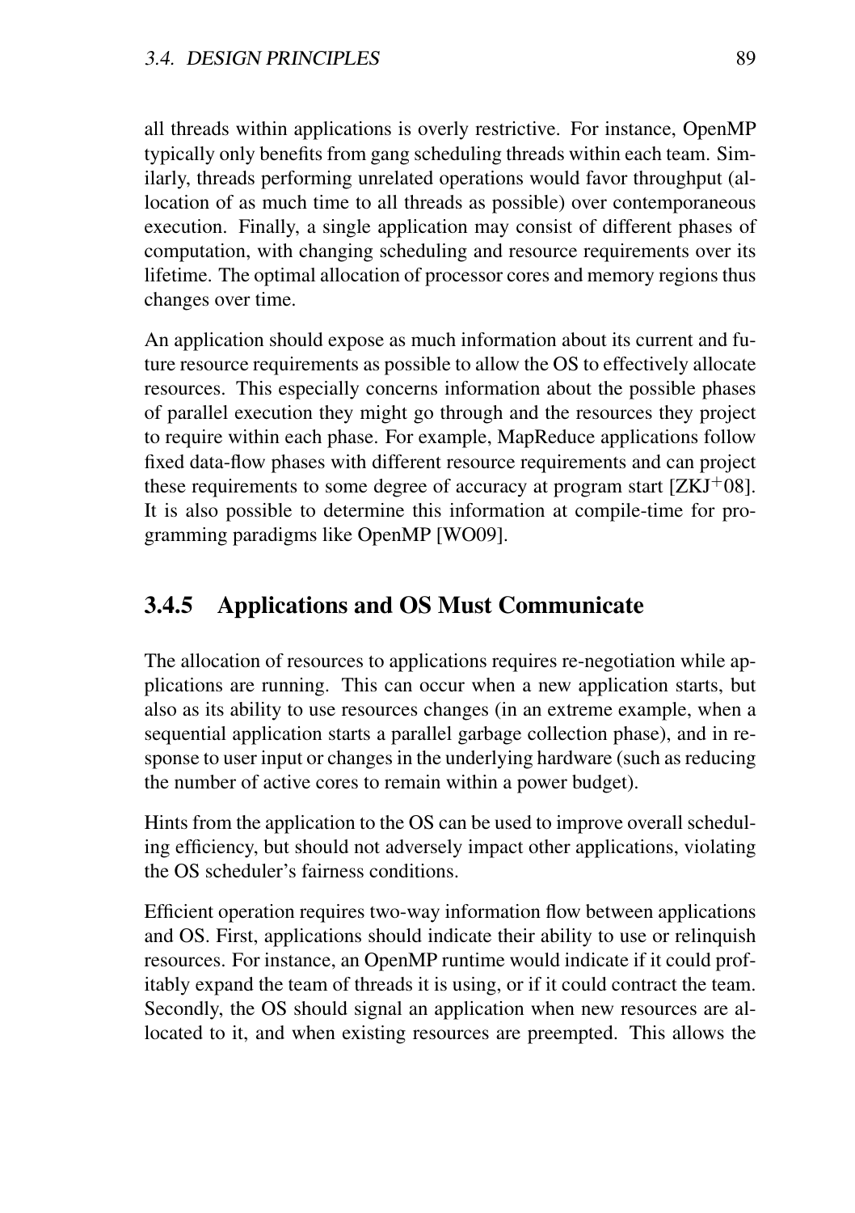all threads within applications is overly restrictive. For instance, OpenMP typically only benefits from gang scheduling threads within each team. Similarly, threads performing unrelated operations would favor throughput (allocation of as much time to all threads as possible) over contemporaneous execution. Finally, a single application may consist of different phases of computation, with changing scheduling and resource requirements over its lifetime. The optimal allocation of processor cores and memory regions thus changes over time.

An application should expose as much information about its current and future resource requirements as possible to allow the OS to effectively allocate resources. This especially concerns information about the possible phases of parallel execution they might go through and the resources they project to require within each phase. For example, MapReduce applications follow fixed data-flow phases with different resource requirements and can project these requirements to some degree of accuracy at program start [ZKJ+08]. It is also possible to determine this information at compile-time for programming paradigms like OpenMP [WO09].

### 3.4.5 Applications and OS Must Communicate

The allocation of resources to applications requires re-negotiation while applications are running. This can occur when a new application starts, but also as its ability to use resources changes (in an extreme example, when a sequential application starts a parallel garbage collection phase), and in response to user input or changes in the underlying hardware (such as reducing the number of active cores to remain within a power budget).

Hints from the application to the OS can be used to improve overall scheduling efficiency, but should not adversely impact other applications, violating the OS scheduler's fairness conditions.

Efficient operation requires two-way information flow between applications and OS. First, applications should indicate their ability to use or relinquish resources. For instance, an OpenMP runtime would indicate if it could profitably expand the team of threads it is using, or if it could contract the team. Secondly, the OS should signal an application when new resources are allocated to it, and when existing resources are preempted. This allows the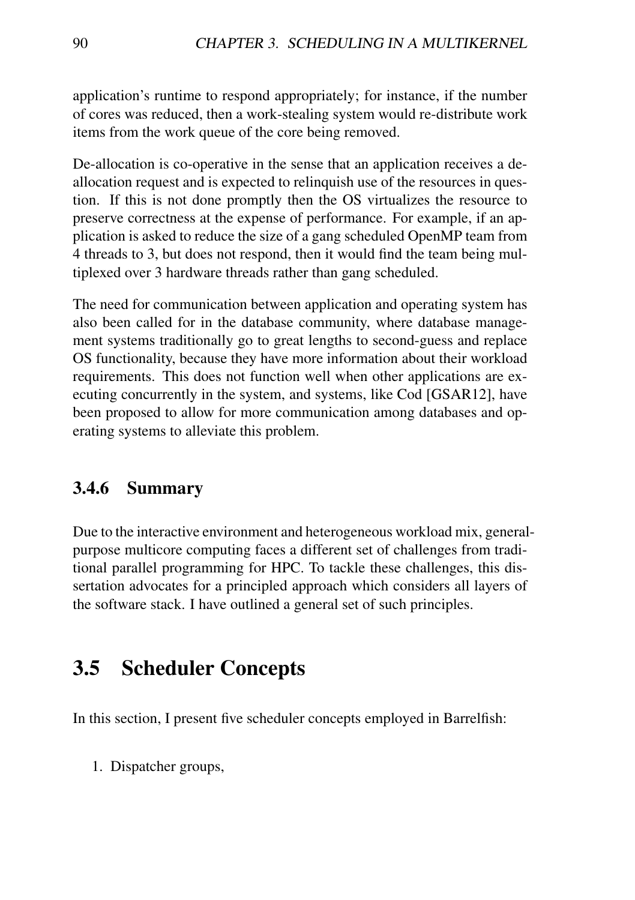application's runtime to respond appropriately; for instance, if the number of cores was reduced, then a work-stealing system would re-distribute work items from the work queue of the core being removed.

De-allocation is co-operative in the sense that an application receives a de-allocation request and is expected to relinquish use of the resources in question. If this is not done promptly then the OS virtualizes the resource to preserve correctness at the expense of performance. For example, if an application is asked to reduce the size of a gang scheduled OpenMP team from 4 threads to 3, but does not respond, then it would find the team being multiplexed over 3 hardware threads rather than gang scheduled.

The need for communication between application and operating system has also been called for in the database community, where database management systems traditionally go to great lengths to second-guess and replace OS functionality, because they have more information about their workload requirements. This does not function well when other applications are executing concurrently in the system, and systems, like Cod [GSAR12], have been proposed to allow for more communication among databases and operating systems to alleviate this problem.

### 3.4.6 Summary

Due to the interactive environment and heterogeneous workload mix, general-purpose multicore computing faces a different set of challenges from traditional parallel programming for HPC. To tackle these challenges, this dissertation advocates for a principled approach which considers all layers of the software stack. I have outlined a general set of such principles.

## 3.5 Scheduler Concepts

In this section, I present five scheduler concepts employed in Barrelfish:

1. Dispatcher groups,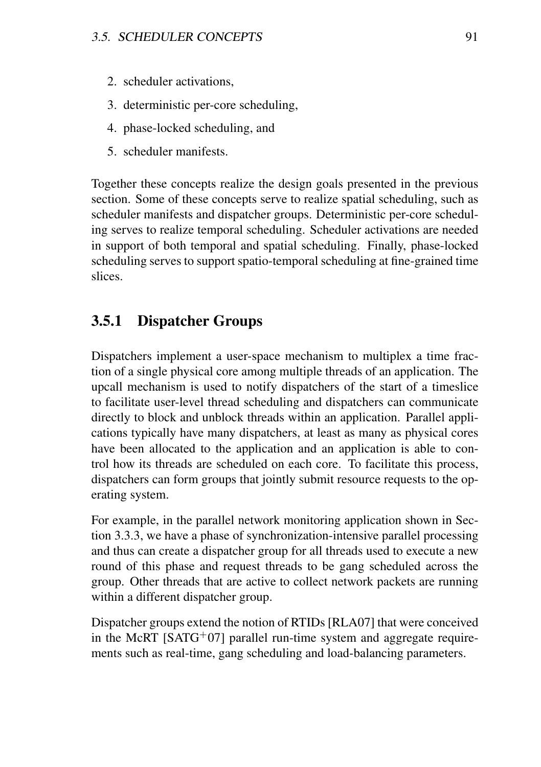2. scheduler activations,
3. deterministic per-core scheduling,
4. phase-locked scheduling, and
5. scheduler manifests.

Together these concepts realize the design goals presented in the previous section. Some of these concepts serve to realize spatial scheduling, such as scheduler manifests and dispatcher groups. Deterministic per-core scheduling serves to realize temporal scheduling. Scheduler activations are needed in support of both temporal and spatial scheduling. Finally, phase-locked scheduling serves to support spatio-temporal scheduling at fine-grained time slices.

### 3.5.1 Dispatcher Groups

Dispatchers implement a user-space mechanism to multiplex a time fraction of a single physical core among multiple threads of an application. The upcall mechanism is used to notify dispatchers of the start of a timeslice to facilitate user-level thread scheduling and dispatchers can communicate directly to block and unblock threads within an application. Parallel applications typically have many dispatchers, at least as many as physical cores have been allocated to the application and an application is able to control how its threads are scheduled on each core. To facilitate this process, dispatchers can form groups that jointly submit resource requests to the operating system.

For example, in the parallel network monitoring application shown in Section 3.3.3, we have a phase of synchronization-intensive parallel processing and thus can create a dispatcher group for all threads used to execute a new round of this phase and request threads to be gang scheduled across the group. Other threads that are active to collect network packets are running within a different dispatcher group.

Dispatcher groups extend the notion of RTIDs [RLA07] that were conceived in the McRT [SATG+07] parallel run-time system and aggregate requirements such as real-time, gang scheduling and load-balancing parameters.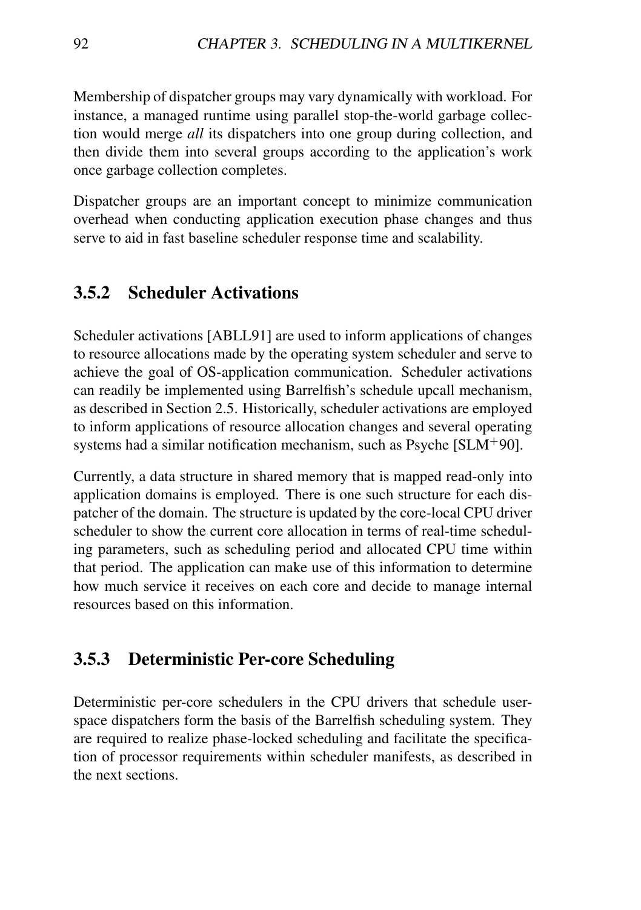Membership of dispatcher groups may vary dynamically with workload. For instance, a managed runtime using parallel stop-the-world garbage collection would merge *all* its dispatchers into one group during collection, and then divide them into several groups according to the application's work once garbage collection completes.

Dispatcher groups are an important concept to minimize communication overhead when conducting application execution phase changes and thus serve to aid in fast baseline scheduler response time and scalability.

### 3.5.2 Scheduler Activations

Scheduler activations [ABLL91] are used to inform applications of changes to resource allocations made by the operating system scheduler and serve to achieve the goal of OS-application communication. Scheduler activations can readily be implemented using Barrelfish's schedule upcall mechanism, as described in Section 2.5. Historically, scheduler activations are employed to inform applications of resource allocation changes and several operating systems had a similar notification mechanism, such as Psyche [SLM+90].

Currently, a data structure in shared memory that is mapped read-only into application domains is employed. There is one such structure for each dispatcher of the domain. The structure is updated by the core-local CPU driver scheduler to show the current core allocation in terms of real-time scheduling parameters, such as scheduling period and allocated CPU time within that period. The application can make use of this information to determine how much service it receives on each core and decide to manage internal resources based on this information.

### 3.5.3 Deterministic Per-core Scheduling

Deterministic per-core schedulers in the CPU drivers that schedule user-space dispatchers form the basis of the Barrelfish scheduling system. They are required to realize phase-locked scheduling and facilitate the specification of processor requirements within scheduler manifests, as described in the next sections.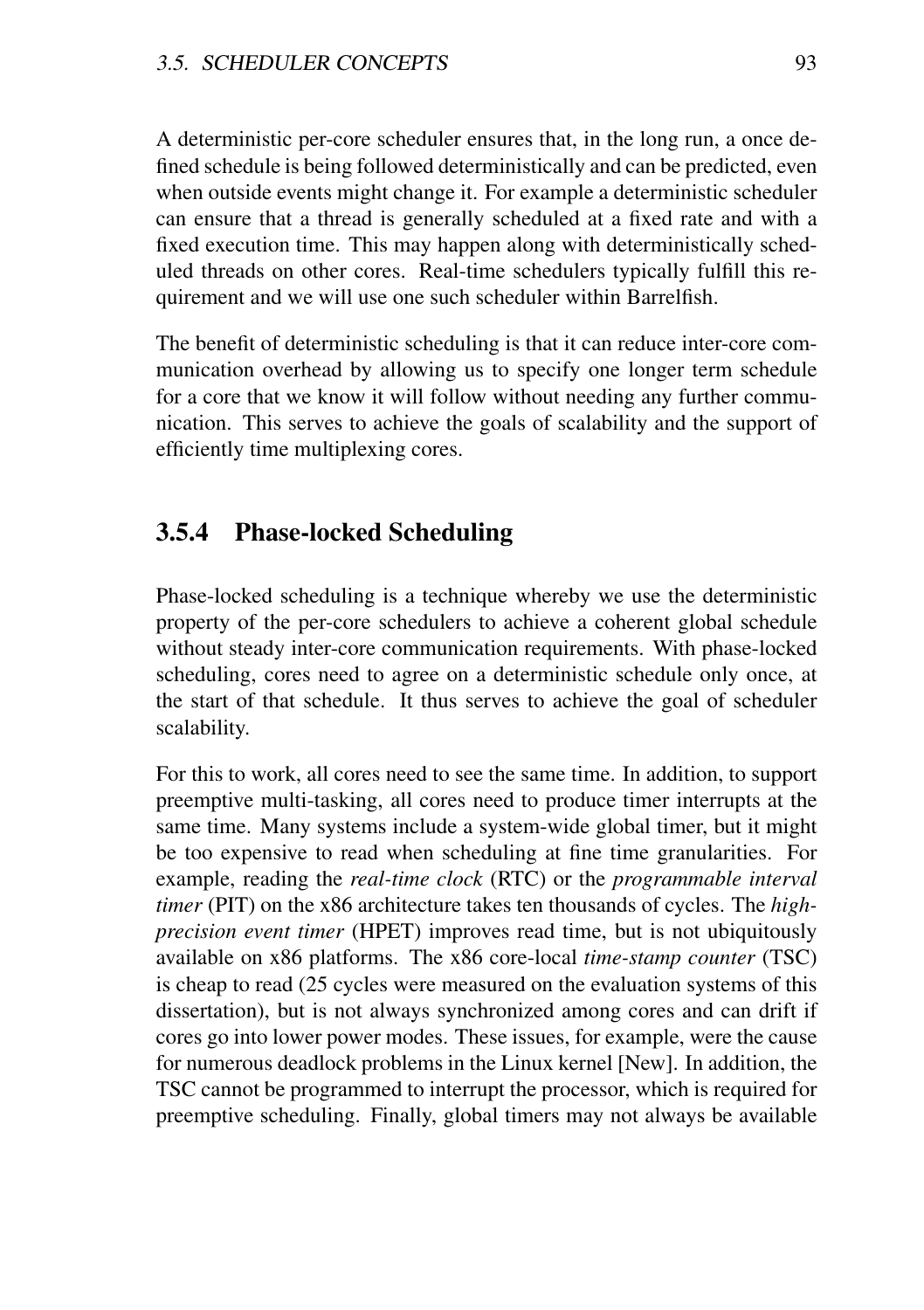A deterministic per-core scheduler ensures that, in the long run, a once defined schedule is being followed deterministically and can be predicted, even when outside events might change it. For example a deterministic scheduler can ensure that a thread is generally scheduled at a fixed rate and with a fixed execution time. This may happen along with deterministically scheduled threads on other cores. Real-time schedulers typically fulfill this requirement and we will use one such scheduler within Barrelfish.

The benefit of deterministic scheduling is that it can reduce inter-core communication overhead by allowing us to specify one longer term schedule for a core that we know it will follow without needing any further communication. This serves to achieve the goals of scalability and the support of efficiently time multiplexing cores.

### 3.5.4 Phase-locked Scheduling

Phase-locked scheduling is a technique whereby we use the deterministic property of the per-core schedulers to achieve a coherent global schedule without steady inter-core communication requirements. With phase-locked scheduling, cores need to agree on a deterministic schedule only once, at the start of that schedule. It thus serves to achieve the goal of scheduler scalability.

For this to work, all cores need to see the same time. In addition, to support preemptive multi-tasking, all cores need to produce timer interrupts at the same time. Many systems include a system-wide global timer, but it might be too expensive to read when scheduling at fine time granularities. For example, reading the *real-time clock* (RTC) or the *programmable interval timer* (PIT) on the x86 architecture takes ten thousands of cycles. The *high-precision event timer* (HPET) improves read time, but is not ubiquitously available on x86 platforms. The x86 core-local *time-stamp counter* (TSC) is cheap to read (25 cycles were measured on the evaluation systems of this dissertation), but is not always synchronized among cores and can drift if cores go into lower power modes. These issues, for example, were the cause for numerous deadlock problems in the Linux kernel [New]. In addition, the TSC cannot be programmed to interrupt the processor, which is required for preemptive scheduling. Finally, global timers may not always be available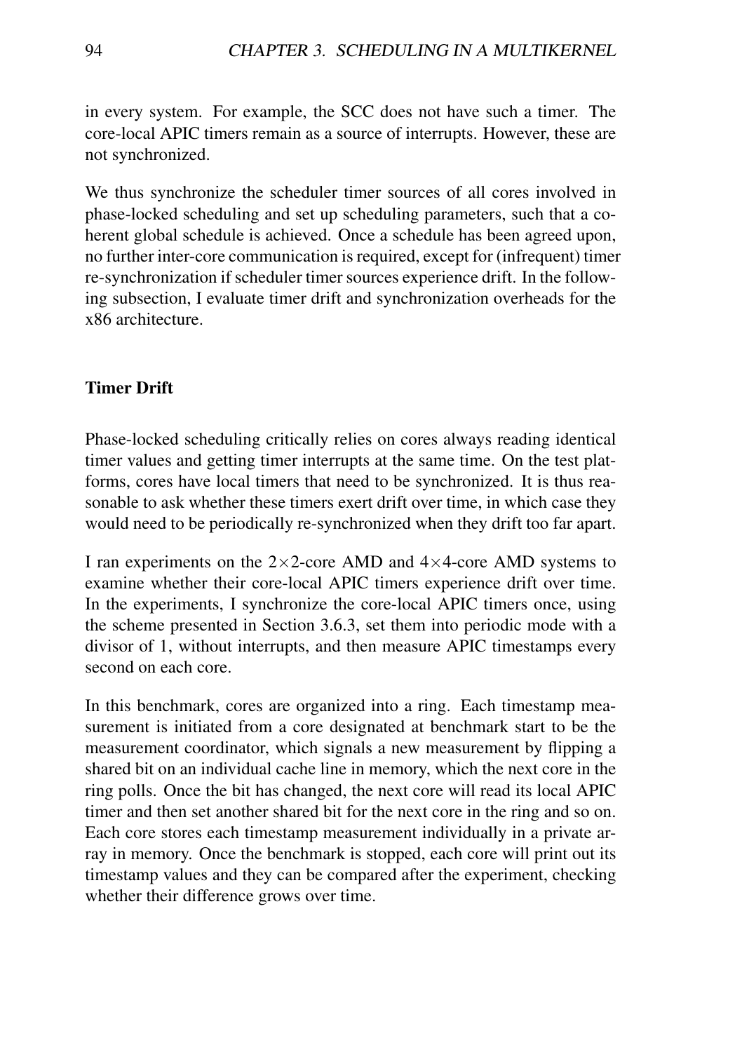in every system. For example, the SCC does not have such a timer. The core-local APIC timers remain as a source of interrupts. However, these are not synchronized.

We thus synchronize the scheduler timer sources of all cores involved in phase-locked scheduling and set up scheduling parameters, such that a coherent global schedule is achieved. Once a schedule has been agreed upon, no further inter-core communication is required, except for (infrequent) timer re-synchronization if scheduler timer sources experience drift. In the following subsection, I evaluate timer drift and synchronization overheads for the x86 architecture.

#### Timer Drift

Phase-locked scheduling critically relies on cores always reading identical timer values and getting timer interrupts at the same time. On the test platforms, cores have local timers that need to be synchronized. It is thus reasonable to ask whether these timers exert drift over time, in which case they would need to be periodically re-synchronized when they drift too far apart.

I ran experiments on the $2\times2$-core AMD and $4\times4$-core AMD systems to examine whether their core-local APIC timers experience drift over time. In the experiments, I synchronize the core-local APIC timers once, using the scheme presented in Section 3.6.3, set them into periodic mode with a divisor of 1, without interrupts, and then measure APIC timestamps every second on each core.

In this benchmark, cores are organized into a ring. Each timestamp measurement is initiated from a core designated at benchmark start to be the measurement coordinator, which signals a new measurement by flipping a shared bit on an individual cache line in memory, which the next core in the ring polls. Once the bit has changed, the next core will read its local APIC timer and then set another shared bit for the next core in the ring and so on. Each core stores each timestamp measurement individually in a private array in memory. Once the benchmark is stopped, each core will print out its timestamp values and they can be compared after the experiment, checking whether their difference grows over time.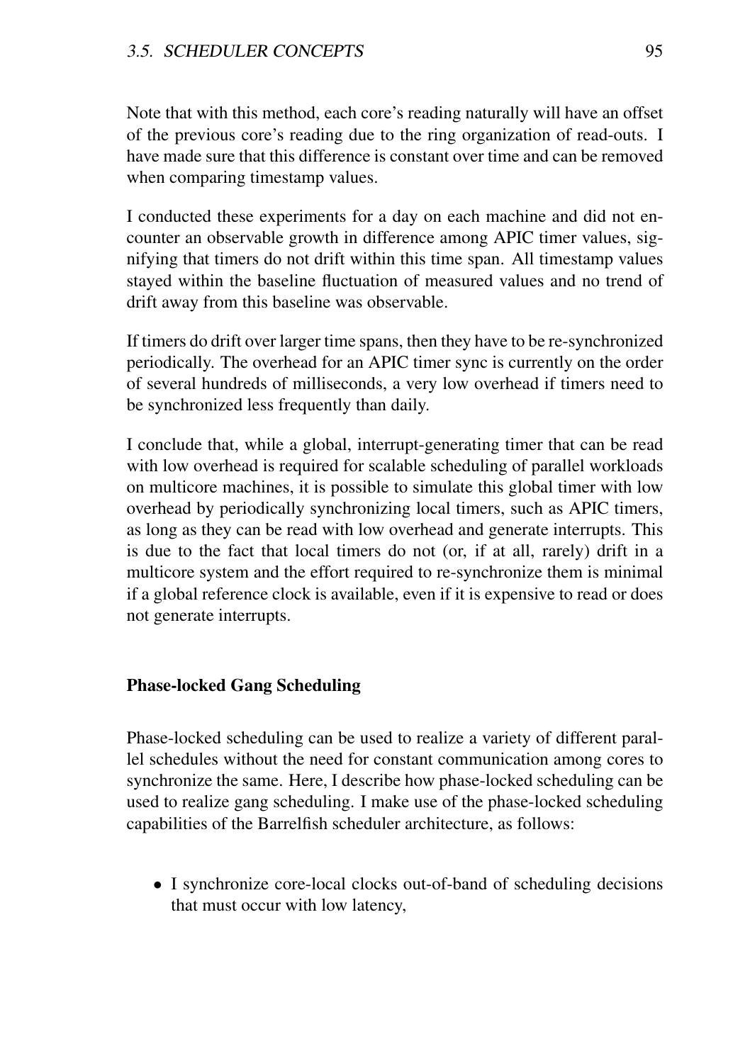Note that with this method, each core's reading naturally will have an offset of the previous core's reading due to the ring organization of read-outs. I have made sure that this difference is constant over time and can be removed when comparing timestamp values.

I conducted these experiments for a day on each machine and did not encounter an observable growth in difference among APIC timer values, signifying that timers do not drift within this time span. All timestamp values stayed within the baseline fluctuation of measured values and no trend of drift away from this baseline was observable.

If timers do drift over larger time spans, then they have to be re-synchronized periodically. The overhead for an APIC timer sync is currently on the order of several hundreds of milliseconds, a very low overhead if timers need to be synchronized less frequently than daily.

I conclude that, while a global, interrupt-generating timer that can be read with low overhead is required for scalable scheduling of parallel workloads on multicore machines, it is possible to simulate this global timer with low overhead by periodically synchronizing local timers, such as APIC timers, as long as they can be read with low overhead and generate interrupts. This is due to the fact that local timers do not (or, if at all, rarely) drift in a multicore system and the effort required to re-synchronize them is minimal if a global reference clock is available, even if it is expensive to read or does not generate interrupts.

#### Phase-locked Gang Scheduling

Phase-locked scheduling can be used to realize a variety of different parallel schedules without the need for constant communication among cores to synchronize the same. Here, I describe how phase-locked scheduling can be used to realize gang scheduling. I make use of the phase-locked scheduling capabilities of the Barrelfish scheduler architecture, as follows:

- I synchronize core-local clocks out-of-band of scheduling decisions that must occur with low latency,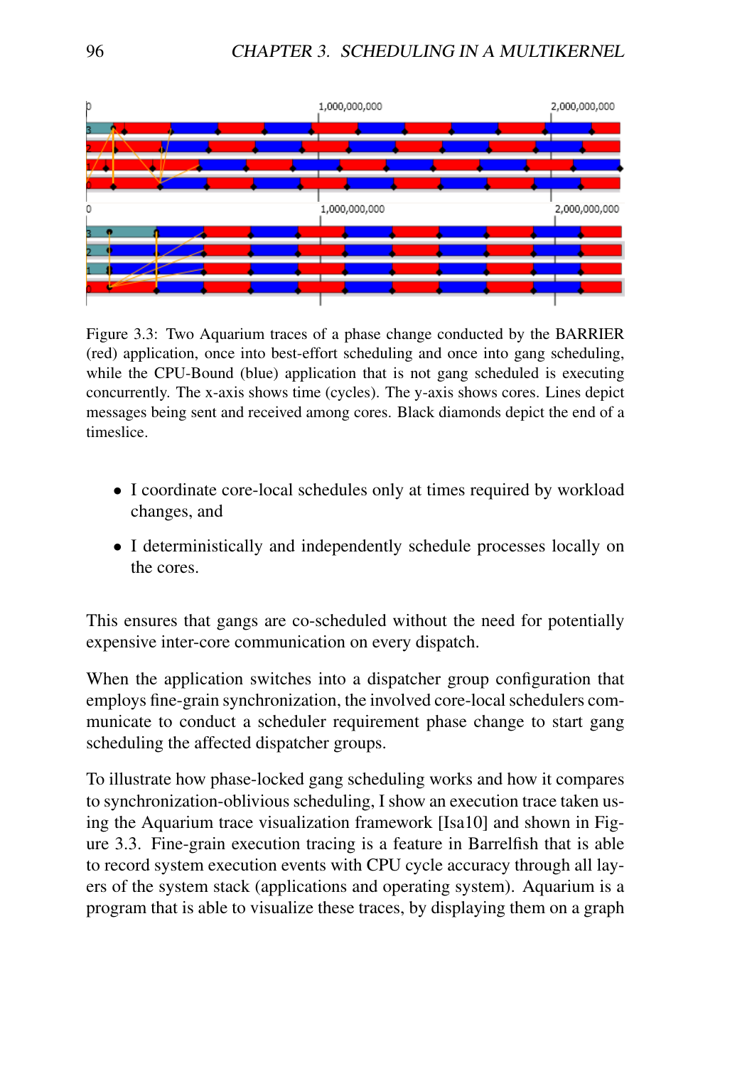Figure 3.3: Two Aquarium traces of a phase change conducted by the BARRIER (red) application, once into best-effort scheduling and once into gang scheduling, while the CPU-Bound (blue) application that is not gang scheduled is executing concurrently. The x-axis shows time (cycles). The y-axis shows cores. Lines depict messages being sent and received among cores. Black diamonds depict the end of a timeslice.

- I coordinate core-local schedules only at times required by workload changes, and
- I deterministically and independently schedule processes locally on the cores.

This ensures that gangs are co-scheduled without the need for potentially expensive inter-core communication on every dispatch.

When the application switches into a dispatcher group configuration that employs fine-grain synchronization, the involved core-local schedulers communicate to conduct a scheduler requirement phase change to start gang scheduling the affected dispatcher groups.

To illustrate how phase-locked gang scheduling works and how it compares to synchronization-oblivious scheduling, I show an execution trace taken using the Aquarium trace visualization framework [Isa10] and shown in Figure 3.3. Fine-grain execution tracing is a feature in Barrelfish that is able to record system execution events with CPU cycle accuracy through all layers of the system stack (applications and operating system). Aquarium is a program that is able to visualize these traces, by displaying them on a graph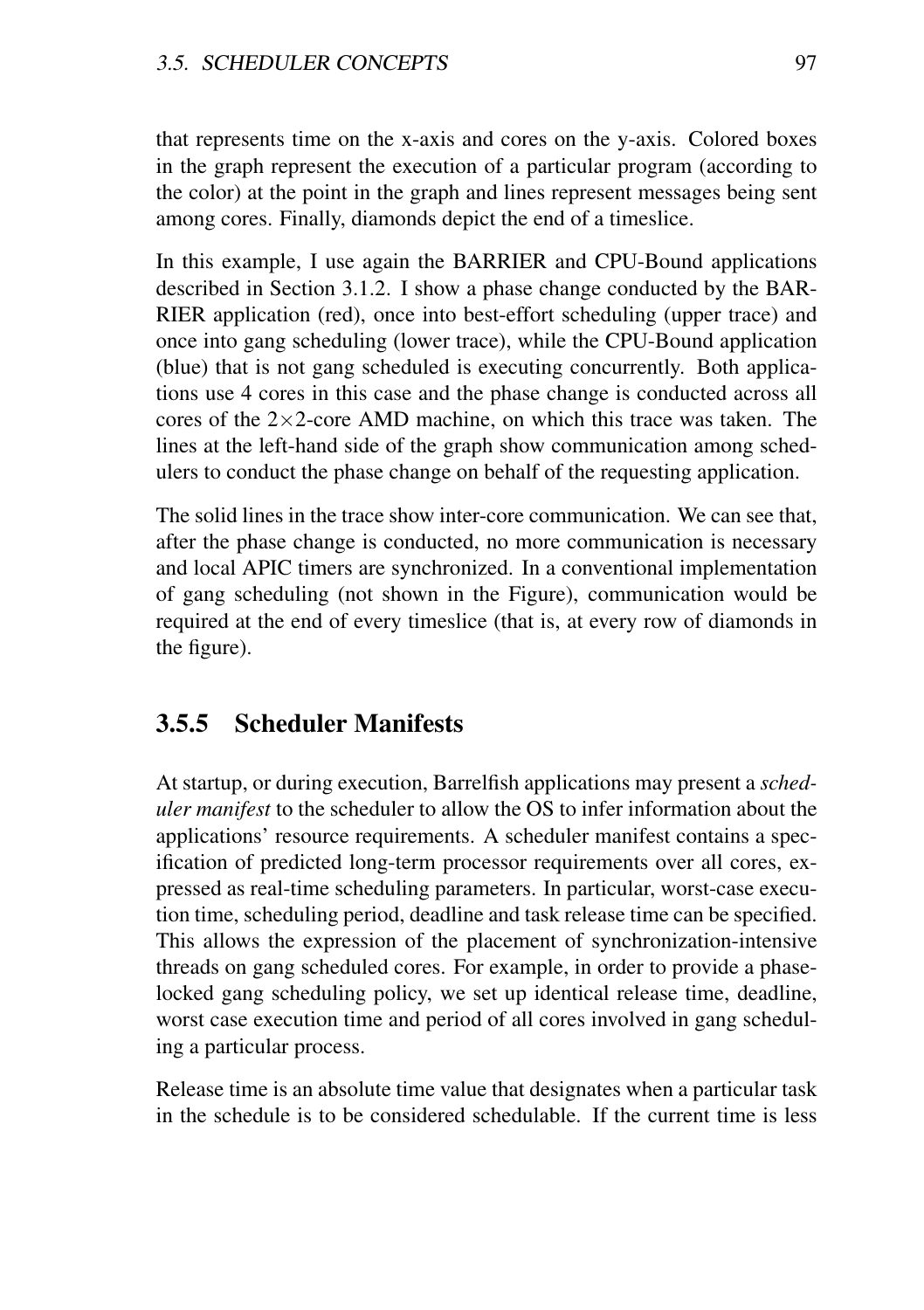that represents time on the x-axis and cores on the y-axis. Colored boxes in the graph represent the execution of a particular program (according to the color) at the point in the graph and lines represent messages being sent among cores. Finally, diamonds depict the end of a timeslice.

In this example, I use again the BARRIER and CPU-Bound applications described in Section 3.1.2. I show a phase change conducted by the BARRIER application (red), once into best-effort scheduling (upper trace) and once into gang scheduling (lower trace), while the CPU-Bound application (blue) that is not gang scheduled is executing concurrently. Both applications use 4 cores in this case and the phase change is conducted across all cores of the 2×2-core AMD machine, on which this trace was taken. The lines at the left-hand side of the graph show communication among schedulers to conduct the phase change on behalf of the requesting application.

The solid lines in the trace show inter-core communication. We can see that, after the phase change is conducted, no more communication is necessary and local APIC timers are synchronized. In a conventional implementation of gang scheduling (not shown in the Figure), communication would be required at the end of every timeslice (that is, at every row of diamonds in the figure).

### 3.5.5 Scheduler Manifests

At startup, or during execution, Barrelfish applications may present a *scheduler manifest* to the scheduler to allow the OS to infer information about the applications' resource requirements. A scheduler manifest contains a specification of predicted long-term processor requirements over all cores, expressed as real-time scheduling parameters. In particular, worst-case execution time, scheduling period, deadline and task release time can be specified. This allows the expression of the placement of synchronization-intensive threads on gang scheduled cores. For example, in order to provide a phase-locked gang scheduling policy, we set up identical release time, deadline, worst case execution time and period of all cores involved in gang scheduling a particular process.

Release time is an absolute time value that designates when a particular task in the schedule is to be considered schedulable. If the current time is less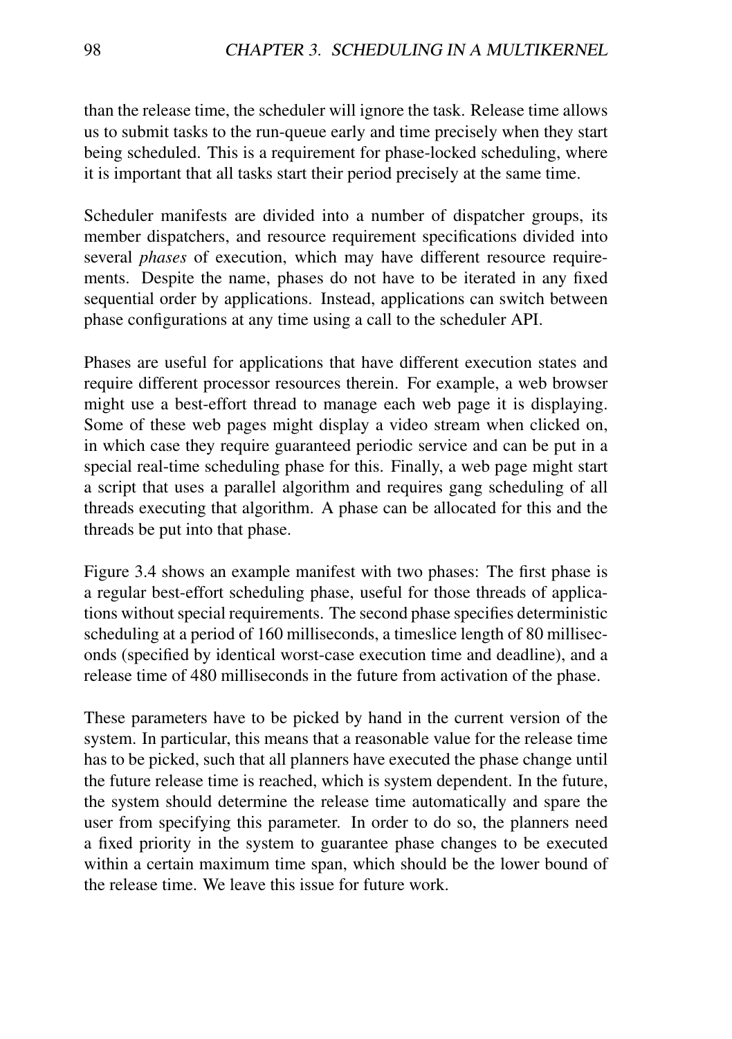than the release time, the scheduler will ignore the task. Release time allows us to submit tasks to the run-queue early and time precisely when they start being scheduled. This is a requirement for phase-locked scheduling, where it is important that all tasks start their period precisely at the same time.

Scheduler manifests are divided into a number of dispatcher groups, its member dispatchers, and resource requirement specifications divided into several *phases* of execution, which may have different resource requirements. Despite the name, phases do not have to be iterated in any fixed sequential order by applications. Instead, applications can switch between phase configurations at any time using a call to the scheduler API.

Phases are useful for applications that have different execution states and require different processor resources therein. For example, a web browser might use a best-effort thread to manage each web page it is displaying. Some of these web pages might display a video stream when clicked on, in which case they require guaranteed periodic service and can be put in a special real-time scheduling phase for this. Finally, a web page might start a script that uses a parallel algorithm and requires gang scheduling of all threads executing that algorithm. A phase can be allocated for this and the threads be put into that phase.

Figure 3.4 shows an example manifest with two phases: The first phase is a regular best-effort scheduling phase, useful for those threads of applications without special requirements. The second phase specifies deterministic scheduling at a period of 160 milliseconds, a timeslice length of 80 milliseconds (specified by identical worst-case execution time and deadline), and a release time of 480 milliseconds in the future from activation of the phase.

These parameters have to be picked by hand in the current version of the system. In particular, this means that a reasonable value for the release time has to be picked, such that all planners have executed the phase change until the future release time is reached, which is system dependent. In the future, the system should determine the release time automatically and spare the user from specifying this parameter. In order to do so, the planners need a fixed priority in the system to guarantee phase changes to be executed within a certain maximum time span, which should be the lower bound of the release time. We leave this issue for future work.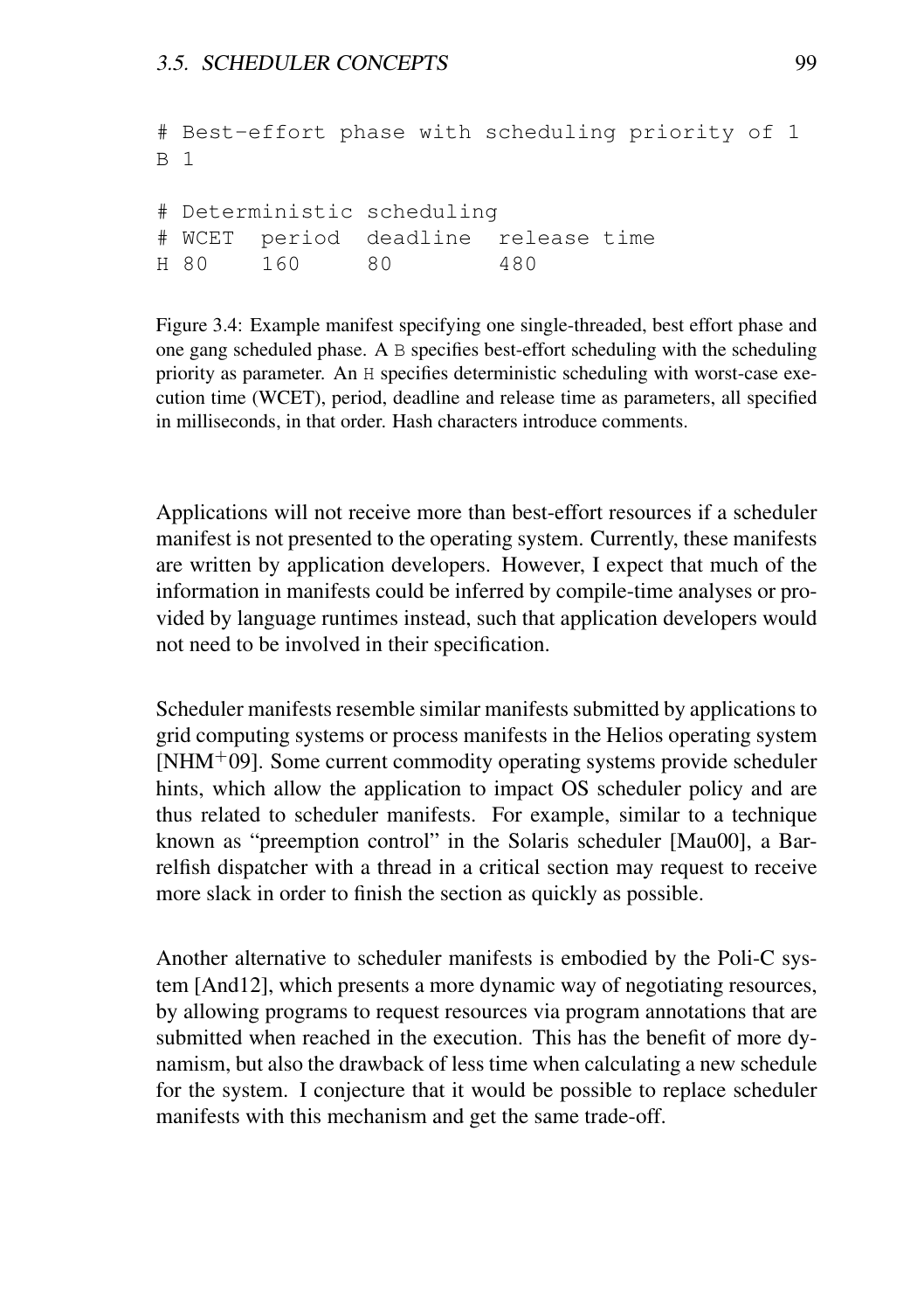```
# Best-effort phase with scheduling priority of 1
B 1

# Deterministic scheduling
# WCET  period  deadline  release time
H 80    160     80        480
```

Figure 3.4: Example manifest specifying one single-threaded, best effort phase and one gang scheduled phase. A `B` specifies best-effort scheduling with the scheduling priority as parameter. An `H` specifies deterministic scheduling with worst-case execution time (WCET), period, deadline and release time as parameters, all specified in milliseconds, in that order. Hash characters introduce comments.

Applications will not receive more than best-effort resources if a scheduler manifest is not presented to the operating system. Currently, these manifests are written by application developers. However, I expect that much of the information in manifests could be inferred by compile-time analyses or provided by language runtimes instead, such that application developers would not need to be involved in their specification.

Scheduler manifests resemble similar manifests submitted by applications to grid computing systems or process manifests in the Helios operating system [NHM+09]. Some current commodity operating systems provide scheduler hints, which allow the application to impact OS scheduler policy and are thus related to scheduler manifests. For example, similar to a technique known as "preemption control" in the Solaris scheduler [Mau00], a Barrelfish dispatcher with a thread in a critical section may request to receive more slack in order to finish the section as quickly as possible.

Another alternative to scheduler manifests is embodied by the Poli-C system [And12], which presents a more dynamic way of negotiating resources, by allowing programs to request resources via program annotations that are submitted when reached in the execution. This has the benefit of more dynamism, but also the drawback of less time when calculating a new schedule for the system. I conjecture that it would be possible to replace scheduler manifests with this mechanism and get the same trade-off.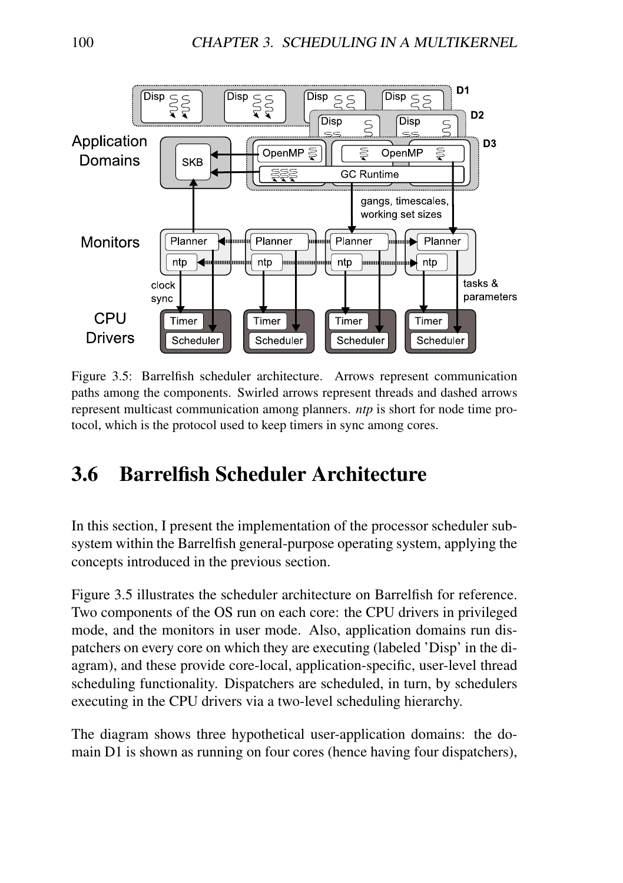Figure 3.5: Barrelfish scheduler architecture. Arrows represent communication paths among the components. Swirled arrows represent threads and dashed arrows represent multicast communication among planners. *ntp* is short for node time protocol, which is the protocol used to keep timers in sync among cores.

## 3.6 Barrelfish Scheduler Architecture

In this section, I present the implementation of the processor scheduler subsystem within the Barrelfish general-purpose operating system, applying the concepts introduced in the previous section.

Figure 3.5 illustrates the scheduler architecture on Barrelfish for reference. Two components of the OS run on each core: the CPU drivers in privileged mode, and the monitors in user mode. Also, application domains run dispatchers on every core on which they are executing (labeled 'Disp' in the diagram), and these provide core-local, application-specific, user-level thread scheduling functionality. Dispatchers are scheduled, in turn, by schedulers executing in the CPU drivers via a two-level scheduling hierarchy.

The diagram shows three hypothetical user-application domains: the domain D1 is shown as running on four cores (hence having four dispatchers),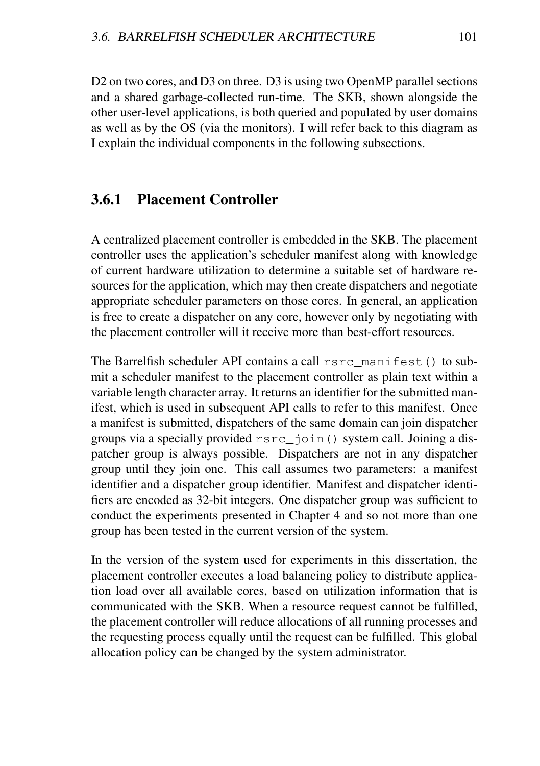D2 on two cores, and D3 on three. D3 is using two OpenMP parallel sections and a shared garbage-collected run-time. The SKB, shown alongside the other user-level applications, is both queried and populated by user domains as well as by the OS (via the monitors). I will refer back to this diagram as I explain the individual components in the following subsections.

### 3.6.1 Placement Controller

A centralized placement controller is embedded in the SKB. The placement controller uses the application's scheduler manifest along with knowledge of current hardware utilization to determine a suitable set of hardware resources for the application, which may then create dispatchers and negotiate appropriate scheduler parameters on those cores. In general, an application is free to create a dispatcher on any core, however only by negotiating with the placement controller will it receive more than best-effort resources.

The Barrelfish scheduler API contains a call `rsrc_manifest()` to submit a scheduler manifest to the placement controller as plain text within a variable length character array. It returns an identifier for the submitted manifest, which is used in subsequent API calls to refer to this manifest. Once a manifest is submitted, dispatchers of the same domain can join dispatcher groups via a specially provided `rsrc_join()` system call. Joining a dispatcher group is always possible. Dispatchers are not in any dispatcher group until they join one. This call assumes two parameters: a manifest identifier and a dispatcher group identifier. Manifest and dispatcher identifiers are encoded as 32-bit integers. One dispatcher group was sufficient to conduct the experiments presented in Chapter 4 and so not more than one group has been tested in the current version of the system.

In the version of the system used for experiments in this dissertation, the placement controller executes a load balancing policy to distribute application load over all available cores, based on utilization information that is communicated with the SKB. When a resource request cannot be fulfilled, the placement controller will reduce allocations of all running processes and the requesting process equally until the request can be fulfilled. This global allocation policy can be changed by the system administrator.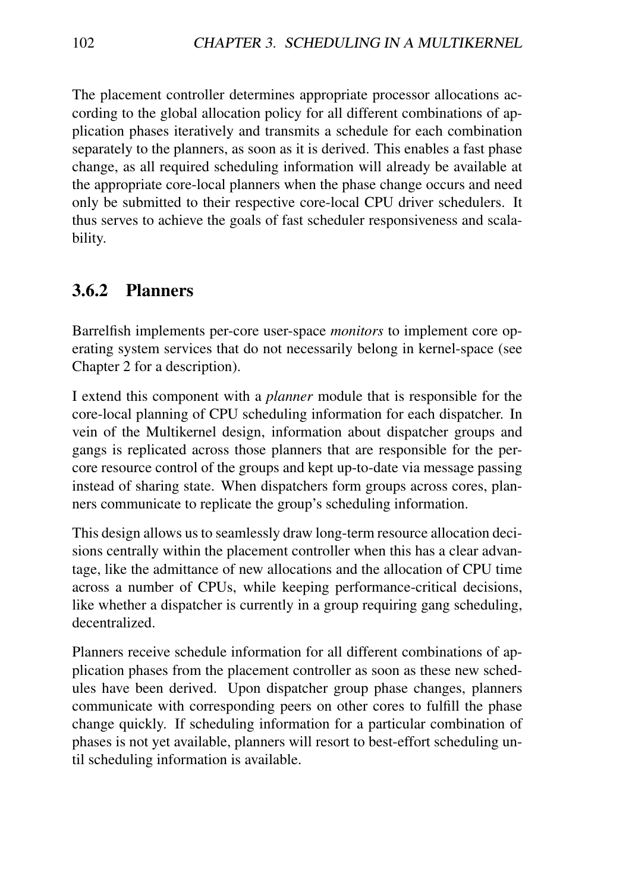The placement controller determines appropriate processor allocations according to the global allocation policy for all different combinations of application phases iteratively and transmits a schedule for each combination separately to the planners, as soon as it is derived. This enables a fast phase change, as all required scheduling information will already be available at the appropriate core-local planners when the phase change occurs and need only be submitted to their respective core-local CPU driver schedulers. It thus serves to achieve the goals of fast scheduler responsiveness and scalability.

### 3.6.2 Planners

Barrelfish implements per-core user-space *monitors* to implement core operating system services that do not necessarily belong in kernel-space (see Chapter 2 for a description).

I extend this component with a *planner* module that is responsible for the core-local planning of CPU scheduling information for each dispatcher. In vein of the Multikernel design, information about dispatcher groups and gangs is replicated across those planners that are responsible for the per-core resource control of the groups and kept up-to-date via message passing instead of sharing state. When dispatchers form groups across cores, planners communicate to replicate the group's scheduling information.

This design allows us to seamlessly draw long-term resource allocation decisions centrally within the placement controller when this has a clear advantage, like the admittance of new allocations and the allocation of CPU time across a number of CPUs, while keeping performance-critical decisions, like whether a dispatcher is currently in a group requiring gang scheduling, decentralized.

Planners receive schedule information for all different combinations of application phases from the placement controller as soon as these new schedules have been derived. Upon dispatcher group phase changes, planners communicate with corresponding peers on other cores to fulfill the phase change quickly. If scheduling information for a particular combination of phases is not yet available, planners will resort to best-effort scheduling until scheduling information is available.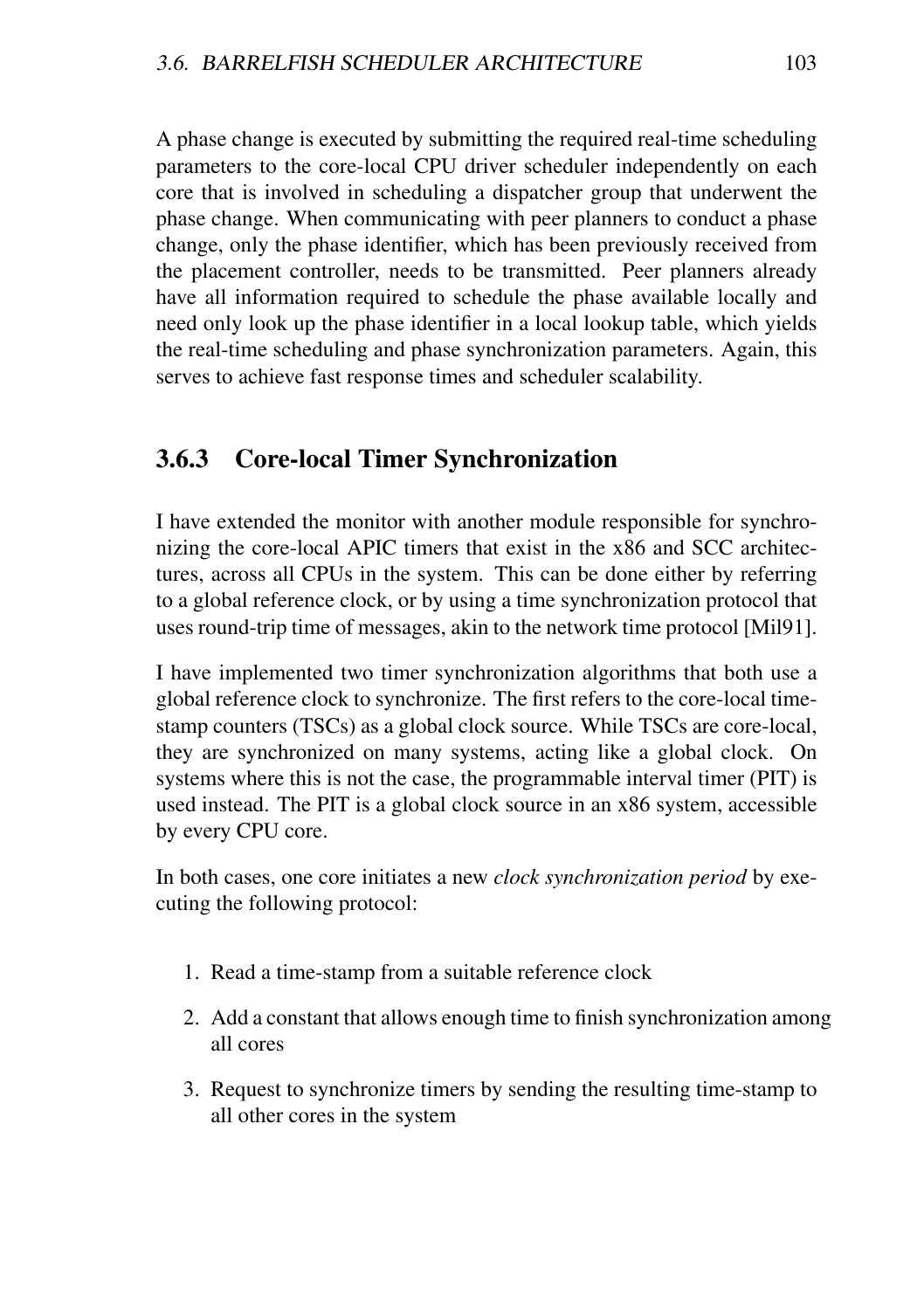A phase change is executed by submitting the required real-time scheduling parameters to the core-local CPU driver scheduler independently on each core that is involved in scheduling a dispatcher group that underwent the phase change. When communicating with peer planners to conduct a phase change, only the phase identifier, which has been previously received from the placement controller, needs to be transmitted. Peer planners already have all information required to schedule the phase available locally and need only look up the phase identifier in a local lookup table, which yields the real-time scheduling and phase synchronization parameters. Again, this serves to achieve fast response times and scheduler scalability.

### 3.6.3 Core-local Timer Synchronization

I have extended the monitor with another module responsible for synchronizing the core-local APIC timers that exist in the x86 and SCC architectures, across all CPUs in the system. This can be done either by referring to a global reference clock, or by using a time synchronization protocol that uses round-trip time of messages, akin to the network time protocol [Mil91].

I have implemented two timer synchronization algorithms that both use a global reference clock to synchronize. The first refers to the core-local time-stamp counters (TSCs) as a global clock source. While TSCs are core-local, they are synchronized on many systems, acting like a global clock. On systems where this is not the case, the programmable interval timer (PIT) is used instead. The PIT is a global clock source in an x86 system, accessible by every CPU core.

In both cases, one core initiates a new *clock synchronization period* by executing the following protocol:

1. Read a time-stamp from a suitable reference clock
2. Add a constant that allows enough time to finish synchronization among all cores
3. Request to synchronize timers by sending the resulting time-stamp to all other cores in the system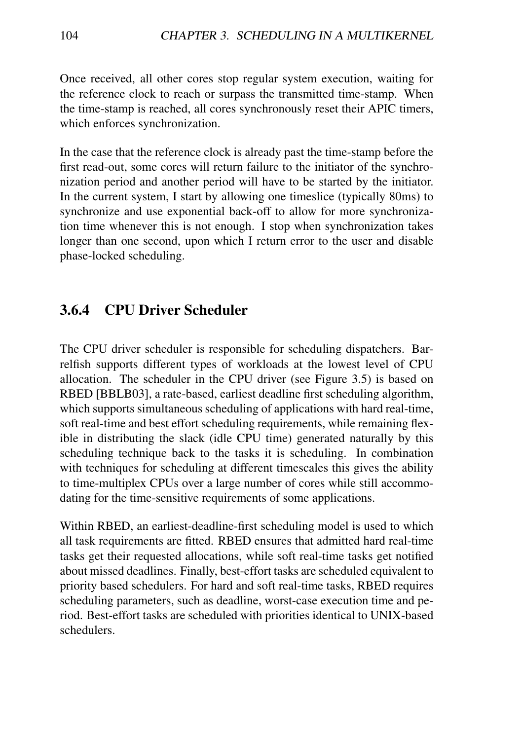Once received, all other cores stop regular system execution, waiting for the reference clock to reach or surpass the transmitted time-stamp. When the time-stamp is reached, all cores synchronously reset their APIC timers, which enforces synchronization.

In the case that the reference clock is already past the time-stamp before the first read-out, some cores will return failure to the initiator of the synchronization period and another period will have to be started by the initiator. In the current system, I start by allowing one timeslice (typically 80ms) to synchronize and use exponential back-off to allow for more synchronization time whenever this is not enough. I stop when synchronization takes longer than one second, upon which I return error to the user and disable phase-locked scheduling.

### 3.6.4 CPU Driver Scheduler

The CPU driver scheduler is responsible for scheduling dispatchers. Barrelfish supports different types of workloads at the lowest level of CPU allocation. The scheduler in the CPU driver (see Figure 3.5) is based on RBED [BBLB03], a rate-based, earliest deadline first scheduling algorithm, which supports simultaneous scheduling of applications with hard real-time, soft real-time and best effort scheduling requirements, while remaining flexible in distributing the slack (idle CPU time) generated naturally by this scheduling technique back to the tasks it is scheduling. In combination with techniques for scheduling at different timescales this gives the ability to time-multiplex CPUs over a large number of cores while still accommodating for the time-sensitive requirements of some applications.

Within RBED, an earliest-deadline-first scheduling model is used to which all task requirements are fitted. RBED ensures that admitted hard real-time tasks get their requested allocations, while soft real-time tasks get notified about missed deadlines. Finally, best-effort tasks are scheduled equivalent to priority based schedulers. For hard and soft real-time tasks, RBED requires scheduling parameters, such as deadline, worst-case execution time and period. Best-effort tasks are scheduled with priorities identical to UNIX-based schedulers.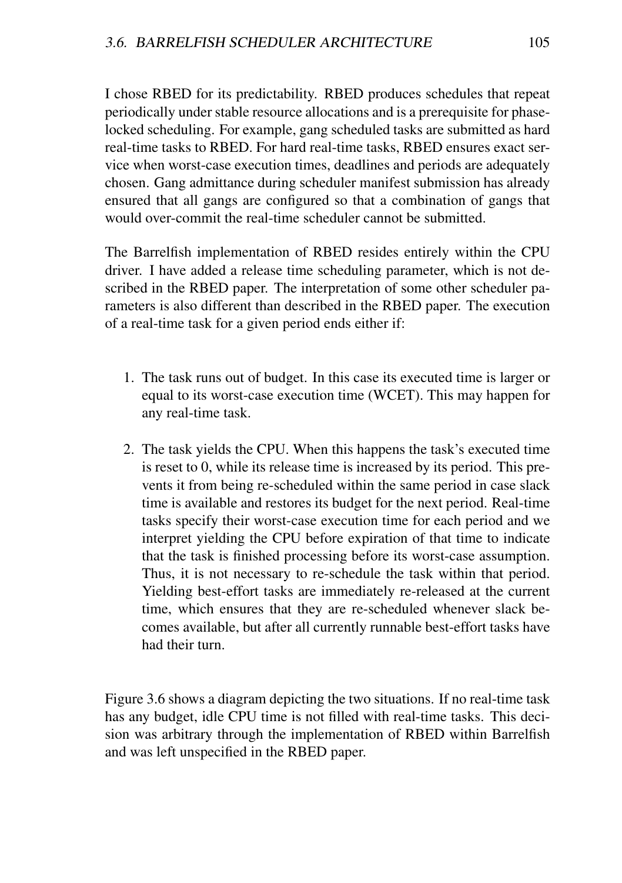I chose RBED for its predictability. RBED produces schedules that repeat periodically under stable resource allocations and is a prerequisite for phase-locked scheduling. For example, gang scheduled tasks are submitted as hard real-time tasks to RBED. For hard real-time tasks, RBED ensures exact service when worst-case execution times, deadlines and periods are adequately chosen. Gang admittance during scheduler manifest submission has already ensured that all gangs are configured so that a combination of gangs that would over-commit the real-time scheduler cannot be submitted.

The Barrelfish implementation of RBED resides entirely within the CPU driver. I have added a release time scheduling parameter, which is not described in the RBED paper. The interpretation of some other scheduler parameters is also different than described in the RBED paper. The execution of a real-time task for a given period ends either if:

1. The task runs out of budget. In this case its executed time is larger or equal to its worst-case execution time (WCET). This may happen for any real-time task.

2. The task yields the CPU. When this happens the task's executed time is reset to 0, while its release time is increased by its period. This prevents it from being re-scheduled within the same period in case slack time is available and restores its budget for the next period. Real-time tasks specify their worst-case execution time for each period and we interpret yielding the CPU before expiration of that time to indicate that the task is finished processing before its worst-case assumption. Thus, it is not necessary to re-schedule the task within that period. Yielding best-effort tasks are immediately re-released at the current time, which ensures that they are re-scheduled whenever slack becomes available, but after all currently runnable best-effort tasks have had their turn.

Figure 3.6 shows a diagram depicting the two situations. If no real-time task has any budget, idle CPU time is not filled with real-time tasks. This decision was arbitrary through the implementation of RBED within Barrelfish and was left unspecified in the RBED paper.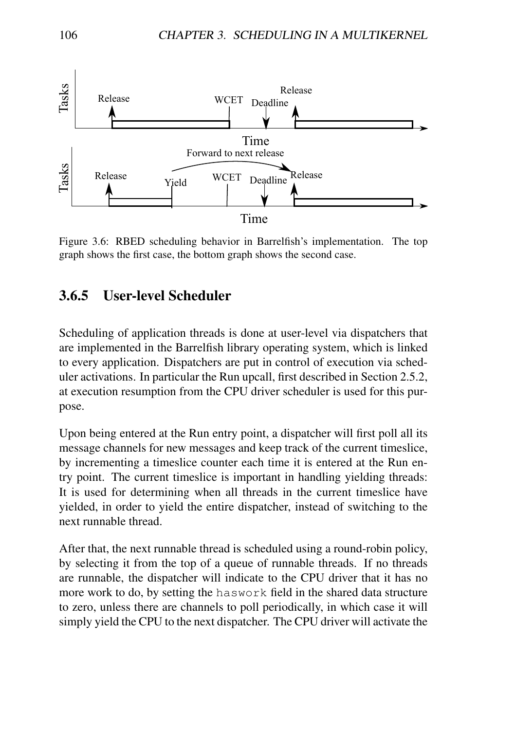Figure 3.6: RBED scheduling behavior in Barrelfish's implementation. The top graph shows the first case, the bottom graph shows the second case.

### 3.6.5 User-level Scheduler

Scheduling of application threads is done at user-level via dispatchers that are implemented in the Barrelfish library operating system, which is linked to every application. Dispatchers are put in control of execution via scheduler activations. In particular the Run upcall, first described in Section 2.5.2, at execution resumption from the CPU driver scheduler is used for this purpose.

Upon being entered at the Run entry point, a dispatcher will first poll all its message channels for new messages and keep track of the current timeslice, by incrementing a timeslice counter each time it is entered at the Run entry point. The current timeslice is important in handling yielding threads: It is used for determining when all threads in the current timeslice have yielded, in order to yield the entire dispatcher, instead of switching to the next runnable thread.

After that, the next runnable thread is scheduled using a round-robin policy, by selecting it from the top of a queue of runnable threads. If no threads are runnable, the dispatcher will indicate to the CPU driver that it has no more work to do, by setting the `haswork` field in the shared data structure to zero, unless there are channels to poll periodically, in which case it will simply yield the CPU to the next dispatcher. The CPU driver will activate the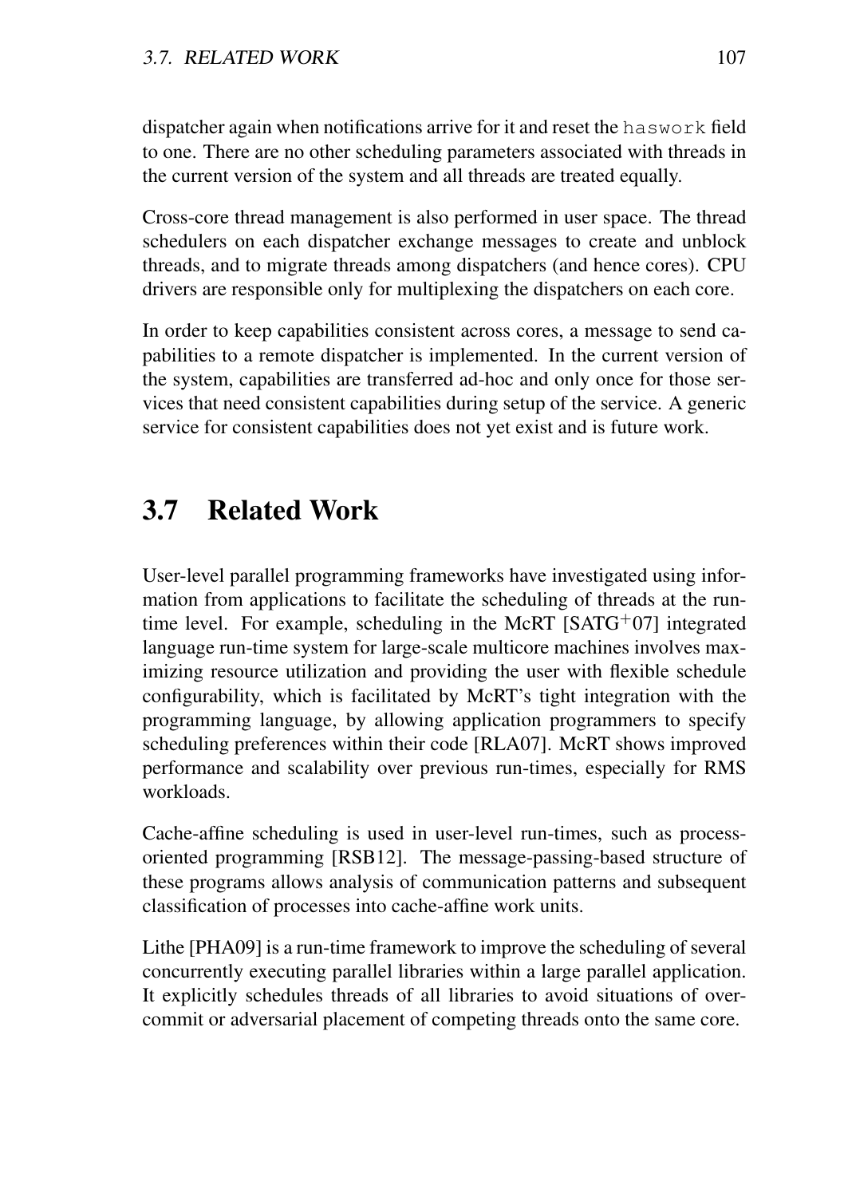dispatcher again when notifications arrive for it and reset the `haswork` field to one. There are no other scheduling parameters associated with threads in the current version of the system and all threads are treated equally.

Cross-core thread management is also performed in user space. The thread schedulers on each dispatcher exchange messages to create and unblock threads, and to migrate threads among dispatchers (and hence cores). CPU drivers are responsible only for multiplexing the dispatchers on each core.

In order to keep capabilities consistent across cores, a message to send capabilities to a remote dispatcher is implemented. In the current version of the system, capabilities are transferred ad-hoc and only once for those services that need consistent capabilities during setup of the service. A generic service for consistent capabilities does not yet exist and is future work.

## 3.7 Related Work

User-level parallel programming frameworks have investigated using information from applications to facilitate the scheduling of threads at the run-time level. For example, scheduling in the McRT [SATG+07] integrated language run-time system for large-scale multicore machines involves maximizing resource utilization and providing the user with flexible schedule configurability, which is facilitated by McRT's tight integration with the programming language, by allowing application programmers to specify scheduling preferences within their code [RLA07]. McRT shows improved performance and scalability over previous run-times, especially for RMS workloads.

Cache-affine scheduling is used in user-level run-times, such as process-oriented programming [RSB12]. The message-passing-based structure of these programs allows analysis of communication patterns and subsequent classification of processes into cache-affine work units.

Lithe [PHA09] is a run-time framework to improve the scheduling of several concurrently executing parallel libraries within a large parallel application. It explicitly schedules threads of all libraries to avoid situations of over-commit or adversarial placement of competing threads onto the same core.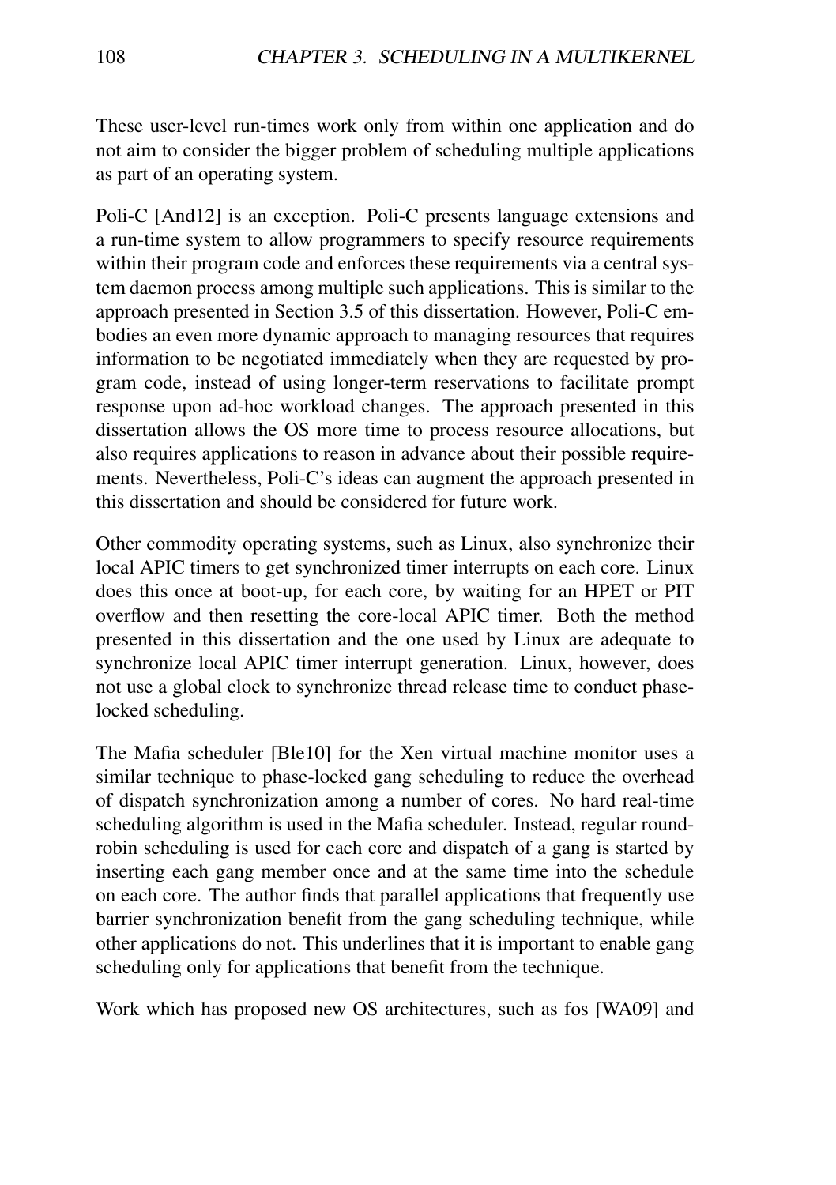These user-level run-times work only from within one application and do not aim to consider the bigger problem of scheduling multiple applications as part of an operating system.

Poli-C [And12] is an exception. Poli-C presents language extensions and a run-time system to allow programmers to specify resource requirements within their program code and enforces these requirements via a central system daemon process among multiple such applications. This is similar to the approach presented in Section 3.5 of this dissertation. However, Poli-C embodies an even more dynamic approach to managing resources that requires information to be negotiated immediately when they are requested by program code, instead of using longer-term reservations to facilitate prompt response upon ad-hoc workload changes. The approach presented in this dissertation allows the OS more time to process resource allocations, but also requires applications to reason in advance about their possible requirements. Nevertheless, Poli-C's ideas can augment the approach presented in this dissertation and should be considered for future work.

Other commodity operating systems, such as Linux, also synchronize their local APIC timers to get synchronized timer interrupts on each core. Linux does this once at boot-up, for each core, by waiting for an HPET or PIT overflow and then resetting the core-local APIC timer. Both the method presented in this dissertation and the one used by Linux are adequate to synchronize local APIC timer interrupt generation. Linux, however, does not use a global clock to synchronize thread release time to conduct phase-locked scheduling.

The Mafia scheduler [Ble10] for the Xen virtual machine monitor uses a similar technique to phase-locked gang scheduling to reduce the overhead of dispatch synchronization among a number of cores. No hard real-time scheduling algorithm is used in the Mafia scheduler. Instead, regular round-robin scheduling is used for each core and dispatch of a gang is started by inserting each gang member once and at the same time into the schedule on each core. The author finds that parallel applications that frequently use barrier synchronization benefit from the gang scheduling technique, while other applications do not. This underlines that it is important to enable gang scheduling only for applications that benefit from the technique.

Work which has proposed new OS architectures, such as fos [WA09] and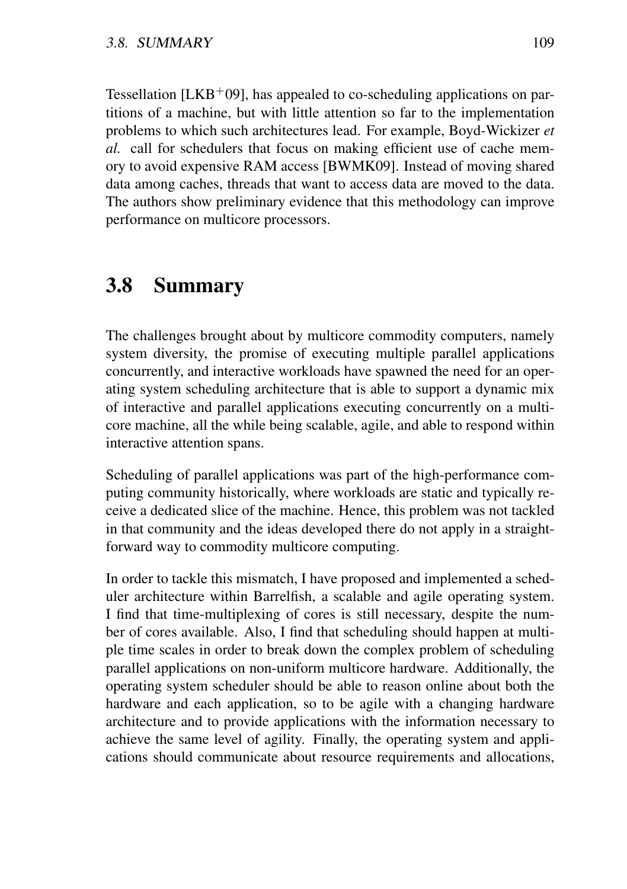Tessellation [LKB+09], has appealed to co-scheduling applications on partitions of a machine, but with little attention so far to the implementation problems to which such architectures lead. For example, Boyd-Wickizer *et al.* call for schedulers that focus on making efficient use of cache memory to avoid expensive RAM access [BWMK09]. Instead of moving shared data among caches, threads that want to access data are moved to the data. The authors show preliminary evidence that this methodology can improve performance on multicore processors.

## 3.8 Summary

The challenges brought about by multicore commodity computers, namely system diversity, the promise of executing multiple parallel applications concurrently, and interactive workloads have spawned the need for an operating system scheduling architecture that is able to support a dynamic mix of interactive and parallel applications executing concurrently on a multicore machine, all the while being scalable, agile, and able to respond within interactive attention spans.

Scheduling of parallel applications was part of the high-performance computing community historically, where workloads are static and typically receive a dedicated slice of the machine. Hence, this problem was not tackled in that community and the ideas developed there do not apply in a straightforward way to commodity multicore computing.

In order to tackle this mismatch, I have proposed and implemented a scheduler architecture within Barrelfish, a scalable and agile operating system. I find that time-multiplexing of cores is still necessary, despite the number of cores available. Also, I find that scheduling should happen at multiple time scales in order to break down the complex problem of scheduling parallel applications on non-uniform multicore hardware. Additionally, the operating system scheduler should be able to reason online about both the hardware and each application, so to be agile with a changing hardware architecture and to provide applications with the information necessary to achieve the same level of agility. Finally, the operating system and applications should communicate about resource requirements and allocations,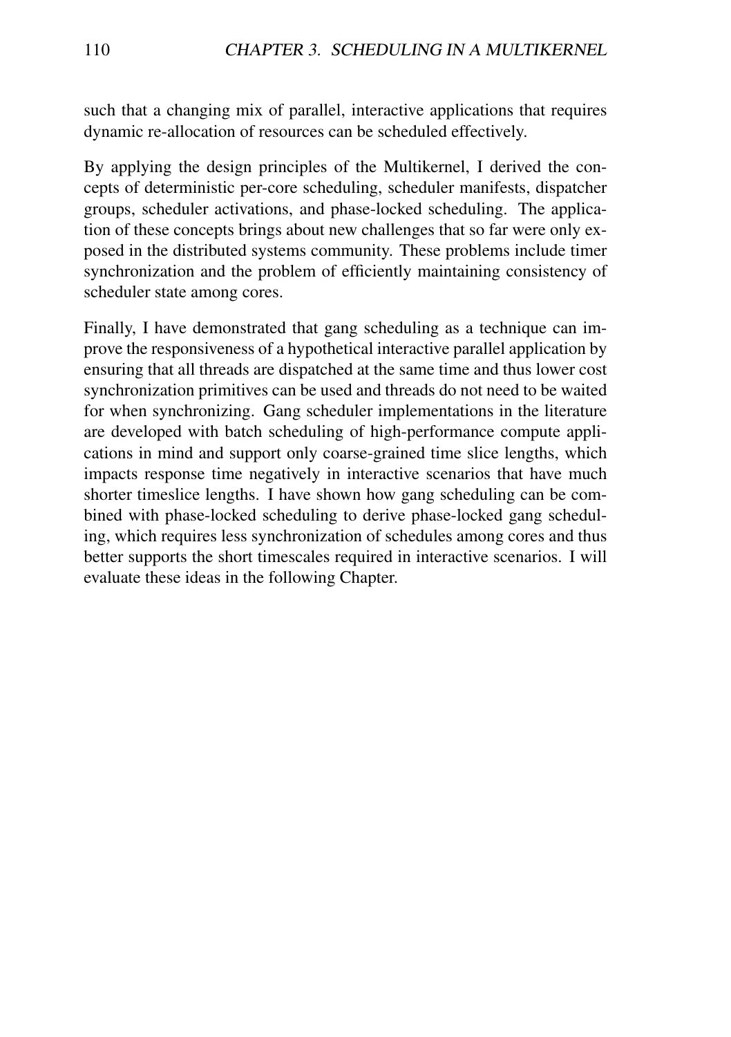such that a changing mix of parallel, interactive applications that requires dynamic re-allocation of resources can be scheduled effectively.

By applying the design principles of the Multikernel, I derived the concepts of deterministic per-core scheduling, scheduler manifests, dispatcher groups, scheduler activations, and phase-locked scheduling. The application of these concepts brings about new challenges that so far were only exposed in the distributed systems community. These problems include timer synchronization and the problem of efficiently maintaining consistency of scheduler state among cores.

Finally, I have demonstrated that gang scheduling as a technique can improve the responsiveness of a hypothetical interactive parallel application by ensuring that all threads are dispatched at the same time and thus lower cost synchronization primitives can be used and threads do not need to be waited for when synchronizing. Gang scheduler implementations in the literature are developed with batch scheduling of high-performance compute applications in mind and support only coarse-grained time slice lengths, which impacts response time negatively in interactive scenarios that have much shorter timeslice lengths. I have shown how gang scheduling can be combined with phase-locked scheduling to derive phase-locked gang scheduling, which requires less synchronization of schedules among cores and thus better supports the short timescales required in interactive scenarios. I will evaluate these ideas in the following Chapter.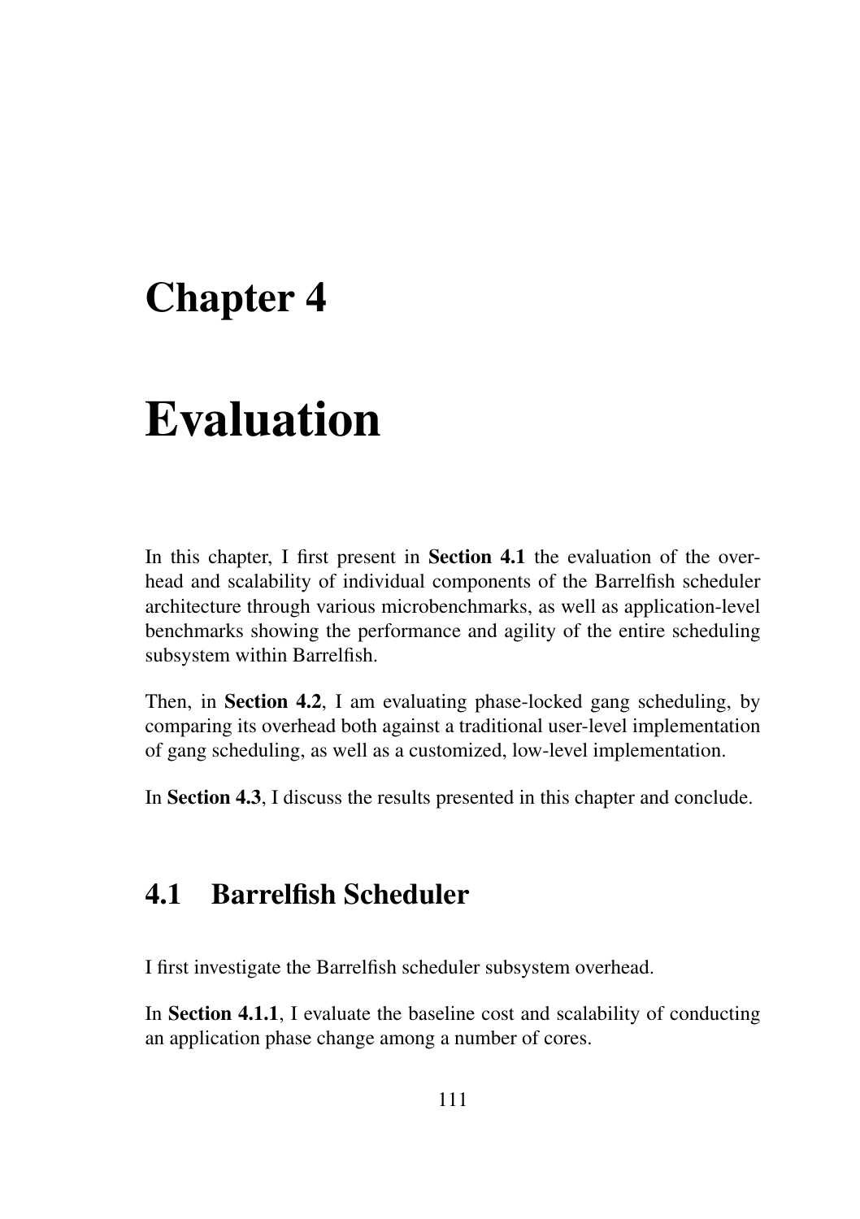# Chapter 4

# Evaluation

In this chapter, I first present in **Section 4.1** the evaluation of the overhead and scalability of individual components of the Barrelfish scheduler architecture through various microbenchmarks, as well as application-level benchmarks showing the performance and agility of the entire scheduling subsystem within Barrelfish.

Then, in **Section 4.2**, I am evaluating phase-locked gang scheduling, by comparing its overhead both against a traditional user-level implementation of gang scheduling, as well as a customized, low-level implementation.

In **Section 4.3**, I discuss the results presented in this chapter and conclude.

## 4.1 Barrelfish Scheduler

I first investigate the Barrelfish scheduler subsystem overhead.

In **Section 4.1.1**, I evaluate the baseline cost and scalability of conducting an application phase change among a number of cores.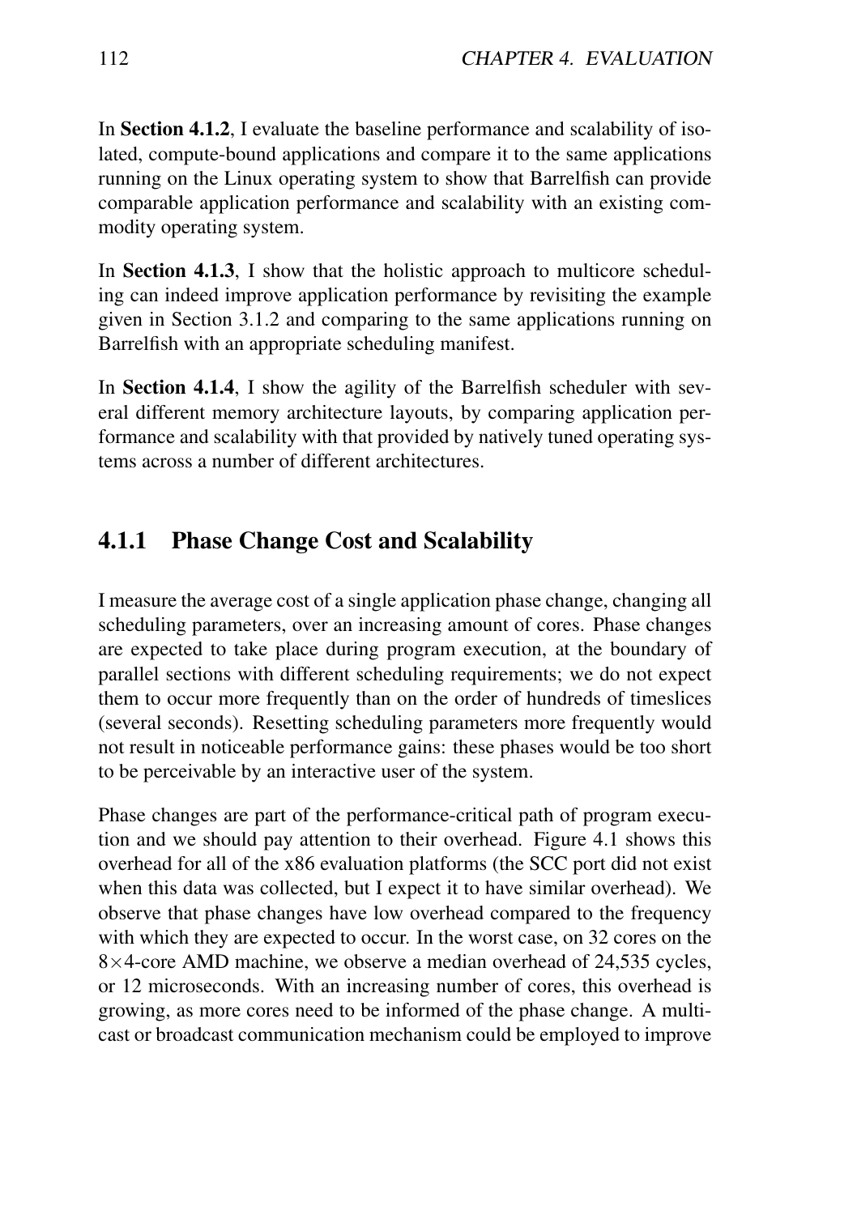In **Section 4.1.2**, I evaluate the baseline performance and scalability of isolated, compute-bound applications and compare it to the same applications running on the Linux operating system to show that Barrelfish can provide comparable application performance and scalability with an existing commodity operating system.

In **Section 4.1.3**, I show that the holistic approach to multicore scheduling can indeed improve application performance by revisiting the example given in Section 3.1.2 and comparing to the same applications running on Barrelfish with an appropriate scheduling manifest.

In **Section 4.1.4**, I show the agility of the Barrelfish scheduler with several different memory architecture layouts, by comparing application performance and scalability with that provided by natively tuned operating systems across a number of different architectures.

### 4.1.1 Phase Change Cost and Scalability

I measure the average cost of a single application phase change, changing all scheduling parameters, over an increasing amount of cores. Phase changes are expected to take place during program execution, at the boundary of parallel sections with different scheduling requirements; we do not expect them to occur more frequently than on the order of hundreds of timeslices (several seconds). Resetting scheduling parameters more frequently would not result in noticeable performance gains: these phases would be too short to be perceivable by an interactive user of the system.

Phase changes are part of the performance-critical path of program execution and we should pay attention to their overhead. Figure 4.1 shows this overhead for all of the x86 evaluation platforms (the SCC port did not exist when this data was collected, but I expect it to have similar overhead). We observe that phase changes have low overhead compared to the frequency with which they are expected to occur. In the worst case, on 32 cores on the 8×4-core AMD machine, we observe a median overhead of 24,535 cycles, or 12 microseconds. With an increasing number of cores, this overhead is growing, as more cores need to be informed of the phase change. A multicast or broadcast communication mechanism could be employed to improve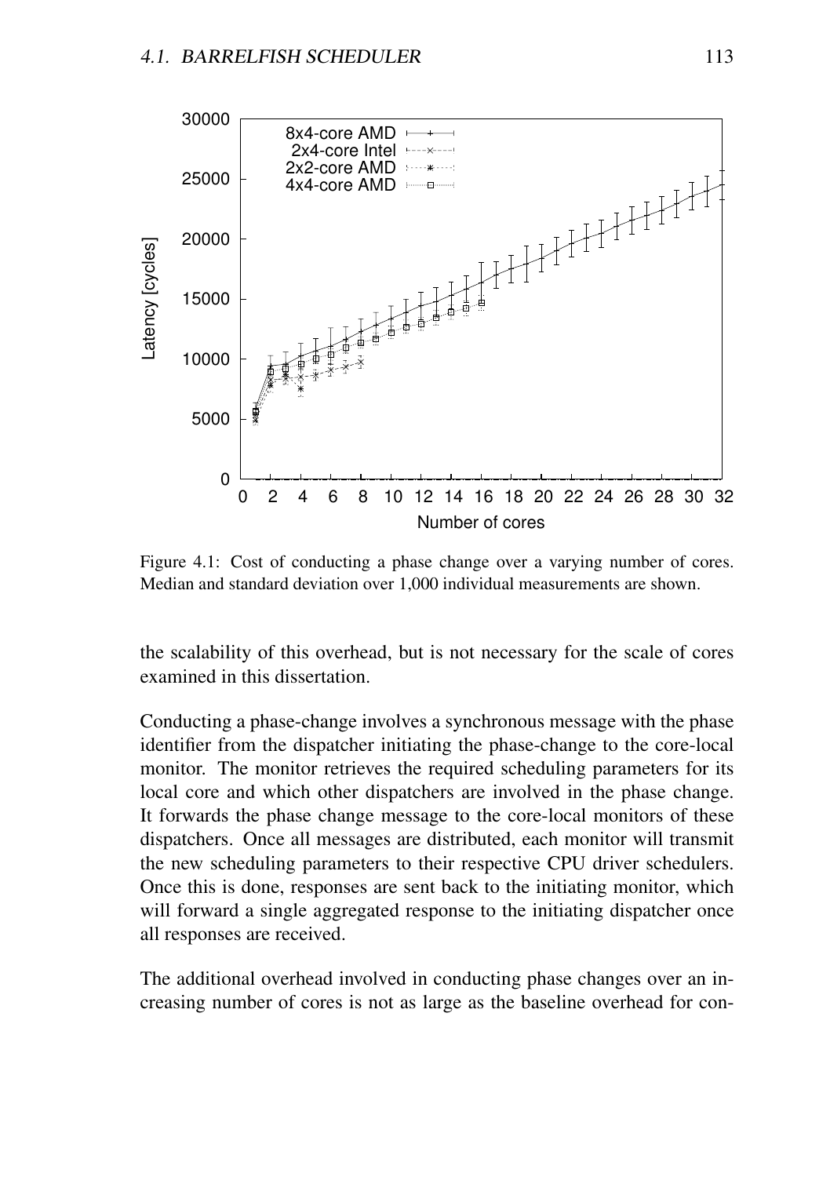Figure 4.1: Cost of conducting a phase change over a varying number of cores. Median and standard deviation over 1,000 individual measurements are shown.

the scalability of this overhead, but is not necessary for the scale of cores examined in this dissertation.

Conducting a phase-change involves a synchronous message with the phase identifier from the dispatcher initiating the phase-change to the core-local monitor. The monitor retrieves the required scheduling parameters for its local core and which other dispatchers are involved in the phase change. It forwards the phase change message to the core-local monitors of these dispatchers. Once all messages are distributed, each monitor will transmit the new scheduling parameters to their respective CPU driver schedulers. Once this is done, responses are sent back to the initiating monitor, which will forward a single aggregated response to the initiating dispatcher once all responses are received.

The additional overhead involved in conducting phase changes over an increasing number of cores is not as large as the baseline overhead for con-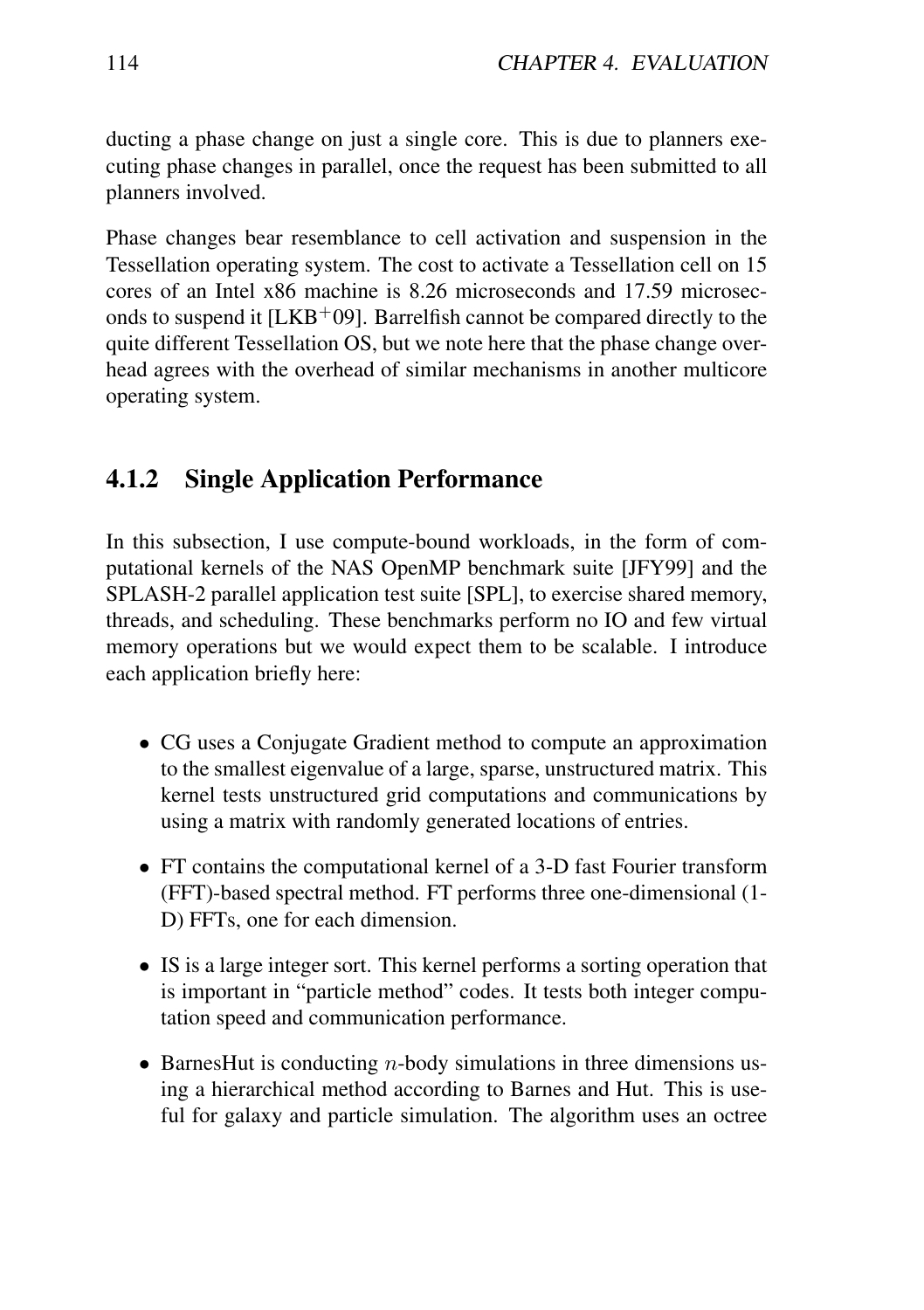ducting a phase change on just a single core. This is due to planners executing phase changes in parallel, once the request has been submitted to all planners involved.

Phase changes bear resemblance to cell activation and suspension in the Tessellation operating system. The cost to activate a Tessellation cell on 15 cores of an Intel x86 machine is 8.26 microseconds and 17.59 microseconds to suspend it [LKB+09]. Barrelfish cannot be compared directly to the quite different Tessellation OS, but we note here that the phase change overhead agrees with the overhead of similar mechanisms in another multicore operating system.

### 4.1.2 Single Application Performance

In this subsection, I use compute-bound workloads, in the form of computational kernels of the NAS OpenMP benchmark suite [JFY99] and the SPLASH-2 parallel application test suite [SPL], to exercise shared memory, threads, and scheduling. These benchmarks perform no IO and few virtual memory operations but we would expect them to be scalable. I introduce each application briefly here:

- CG uses a Conjugate Gradient method to compute an approximation to the smallest eigenvalue of a large, sparse, unstructured matrix. This kernel tests unstructured grid computations and communications by using a matrix with randomly generated locations of entries.
- FT contains the computational kernel of a 3-D fast Fourier transform (FFT)-based spectral method. FT performs three one-dimensional (1-D) FFTs, one for each dimension.
- IS is a large integer sort. This kernel performs a sorting operation that is important in "particle method" codes. It tests both integer computation speed and communication performance.
- BarnesHut is conducting $n$-body simulations in three dimensions using a hierarchical method according to Barnes and Hut. This is useful for galaxy and particle simulation. The algorithm uses an octree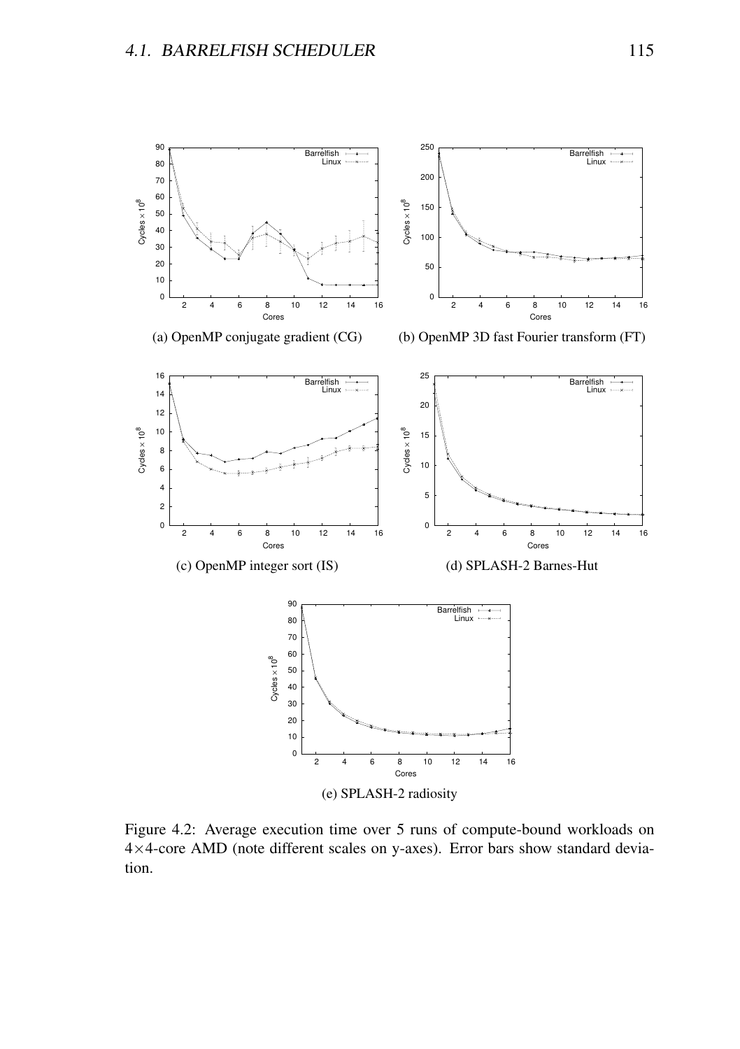(a) OpenMP conjugate gradient (CG)

(b) OpenMP 3D fast Fourier transform (FT)

(c) OpenMP integer sort (IS)

(d) SPLASH-2 Barnes-Hut

(e) SPLASH-2 radiosity

Figure 4.2: Average execution time over 5 runs of compute-bound workloads on 4×4-core AMD (note different scales on y-axes). Error bars show standard deviation.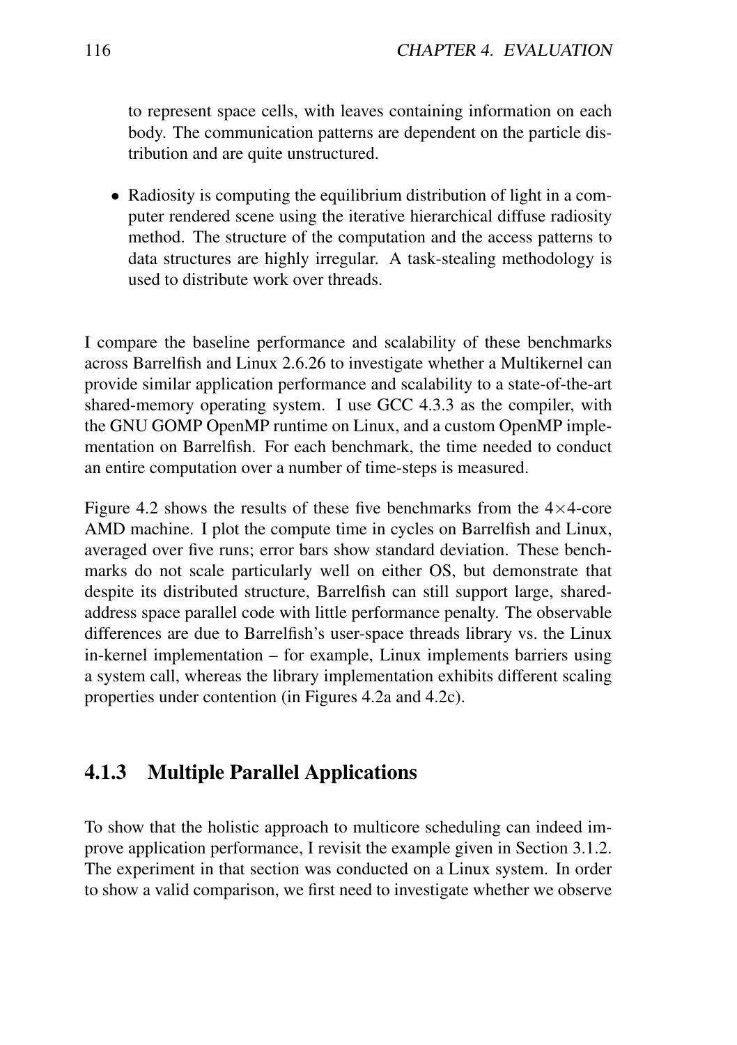to represent space cells, with leaves containing information on each body. The communication patterns are dependent on the particle distribution and are quite unstructured.

- Radiosity is computing the equilibrium distribution of light in a computer rendered scene using the iterative hierarchical diffuse radiosity method. The structure of the computation and the access patterns to data structures are highly irregular. A task-stealing methodology is used to distribute work over threads.

I compare the baseline performance and scalability of these benchmarks across Barrelfish and Linux 2.6.26 to investigate whether a Multikernel can provide similar application performance and scalability to a state-of-the-art shared-memory operating system. I use GCC 4.3.3 as the compiler, with the GNU GOMP OpenMP runtime on Linux, and a custom OpenMP implementation on Barrelfish. For each benchmark, the time needed to conduct an entire computation over a number of time-steps is measured.

Figure 4.2 shows the results of these five benchmarks from the $4 \times 4$-core AMD machine. I plot the compute time in cycles on Barrelfish and Linux, averaged over five runs; error bars show standard deviation. These benchmarks do not scale particularly well on either OS, but demonstrate that despite its distributed structure, Barrelfish can still support large, shared-address space parallel code with little performance penalty. The observable differences are due to Barrelfish's user-space threads library vs. the Linux in-kernel implementation – for example, Linux implements barriers using a system call, whereas the library implementation exhibits different scaling properties under contention (in Figures 4.2a and 4.2c).

### 4.1.3 Multiple Parallel Applications

To show that the holistic approach to multicore scheduling can indeed improve application performance, I revisit the example given in Section 3.1.2. The experiment in that section was conducted on a Linux system. In order to show a valid comparison, we first need to investigate whether we observe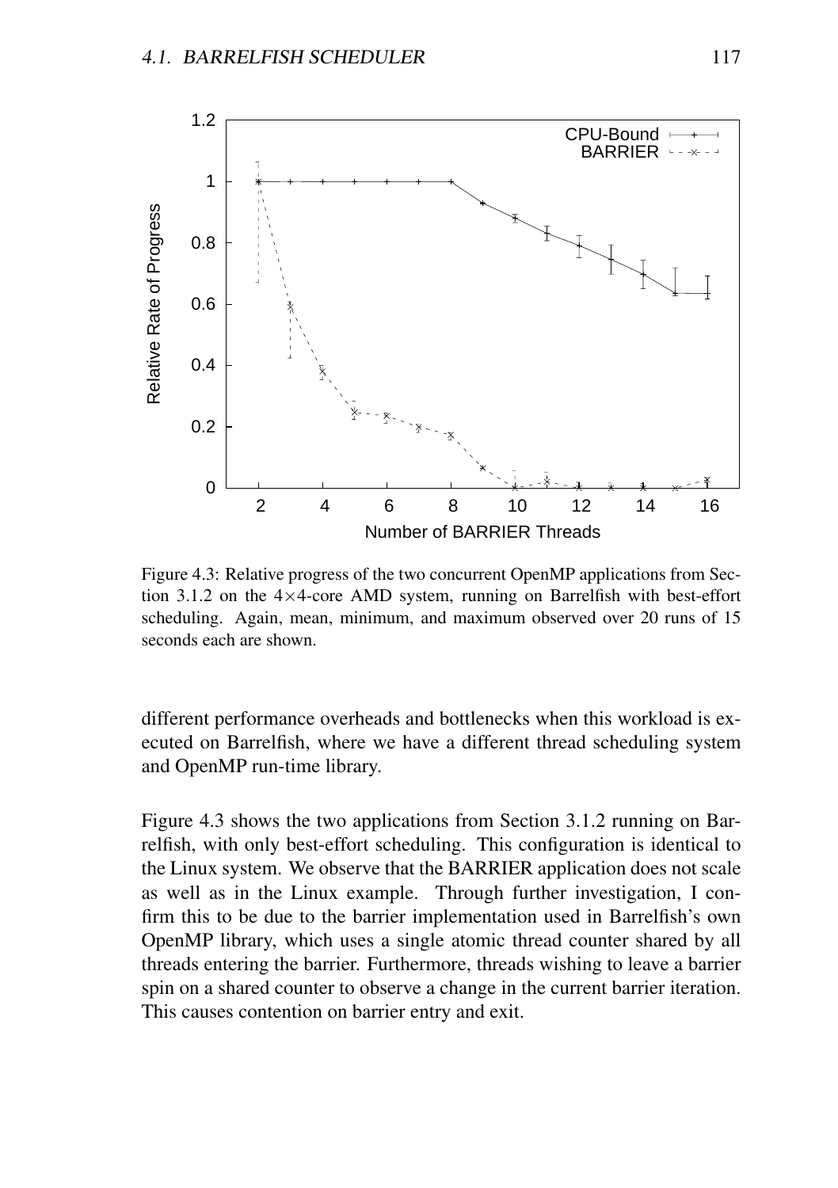Figure 4.3: Relative progress of the two concurrent OpenMP applications from Section 3.1.2 on the 4×4-core AMD system, running on Barrelfish with best-effort scheduling. Again, mean, minimum, and maximum observed over 20 runs of 15 seconds each are shown.

different performance overheads and bottlenecks when this workload is executed on Barrelfish, where we have a different thread scheduling system and OpenMP run-time library.

Figure 4.3 shows the two applications from Section 3.1.2 running on Barrelfish, with only best-effort scheduling. This configuration is identical to the Linux system. We observe that the BARRIER application does not scale as well as in the Linux example. Through further investigation, I confirm this to be due to the barrier implementation used in Barrelfish's own OpenMP library, which uses a single atomic thread counter shared by all threads entering the barrier. Furthermore, threads wishing to leave a barrier spin on a shared counter to observe a change in the current barrier iteration. This causes contention on barrier entry and exit.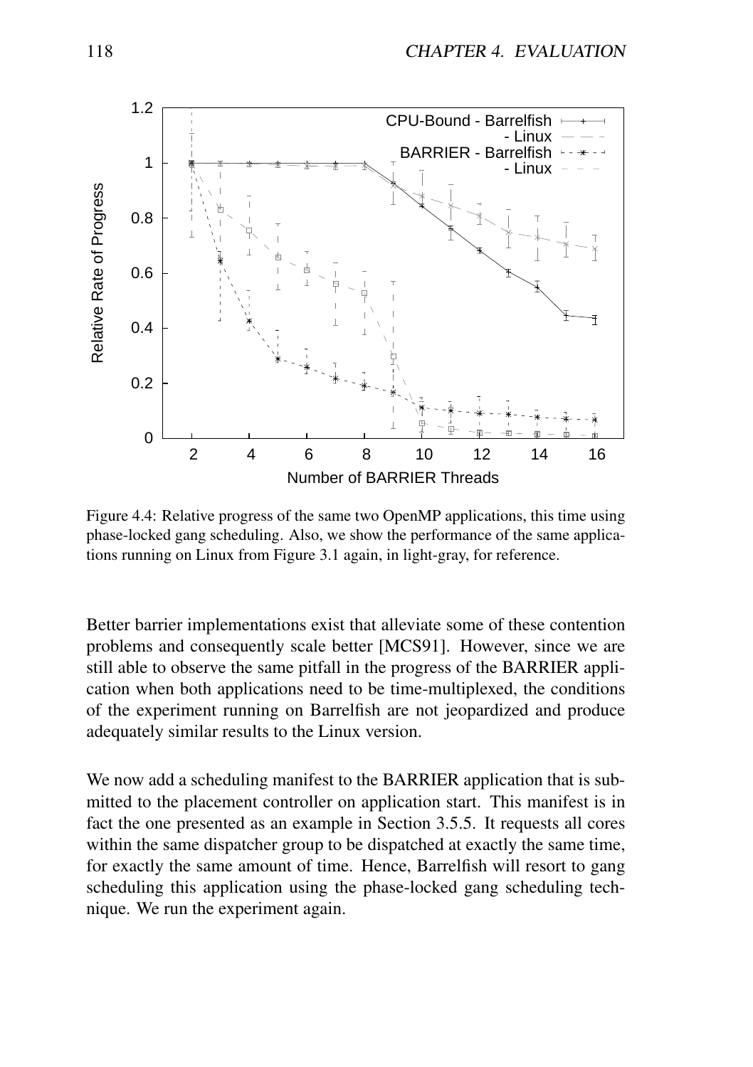Figure 4.4: Relative progress of the same two OpenMP applications, this time using phase-locked gang scheduling. Also, we show the performance of the same applications running on Linux from Figure 3.1 again, in light-gray, for reference.

Better barrier implementations exist that alleviate some of these contention problems and consequently scale better [MCS91]. However, since we are still able to observe the same pitfall in the progress of the BARRIER application when both applications need to be time-multiplexed, the conditions of the experiment running on Barrelfish are not jeopardized and produce adequately similar results to the Linux version.

We now add a scheduling manifest to the BARRIER application that is submitted to the placement controller on application start. This manifest is in fact the one presented as an example in Section 3.5.5. It requests all cores within the same dispatcher group to be dispatched at exactly the same time, for exactly the same amount of time. Hence, Barrelfish will resort to gang scheduling this application using the phase-locked gang scheduling technique. We run the experiment again.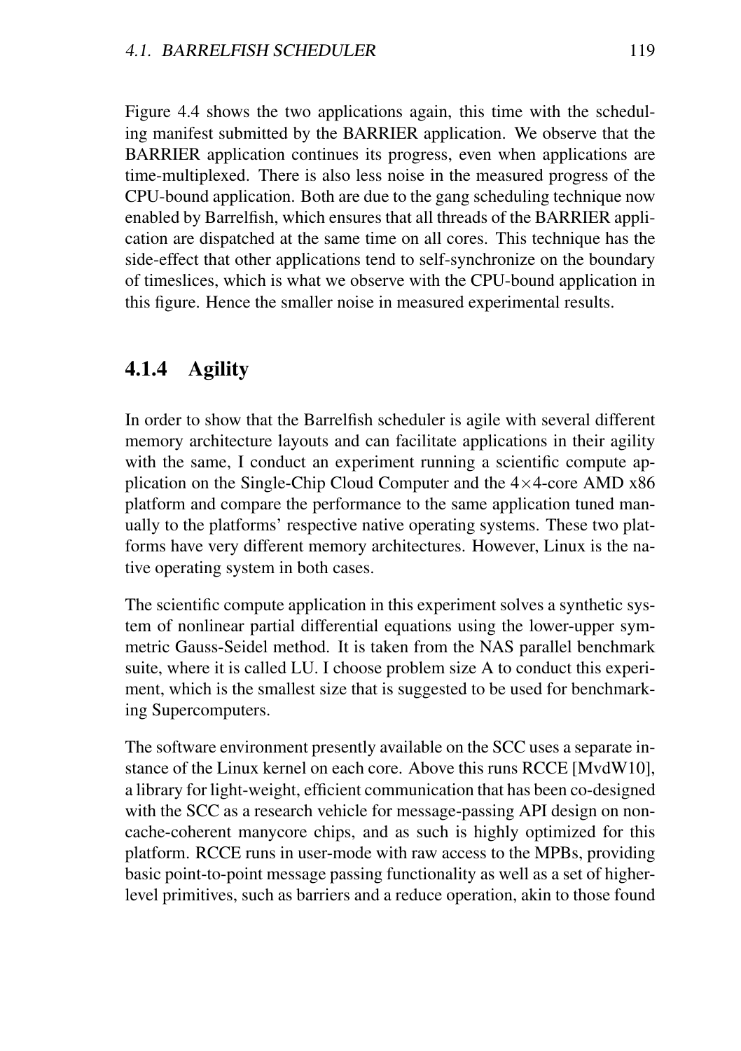Figure 4.4 shows the two applications again, this time with the scheduling manifest submitted by the BARRIER application. We observe that the BARRIER application continues its progress, even when applications are time-multiplexed. There is also less noise in the measured progress of the CPU-bound application. Both are due to the gang scheduling technique now enabled by Barrelfish, which ensures that all threads of the BARRIER application are dispatched at the same time on all cores. This technique has the side-effect that other applications tend to self-synchronize on the boundary of timeslices, which is what we observe with the CPU-bound application in this figure. Hence the smaller noise in measured experimental results.

### 4.1.4 Agility

In order to show that the Barrelfish scheduler is agile with several different memory architecture layouts and can facilitate applications in their agility with the same, I conduct an experiment running a scientific compute application on the Single-Chip Cloud Computer and the $4\times4$-core AMD x86 platform and compare the performance to the same application tuned manually to the platforms' respective native operating systems. These two platforms have very different memory architectures. However, Linux is the native operating system in both cases.

The scientific compute application in this experiment solves a synthetic system of nonlinear partial differential equations using the lower-upper symmetric Gauss-Seidel method. It is taken from the NAS parallel benchmark suite, where it is called LU. I choose problem size A to conduct this experiment, which is the smallest size that is suggested to be used for benchmarking Supercomputers.

The software environment presently available on the SCC uses a separate instance of the Linux kernel on each core. Above this runs RCCE [MvdW10], a library for light-weight, efficient communication that has been co-designed with the SCC as a research vehicle for message-passing API design on non-cache-coherent manycore chips, and as such is highly optimized for this platform. RCCE runs in user-mode with raw access to the MPBs, providing basic point-to-point message passing functionality as well as a set of higher-level primitives, such as barriers and a reduce operation, akin to those found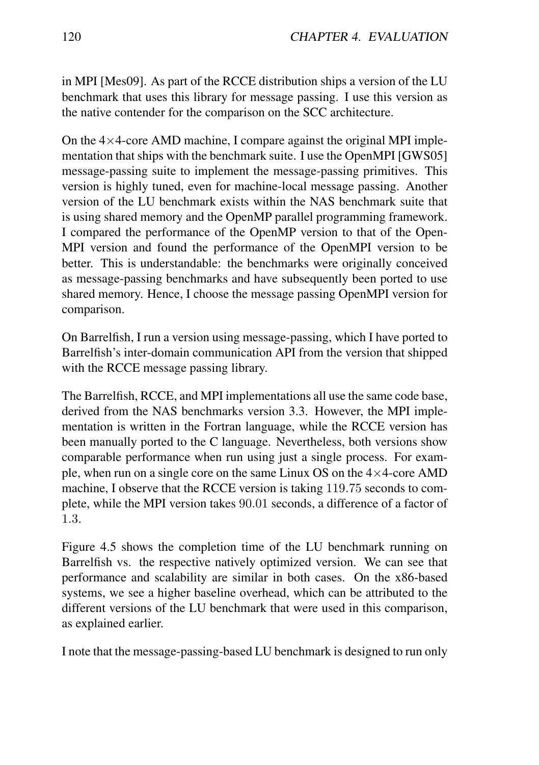in MPI [Mes09]. As part of the RCCE distribution ships a version of the LU benchmark that uses this library for message passing. I use this version as the native contender for the comparison on the SCC architecture.

On the 4×4-core AMD machine, I compare against the original MPI implementation that ships with the benchmark suite. I use the OpenMPI [GWS05] message-passing suite to implement the message-passing primitives. This version is highly tuned, even for machine-local message passing. Another version of the LU benchmark exists within the NAS benchmark suite that is using shared memory and the OpenMP parallel programming framework. I compared the performance of the OpenMP version to that of the OpenMPI version and found the performance of the OpenMPI version to be better. This is understandable: the benchmarks were originally conceived as message-passing benchmarks and have subsequently been ported to use shared memory. Hence, I choose the message passing OpenMPI version for comparison.

On Barrelfish, I run a version using message-passing, which I have ported to Barrelfish's inter-domain communication API from the version that shipped with the RCCE message passing library.

The Barrelfish, RCCE, and MPI implementations all use the same code base, derived from the NAS benchmarks version 3.3. However, the MPI implementation is written in the Fortran language, while the RCCE version has been manually ported to the C language. Nevertheless, both versions show comparable performance when run using just a single process. For example, when run on a single core on the same Linux OS on the 4×4-core AMD machine, I observe that the RCCE version is taking $119.75$ seconds to complete, while the MPI version takes $90.01$ seconds, a difference of a factor of $1.3$.

Figure 4.5 shows the completion time of the LU benchmark running on Barrelfish vs. the respective natively optimized version. We can see that performance and scalability are similar in both cases. On the x86-based systems, we see a higher baseline overhead, which can be attributed to the different versions of the LU benchmark that were used in this comparison, as explained earlier.

I note that the message-passing-based LU benchmark is designed to run only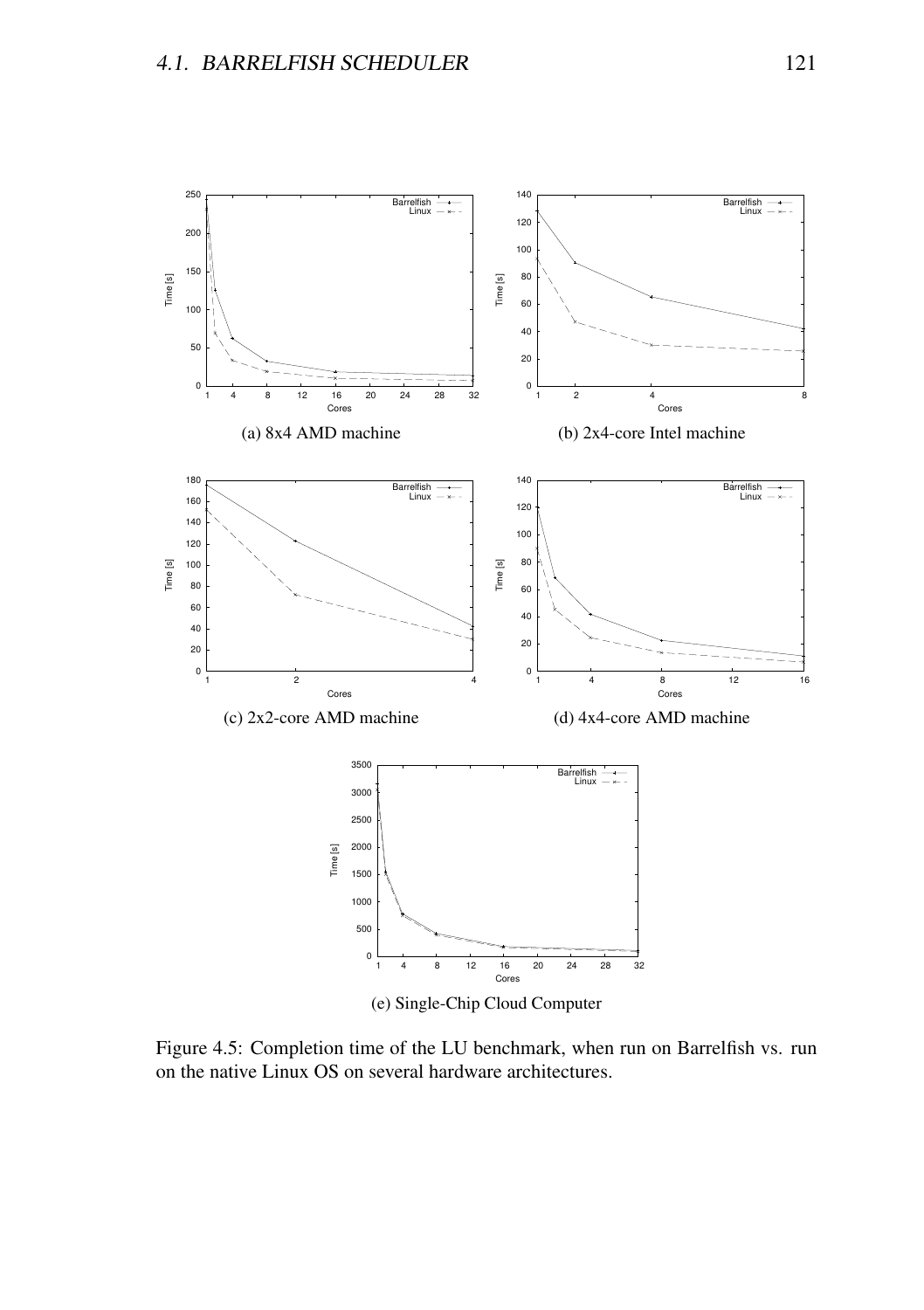(a) 8x4 AMD machine

(b) 2x4-core Intel machine

(c) 2x2-core AMD machine

(d) 4x4-core AMD machine

(e) Single-Chip Cloud Computer

Figure 4.5: Completion time of the LU benchmark, when run on Barrelfish vs. run on the native Linux OS on several hardware architectures.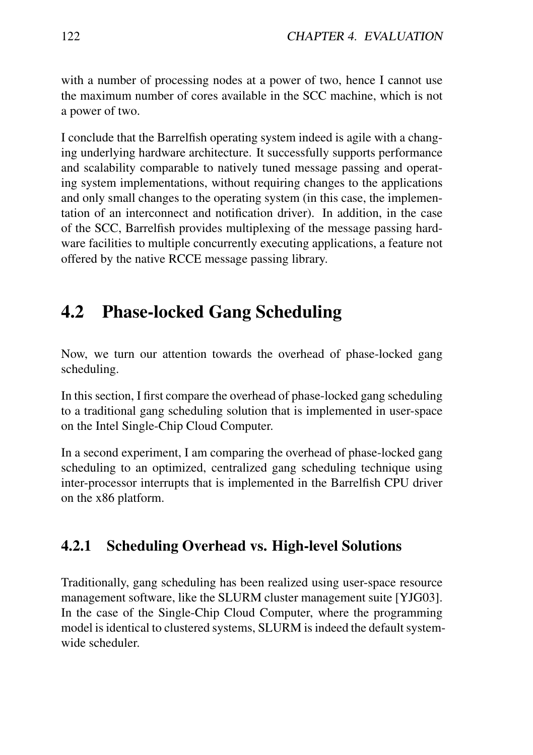with a number of processing nodes at a power of two, hence I cannot use the maximum number of cores available in the SCC machine, which is not a power of two.

I conclude that the Barrelfish operating system indeed is agile with a changing underlying hardware architecture. It successfully supports performance and scalability comparable to natively tuned message passing and operating system implementations, without requiring changes to the applications and only small changes to the operating system (in this case, the implementation of an interconnect and notification driver). In addition, in the case of the SCC, Barrelfish provides multiplexing of the message passing hardware facilities to multiple concurrently executing applications, a feature not offered by the native RCCE message passing library.

## 4.2 Phase-locked Gang Scheduling

Now, we turn our attention towards the overhead of phase-locked gang scheduling.

In this section, I first compare the overhead of phase-locked gang scheduling to a traditional gang scheduling solution that is implemented in user-space on the Intel Single-Chip Cloud Computer.

In a second experiment, I am comparing the overhead of phase-locked gang scheduling to an optimized, centralized gang scheduling technique using inter-processor interrupts that is implemented in the Barrelfish CPU driver on the x86 platform.

### 4.2.1 Scheduling Overhead vs. High-level Solutions

Traditionally, gang scheduling has been realized using user-space resource management software, like the SLURM cluster management suite [YJG03]. In the case of the Single-Chip Cloud Computer, where the programming model is identical to clustered systems, SLURM is indeed the default system-wide scheduler.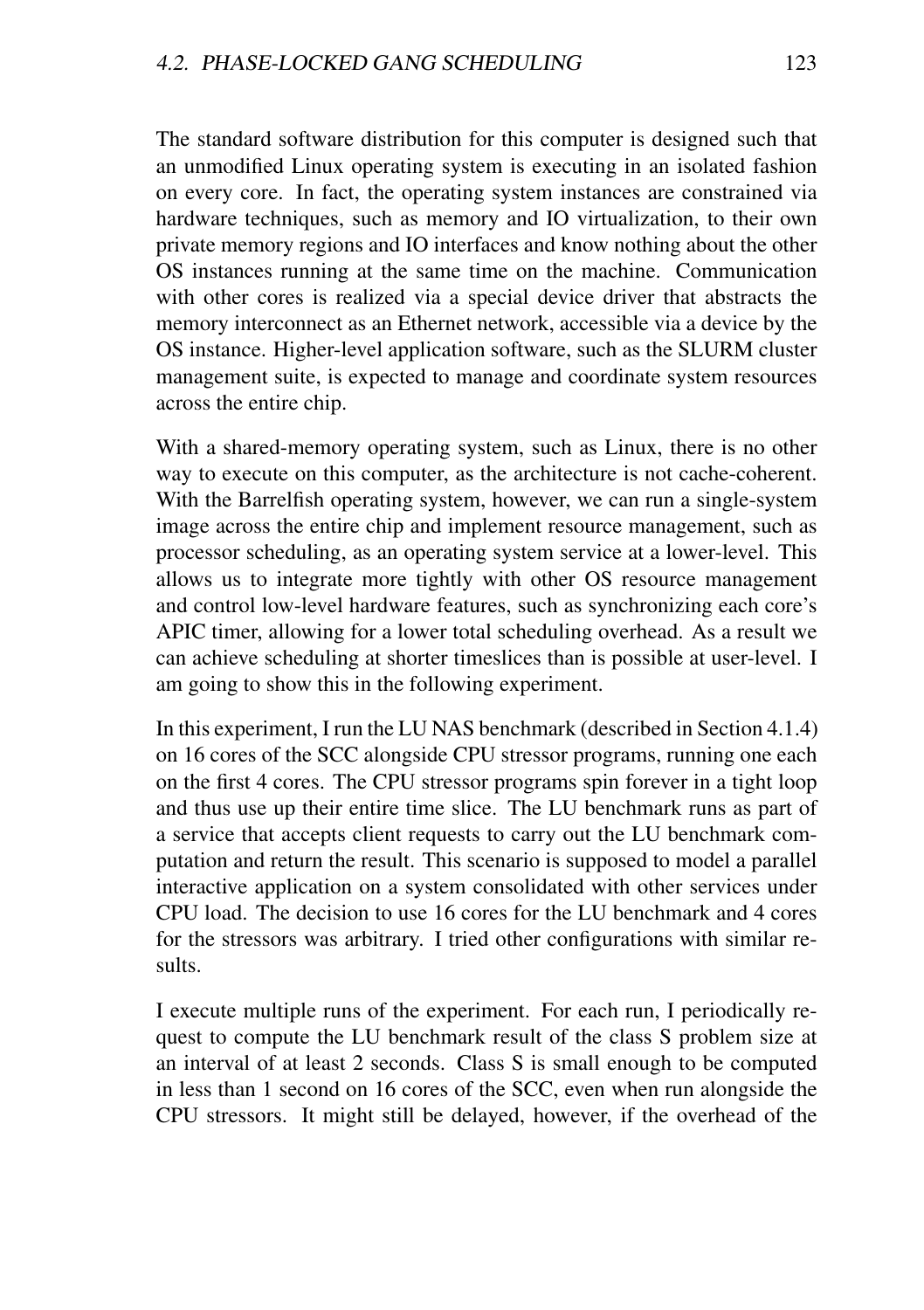The standard software distribution for this computer is designed such that an unmodified Linux operating system is executing in an isolated fashion on every core. In fact, the operating system instances are constrained via hardware techniques, such as memory and IO virtualization, to their own private memory regions and IO interfaces and know nothing about the other OS instances running at the same time on the machine. Communication with other cores is realized via a special device driver that abstracts the memory interconnect as an Ethernet network, accessible via a device by the OS instance. Higher-level application software, such as the SLURM cluster management suite, is expected to manage and coordinate system resources across the entire chip.

With a shared-memory operating system, such as Linux, there is no other way to execute on this computer, as the architecture is not cache-coherent. With the Barrelfish operating system, however, we can run a single-system image across the entire chip and implement resource management, such as processor scheduling, as an operating system service at a lower-level. This allows us to integrate more tightly with other OS resource management and control low-level hardware features, such as synchronizing each core's APIC timer, allowing for a lower total scheduling overhead. As a result we can achieve scheduling at shorter timeslices than is possible at user-level. I am going to show this in the following experiment.

In this experiment, I run the LU NAS benchmark (described in Section 4.1.4) on 16 cores of the SCC alongside CPU stressor programs, running one each on the first 4 cores. The CPU stressor programs spin forever in a tight loop and thus use up their entire time slice. The LU benchmark runs as part of a service that accepts client requests to carry out the LU benchmark computation and return the result. This scenario is supposed to model a parallel interactive application on a system consolidated with other services under CPU load. The decision to use 16 cores for the LU benchmark and 4 cores for the stressors was arbitrary. I tried other configurations with similar results.

I execute multiple runs of the experiment. For each run, I periodically request to compute the LU benchmark result of the class S problem size at an interval of at least 2 seconds. Class S is small enough to be computed in less than 1 second on 16 cores of the SCC, even when run alongside the CPU stressors. It might still be delayed, however, if the overhead of the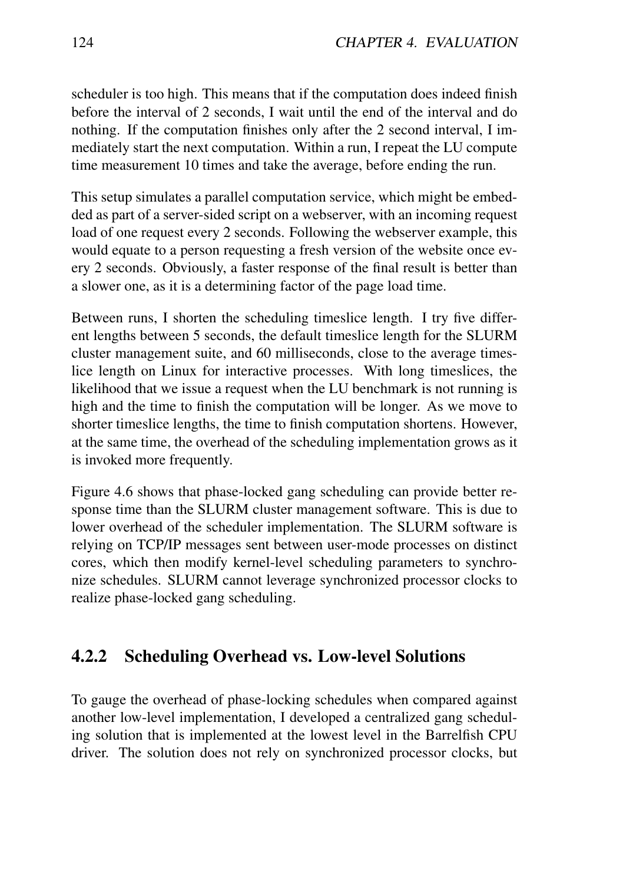scheduler is too high. This means that if the computation does indeed finish before the interval of 2 seconds, I wait until the end of the interval and do nothing. If the computation finishes only after the 2 second interval, I immediately start the next computation. Within a run, I repeat the LU compute time measurement 10 times and take the average, before ending the run.

This setup simulates a parallel computation service, which might be embedded as part of a server-sided script on a webserver, with an incoming request load of one request every 2 seconds. Following the webserver example, this would equate to a person requesting a fresh version of the website once every 2 seconds. Obviously, a faster response of the final result is better than a slower one, as it is a determining factor of the page load time.

Between runs, I shorten the scheduling timeslice length. I try five different lengths between 5 seconds, the default timeslice length for the SLURM cluster management suite, and 60 milliseconds, close to the average timeslice length on Linux for interactive processes. With long timeslices, the likelihood that we issue a request when the LU benchmark is not running is high and the time to finish the computation will be longer. As we move to shorter timeslice lengths, the time to finish computation shortens. However, at the same time, the overhead of the scheduling implementation grows as it is invoked more frequently.

Figure 4.6 shows that phase-locked gang scheduling can provide better response time than the SLURM cluster management software. This is due to lower overhead of the scheduler implementation. The SLURM software is relying on TCP/IP messages sent between user-mode processes on distinct cores, which then modify kernel-level scheduling parameters to synchronize schedules. SLURM cannot leverage synchronized processor clocks to realize phase-locked gang scheduling.

### 4.2.2 Scheduling Overhead vs. Low-level Solutions

To gauge the overhead of phase-locking schedules when compared against another low-level implementation, I developed a centralized gang scheduling solution that is implemented at the lowest level in the Barrelfish CPU driver. The solution does not rely on synchronized processor clocks, but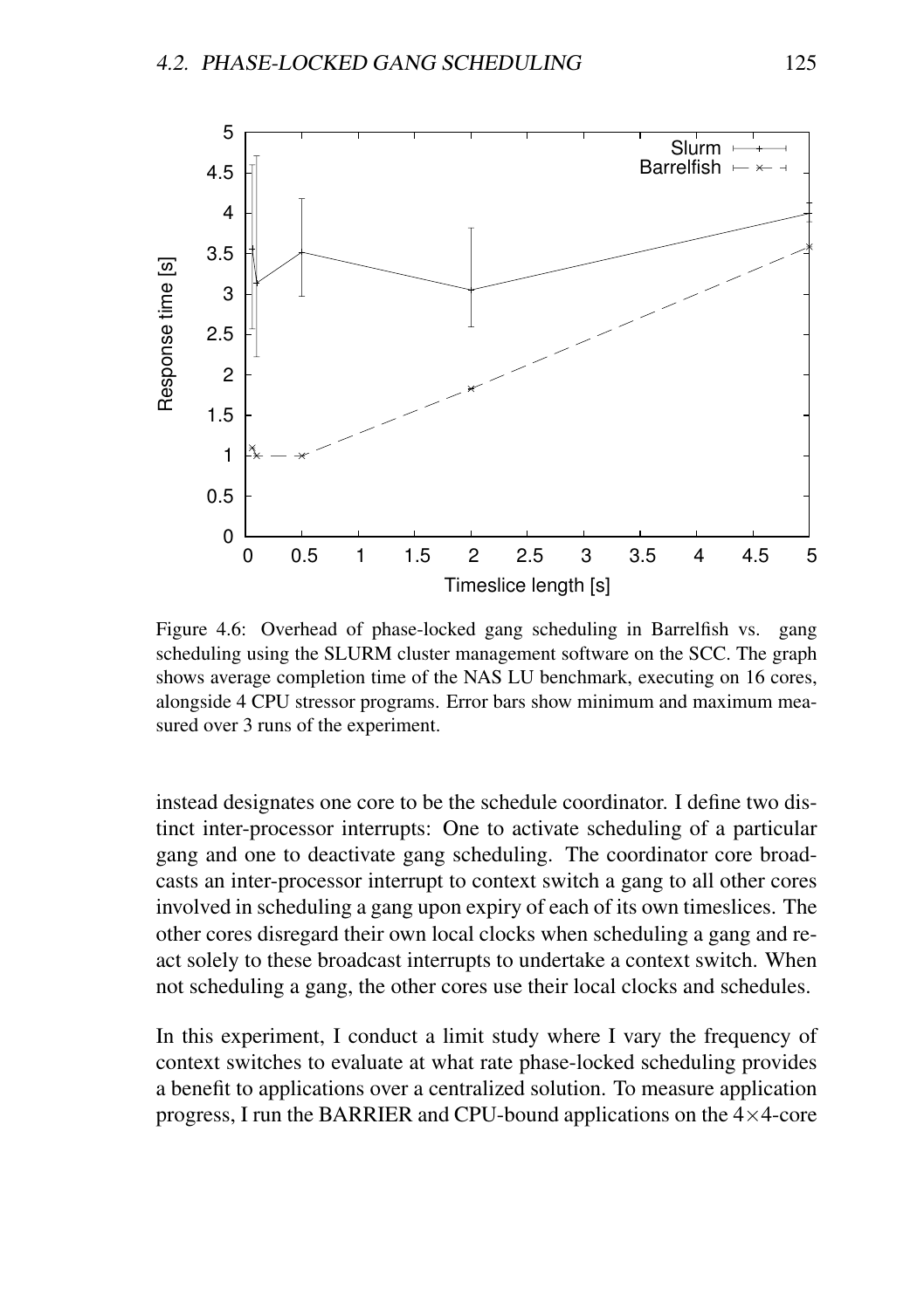Figure 4.6: Overhead of phase-locked gang scheduling in Barrelfish vs. gang scheduling using the SLURM cluster management software on the SCC. The graph shows average completion time of the NAS LU benchmark, executing on 16 cores, alongside 4 CPU stressor programs. Error bars show minimum and maximum measured over 3 runs of the experiment.

instead designates one core to be the schedule coordinator. I define two distinct inter-processor interrupts: One to activate scheduling of a particular gang and one to deactivate gang scheduling. The coordinator core broadcasts an inter-processor interrupt to context switch a gang to all other cores involved in scheduling a gang upon expiry of each of its own timeslices. The other cores disregard their own local clocks when scheduling a gang and react solely to these broadcast interrupts to undertake a context switch. When not scheduling a gang, the other cores use their local clocks and schedules.

In this experiment, I conduct a limit study where I vary the frequency of context switches to evaluate at what rate phase-locked scheduling provides a benefit to applications over a centralized solution. To measure application progress, I run the BARRIER and CPU-bound applications on the $4 \times 4$-core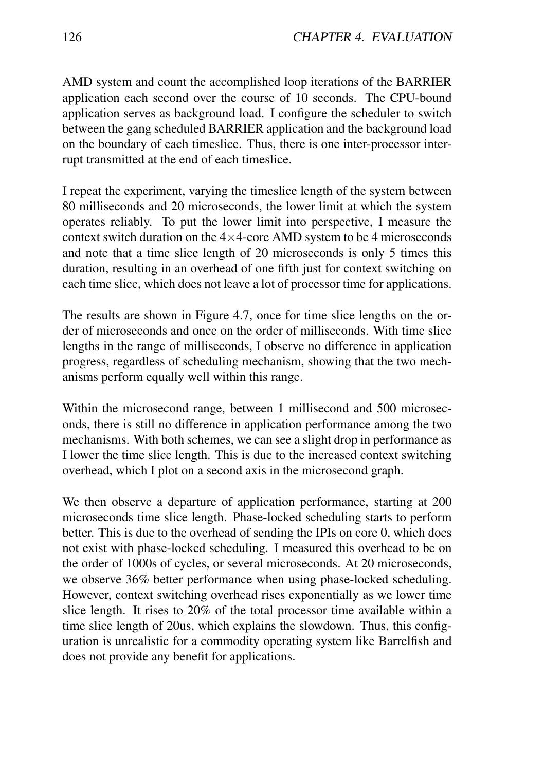AMD system and count the accomplished loop iterations of the BARRIER application each second over the course of 10 seconds. The CPU-bound application serves as background load. I configure the scheduler to switch between the gang scheduled BARRIER application and the background load on the boundary of each timeslice. Thus, there is one inter-processor interrupt transmitted at the end of each timeslice.

I repeat the experiment, varying the timeslice length of the system between 80 milliseconds and 20 microseconds, the lower limit at which the system operates reliably. To put the lower limit into perspective, I measure the context switch duration on the $4 \times 4$-core AMD system to be 4 microseconds and note that a time slice length of 20 microseconds is only 5 times this duration, resulting in an overhead of one fifth just for context switching on each time slice, which does not leave a lot of processor time for applications.

The results are shown in Figure 4.7, once for time slice lengths on the order of microseconds and once on the order of milliseconds. With time slice lengths in the range of milliseconds, I observe no difference in application progress, regardless of scheduling mechanism, showing that the two mechanisms perform equally well within this range.

Within the microsecond range, between 1 millisecond and 500 microseconds, there is still no difference in application performance among the two mechanisms. With both schemes, we can see a slight drop in performance as I lower the time slice length. This is due to the increased context switching overhead, which I plot on a second axis in the microsecond graph.

We then observe a departure of application performance, starting at 200 microseconds time slice length. Phase-locked scheduling starts to perform better. This is due to the overhead of sending the IPIs on core 0, which does not exist with phase-locked scheduling. I measured this overhead to be on the order of 1000s of cycles, or several microseconds. At 20 microseconds, we observe 36% better performance when using phase-locked scheduling. However, context switching overhead rises exponentially as we lower time slice length. It rises to 20% of the total processor time available within a time slice length of 20us, which explains the slowdown. Thus, this configuration is unrealistic for a commodity operating system like Barrelfish and does not provide any benefit for applications.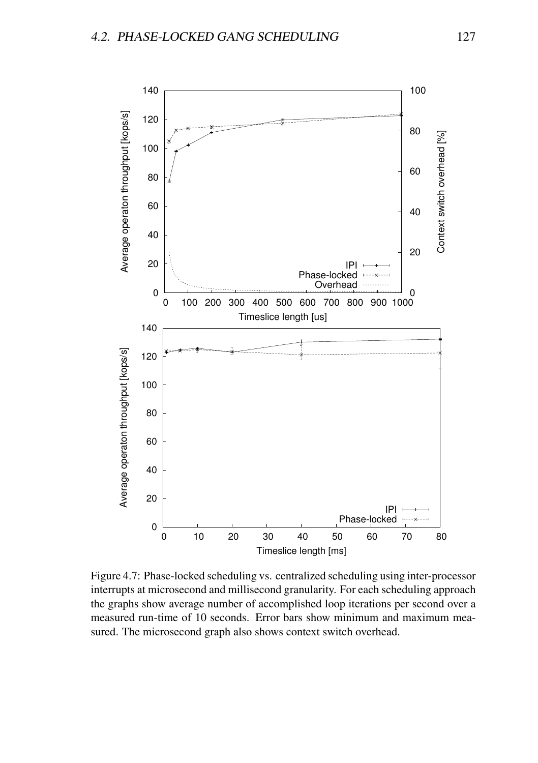Figure 4.7: Phase-locked scheduling vs. centralized scheduling using inter-processor interrupts at microsecond and millisecond granularity. For each scheduling approach the graphs show average number of accomplished loop iterations per second over a measured run-time of 10 seconds. Error bars show minimum and maximum measured. The microsecond graph also shows context switch overhead.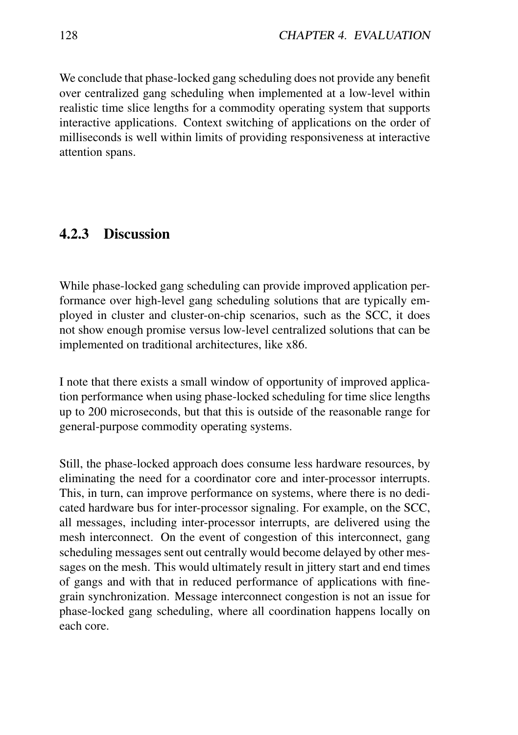We conclude that phase-locked gang scheduling does not provide any benefit over centralized gang scheduling when implemented at a low-level within realistic time slice lengths for a commodity operating system that supports interactive applications. Context switching of applications on the order of milliseconds is well within limits of providing responsiveness at interactive attention spans.

### 4.2.3 Discussion

While phase-locked gang scheduling can provide improved application performance over high-level gang scheduling solutions that are typically employed in cluster and cluster-on-chip scenarios, such as the SCC, it does not show enough promise versus low-level centralized solutions that can be implemented on traditional architectures, like x86.

I note that there exists a small window of opportunity of improved application performance when using phase-locked scheduling for time slice lengths up to 200 microseconds, but that this is outside of the reasonable range for general-purpose commodity operating systems.

Still, the phase-locked approach does consume less hardware resources, by eliminating the need for a coordinator core and inter-processor interrupts. This, in turn, can improve performance on systems, where there is no dedicated hardware bus for inter-processor signaling. For example, on the SCC, all messages, including inter-processor interrupts, are delivered using the mesh interconnect. On the event of congestion of this interconnect, gang scheduling messages sent out centrally would become delayed by other messages on the mesh. This would ultimately result in jittery start and end times of gangs and with that in reduced performance of applications with fine-grain synchronization. Message interconnect congestion is not an issue for phase-locked gang scheduling, where all coordination happens locally on each core.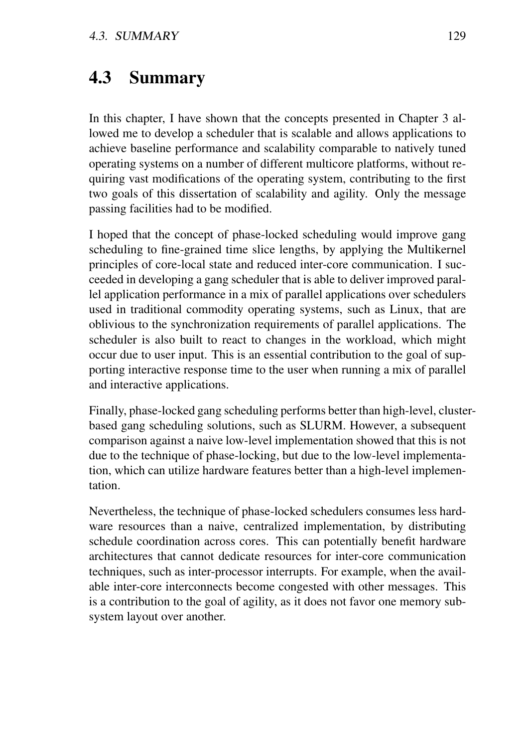## 4.3 Summary

In this chapter, I have shown that the concepts presented in Chapter 3 allowed me to develop a scheduler that is scalable and allows applications to achieve baseline performance and scalability comparable to natively tuned operating systems on a number of different multicore platforms, without requiring vast modifications of the operating system, contributing to the first two goals of this dissertation of scalability and agility. Only the message passing facilities had to be modified.

I hoped that the concept of phase-locked scheduling would improve gang scheduling to fine-grained time slice lengths, by applying the Multikernel principles of core-local state and reduced inter-core communication. I succeeded in developing a gang scheduler that is able to deliver improved parallel application performance in a mix of parallel applications over schedulers used in traditional commodity operating systems, such as Linux, that are oblivious to the synchronization requirements of parallel applications. The scheduler is also built to react to changes in the workload, which might occur due to user input. This is an essential contribution to the goal of supporting interactive response time to the user when running a mix of parallel and interactive applications.

Finally, phase-locked gang scheduling performs better than high-level, cluster-based gang scheduling solutions, such as SLURM. However, a subsequent comparison against a naive low-level implementation showed that this is not due to the technique of phase-locking, but due to the low-level implementation, which can utilize hardware features better than a high-level implementation.

Nevertheless, the technique of phase-locked schedulers consumes less hardware resources than a naive, centralized implementation, by distributing schedule coordination across cores. This can potentially benefit hardware architectures that cannot dedicate resources for inter-core communication techniques, such as inter-processor interrupts. For example, when the available inter-core interconnects become congested with other messages. This is a contribution to the goal of agility, as it does not favor one memory subsystem layout over another.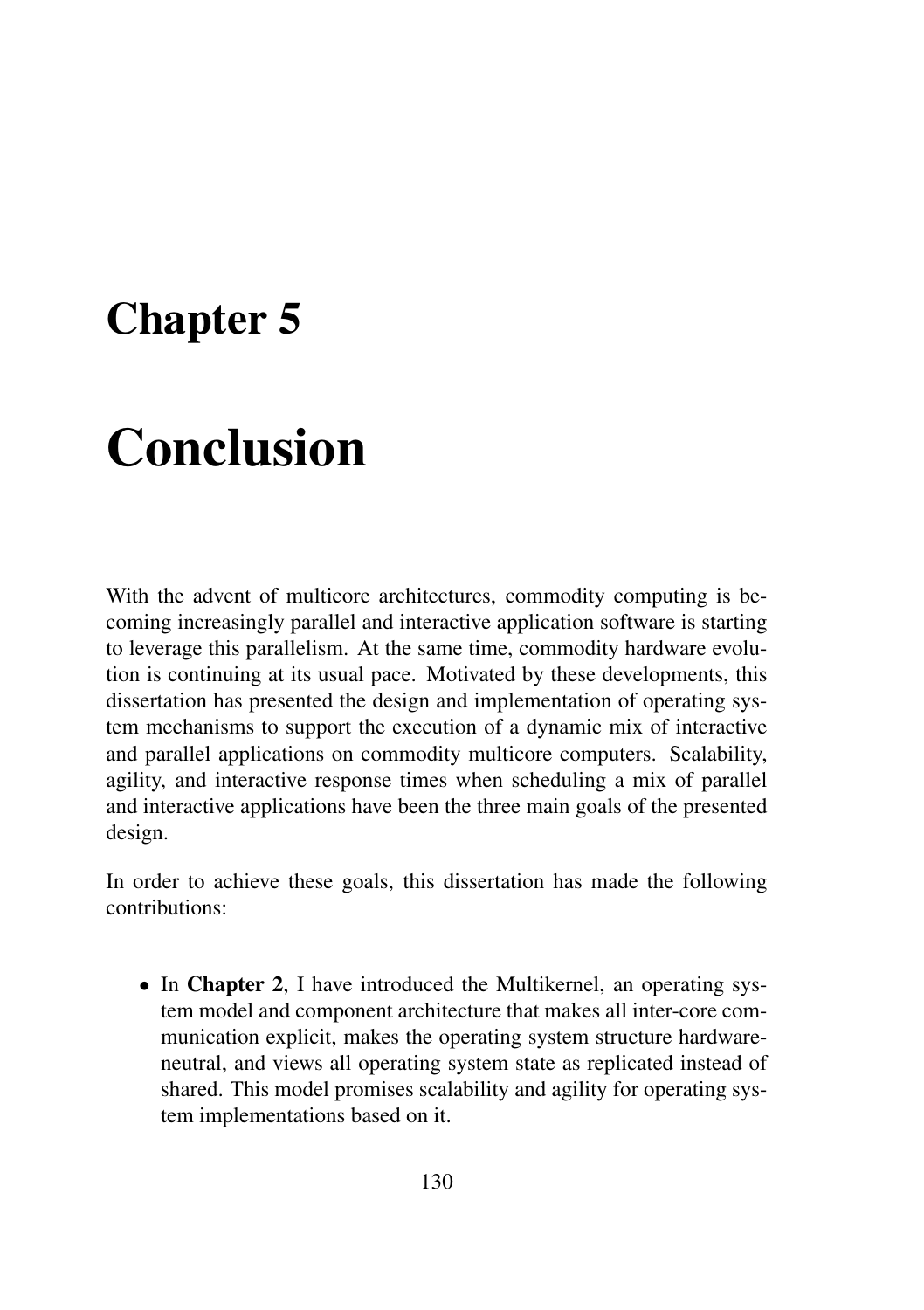# Chapter 5

# Conclusion

With the advent of multicore architectures, commodity computing is becoming increasingly parallel and interactive application software is starting to leverage this parallelism. At the same time, commodity hardware evolution is continuing at its usual pace. Motivated by these developments, this dissertation has presented the design and implementation of operating system mechanisms to support the execution of a dynamic mix of interactive and parallel applications on commodity multicore computers. Scalability, agility, and interactive response times when scheduling a mix of parallel and interactive applications have been the three main goals of the presented design.

In order to achieve these goals, this dissertation has made the following contributions:

- In **Chapter 2**, I have introduced the Multikernel, an operating system model and component architecture that makes all inter-core communication explicit, makes the operating system structure hardware-neutral, and views all operating system state as replicated instead of shared. This model promises scalability and agility for operating system implementations based on it.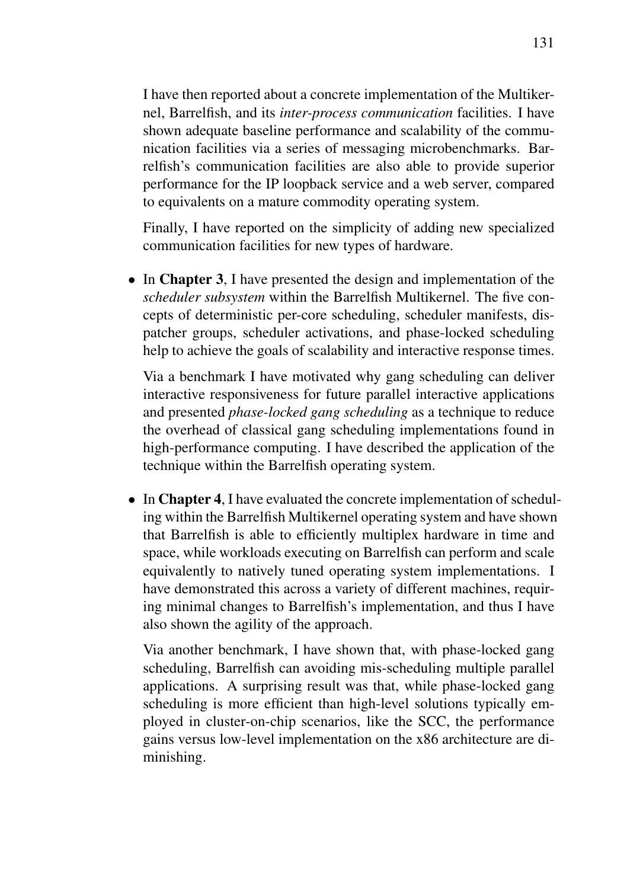I have then reported about a concrete implementation of the Multikernel, Barrelfish, and its *inter-process communication* facilities. I have shown adequate baseline performance and scalability of the communication facilities via a series of messaging microbenchmarks. Barrelfish's communication facilities are also able to provide superior performance for the IP loopback service and a web server, compared to equivalents on a mature commodity operating system.

Finally, I have reported on the simplicity of adding new specialized communication facilities for new types of hardware.

- In **Chapter 3**, I have presented the design and implementation of the *scheduler subsystem* within the Barrelfish Multikernel. The five concepts of deterministic per-core scheduling, scheduler manifests, dispatcher groups, scheduler activations, and phase-locked scheduling help to achieve the goals of scalability and interactive response times.

  Via a benchmark I have motivated why gang scheduling can deliver interactive responsiveness for future parallel interactive applications and presented *phase-locked gang scheduling* as a technique to reduce the overhead of classical gang scheduling implementations found in high-performance computing. I have described the application of the technique within the Barrelfish operating system.

- In **Chapter 4**, I have evaluated the concrete implementation of scheduling within the Barrelfish Multikernel operating system and have shown that Barrelfish is able to efficiently multiplex hardware in time and space, while workloads executing on Barrelfish can perform and scale equivalently to natively tuned operating system implementations. I have demonstrated this across a variety of different machines, requiring minimal changes to Barrelfish's implementation, and thus I have also shown the agility of the approach.

  Via another benchmark, I have shown that, with phase-locked gang scheduling, Barrelfish can avoiding mis-scheduling multiple parallel applications. A surprising result was that, while phase-locked gang scheduling is more efficient than high-level solutions typically employed in cluster-on-chip scenarios, like the SCC, the performance gains versus low-level implementation on the x86 architecture are diminishing.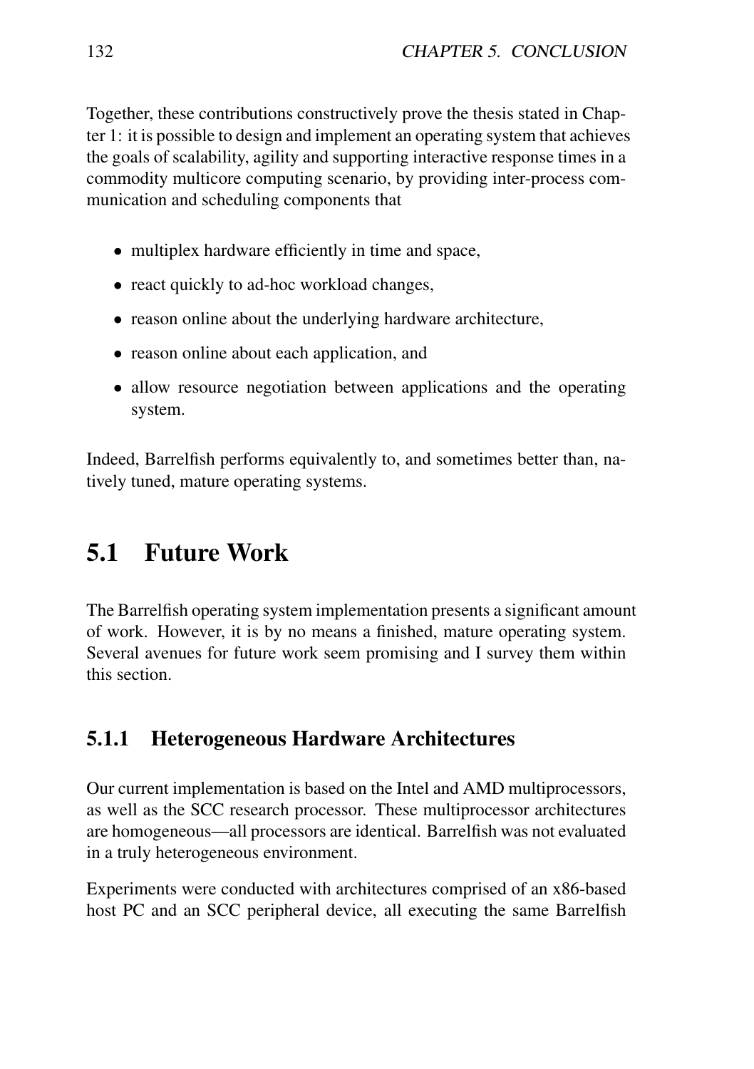Together, these contributions constructively prove the thesis stated in Chapter 1: it is possible to design and implement an operating system that achieves the goals of scalability, agility and supporting interactive response times in a commodity multicore computing scenario, by providing inter-process communication and scheduling components that

- multiplex hardware efficiently in time and space,
- react quickly to ad-hoc workload changes,
- reason online about the underlying hardware architecture,
- reason online about each application, and
- allow resource negotiation between applications and the operating system.

Indeed, Barrelfish performs equivalently to, and sometimes better than, natively tuned, mature operating systems.

## 5.1 Future Work

The Barrelfish operating system implementation presents a significant amount of work. However, it is by no means a finished, mature operating system. Several avenues for future work seem promising and I survey them within this section.

### 5.1.1 Heterogeneous Hardware Architectures

Our current implementation is based on the Intel and AMD multiprocessors, as well as the SCC research processor. These multiprocessor architectures are homogeneous—all processors are identical. Barrelfish was not evaluated in a truly heterogeneous environment.

Experiments were conducted with architectures comprised of an x86-based host PC and an SCC peripheral device, all executing the same Barrelfish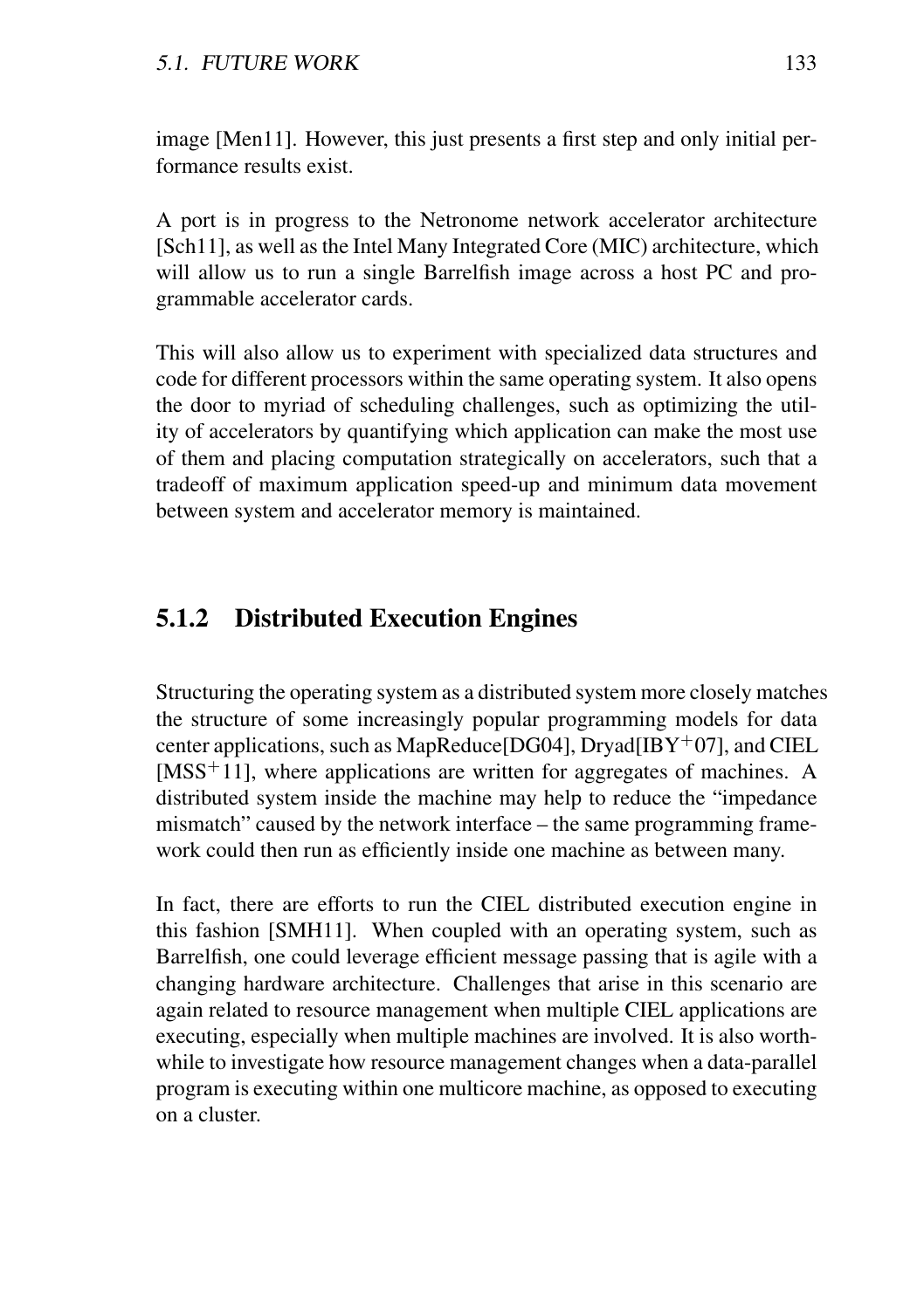image [Men11]. However, this just presents a first step and only initial performance results exist.

A port is in progress to the Netronome network accelerator architecture [Sch11], as well as the Intel Many Integrated Core (MIC) architecture, which will allow us to run a single Barrelfish image across a host PC and programmable accelerator cards.

This will also allow us to experiment with specialized data structures and code for different processors within the same operating system. It also opens the door to myriad of scheduling challenges, such as optimizing the utility of accelerators by quantifying which application can make the most use of them and placing computation strategically on accelerators, such that a tradeoff of maximum application speed-up and minimum data movement between system and accelerator memory is maintained.

### 5.1.2 Distributed Execution Engines

Structuring the operating system as a distributed system more closely matches the structure of some increasingly popular programming models for data center applications, such as MapReduce[DG04], Dryad[IBY+07], and CIEL [MSS+11], where applications are written for aggregates of machines. A distributed system inside the machine may help to reduce the "impedance mismatch" caused by the network interface – the same programming framework could then run as efficiently inside one machine as between many.

In fact, there are efforts to run the CIEL distributed execution engine in this fashion [SMH11]. When coupled with an operating system, such as Barrelfish, one could leverage efficient message passing that is agile with a changing hardware architecture. Challenges that arise in this scenario are again related to resource management when multiple CIEL applications are executing, especially when multiple machines are involved. It is also worthwhile to investigate how resource management changes when a data-parallel program is executing within one multicore machine, as opposed to executing on a cluster.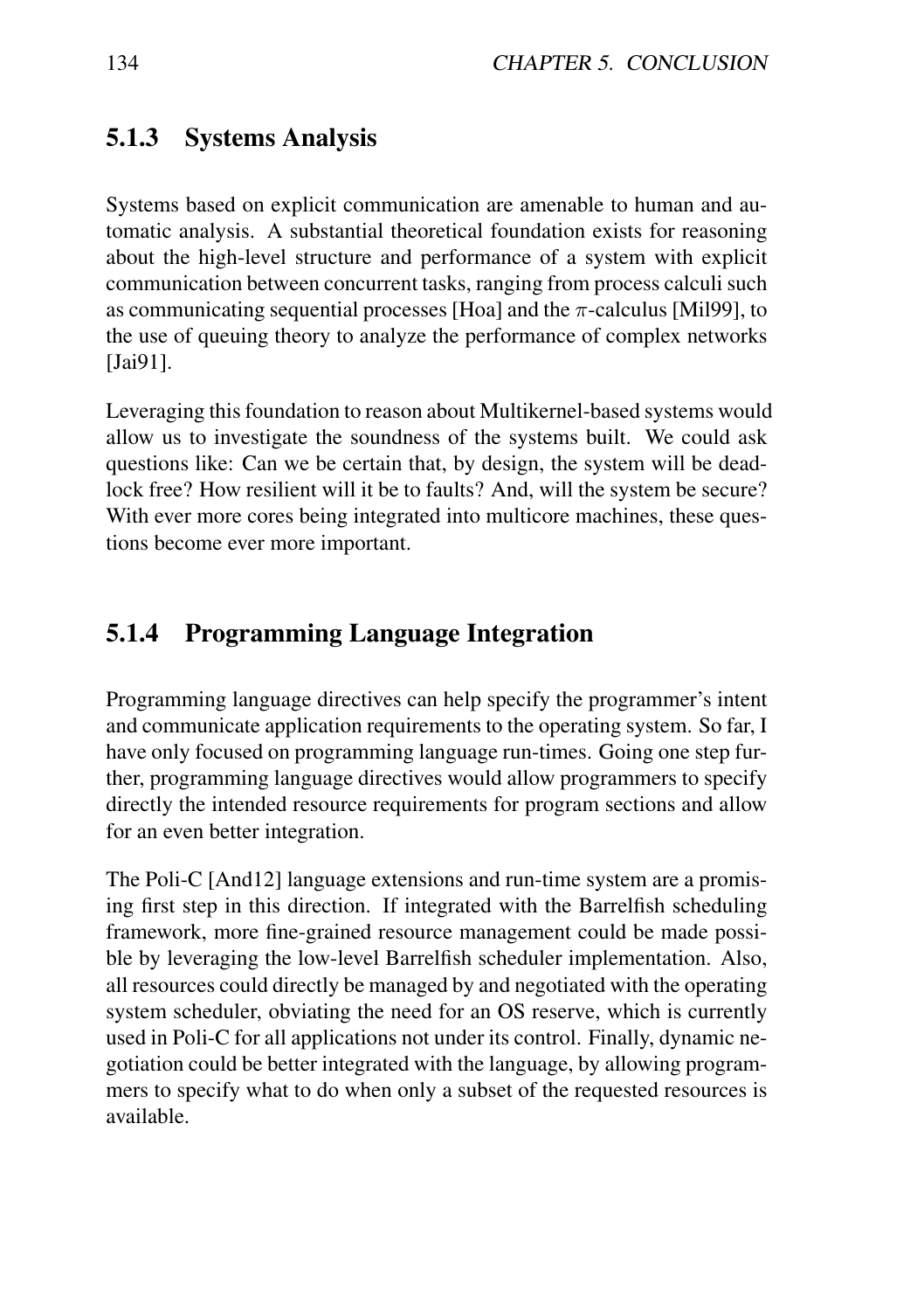### 5.1.3 Systems Analysis

Systems based on explicit communication are amenable to human and automatic analysis. A substantial theoretical foundation exists for reasoning about the high-level structure and performance of a system with explicit communication between concurrent tasks, ranging from process calculi such as communicating sequential processes [Hoa] and the $\pi$-calculus [Mil99], to the use of queuing theory to analyze the performance of complex networks [Jai91].

Leveraging this foundation to reason about Multikernel-based systems would allow us to investigate the soundness of the systems built. We could ask questions like: Can we be certain that, by design, the system will be deadlock free? How resilient will it be to faults? And, will the system be secure? With ever more cores being integrated into multicore machines, these questions become ever more important.

### 5.1.4 Programming Language Integration

Programming language directives can help specify the programmer's intent and communicate application requirements to the operating system. So far, I have only focused on programming language run-times. Going one step further, programming language directives would allow programmers to specify directly the intended resource requirements for program sections and allow for an even better integration.

The Poli-C [And12] language extensions and run-time system are a promising first step in this direction. If integrated with the Barrelfish scheduling framework, more fine-grained resource management could be made possible by leveraging the low-level Barrelfish scheduler implementation. Also, all resources could directly be managed by and negotiated with the operating system scheduler, obviating the need for an OS reserve, which is currently used in Poli-C for all applications not under its control. Finally, dynamic negotiation could be better integrated with the language, by allowing programmers to specify what to do when only a subset of the requested resources is available.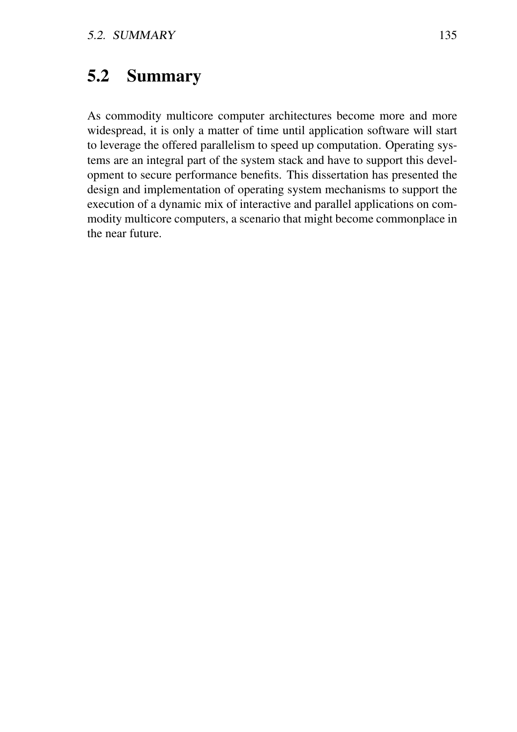## 5.2 Summary

As commodity multicore computer architectures become more and more widespread, it is only a matter of time until application software will start to leverage the offered parallelism to speed up computation. Operating systems are an integral part of the system stack and have to support this development to secure performance benefits. This dissertation has presented the design and implementation of operating system mechanisms to support the execution of a dynamic mix of interactive and parallel applications on commodity multicore computers, a scenario that might become commonplace in the near future.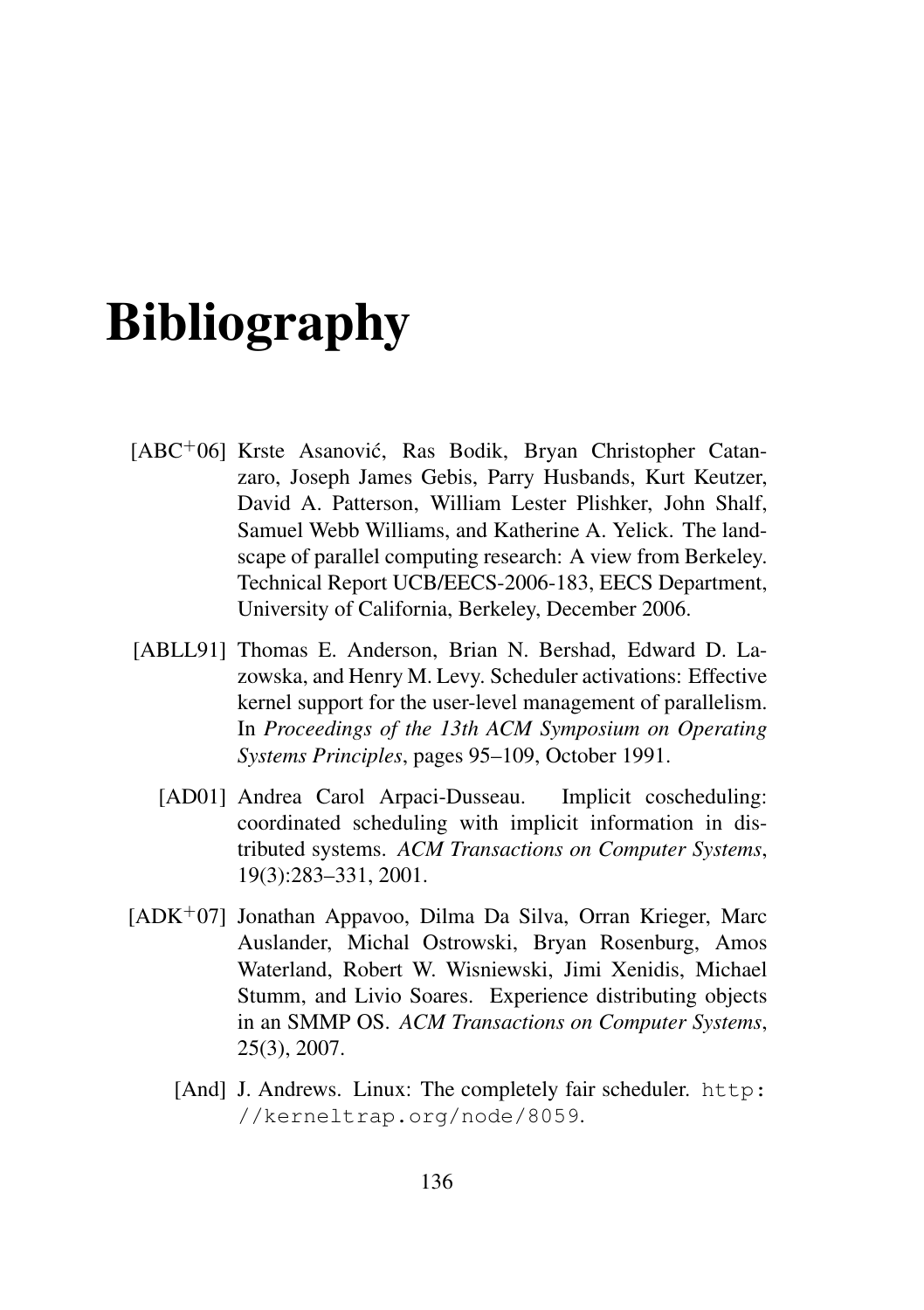# Bibliography

[ABC$^+$06] Krste Asanović, Ras Bodik, Bryan Christopher Catanzaro, Joseph James Gebis, Parry Husbands, Kurt Keutzer, David A. Patterson, William Lester Plishker, John Shalf, Samuel Webb Williams, and Katherine A. Yelick. The landscape of parallel computing research: A view from Berkeley. Technical Report UCB/EECS-2006-183, EECS Department, University of California, Berkeley, December 2006.

[ABLL91] Thomas E. Anderson, Brian N. Bershad, Edward D. Lazowska, and Henry M. Levy. Scheduler activations: Effective kernel support for the user-level management of parallelism. In *Proceedings of the 13th ACM Symposium on Operating Systems Principles*, pages 95–109, October 1991.

[AD01] Andrea Carol Arpaci-Dusseau. Implicit coscheduling: coordinated scheduling with implicit information in distributed systems. *ACM Transactions on Computer Systems*, 19(3):283–331, 2001.

[ADK$^+$07] Jonathan Appavoo, Dilma Da Silva, Orran Krieger, Marc Auslander, Michal Ostrowski, Bryan Rosenburg, Amos Waterland, Robert W. Wisniewski, Jimi Xenidis, Michael Stumm, and Livio Soares. Experience distributing objects in an SMMP OS. *ACM Transactions on Computer Systems*, 25(3), 2007.

[And] J. Andrews. Linux: The completely fair scheduler. `http://kerneltrap.org/node/8059`.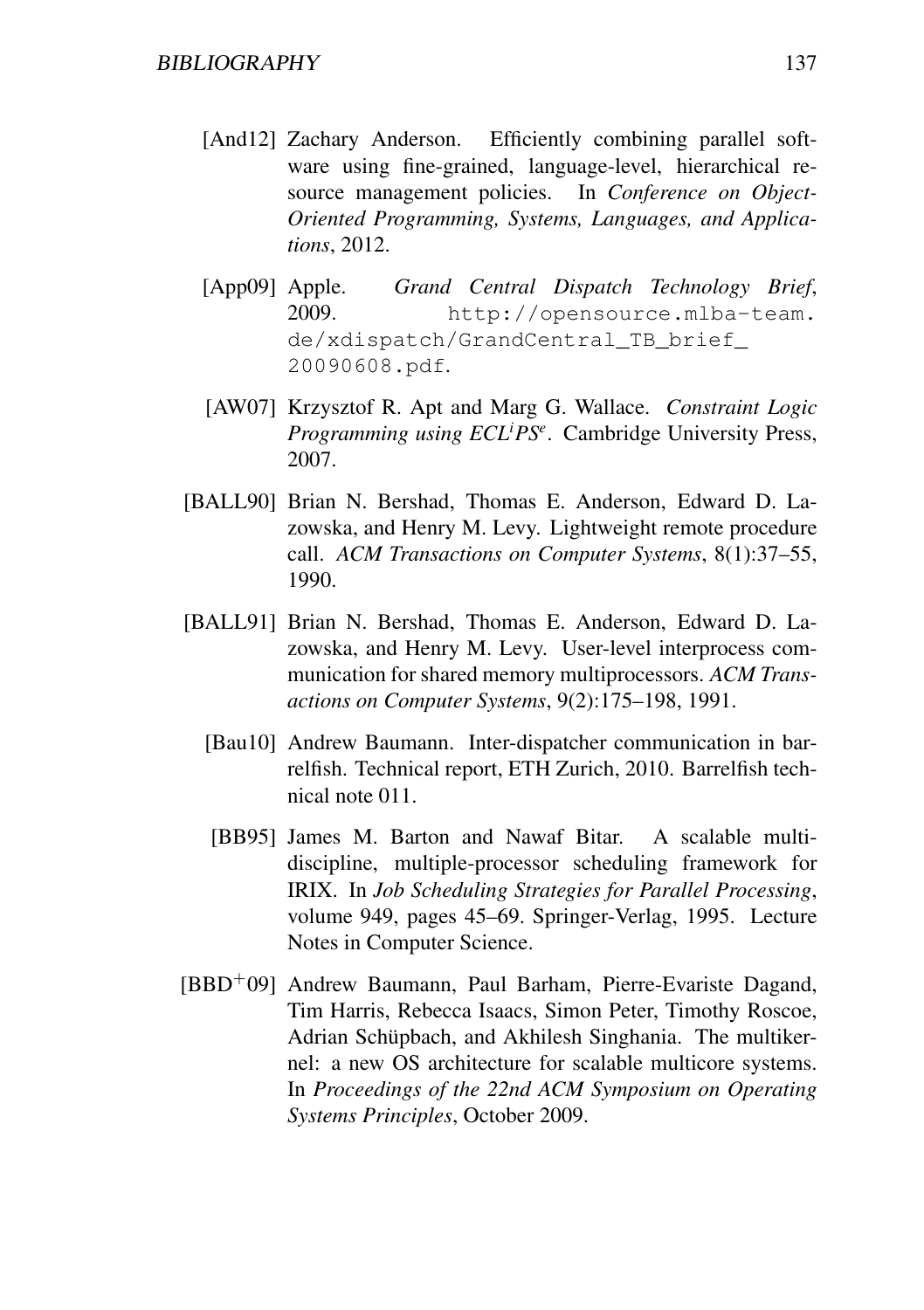[And12] Zachary Anderson. Efficiently combining parallel software using fine-grained, language-level, hierarchical resource management policies. In *Conference on Object-Oriented Programming, Systems, Languages, and Applications*, 2012.

[App09] Apple. *Grand Central Dispatch Technology Brief*, 2009. `http://opensource.mlba-team.de/xdispatch/GrandCentral_TB_brief_20090608.pdf`.

[AW07] Krzysztof R. Apt and Marg G. Wallace. *Constraint Logic Programming using ECL$^i$PS$^e$*. Cambridge University Press, 2007.

[BALL90] Brian N. Bershad, Thomas E. Anderson, Edward D. Lazowska, and Henry M. Levy. Lightweight remote procedure call. *ACM Transactions on Computer Systems*, 8(1):37–55, 1990.

[BALL91] Brian N. Bershad, Thomas E. Anderson, Edward D. Lazowska, and Henry M. Levy. User-level interprocess communication for shared memory multiprocessors. *ACM Transactions on Computer Systems*, 9(2):175–198, 1991.

[Bau10] Andrew Baumann. Inter-dispatcher communication in barrelfish. Technical report, ETH Zurich, 2010. Barrelfish technical note 011.

[BB95] James M. Barton and Nawaf Bitar. A scalable multi-discipline, multiple-processor scheduling framework for IRIX. In *Job Scheduling Strategies for Parallel Processing*, volume 949, pages 45–69. Springer-Verlag, 1995. Lecture Notes in Computer Science.

[BBD$^+$09] Andrew Baumann, Paul Barham, Pierre-Evariste Dagand, Tim Harris, Rebecca Isaacs, Simon Peter, Timothy Roscoe, Adrian Schüpbach, and Akhilesh Singhania. The multikernel: a new OS architecture for scalable multicore systems. In *Proceedings of the 22nd ACM Symposium on Operating Systems Principles*, October 2009.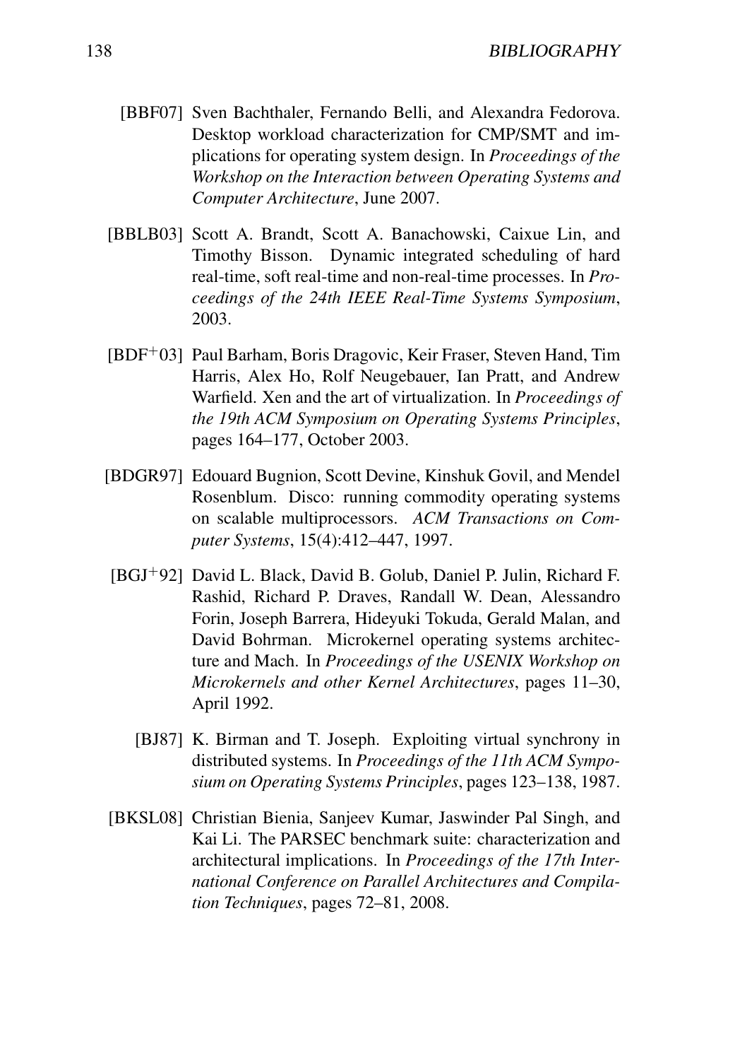[BBF07] Sven Bachthaler, Fernando Belli, and Alexandra Fedorova. Desktop workload characterization for CMP/SMT and implications for operating system design. In *Proceedings of the Workshop on the Interaction between Operating Systems and Computer Architecture*, June 2007.

[BBLB03] Scott A. Brandt, Scott A. Banachowski, Caixue Lin, and Timothy Bisson. Dynamic integrated scheduling of hard real-time, soft real-time and non-real-time processes. In *Proceedings of the 24th IEEE Real-Time Systems Symposium*, 2003.

[BDF+03] Paul Barham, Boris Dragovic, Keir Fraser, Steven Hand, Tim Harris, Alex Ho, Rolf Neugebauer, Ian Pratt, and Andrew Warfield. Xen and the art of virtualization. In *Proceedings of the 19th ACM Symposium on Operating Systems Principles*, pages 164–177, October 2003.

[BDGR97] Edouard Bugnion, Scott Devine, Kinshuk Govil, and Mendel Rosenblum. Disco: running commodity operating systems on scalable multiprocessors. *ACM Transactions on Computer Systems*, 15(4):412–447, 1997.

[BGJ+92] David L. Black, David B. Golub, Daniel P. Julin, Richard F. Rashid, Richard P. Draves, Randall W. Dean, Alessandro Forin, Joseph Barrera, Hideyuki Tokuda, Gerald Malan, and David Bohrman. Microkernel operating systems architecture and Mach. In *Proceedings of the USENIX Workshop on Microkernels and other Kernel Architectures*, pages 11–30, April 1992.

[BJ87] K. Birman and T. Joseph. Exploiting virtual synchrony in distributed systems. In *Proceedings of the 11th ACM Symposium on Operating Systems Principles*, pages 123–138, 1987.

[BKSL08] Christian Bienia, Sanjeev Kumar, Jaswinder Pal Singh, and Kai Li. The PARSEC benchmark suite: characterization and architectural implications. In *Proceedings of the 17th International Conference on Parallel Architectures and Compilation Techniques*, pages 72–81, 2008.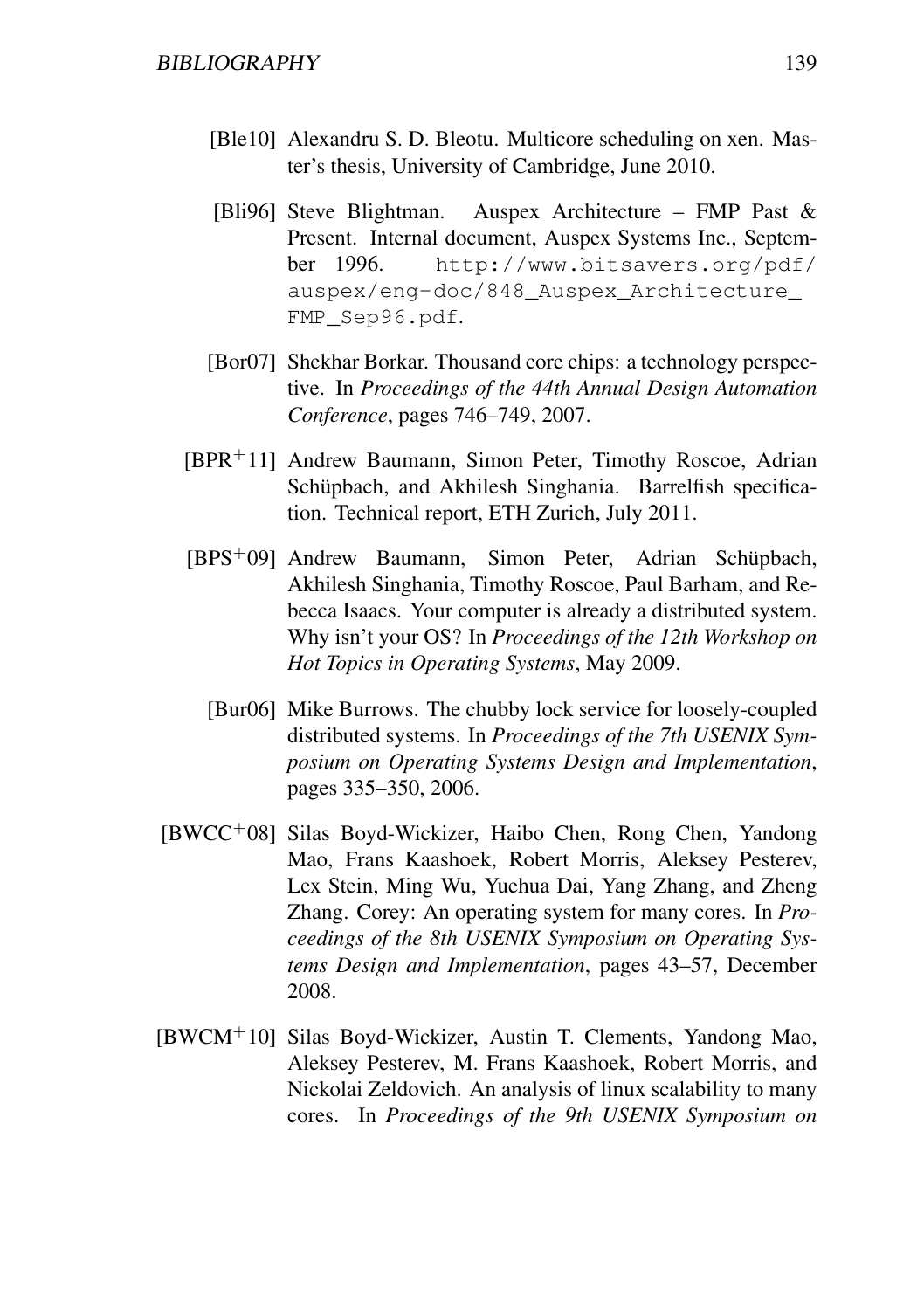[Ble10] Alexandru S. D. Bleotu. Multicore scheduling on xen. Master's thesis, University of Cambridge, June 2010.

[Bli96] Steve Blightman. Auspex Architecture – FMP Past & Present. Internal document, Auspex Systems Inc., September 1996. `http://www.bitsavers.org/pdf/auspex/eng-doc/848_Auspex_Architecture_FMP_Sep96.pdf`.

[Bor07] Shekhar Borkar. Thousand core chips: a technology perspective. In *Proceedings of the 44th Annual Design Automation Conference*, pages 746–749, 2007.

[BPR+11] Andrew Baumann, Simon Peter, Timothy Roscoe, Adrian Schüpbach, and Akhilesh Singhania. Barrelfish specification. Technical report, ETH Zurich, July 2011.

[BPS+09] Andrew Baumann, Simon Peter, Adrian Schüpbach, Akhilesh Singhania, Timothy Roscoe, Paul Barham, and Rebecca Isaacs. Your computer is already a distributed system. Why isn't your OS? In *Proceedings of the 12th Workshop on Hot Topics in Operating Systems*, May 2009.

[Bur06] Mike Burrows. The chubby lock service for loosely-coupled distributed systems. In *Proceedings of the 7th USENIX Symposium on Operating Systems Design and Implementation*, pages 335–350, 2006.

[BWCC+08] Silas Boyd-Wickizer, Haibo Chen, Rong Chen, Yandong Mao, Frans Kaashoek, Robert Morris, Aleksey Pesterev, Lex Stein, Ming Wu, Yuehua Dai, Yang Zhang, and Zheng Zhang. Corey: An operating system for many cores. In *Proceedings of the 8th USENIX Symposium on Operating Systems Design and Implementation*, pages 43–57, December 2008.

[BWCM+10] Silas Boyd-Wickizer, Austin T. Clements, Yandong Mao, Aleksey Pesterev, M. Frans Kaashoek, Robert Morris, and Nickolai Zeldovich. An analysis of linux scalability to many cores. In *Proceedings of the 9th USENIX Symposium on*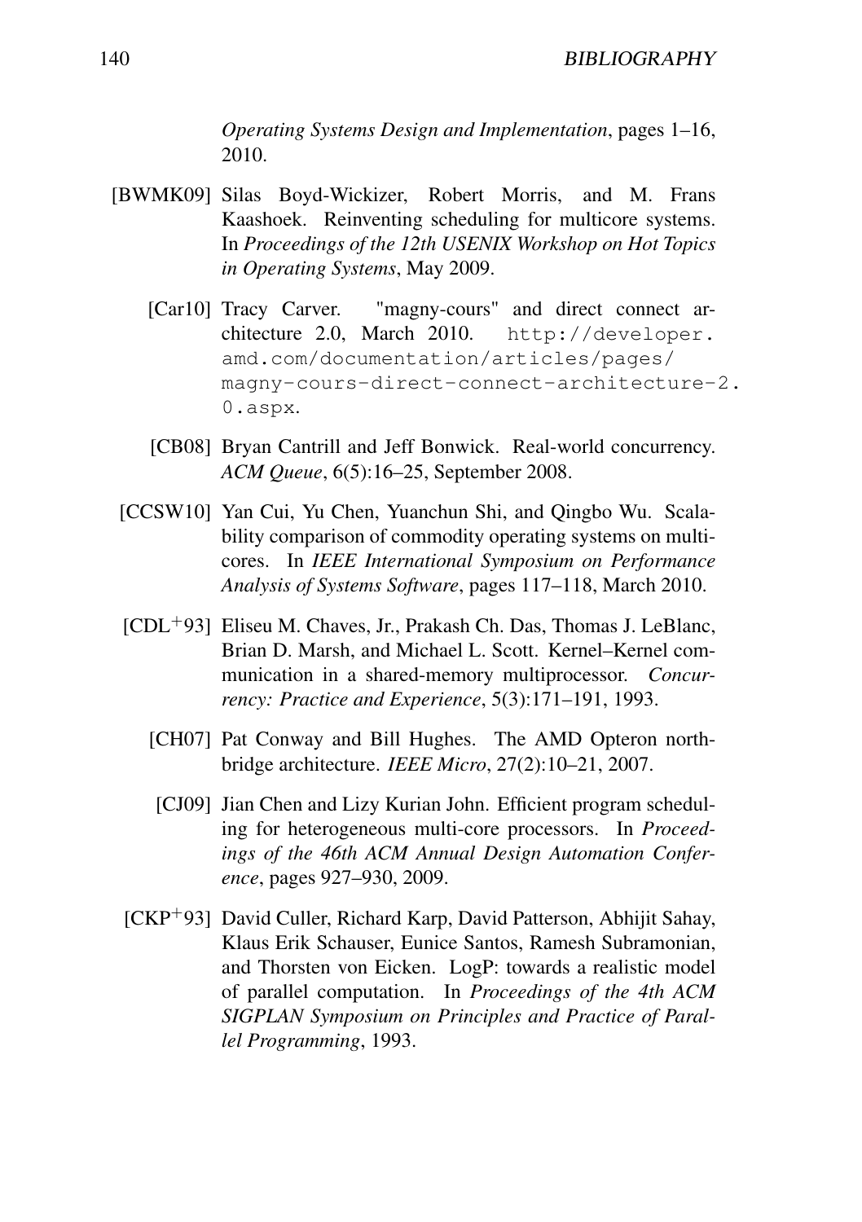*Operating Systems Design and Implementation*, pages 1–16, 2010.

[BWMK09] Silas Boyd-Wickizer, Robert Morris, and M. Frans Kaashoek. Reinventing scheduling for multicore systems. In *Proceedings of the 12th USENIX Workshop on Hot Topics in Operating Systems*, May 2009.

[Car10] Tracy Carver. "magny-cours" and direct connect architecture 2.0, March 2010. `http://developer.amd.com/documentation/articles/pages/magny-cours-direct-connect-architecture-2.0.aspx`.

[CB08] Bryan Cantrill and Jeff Bonwick. Real-world concurrency. *ACM Queue*, 6(5):16–25, September 2008.

[CCSW10] Yan Cui, Yu Chen, Yuanchun Shi, and Qingbo Wu. Scalability comparison of commodity operating systems on multicores. In *IEEE International Symposium on Performance Analysis of Systems Software*, pages 117–118, March 2010.

[CDL+93] Eliseu M. Chaves, Jr., Prakash Ch. Das, Thomas J. LeBlanc, Brian D. Marsh, and Michael L. Scott. Kernel–Kernel communication in a shared-memory multiprocessor. *Concurrency: Practice and Experience*, 5(3):171–191, 1993.

[CH07] Pat Conway and Bill Hughes. The AMD Opteron northbridge architecture. *IEEE Micro*, 27(2):10–21, 2007.

[CJ09] Jian Chen and Lizy Kurian John. Efficient program scheduling for heterogeneous multi-core processors. In *Proceedings of the 46th ACM Annual Design Automation Conference*, pages 927–930, 2009.

[CKP+93] David Culler, Richard Karp, David Patterson, Abhijit Sahay, Klaus Erik Schauser, Eunice Santos, Ramesh Subramonian, and Thorsten von Eicken. LogP: towards a realistic model of parallel computation. In *Proceedings of the 4th ACM SIGPLAN Symposium on Principles and Practice of Parallel Programming*, 1993.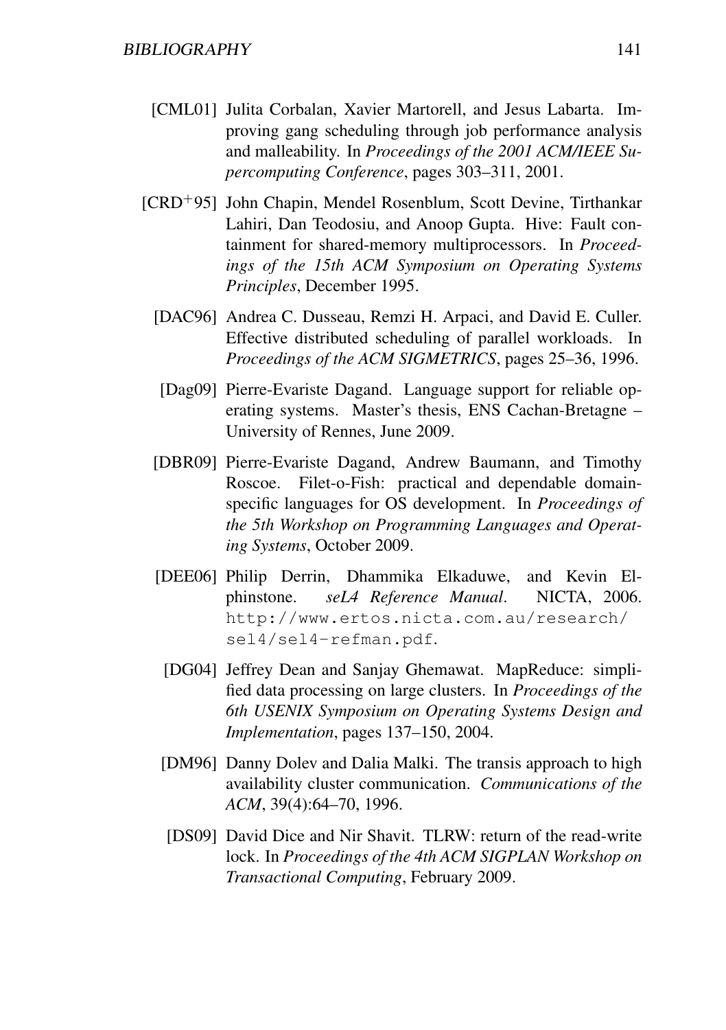[CML01] Julita Corbalan, Xavier Martorell, and Jesus Labarta. Improving gang scheduling through job performance analysis and malleability. In *Proceedings of the 2001 ACM/IEEE Supercomputing Conference*, pages 303–311, 2001.

[CRD$^{+}$95] John Chapin, Mendel Rosenblum, Scott Devine, Tirthankar Lahiri, Dan Teodosiu, and Anoop Gupta. Hive: Fault containment for shared-memory multiprocessors. In *Proceedings of the 15th ACM Symposium on Operating Systems Principles*, December 1995.

[DAC96] Andrea C. Dusseau, Remzi H. Arpaci, and David E. Culler. Effective distributed scheduling of parallel workloads. In *Proceedings of the ACM SIGMETRICS*, pages 25–36, 1996.

[Dag09] Pierre-Evariste Dagand. Language support for reliable operating systems. Master's thesis, ENS Cachan-Bretagne – University of Rennes, June 2009.

[DBR09] Pierre-Evariste Dagand, Andrew Baumann, and Timothy Roscoe. Filet-o-Fish: practical and dependable domain-specific languages for OS development. In *Proceedings of the 5th Workshop on Programming Languages and Operating Systems*, October 2009.

[DEE06] Philip Derrin, Dhammika Elkaduwe, and Kevin Elphinstone. *seL4 Reference Manual*. NICTA, 2006. `http://www.ertos.nicta.com.au/research/sel4/sel4-refman.pdf`.

[DG04] Jeffrey Dean and Sanjay Ghemawat. MapReduce: simplified data processing on large clusters. In *Proceedings of the 6th USENIX Symposium on Operating Systems Design and Implementation*, pages 137–150, 2004.

[DM96] Danny Dolev and Dalia Malki. The transis approach to high availability cluster communication. *Communications of the ACM*, 39(4):64–70, 1996.

[DS09] David Dice and Nir Shavit. TLRW: return of the read-write lock. In *Proceedings of the 4th ACM SIGPLAN Workshop on Transactional Computing*, February 2009.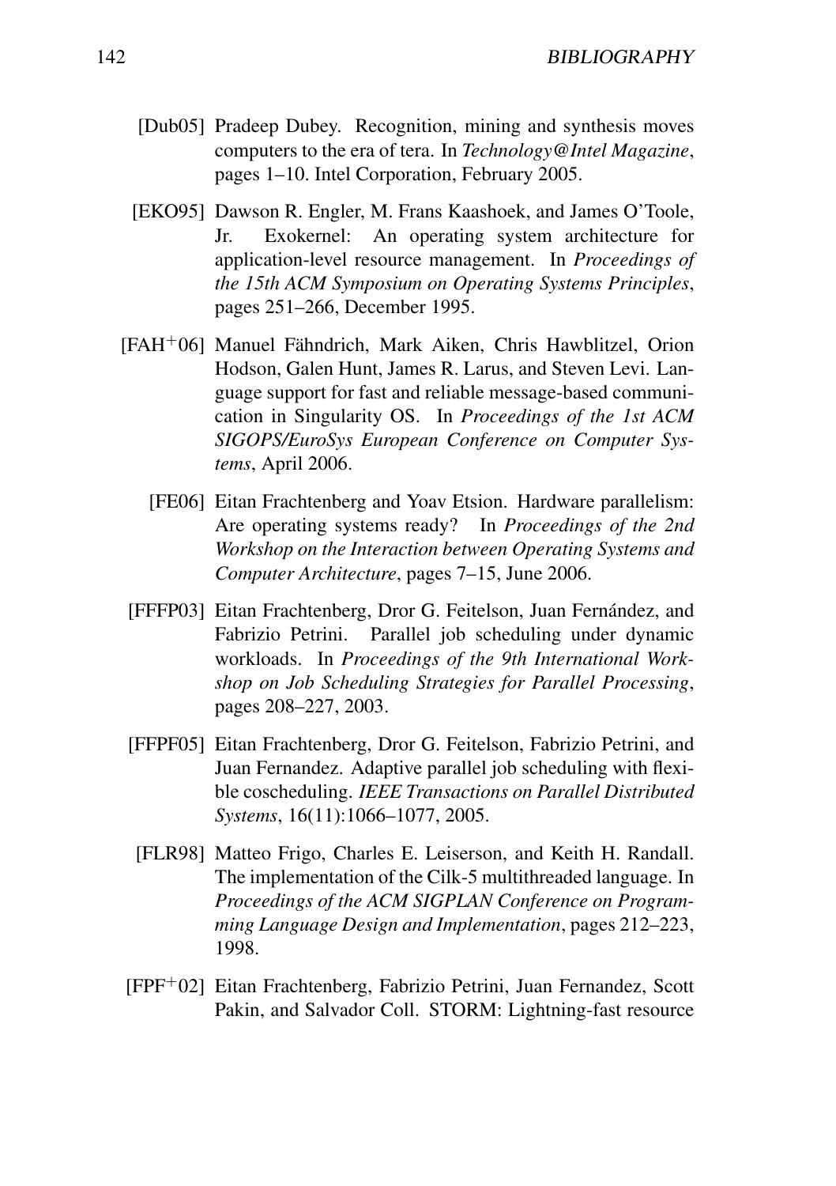[Dub05] Pradeep Dubey. Recognition, mining and synthesis moves computers to the era of tera. In *Technology@Intel Magazine*, pages 1–10. Intel Corporation, February 2005.

[EKO95] Dawson R. Engler, M. Frans Kaashoek, and James O'Toole, Jr. Exokernel: An operating system architecture for application-level resource management. In *Proceedings of the 15th ACM Symposium on Operating Systems Principles*, pages 251–266, December 1995.

[FAH+06] Manuel Fähndrich, Mark Aiken, Chris Hawblitzel, Orion Hodson, Galen Hunt, James R. Larus, and Steven Levi. Language support for fast and reliable message-based communication in Singularity OS. In *Proceedings of the 1st ACM SIGOPS/EuroSys European Conference on Computer Systems*, April 2006.

[FE06] Eitan Frachtenberg and Yoav Etsion. Hardware parallelism: Are operating systems ready? In *Proceedings of the 2nd Workshop on the Interaction between Operating Systems and Computer Architecture*, pages 7–15, June 2006.

[FFFP03] Eitan Frachtenberg, Dror G. Feitelson, Juan Fernández, and Fabrizio Petrini. Parallel job scheduling under dynamic workloads. In *Proceedings of the 9th International Workshop on Job Scheduling Strategies for Parallel Processing*, pages 208–227, 2003.

[FFPF05] Eitan Frachtenberg, Dror G. Feitelson, Fabrizio Petrini, and Juan Fernandez. Adaptive parallel job scheduling with flexible coscheduling. *IEEE Transactions on Parallel Distributed Systems*, 16(11):1066–1077, 2005.

[FLR98] Matteo Frigo, Charles E. Leiserson, and Keith H. Randall. The implementation of the Cilk-5 multithreaded language. In *Proceedings of the ACM SIGPLAN Conference on Programming Language Design and Implementation*, pages 212–223, 1998.

[FPF+02] Eitan Frachtenberg, Fabrizio Petrini, Juan Fernandez, Scott Pakin, and Salvador Coll. STORM: Lightning-fast resource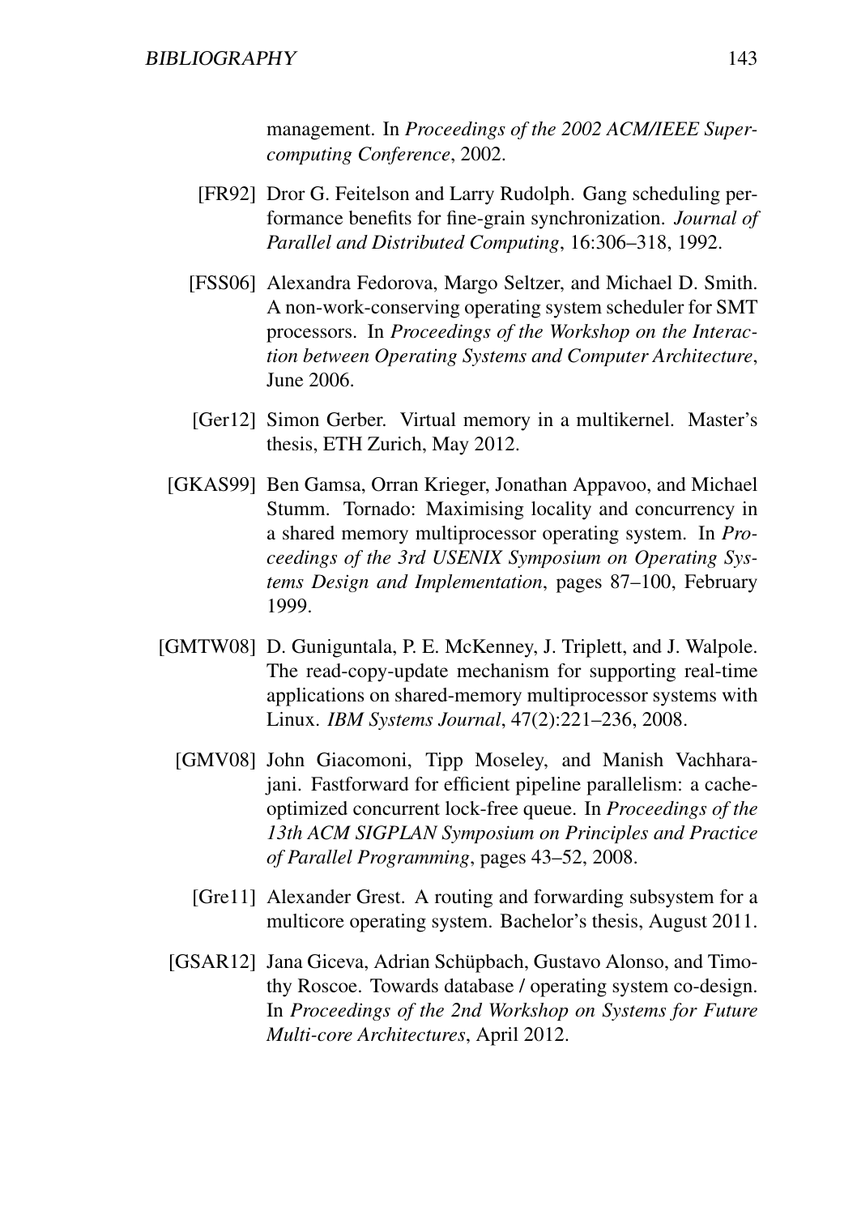management. In *Proceedings of the 2002 ACM/IEEE Supercomputing Conference*, 2002.

[FR92] Dror G. Feitelson and Larry Rudolph. Gang scheduling performance benefits for fine-grain synchronization. *Journal of Parallel and Distributed Computing*, 16:306–318, 1992.

[FSS06] Alexandra Fedorova, Margo Seltzer, and Michael D. Smith. A non-work-conserving operating system scheduler for SMT processors. In *Proceedings of the Workshop on the Interaction between Operating Systems and Computer Architecture*, June 2006.

[Ger12] Simon Gerber. Virtual memory in a multikernel. Master's thesis, ETH Zurich, May 2012.

[GKAS99] Ben Gamsa, Orran Krieger, Jonathan Appavoo, and Michael Stumm. Tornado: Maximising locality and concurrency in a shared memory multiprocessor operating system. In *Proceedings of the 3rd USENIX Symposium on Operating Systems Design and Implementation*, pages 87–100, February 1999.

[GMTW08] D. Guniguntala, P. E. McKenney, J. Triplett, and J. Walpole. The read-copy-update mechanism for supporting real-time applications on shared-memory multiprocessor systems with Linux. *IBM Systems Journal*, 47(2):221–236, 2008.

[GMV08] John Giacomoni, Tipp Moseley, and Manish Vachharajani. Fastforward for efficient pipeline parallelism: a cache-optimized concurrent lock-free queue. In *Proceedings of the 13th ACM SIGPLAN Symposium on Principles and Practice of Parallel Programming*, pages 43–52, 2008.

[Gre11] Alexander Grest. A routing and forwarding subsystem for a multicore operating system. Bachelor's thesis, August 2011.

[GSAR12] Jana Giceva, Adrian Schüpbach, Gustavo Alonso, and Timothy Roscoe. Towards database / operating system co-design. In *Proceedings of the 2nd Workshop on Systems for Future Multi-core Architectures*, April 2012.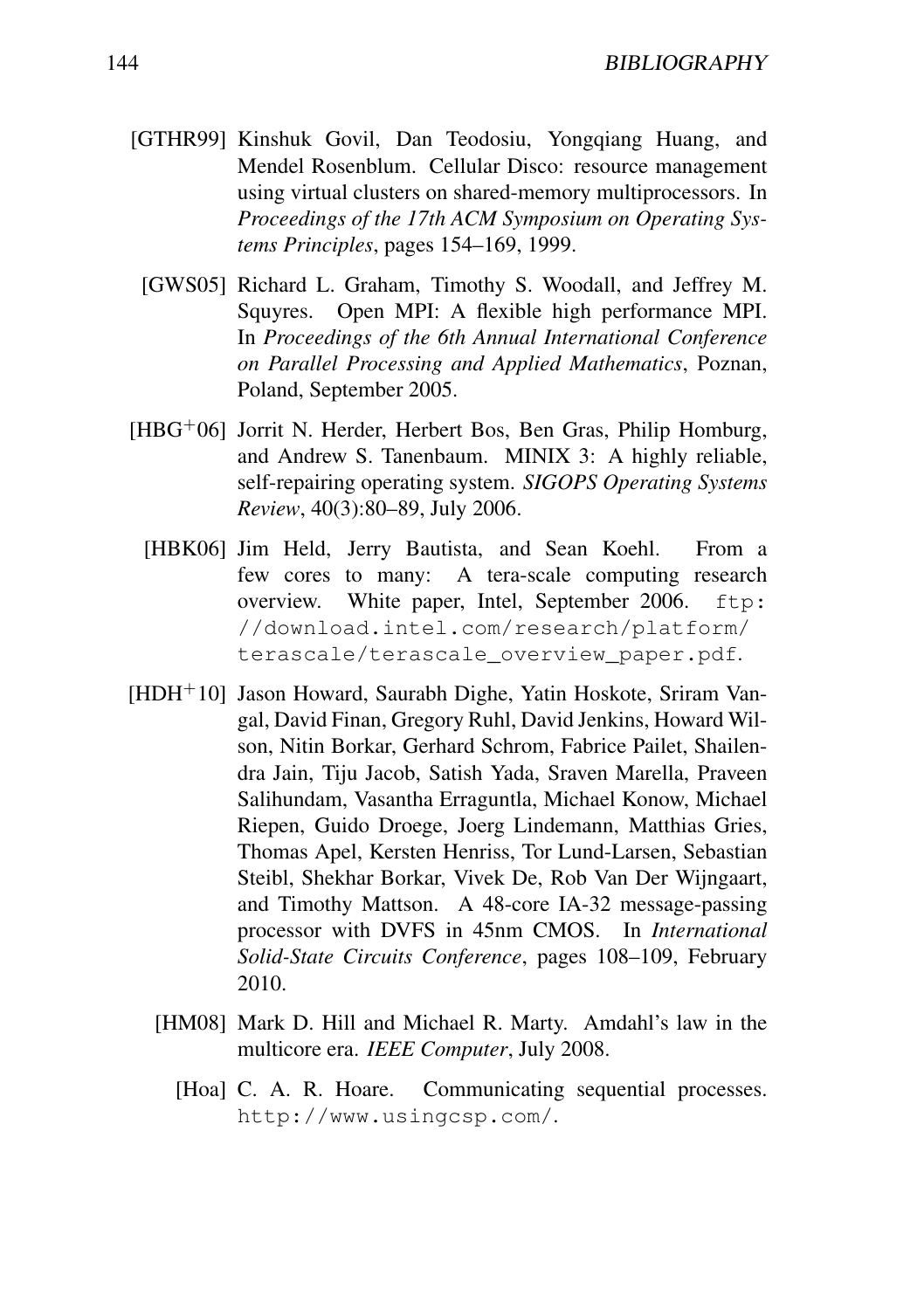[GTHR99] Kinshuk Govil, Dan Teodosiu, Yongqiang Huang, and Mendel Rosenblum. Cellular Disco: resource management using virtual clusters on shared-memory multiprocessors. In *Proceedings of the 17th ACM Symposium on Operating Systems Principles*, pages 154–169, 1999.

[GWS05] Richard L. Graham, Timothy S. Woodall, and Jeffrey M. Squyres. Open MPI: A flexible high performance MPI. In *Proceedings of the 6th Annual International Conference on Parallel Processing and Applied Mathematics*, Poznan, Poland, September 2005.

[HBG+06] Jorrit N. Herder, Herbert Bos, Ben Gras, Philip Homburg, and Andrew S. Tanenbaum. MINIX 3: A highly reliable, self-repairing operating system. *SIGOPS Operating Systems Review*, 40(3):80–89, July 2006.

[HBK06] Jim Held, Jerry Bautista, and Sean Koehl. From a few cores to many: A tera-scale computing research overview. White paper, Intel, September 2006. `ftp://download.intel.com/research/platform/terascale/terascale_overview_paper.pdf`.

[HDH+10] Jason Howard, Saurabh Dighe, Yatin Hoskote, Sriram Vangal, David Finan, Gregory Ruhl, David Jenkins, Howard Wilson, Nitin Borkar, Gerhard Schrom, Fabrice Pailet, Shailendra Jain, Tiju Jacob, Satish Yada, Sraven Marella, Praveen Salihundam, Vasantha Erraguntla, Michael Konow, Michael Riepen, Guido Droege, Joerg Lindemann, Matthias Gries, Thomas Apel, Kersten Henriss, Tor Lund-Larsen, Sebastian Steibl, Shekhar Borkar, Vivek De, Rob Van Der Wijngaart, and Timothy Mattson. A 48-core IA-32 message-passing processor with DVFS in 45nm CMOS. In *International Solid-State Circuits Conference*, pages 108–109, February 2010.

[HM08] Mark D. Hill and Michael R. Marty. Amdahl's law in the multicore era. *IEEE Computer*, July 2008.

[Hoa] C. A. R. Hoare. Communicating sequential processes. `http://www.usingcsp.com/`.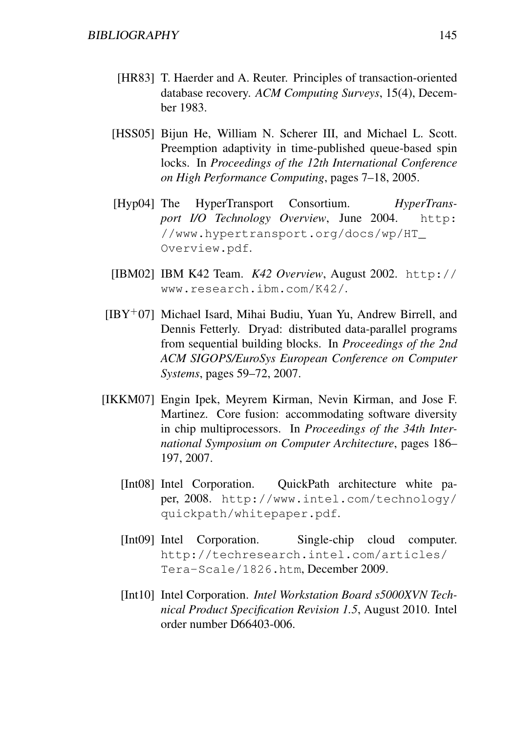[HR83] T. Haerder and A. Reuter. Principles of transaction-oriented database recovery. *ACM Computing Surveys*, 15(4), December 1983.

[HSS05] Bijun He, William N. Scherer III, and Michael L. Scott. Preemption adaptivity in time-published queue-based spin locks. In *Proceedings of the 12th International Conference on High Performance Computing*, pages 7–18, 2005.

[Hyp04] The HyperTransport Consortium. *HyperTransport I/O Technology Overview*, June 2004. `http://www.hypertransport.org/docs/wp/HT_Overview.pdf`.

[IBM02] IBM K42 Team. *K42 Overview*, August 2002. `http://www.research.ibm.com/K42/`.

[IBY+07] Michael Isard, Mihai Budiu, Yuan Yu, Andrew Birrell, and Dennis Fetterly. Dryad: distributed data-parallel programs from sequential building blocks. In *Proceedings of the 2nd ACM SIGOPS/EuroSys European Conference on Computer Systems*, pages 59–72, 2007.

[IKKM07] Engin Ipek, Meyrem Kirman, Nevin Kirman, and Jose F. Martinez. Core fusion: accommodating software diversity in chip multiprocessors. In *Proceedings of the 34th International Symposium on Computer Architecture*, pages 186–197, 2007.

[Int08] Intel Corporation. QuickPath architecture white paper, 2008. `http://www.intel.com/technology/quickpath/whitepaper.pdf`.

[Int09] Intel Corporation. Single-chip cloud computer. `http://techresearch.intel.com/articles/Tera-Scale/1826.htm`, December 2009.

[Int10] Intel Corporation. *Intel Workstation Board s5000XVN Technical Product Specification Revision 1.5*, August 2010. Intel order number D66403-006.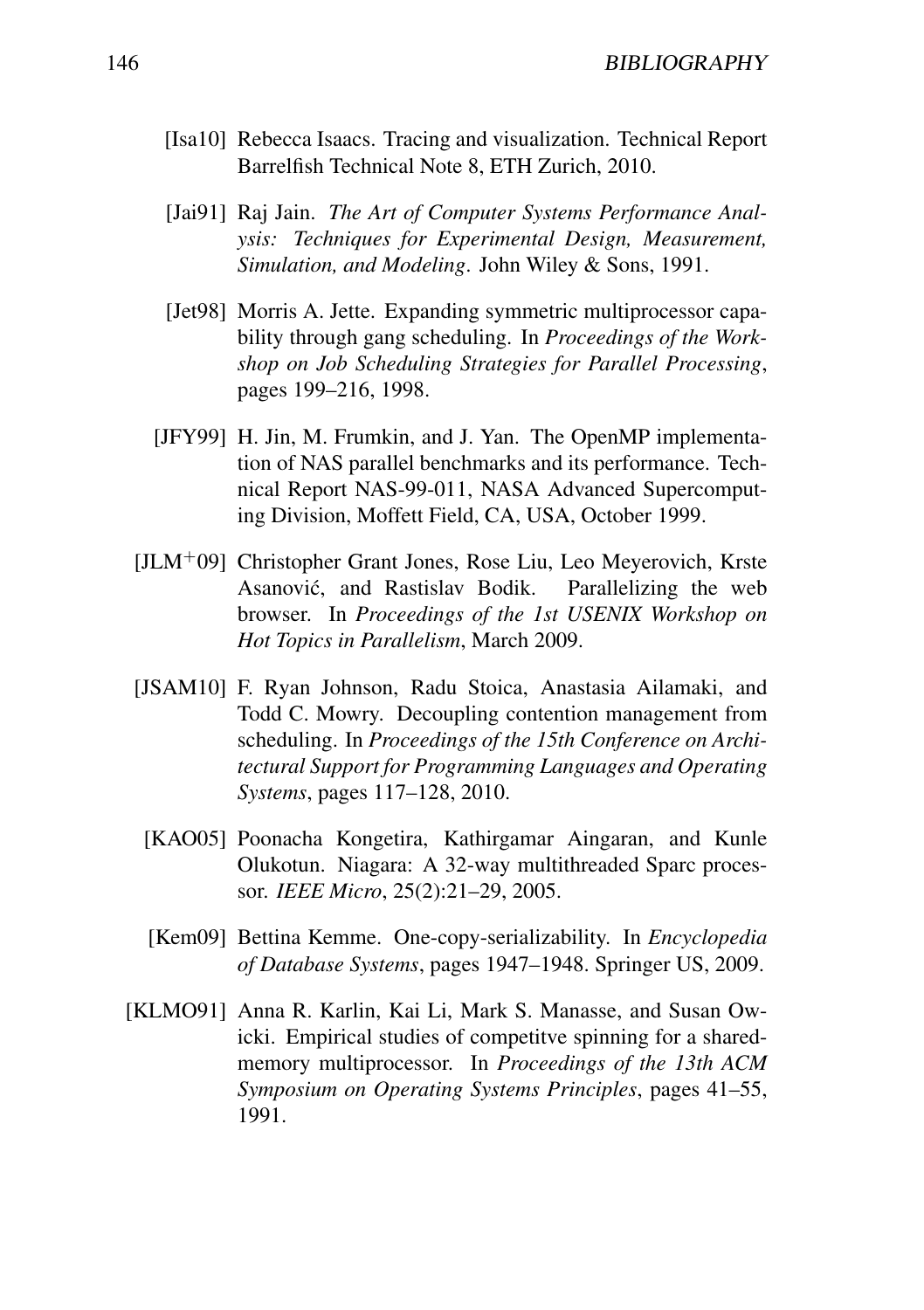[Isa10] Rebecca Isaacs. Tracing and visualization. Technical Report Barrelfish Technical Note 8, ETH Zurich, 2010.

[Jai91] Raj Jain. *The Art of Computer Systems Performance Analysis: Techniques for Experimental Design, Measurement, Simulation, and Modeling*. John Wiley & Sons, 1991.

[Jet98] Morris A. Jette. Expanding symmetric multiprocessor capability through gang scheduling. In *Proceedings of the Workshop on Job Scheduling Strategies for Parallel Processing*, pages 199–216, 1998.

[JFY99] H. Jin, M. Frumkin, and J. Yan. The OpenMP implementation of NAS parallel benchmarks and its performance. Technical Report NAS-99-011, NASA Advanced Supercomputing Division, Moffett Field, CA, USA, October 1999.

[JLM+09] Christopher Grant Jones, Rose Liu, Leo Meyerovich, Krste Asanović, and Rastislav Bodik. Parallelizing the web browser. In *Proceedings of the 1st USENIX Workshop on Hot Topics in Parallelism*, March 2009.

[JSAM10] F. Ryan Johnson, Radu Stoica, Anastasia Ailamaki, and Todd C. Mowry. Decoupling contention management from scheduling. In *Proceedings of the 15th Conference on Architectural Support for Programming Languages and Operating Systems*, pages 117–128, 2010.

[KAO05] Poonacha Kongetira, Kathirgamar Aingaran, and Kunle Olukotun. Niagara: A 32-way multithreaded Sparc processor. *IEEE Micro*, 25(2):21–29, 2005.

[Kem09] Bettina Kemme. One-copy-serializability. In *Encyclopedia of Database Systems*, pages 1947–1948. Springer US, 2009.

[KLMO91] Anna R. Karlin, Kai Li, Mark S. Manasse, and Susan Owicki. Empirical studies of competitve spinning for a shared-memory multiprocessor. In *Proceedings of the 13th ACM Symposium on Operating Systems Principles*, pages 41–55, 1991.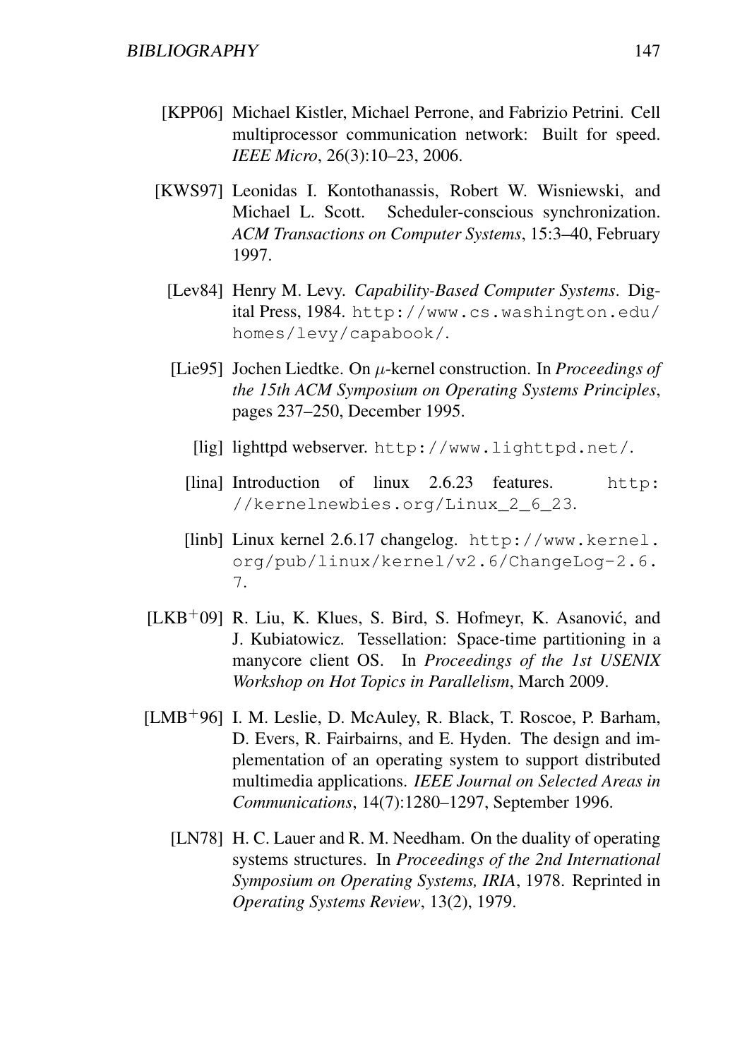[KPP06] Michael Kistler, Michael Perrone, and Fabrizio Petrini. Cell multiprocessor communication network: Built for speed. *IEEE Micro*, 26(3):10–23, 2006.

[KWS97] Leonidas I. Kontothanassis, Robert W. Wisniewski, and Michael L. Scott. Scheduler-conscious synchronization. *ACM Transactions on Computer Systems*, 15:3–40, February 1997.

[Lev84] Henry M. Levy. *Capability-Based Computer Systems*. Digital Press, 1984. `http://www.cs.washington.edu/homes/levy/capabook/`.

[Lie95] Jochen Liedtke. On $\mu$-kernel construction. In *Proceedings of the 15th ACM Symposium on Operating Systems Principles*, pages 237–250, December 1995.

[lig] lighttpd webserver. `http://www.lighttpd.net/`.

[lina] Introduction of linux 2.6.23 features. `http://kernelnewbies.org/Linux_2_6_23`.

[linb] Linux kernel 2.6.17 changelog. `http://www.kernel.org/pub/linux/kernel/v2.6/ChangeLog-2.6.7`.

[LKB+09] R. Liu, K. Klues, S. Bird, S. Hofmeyr, K. Asanović, and J. Kubiatowicz. Tessellation: Space-time partitioning in a manycore client OS. In *Proceedings of the 1st USENIX Workshop on Hot Topics in Parallelism*, March 2009.

[LMB+96] I. M. Leslie, D. McAuley, R. Black, T. Roscoe, P. Barham, D. Evers, R. Fairbairns, and E. Hyden. The design and implementation of an operating system to support distributed multimedia applications. *IEEE Journal on Selected Areas in Communications*, 14(7):1280–1297, September 1996.

[LN78] H. C. Lauer and R. M. Needham. On the duality of operating systems structures. In *Proceedings of the 2nd International Symposium on Operating Systems, IRIA*, 1978. Reprinted in *Operating Systems Review*, 13(2), 1979.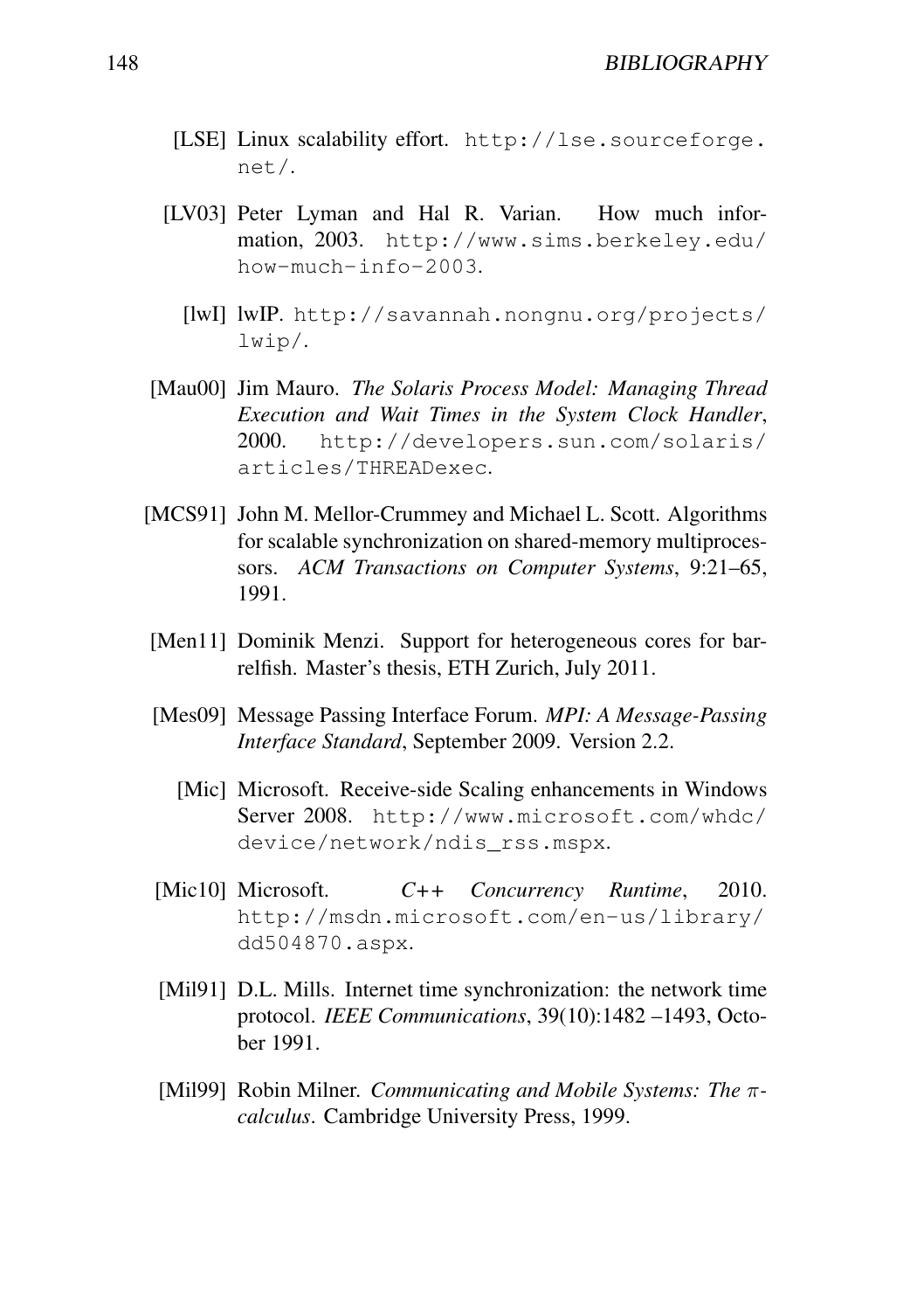[LSE] Linux scalability effort. http://lse.sourceforge.net/.

[LV03] Peter Lyman and Hal R. Varian. How much information, 2003. http://www.sims.berkeley.edu/how-much-info-2003.

[lwI] lwIP. http://savannah.nongnu.org/projects/lwip/.

[Mau00] Jim Mauro. *The Solaris Process Model: Managing Thread Execution and Wait Times in the System Clock Handler*, 2000. http://developers.sun.com/solaris/articles/THREADexec.

[MCS91] John M. Mellor-Crummey and Michael L. Scott. Algorithms for scalable synchronization on shared-memory multiprocessors. *ACM Transactions on Computer Systems*, 9:21–65, 1991.

[Men11] Dominik Menzi. Support for heterogeneous cores for barrelfish. Master's thesis, ETH Zurich, July 2011.

[Mes09] Message Passing Interface Forum. *MPI: A Message-Passing Interface Standard*, September 2009. Version 2.2.

[Mic] Microsoft. Receive-side Scaling enhancements in Windows Server 2008. http://www.microsoft.com/whdc/device/network/ndis_rss.mspx.

[Mic10] Microsoft. *C++ Concurrency Runtime*, 2010. http://msdn.microsoft.com/en-us/library/dd504870.aspx.

[Mil91] D.L. Mills. Internet time synchronization: the network time protocol. *IEEE Communications*, 39(10):1482 –1493, October 1991.

[Mil99] Robin Milner. *Communicating and Mobile Systems: The $\pi$-calculus*. Cambridge University Press, 1999.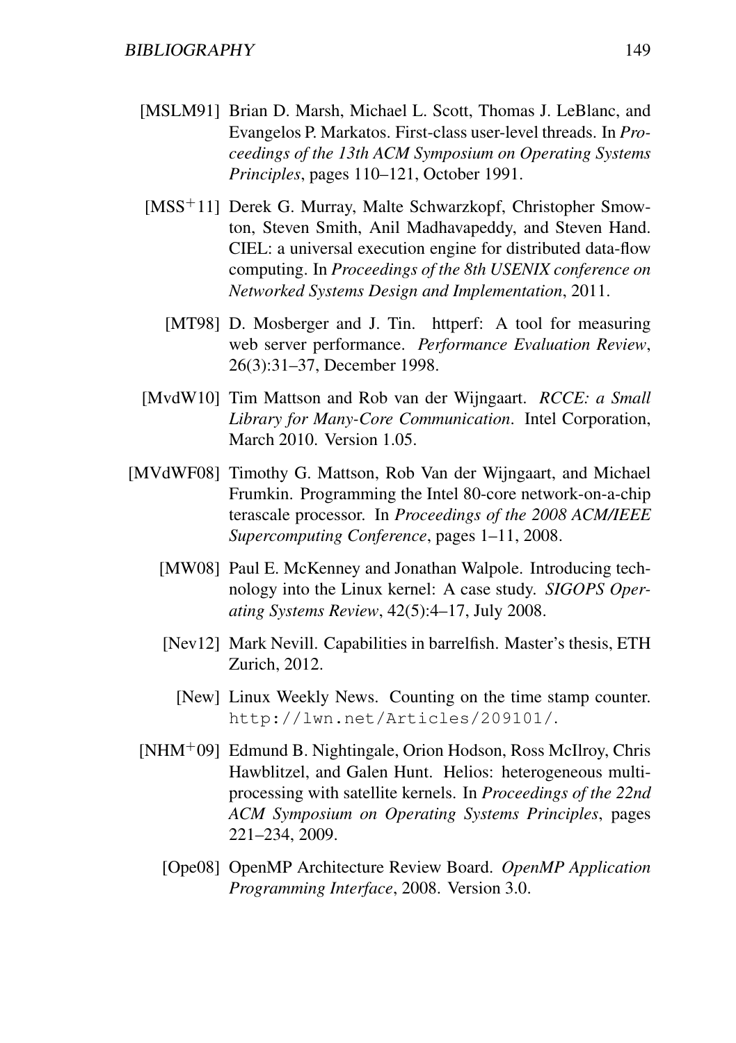[MSLM91] Brian D. Marsh, Michael L. Scott, Thomas J. LeBlanc, and Evangelos P. Markatos. First-class user-level threads. In *Proceedings of the 13th ACM Symposium on Operating Systems Principles*, pages 110–121, October 1991.

[MSS$^+$11] Derek G. Murray, Malte Schwarzkopf, Christopher Smowton, Steven Smith, Anil Madhavapeddy, and Steven Hand. CIEL: a universal execution engine for distributed data-flow computing. In *Proceedings of the 8th USENIX conference on Networked Systems Design and Implementation*, 2011.

[MT98] D. Mosberger and J. Tin. httperf: A tool for measuring web server performance. *Performance Evaluation Review*, 26(3):31–37, December 1998.

[MvdW10] Tim Mattson and Rob van der Wijngaart. *RCCE: a Small Library for Many-Core Communication*. Intel Corporation, March 2010. Version 1.05.

[MVdWF08] Timothy G. Mattson, Rob Van der Wijngaart, and Michael Frumkin. Programming the Intel 80-core network-on-a-chip terascale processor. In *Proceedings of the 2008 ACM/IEEE Supercomputing Conference*, pages 1–11, 2008.

[MW08] Paul E. McKenney and Jonathan Walpole. Introducing technology into the Linux kernel: A case study. *SIGOPS Operating Systems Review*, 42(5):4–17, July 2008.

[Nev12] Mark Nevill. Capabilities in barrelfish. Master's thesis, ETH Zurich, 2012.

[New] Linux Weekly News. Counting on the time stamp counter. `http://lwn.net/Articles/209101/`.

[NHM$^+$09] Edmund B. Nightingale, Orion Hodson, Ross McIlroy, Chris Hawblitzel, and Galen Hunt. Helios: heterogeneous multiprocessing with satellite kernels. In *Proceedings of the 22nd ACM Symposium on Operating Systems Principles*, pages 221–234, 2009.

[Ope08] OpenMP Architecture Review Board. *OpenMP Application Programming Interface*, 2008. Version 3.0.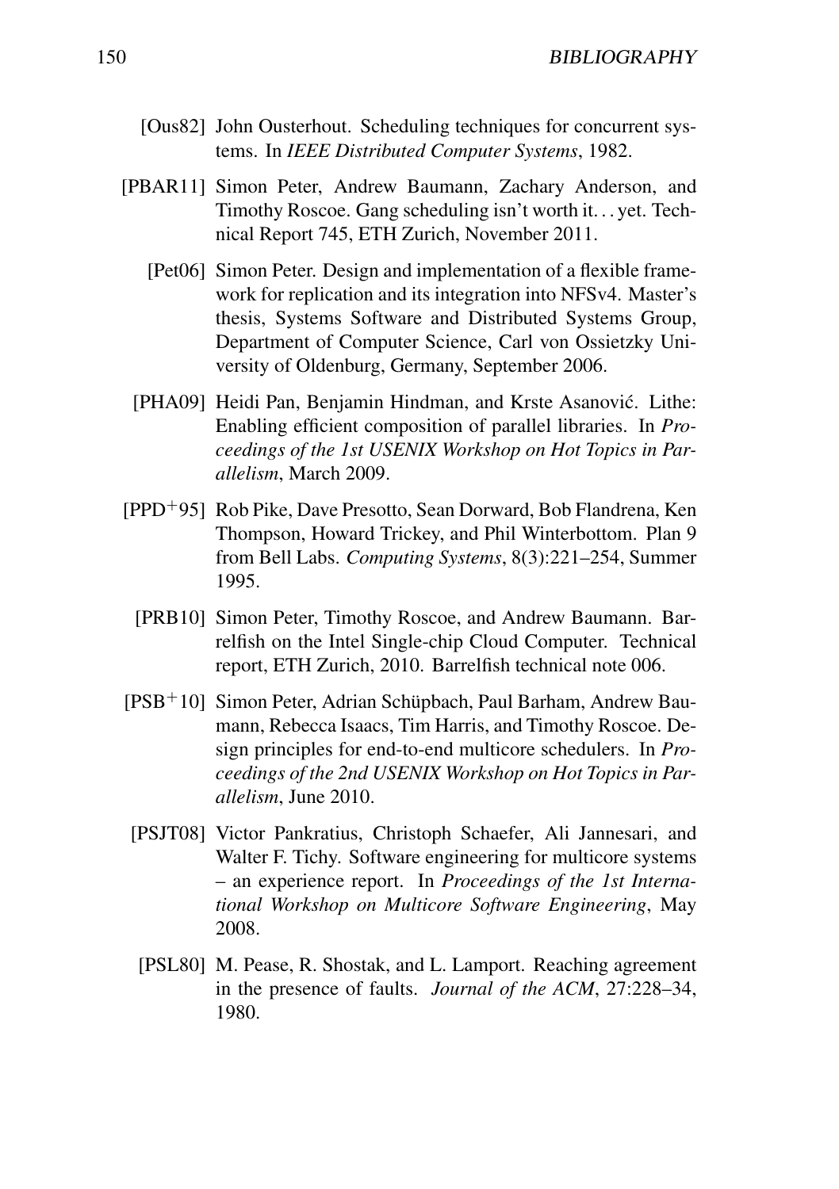[Ous82] John Ousterhout. Scheduling techniques for concurrent systems. In *IEEE Distributed Computer Systems*, 1982.

[PBAR11] Simon Peter, Andrew Baumann, Zachary Anderson, and Timothy Roscoe. Gang scheduling isn't worth it. . . yet. Technical Report 745, ETH Zurich, November 2011.

[Pet06] Simon Peter. Design and implementation of a flexible framework for replication and its integration into NFSv4. Master's thesis, Systems Software and Distributed Systems Group, Department of Computer Science, Carl von Ossietzky University of Oldenburg, Germany, September 2006.

[PHA09] Heidi Pan, Benjamin Hindman, and Krste Asanović. Lithe: Enabling efficient composition of parallel libraries. In *Proceedings of the 1st USENIX Workshop on Hot Topics in Parallelism*, March 2009.

[PPD+95] Rob Pike, Dave Presotto, Sean Dorward, Bob Flandrena, Ken Thompson, Howard Trickey, and Phil Winterbottom. Plan 9 from Bell Labs. *Computing Systems*, 8(3):221–254, Summer 1995.

[PRB10] Simon Peter, Timothy Roscoe, and Andrew Baumann. Barrelfish on the Intel Single-chip Cloud Computer. Technical report, ETH Zurich, 2010. Barrelfish technical note 006.

[PSB+10] Simon Peter, Adrian Schüpbach, Paul Barham, Andrew Baumann, Rebecca Isaacs, Tim Harris, and Timothy Roscoe. Design principles for end-to-end multicore schedulers. In *Proceedings of the 2nd USENIX Workshop on Hot Topics in Parallelism*, June 2010.

[PSJT08] Victor Pankratius, Christoph Schaefer, Ali Jannesari, and Walter F. Tichy. Software engineering for multicore systems – an experience report. In *Proceedings of the 1st International Workshop on Multicore Software Engineering*, May 2008.

[PSL80] M. Pease, R. Shostak, and L. Lamport. Reaching agreement in the presence of faults. *Journal of the ACM*, 27:228–34, 1980.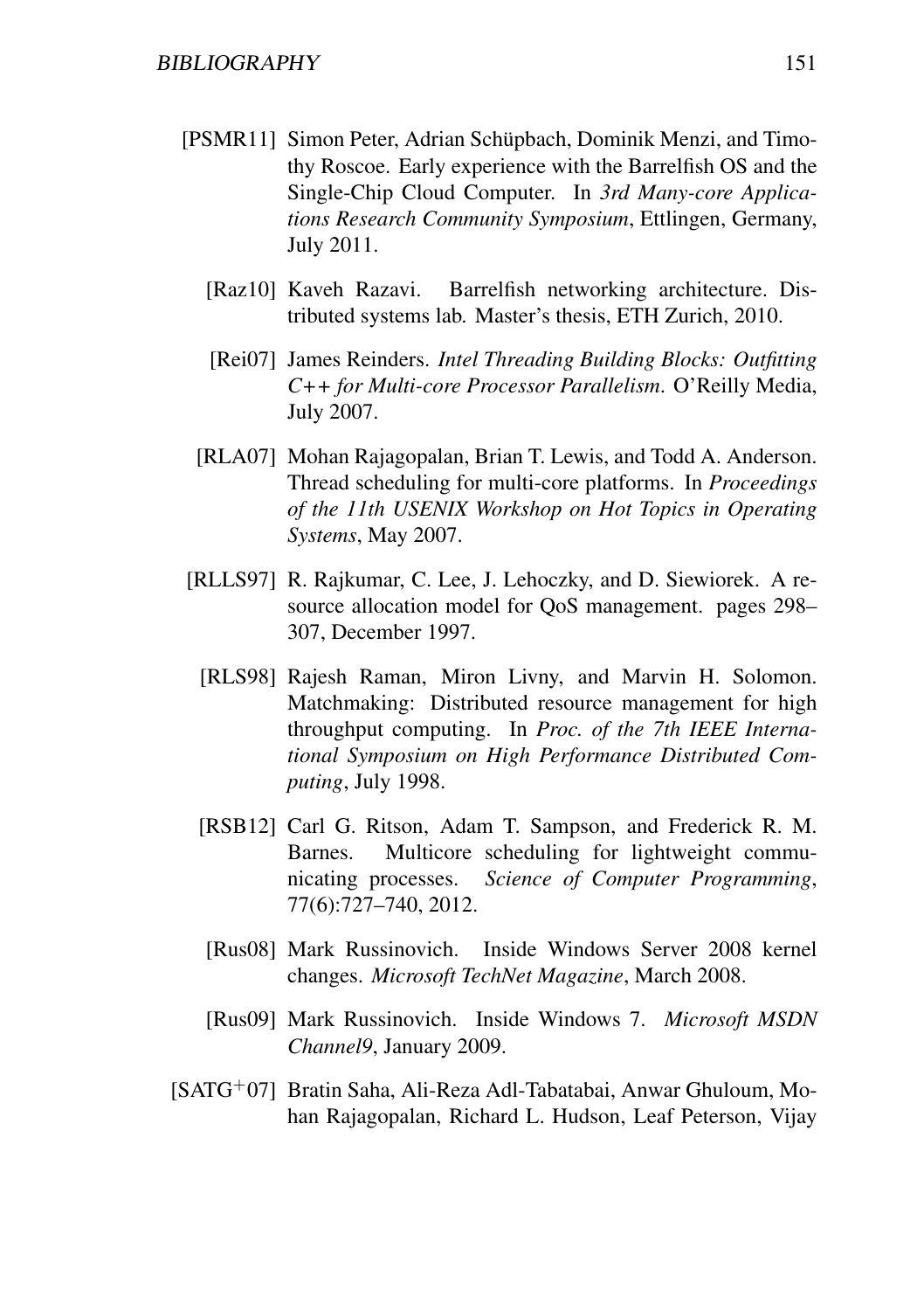[PSMR11] Simon Peter, Adrian Schüpbach, Dominik Menzi, and Timothy Roscoe. Early experience with the Barrelfish OS and the Single-Chip Cloud Computer. In *3rd Many-core Applications Research Community Symposium*, Ettlingen, Germany, July 2011.

[Raz10] Kaveh Razavi. Barrelfish networking architecture. Distributed systems lab. Master's thesis, ETH Zurich, 2010.

[Rei07] James Reinders. *Intel Threading Building Blocks: Outfitting C++ for Multi-core Processor Parallelism*. O'Reilly Media, July 2007.

[RLA07] Mohan Rajagopalan, Brian T. Lewis, and Todd A. Anderson. Thread scheduling for multi-core platforms. In *Proceedings of the 11th USENIX Workshop on Hot Topics in Operating Systems*, May 2007.

[RLLS97] R. Rajkumar, C. Lee, J. Lehoczky, and D. Siewiorek. A resource allocation model for QoS management. pages 298–307, December 1997.

[RLS98] Rajesh Raman, Miron Livny, and Marvin H. Solomon. Matchmaking: Distributed resource management for high throughput computing. In *Proc. of the 7th IEEE International Symposium on High Performance Distributed Computing*, July 1998.

[RSB12] Carl G. Ritson, Adam T. Sampson, and Frederick R. M. Barnes. Multicore scheduling for lightweight communicating processes. *Science of Computer Programming*, 77(6):727–740, 2012.

[Rus08] Mark Russinovich. Inside Windows Server 2008 kernel changes. *Microsoft TechNet Magazine*, March 2008.

[Rus09] Mark Russinovich. Inside Windows 7. *Microsoft MSDN Channel9*, January 2009.

[SATG+07] Bratin Saha, Ali-Reza Adl-Tabatabai, Anwar Ghuloum, Mohan Rajagopalan, Richard L. Hudson, Leaf Peterson, Vijay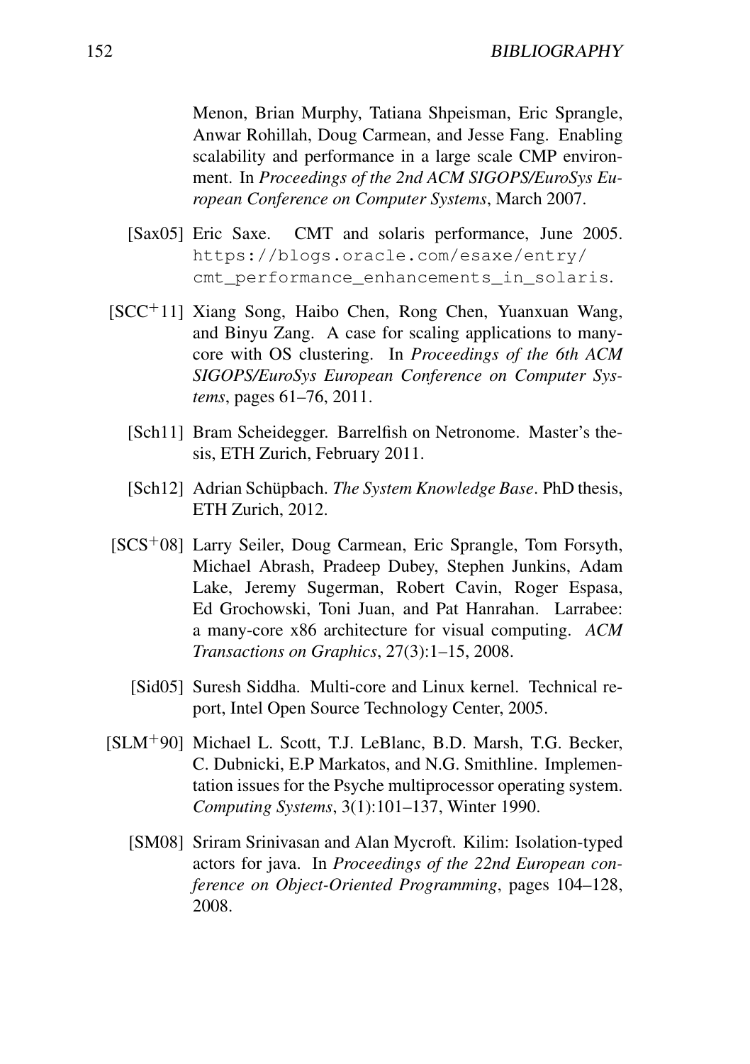Menon, Brian Murphy, Tatiana Shpeisman, Eric Sprangle, Anwar Rohillah, Doug Carmean, and Jesse Fang. Enabling scalability and performance in a large scale CMP environment. In *Proceedings of the 2nd ACM SIGOPS/EuroSys European Conference on Computer Systems*, March 2007.

[Sax05] Eric Saxe. CMT and solaris performance, June 2005. `https://blogs.oracle.com/esaxe/entry/cmt_performance_enhancements_in_solaris`.

[SCC+11] Xiang Song, Haibo Chen, Rong Chen, Yuanxuan Wang, and Binyu Zang. A case for scaling applications to many-core with OS clustering. In *Proceedings of the 6th ACM SIGOPS/EuroSys European Conference on Computer Systems*, pages 61–76, 2011.

[Sch11] Bram Scheidegger. Barrelfish on Netronome. Master's thesis, ETH Zurich, February 2011.

[Sch12] Adrian Schüpbach. *The System Knowledge Base*. PhD thesis, ETH Zurich, 2012.

[SCS+08] Larry Seiler, Doug Carmean, Eric Sprangle, Tom Forsyth, Michael Abrash, Pradeep Dubey, Stephen Junkins, Adam Lake, Jeremy Sugerman, Robert Cavin, Roger Espasa, Ed Grochowski, Toni Juan, and Pat Hanrahan. Larrabee: a many-core x86 architecture for visual computing. *ACM Transactions on Graphics*, 27(3):1–15, 2008.

[Sid05] Suresh Siddha. Multi-core and Linux kernel. Technical report, Intel Open Source Technology Center, 2005.

[SLM+90] Michael L. Scott, T.J. LeBlanc, B.D. Marsh, T.G. Becker, C. Dubnicki, E.P Markatos, and N.G. Smithline. Implementation issues for the Psyche multiprocessor operating system. *Computing Systems*, 3(1):101–137, Winter 1990.

[SM08] Sriram Srinivasan and Alan Mycroft. Kilim: Isolation-typed actors for java. In *Proceedings of the 22nd European conference on Object-Oriented Programming*, pages 104–128, 2008.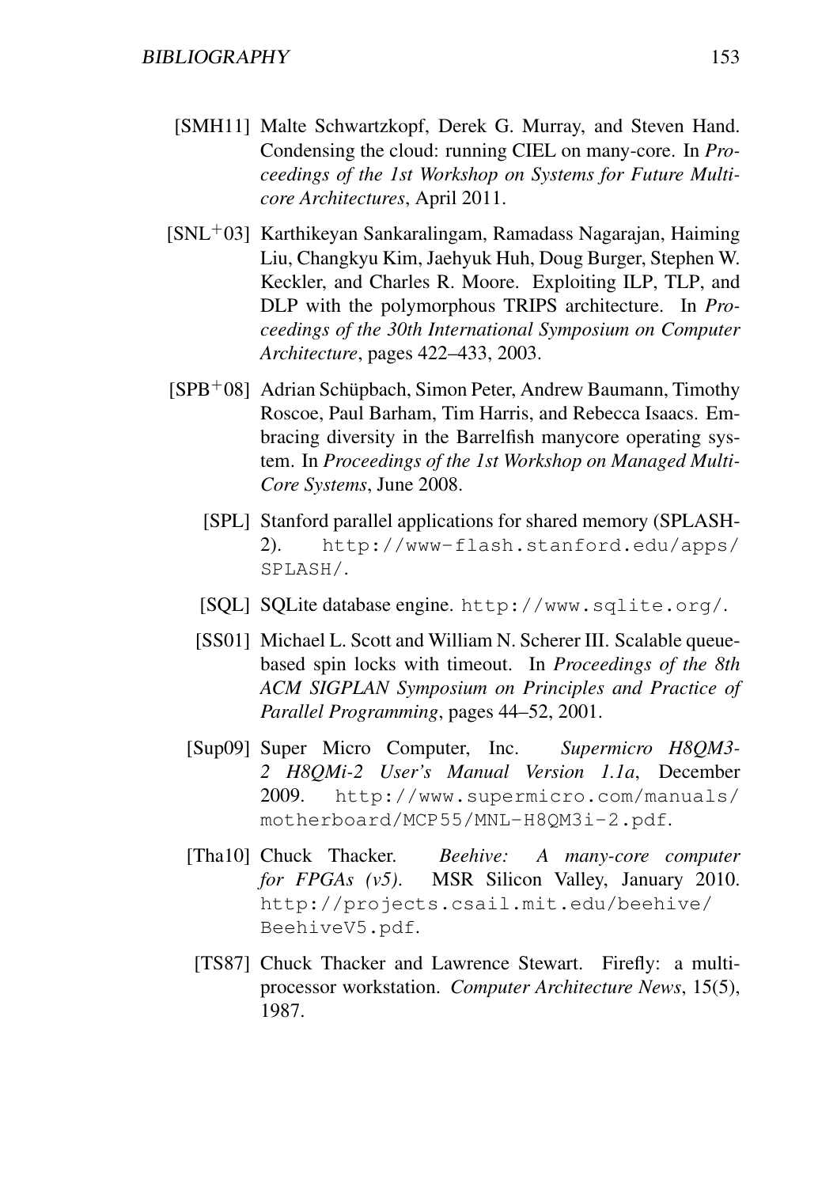[SMH11] Malte Schwartzkopf, Derek G. Murray, and Steven Hand. Condensing the cloud: running CIEL on many-core. In *Proceedings of the 1st Workshop on Systems for Future Multicore Architectures*, April 2011.

[SNL+03] Karthikeyan Sankaralingam, Ramadass Nagarajan, Haiming Liu, Changkyu Kim, Jaehyuk Huh, Doug Burger, Stephen W. Keckler, and Charles R. Moore. Exploiting ILP, TLP, and DLP with the polymorphous TRIPS architecture. In *Proceedings of the 30th International Symposium on Computer Architecture*, pages 422–433, 2003.

[SPB+08] Adrian Schüpbach, Simon Peter, Andrew Baumann, Timothy Roscoe, Paul Barham, Tim Harris, and Rebecca Isaacs. Embracing diversity in the Barrelfish manycore operating system. In *Proceedings of the 1st Workshop on Managed Multi-Core Systems*, June 2008.

[SPL] Stanford parallel applications for shared memory (SPLASH-2). `http://www-flash.stanford.edu/apps/SPLASH/`.

[SQL] SQLite database engine. `http://www.sqlite.org/`.

[SS01] Michael L. Scott and William N. Scherer III. Scalable queue-based spin locks with timeout. In *Proceedings of the 8th ACM SIGPLAN Symposium on Principles and Practice of Parallel Programming*, pages 44–52, 2001.

[Sup09] Super Micro Computer, Inc. *Supermicro H8QM3-2 H8QMi-2 User's Manual Version 1.1a*, December 2009. `http://www.supermicro.com/manuals/motherboard/MCP55/MNL-H8QM3i-2.pdf`.

[Tha10] Chuck Thacker. *Beehive: A many-core computer for FPGAs (v5)*. MSR Silicon Valley, January 2010. `http://projects.csail.mit.edu/beehive/BeehiveV5.pdf`.

[TS87] Chuck Thacker and Lawrence Stewart. Firefly: a multiprocessor workstation. *Computer Architecture News*, 15(5), 1987.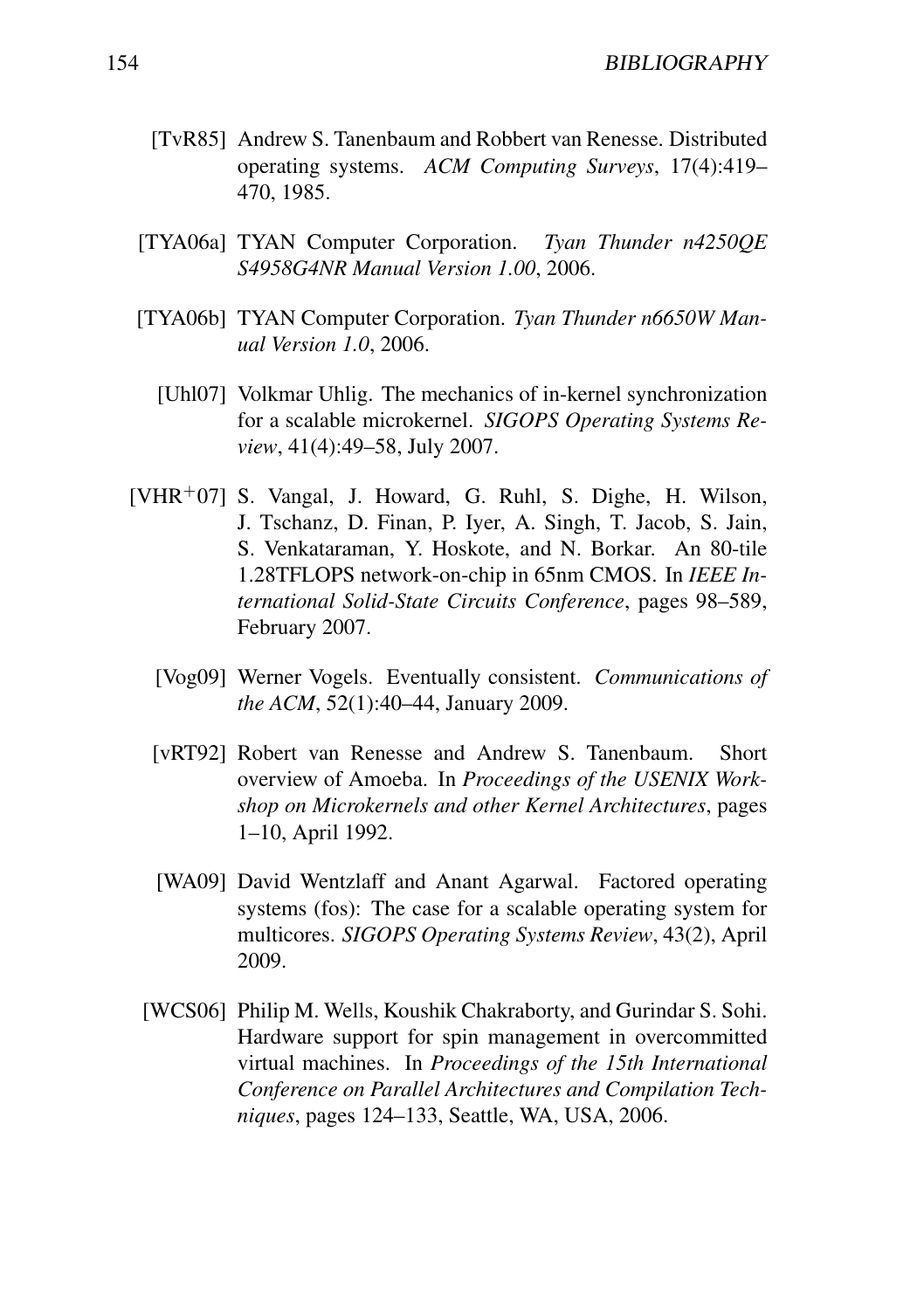[TvR85] Andrew S. Tanenbaum and Robbert van Renesse. Distributed operating systems. *ACM Computing Surveys*, 17(4):419–470, 1985.

[TYA06a] TYAN Computer Corporation. *Tyan Thunder n4250QE S4958G4NR Manual Version 1.00*, 2006.

[TYA06b] TYAN Computer Corporation. *Tyan Thunder n6650W Manual Version 1.0*, 2006.

[Uhl07] Volkmar Uhlig. The mechanics of in-kernel synchronization for a scalable microkernel. *SIGOPS Operating Systems Review*, 41(4):49–58, July 2007.

[VHR+07] S. Vangal, J. Howard, G. Ruhl, S. Dighe, H. Wilson, J. Tschanz, D. Finan, P. Iyer, A. Singh, T. Jacob, S. Jain, S. Venkataraman, Y. Hoskote, and N. Borkar. An 80-tile 1.28TFLOPS network-on-chip in 65nm CMOS. In *IEEE International Solid-State Circuits Conference*, pages 98–589, February 2007.

[Vog09] Werner Vogels. Eventually consistent. *Communications of the ACM*, 52(1):40–44, January 2009.

[vRT92] Robert van Renesse and Andrew S. Tanenbaum. Short overview of Amoeba. In *Proceedings of the USENIX Workshop on Microkernels and other Kernel Architectures*, pages 1–10, April 1992.

[WA09] David Wentzlaff and Anant Agarwal. Factored operating systems (fos): The case for a scalable operating system for multicores. *SIGOPS Operating Systems Review*, 43(2), April 2009.

[WCS06] Philip M. Wells, Koushik Chakraborty, and Gurindar S. Sohi. Hardware support for spin management in overcommitted virtual machines. In *Proceedings of the 15th International Conference on Parallel Architectures and Compilation Techniques*, pages 124–133, Seattle, WA, USA, 2006.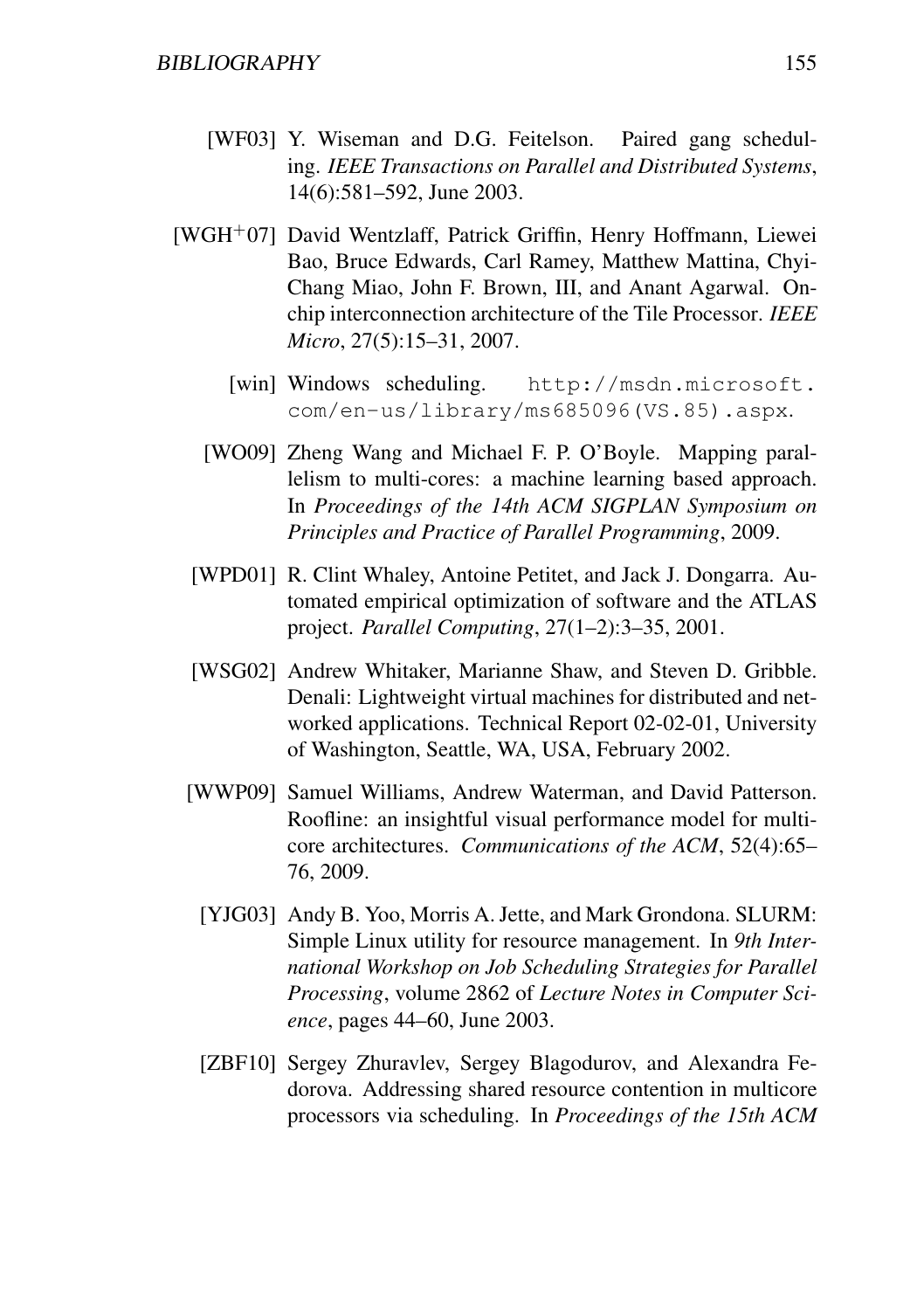[WF03] Y. Wiseman and D.G. Feitelson. Paired gang scheduling. *IEEE Transactions on Parallel and Distributed Systems*, 14(6):581–592, June 2003.

[WGH+07] David Wentzlaff, Patrick Griffin, Henry Hoffmann, Liewei Bao, Bruce Edwards, Carl Ramey, Matthew Mattina, Chyi-Chang Miao, John F. Brown, III, and Anant Agarwal. On-chip interconnection architecture of the Tile Processor. *IEEE Micro*, 27(5):15–31, 2007.

[win] Windows scheduling. `http://msdn.microsoft.com/en-us/library/ms685096(VS.85).aspx`.

[WO09] Zheng Wang and Michael F. P. O'Boyle. Mapping parallelism to multi-cores: a machine learning based approach. In *Proceedings of the 14th ACM SIGPLAN Symposium on Principles and Practice of Parallel Programming*, 2009.

[WPD01] R. Clint Whaley, Antoine Petitet, and Jack J. Dongarra. Automated empirical optimization of software and the ATLAS project. *Parallel Computing*, 27(1–2):3–35, 2001.

[WSG02] Andrew Whitaker, Marianne Shaw, and Steven D. Gribble. Denali: Lightweight virtual machines for distributed and networked applications. Technical Report 02-02-01, University of Washington, Seattle, WA, USA, February 2002.

[WWP09] Samuel Williams, Andrew Waterman, and David Patterson. Roofline: an insightful visual performance model for multicore architectures. *Communications of the ACM*, 52(4):65–76, 2009.

[YJG03] Andy B. Yoo, Morris A. Jette, and Mark Grondona. SLURM: Simple Linux utility for resource management. In *9th International Workshop on Job Scheduling Strategies for Parallel Processing*, volume 2862 of *Lecture Notes in Computer Science*, pages 44–60, June 2003.

[ZBF10] Sergey Zhuravlev, Sergey Blagodurov, and Alexandra Fedorova. Addressing shared resource contention in multicore processors via scheduling. In *Proceedings of the 15th ACM*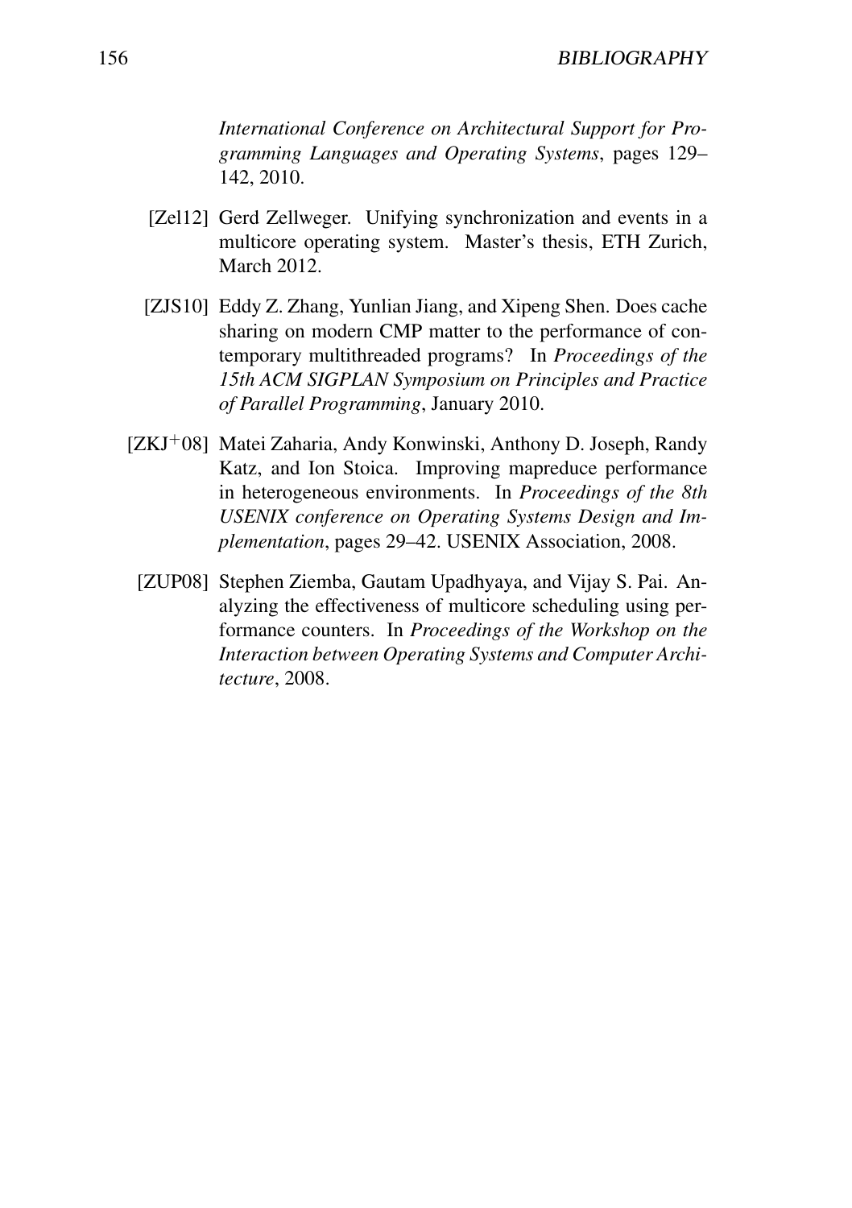*International Conference on Architectural Support for Programming Languages and Operating Systems*, pages 129–142, 2010.

[Zel12] Gerd Zellweger. Unifying synchronization and events in a multicore operating system. Master's thesis, ETH Zurich, March 2012.

[ZJS10] Eddy Z. Zhang, Yunlian Jiang, and Xipeng Shen. Does cache sharing on modern CMP matter to the performance of contemporary multithreaded programs? In *Proceedings of the 15th ACM SIGPLAN Symposium on Principles and Practice of Parallel Programming*, January 2010.

[ZKJ+08] Matei Zaharia, Andy Konwinski, Anthony D. Joseph, Randy Katz, and Ion Stoica. Improving mapreduce performance in heterogeneous environments. In *Proceedings of the 8th USENIX conference on Operating Systems Design and Implementation*, pages 29–42. USENIX Association, 2008.

[ZUP08] Stephen Ziemba, Gautam Upadhyaya, and Vijay S. Pai. Analyzing the effectiveness of multicore scheduling using performance counters. In *Proceedings of the Workshop on the Interaction between Operating Systems and Computer Architecture*, 2008.